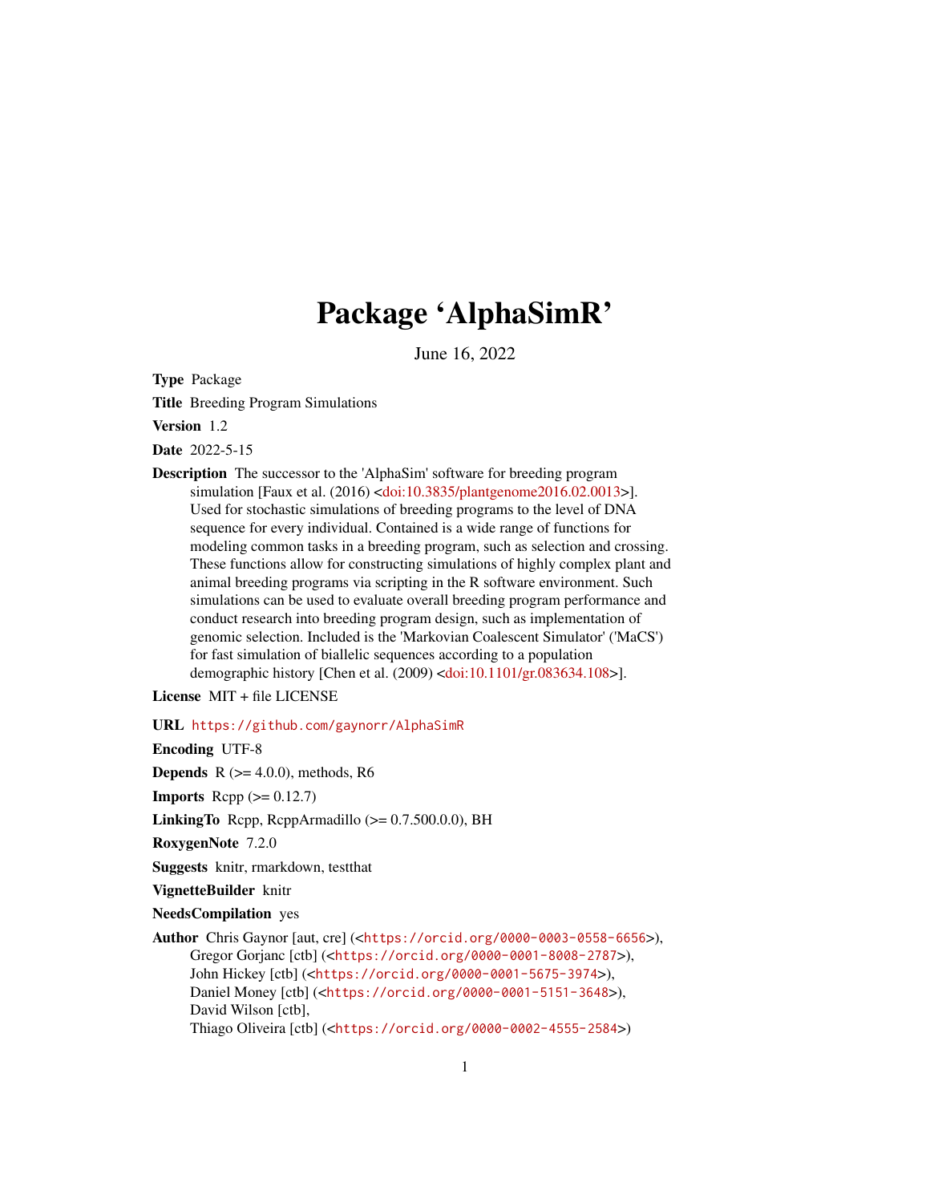# Package 'AlphaSimR'

June 16, 2022

**Type** Package

**Title** Breeding Program Simulations

**Version** 1.2

**Date** 2022-5-15

**Description** The successor to the 'AlphaSim' software for breeding program simulation [Faux et al. (2016) <doi:10.3835/plantgenome2016.02.0013>]. Used for stochastic simulations of breeding programs to the level of DNA sequence for every individual. Contained is a wide range of functions for modeling common tasks in a breeding program, such as selection and crossing. These functions allow for constructing simulations of highly complex plant and animal breeding programs via scripting in the R software environment. Such simulations can be used to evaluate overall breeding program performance and conduct research into breeding program design, such as implementation of genomic selection. Included is the 'Markovian Coalescent Simulator' ('MaCS') for fast simulation of biallelic sequences according to a population demographic history [Chen et al. (2009) <doi:10.1101/gr.083634.108>].

**License** MIT + file LICENSE

**URL** https://github.com/gaynorr/AlphaSimR

**Encoding** UTF-8

**Depends** R (>= 4.0.0), methods, R6

**Imports** Rcpp (>= 0.12.7)

**LinkingTo** Rcpp, RcppArmadillo (>= 0.7.500.0.0), BH

**RoxygenNote** 7.2.0

**Suggests** knitr, rmarkdown, testthat

**VignetteBuilder** knitr

**NeedsCompilation** yes

**Author** Chris Gaynor [aut, cre] (<https://orcid.org/0000-0003-0558-6656>),
Gregor Gorjanc [ctb] (<https://orcid.org/0000-0001-8008-2787>),
John Hickey [ctb] (<https://orcid.org/0000-0001-5675-3974>),
Daniel Money [ctb] (<https://orcid.org/0000-0001-5151-3648>),
David Wilson [ctb],
Thiago Oliveira [ctb] (<https://orcid.org/0000-0002-4555-2584>)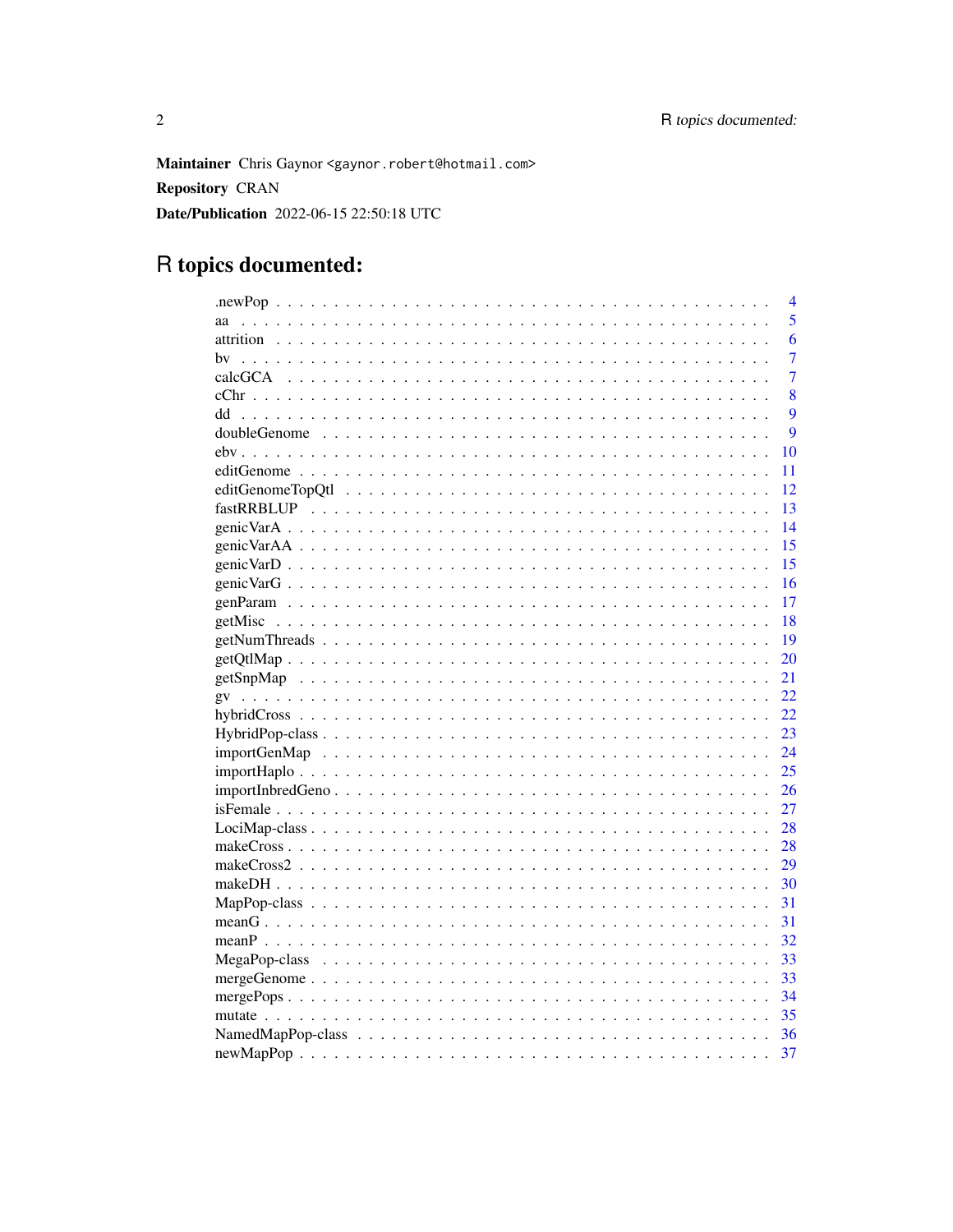**Maintainer** Chris Gaynor <gaynor.robert@hotmail.com>

**Repository** CRAN

**Date/Publication** 2022-06-15 22:50:18 UTC

# R topics documented:

| | |
|---|---|
| .newPop | 4 |
| aa | 5 |
| attrition | 6 |
| bv | 7 |
| calcGCA | 7 |
| cChr | 8 |
| dd | 9 |
| doubleGenome | 9 |
| ebv | 10 |
| editGenome | 11 |
| editGenomeTopQtl | 12 |
| fastRRBLUP | 13 |
| genicVarA | 14 |
| genicVarAA | 15 |
| genicVarD | 15 |
| genicVarG | 16 |
| genParam | 17 |
| getMisc | 18 |
| getNumThreads | 19 |
| getQtlMap | 20 |
| getSnpMap | 21 |
| gv | 22 |
| hybridCross | 22 |
| HybridPop-class | 23 |
| importGenMap | 24 |
| importHaplo | 25 |
| importInbredGeno | 26 |
| isFemale | 27 |
| LociMap-class | 28 |
| makeCross | 28 |
| makeCross2 | 29 |
| makeDH | 30 |
| MapPop-class | 31 |
| meanG | 31 |
| meanP | 32 |
| MegaPop-class | 33 |
| mergeGenome | 33 |
| mergePops | 34 |
| mutate | 35 |
| NamedMapPop-class | 36 |
| newMapPop | 37 |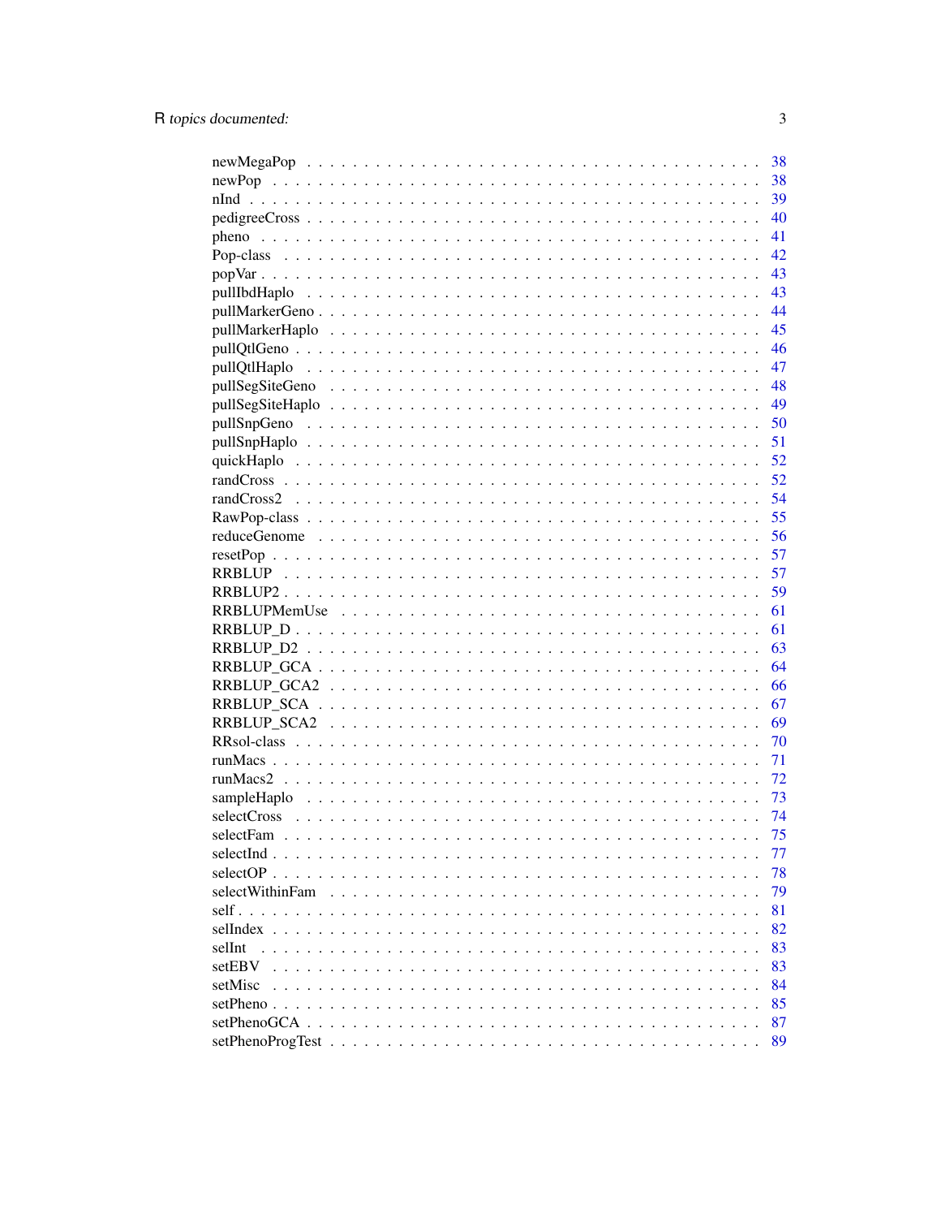newMegaPop . . . . . . . . . . . . . . . . . . . . . . . . . . . . . . . . . . . . . . . 38
newPop . . . . . . . . . . . . . . . . . . . . . . . . . . . . . . . . . . . . . . . . . . 38
nInd . . . . . . . . . . . . . . . . . . . . . . . . . . . . . . . . . . . . . . . . . . . 39
pedigreeCross . . . . . . . . . . . . . . . . . . . . . . . . . . . . . . . . . . . . . . 40
pheno . . . . . . . . . . . . . . . . . . . . . . . . . . . . . . . . . . . . . . . . . . 41
Pop-class . . . . . . . . . . . . . . . . . . . . . . . . . . . . . . . . . . . . . . . . 42
popVar . . . . . . . . . . . . . . . . . . . . . . . . . . . . . . . . . . . . . . . . . 43
pullIbdHaplo . . . . . . . . . . . . . . . . . . . . . . . . . . . . . . . . . . . . . . 43
pullMarkerGeno . . . . . . . . . . . . . . . . . . . . . . . . . . . . . . . . . . . . . 44
pullMarkerHaplo . . . . . . . . . . . . . . . . . . . . . . . . . . . . . . . . . . . . 45
pullQtlGeno . . . . . . . . . . . . . . . . . . . . . . . . . . . . . . . . . . . . . . . 46
pullQtlHaplo . . . . . . . . . . . . . . . . . . . . . . . . . . . . . . . . . . . . . . 47
pullSegSiteGeno . . . . . . . . . . . . . . . . . . . . . . . . . . . . . . . . . . . . 48
pullSegSiteHaplo . . . . . . . . . . . . . . . . . . . . . . . . . . . . . . . . . . . . 49
pullSnpGeno . . . . . . . . . . . . . . . . . . . . . . . . . . . . . . . . . . . . . . 50
pullSnpHaplo . . . . . . . . . . . . . . . . . . . . . . . . . . . . . . . . . . . . . . 51
quickHaplo . . . . . . . . . . . . . . . . . . . . . . . . . . . . . . . . . . . . . . . 52
randCross . . . . . . . . . . . . . . . . . . . . . . . . . . . . . . . . . . . . . . . . 52
randCross2 . . . . . . . . . . . . . . . . . . . . . . . . . . . . . . . . . . . . . . . 54
RawPop-class . . . . . . . . . . . . . . . . . . . . . . . . . . . . . . . . . . . . . . 55
reduceGenome . . . . . . . . . . . . . . . . . . . . . . . . . . . . . . . . . . . . . . 56
resetPop . . . . . . . . . . . . . . . . . . . . . . . . . . . . . . . . . . . . . . . . . 57
RRBLUP . . . . . . . . . . . . . . . . . . . . . . . . . . . . . . . . . . . . . . . . . 57
RRBLUP2 . . . . . . . . . . . . . . . . . . . . . . . . . . . . . . . . . . . . . . . . 59
RRBLUPMemUse . . . . . . . . . . . . . . . . . . . . . . . . . . . . . . . . . . . . . 61
RRBLUP_D . . . . . . . . . . . . . . . . . . . . . . . . . . . . . . . . . . . . . . . 61
RRBLUP_D2 . . . . . . . . . . . . . . . . . . . . . . . . . . . . . . . . . . . . . . . 63
RRBLUP_GCA . . . . . . . . . . . . . . . . . . . . . . . . . . . . . . . . . . . . . . 64
RRBLUP_GCA2 . . . . . . . . . . . . . . . . . . . . . . . . . . . . . . . . . . . . . . 66
RRBLUP_SCA . . . . . . . . . . . . . . . . . . . . . . . . . . . . . . . . . . . . . . 67
RRBLUP_SCA2 . . . . . . . . . . . . . . . . . . . . . . . . . . . . . . . . . . . . . . 69
RRsol-class . . . . . . . . . . . . . . . . . . . . . . . . . . . . . . . . . . . . . . . 70
runMacs . . . . . . . . . . . . . . . . . . . . . . . . . . . . . . . . . . . . . . . . . 71
runMacs2 . . . . . . . . . . . . . . . . . . . . . . . . . . . . . . . . . . . . . . . . 72
sampleHaplo . . . . . . . . . . . . . . . . . . . . . . . . . . . . . . . . . . . . . . 73
selectCross . . . . . . . . . . . . . . . . . . . . . . . . . . . . . . . . . . . . . . . 74
selectFam . . . . . . . . . . . . . . . . . . . . . . . . . . . . . . . . . . . . . . . . 75
selectInd . . . . . . . . . . . . . . . . . . . . . . . . . . . . . . . . . . . . . . . . 77
selectOP . . . . . . . . . . . . . . . . . . . . . . . . . . . . . . . . . . . . . . . . . 78
selectWithinFam . . . . . . . . . . . . . . . . . . . . . . . . . . . . . . . . . . . . 79
self . . . . . . . . . . . . . . . . . . . . . . . . . . . . . . . . . . . . . . . . . . . 81
selIndex . . . . . . . . . . . . . . . . . . . . . . . . . . . . . . . . . . . . . . . . . 82
selInt . . . . . . . . . . . . . . . . . . . . . . . . . . . . . . . . . . . . . . . . . . 83
setEBV . . . . . . . . . . . . . . . . . . . . . . . . . . . . . . . . . . . . . . . . . . 83
setMisc . . . . . . . . . . . . . . . . . . . . . . . . . . . . . . . . . . . . . . . . . 84
setPheno . . . . . . . . . . . . . . . . . . . . . . . . . . . . . . . . . . . . . . . . . 85
setPhenoGCA . . . . . . . . . . . . . . . . . . . . . . . . . . . . . . . . . . . . . . . 87
setPhenoProgTest . . . . . . . . . . . . . . . . . . . . . . . . . . . . . . . . . . . . 89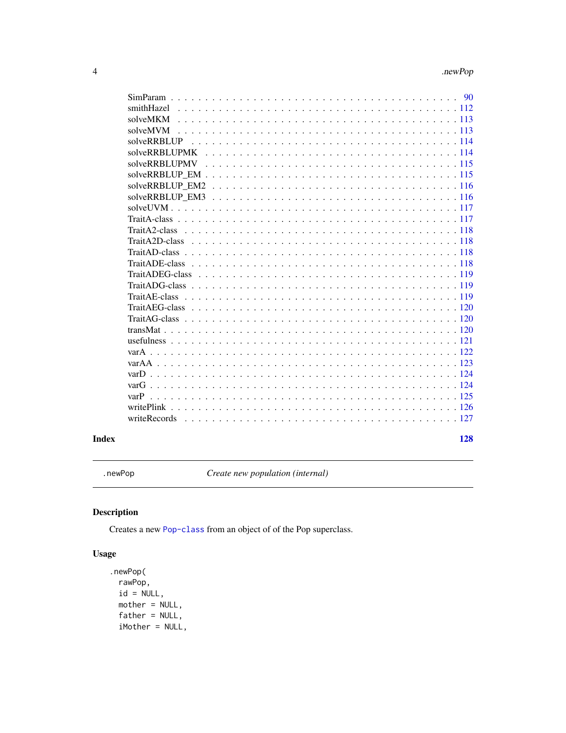SimParam . . . . . . . . . . . . . . . . . . . . . . . . . . . . . . . . . . . . 90
smithHazel . . . . . . . . . . . . . . . . . . . . . . . . . . . . . . . . . . . 112
solveMKM . . . . . . . . . . . . . . . . . . . . . . . . . . . . . . . . . . . 113
solveMVM . . . . . . . . . . . . . . . . . . . . . . . . . . . . . . . . . . . 113
solveRRBLUP . . . . . . . . . . . . . . . . . . . . . . . . . . . . . . . . . 114
solveRRBLUPMK . . . . . . . . . . . . . . . . . . . . . . . . . . . . . . . 114
solveRRBLUPMV . . . . . . . . . . . . . . . . . . . . . . . . . . . . . . . 115
solveRRBLUP_EM . . . . . . . . . . . . . . . . . . . . . . . . . . . . . . . 115
solveRRBLUP_EM2 . . . . . . . . . . . . . . . . . . . . . . . . . . . . . . 116
solveRRBLUP_EM3 . . . . . . . . . . . . . . . . . . . . . . . . . . . . . . 116
solveUVM . . . . . . . . . . . . . . . . . . . . . . . . . . . . . . . . . . . 117
TraitA-class . . . . . . . . . . . . . . . . . . . . . . . . . . . . . . . . . . 117
TraitA2-class . . . . . . . . . . . . . . . . . . . . . . . . . . . . . . . . . 118
TraitA2D-class . . . . . . . . . . . . . . . . . . . . . . . . . . . . . . . . 118
TraitAD-class . . . . . . . . . . . . . . . . . . . . . . . . . . . . . . . . . 118
TraitADE-class . . . . . . . . . . . . . . . . . . . . . . . . . . . . . . . . 118
TraitADEG-class . . . . . . . . . . . . . . . . . . . . . . . . . . . . . . . 119
TraitADG-class . . . . . . . . . . . . . . . . . . . . . . . . . . . . . . . . 119
TraitAE-class . . . . . . . . . . . . . . . . . . . . . . . . . . . . . . . . . 119
TraitAEG-class . . . . . . . . . . . . . . . . . . . . . . . . . . . . . . . . 120
TraitAG-class . . . . . . . . . . . . . . . . . . . . . . . . . . . . . . . . . 120
transMat . . . . . . . . . . . . . . . . . . . . . . . . . . . . . . . . . . . . 120
usefulness . . . . . . . . . . . . . . . . . . . . . . . . . . . . . . . . . . . 121
varA . . . . . . . . . . . . . . . . . . . . . . . . . . . . . . . . . . . . . . 122
varAA . . . . . . . . . . . . . . . . . . . . . . . . . . . . . . . . . . . . . 123
varD . . . . . . . . . . . . . . . . . . . . . . . . . . . . . . . . . . . . . . 124
varG . . . . . . . . . . . . . . . . . . . . . . . . . . . . . . . . . . . . . . 124
varP . . . . . . . . . . . . . . . . . . . . . . . . . . . . . . . . . . . . . . 125
writePlink . . . . . . . . . . . . . . . . . . . . . . . . . . . . . . . . . . . 126
writeRecords . . . . . . . . . . . . . . . . . . . . . . . . . . . . . . . . . 127

**Index** **128**

---

`.newPop` *Create new population (internal)*

---

## Description

Creates a new `Pop-class` from an object of of the Pop superclass.

## Usage

```
.newPop(
  rawPop,
  id = NULL,
  mother = NULL,
  father = NULL,
  iMother = NULL,
```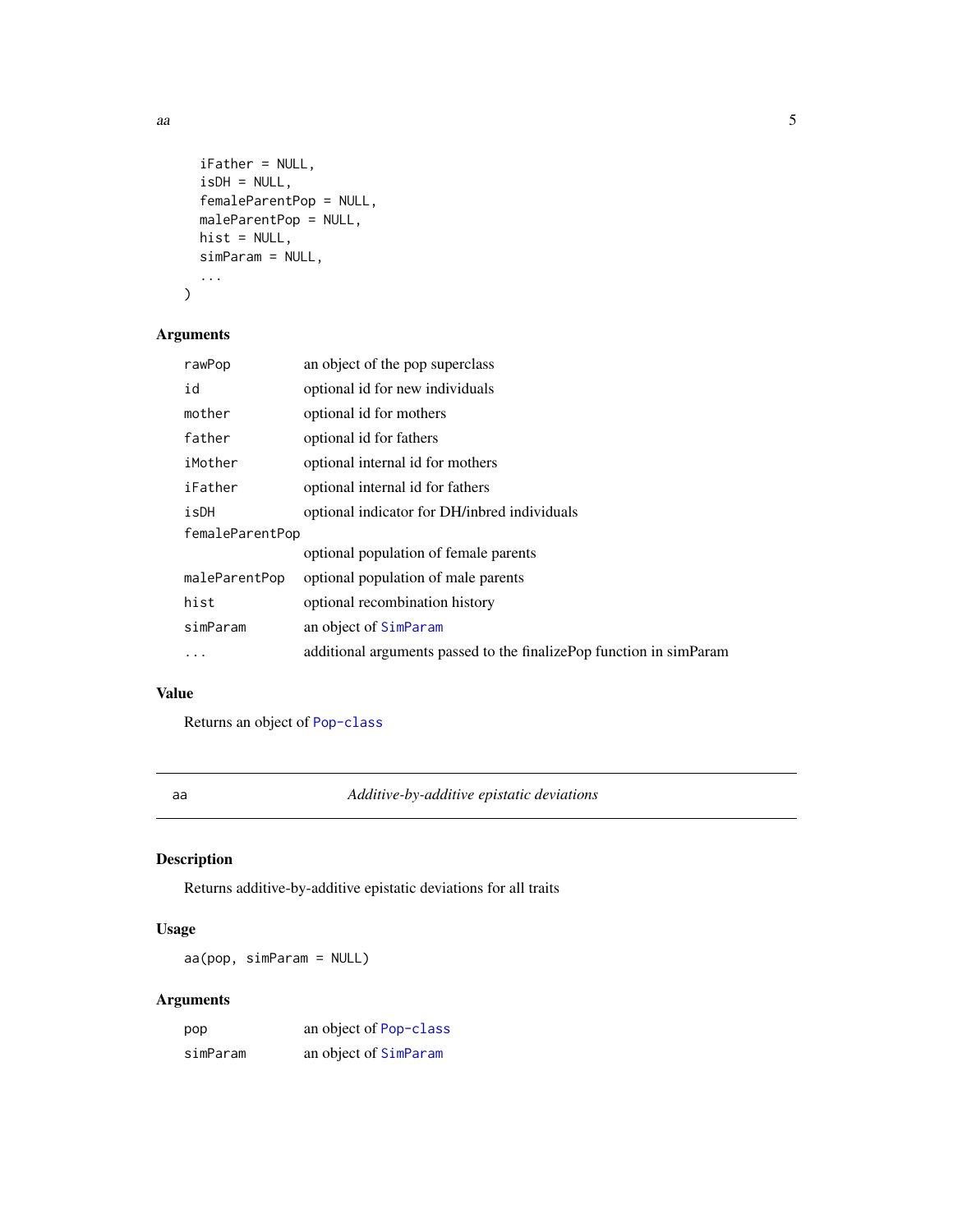```
  iFather = NULL,
  isDH = NULL,
  femaleParentPop = NULL,
  maleParentPop = NULL,
  hist = NULL,
  simParam = NULL,
  ...
)
```

### Arguments

| | |
|---|---|
| rawPop | an object of the pop superclass |
| id | optional id for new individuals |
| mother | optional id for mothers |
| father | optional id for fathers |
| iMother | optional internal id for mothers |
| iFather | optional internal id for fathers |
| isDH | optional indicator for DH/inbred individuals |
| femaleParentPop | optional population of female parents |
| maleParentPop | optional population of male parents |
| hist | optional recombination history |
| simParam | an object of SimParam |
| ... | additional arguments passed to the finalizePop function in simParam |

### Value

Returns an object of Pop-class

---

## aa — *Additive-by-additive epistatic deviations*

### Description

Returns additive-by-additive epistatic deviations for all traits

### Usage

```
aa(pop, simParam = NULL)
```

### Arguments

| | |
|---|---|
| pop | an object of Pop-class |
| simParam | an object of SimParam |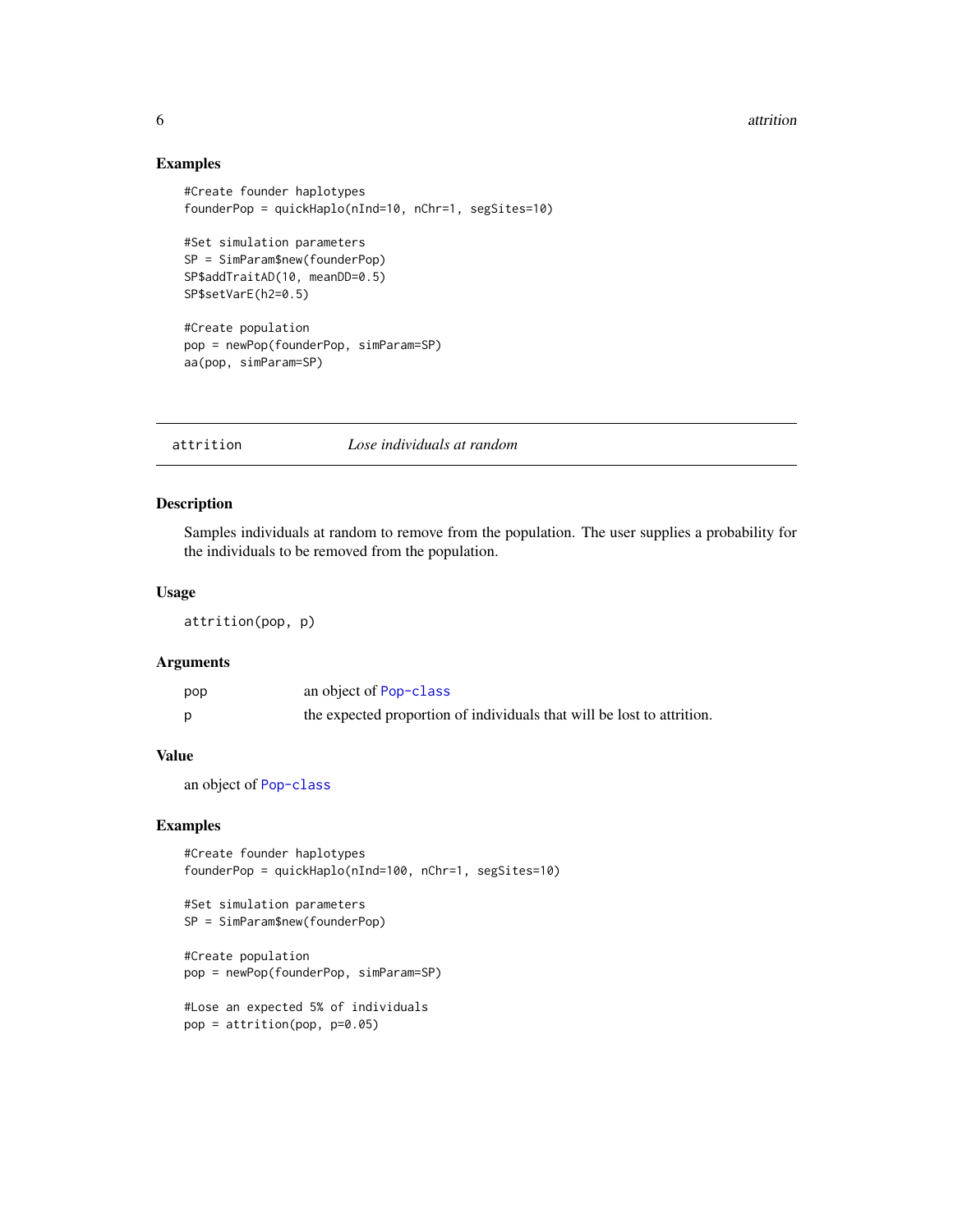## Examples

```
#Create founder haplotypes
founderPop = quickHaplo(nInd=10, nChr=1, segSites=10)

#Set simulation parameters
SP = SimParam$new(founderPop)
SP$addTraitAD(10, meanDD=0.5)
SP$setVarE(h2=0.5)

#Create population
pop = newPop(founderPop, simParam=SP)
aa(pop, simParam=SP)
```

---

# attrition — *Lose individuals at random*

---

## Description

Samples individuals at random to remove from the population. The user supplies a probability for the individuals to be removed from the population.

## Usage

```
attrition(pop, p)
```

## Arguments

| | |
|---|---|
| pop | an object of Pop-class |
| p | the expected proportion of individuals that will be lost to attrition. |

## Value

an object of Pop-class

## Examples

```
#Create founder haplotypes
founderPop = quickHaplo(nInd=100, nChr=1, segSites=10)

#Set simulation parameters
SP = SimParam$new(founderPop)

#Create population
pop = newPop(founderPop, simParam=SP)

#Lose an expected 5% of individuals
pop = attrition(pop, p=0.05)
```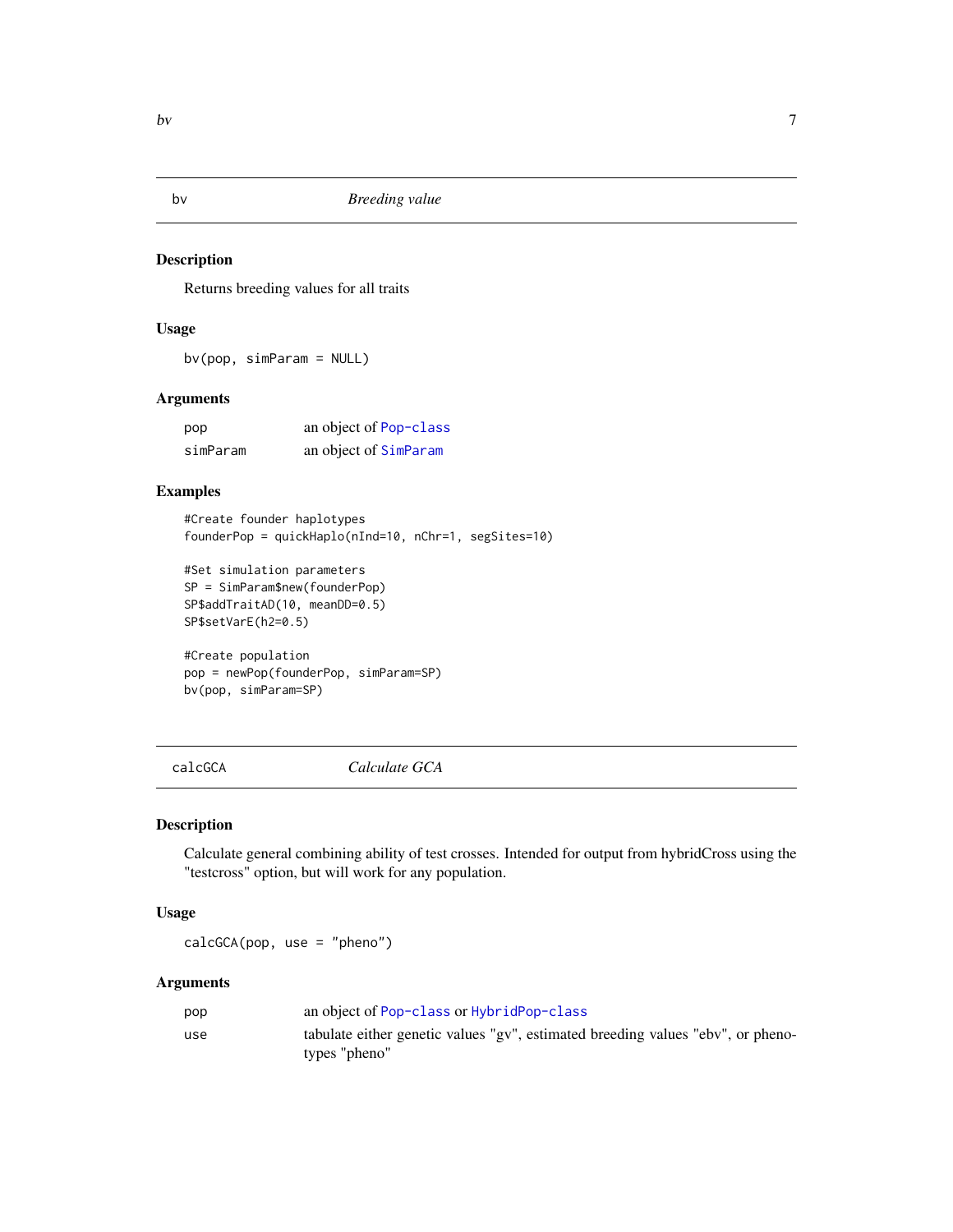## bv — *Breeding value*

### Description

Returns breeding values for all traits

### Usage

```
bv(pop, simParam = NULL)
```

### Arguments

| | |
|---|---|
| pop | an object of Pop-class |
| simParam | an object of SimParam |

### Examples

```
#Create founder haplotypes
founderPop = quickHaplo(nInd=10, nChr=1, segSites=10)

#Set simulation parameters
SP = SimParam$new(founderPop)
SP$addTraitAD(10, meanDD=0.5)
SP$setVarE(h2=0.5)

#Create population
pop = newPop(founderPop, simParam=SP)
bv(pop, simParam=SP)
```

## calcGCA — *Calculate GCA*

### Description

Calculate general combining ability of test crosses. Intended for output from hybridCross using the "testcross" option, but will work for any population.

### Usage

```
calcGCA(pop, use = "pheno")
```

### Arguments

| | |
|---|---|
| pop | an object of Pop-class or HybridPop-class |
| use | tabulate either genetic values "gv", estimated breeding values "ebv", or phenotypes "pheno" |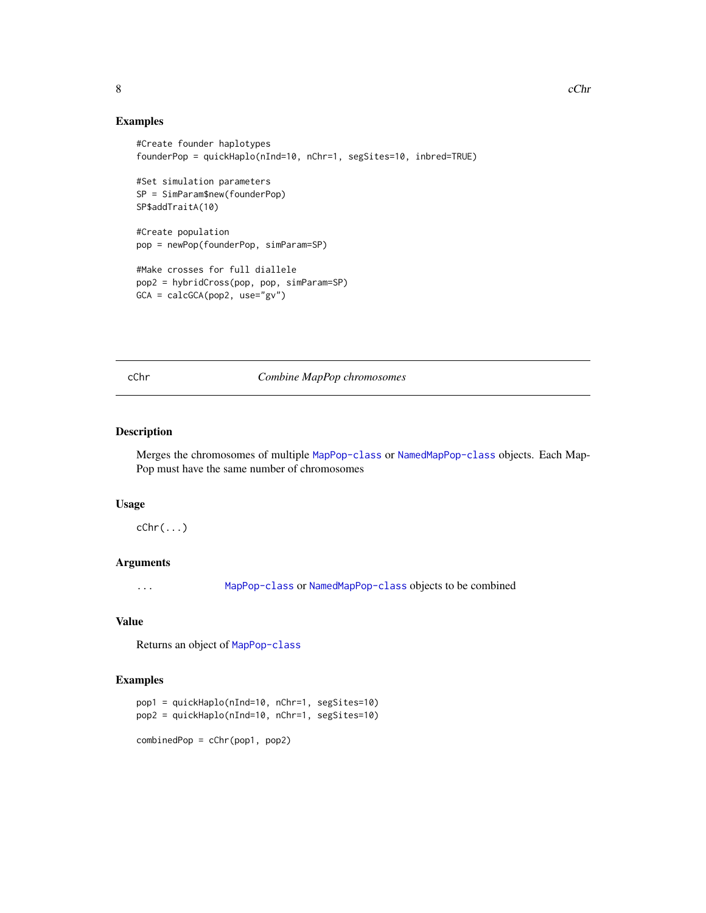## Examples

```
#Create founder haplotypes
founderPop = quickHaplo(nInd=10, nChr=1, segSites=10, inbred=TRUE)

#Set simulation parameters
SP = SimParam$new(founderPop)
SP$addTraitA(10)

#Create population
pop = newPop(founderPop, simParam=SP)

#Make crosses for full diallele
pop2 = hybridCross(pop, pop, simParam=SP)
GCA = calcGCA(pop2, use="gv")
```

---

# cChr — *Combine MapPop chromosomes*

## Description

Merges the chromosomes of multiple `MapPop-class` or `NamedMapPop-class` objects. Each MapPop must have the same number of chromosomes

## Usage

```
cChr(...)
```

## Arguments

| | |
|---|---|
| ... | `MapPop-class` or `NamedMapPop-class` objects to be combined |

## Value

Returns an object of `MapPop-class`

## Examples

```
pop1 = quickHaplo(nInd=10, nChr=1, segSites=10)
pop2 = quickHaplo(nInd=10, nChr=1, segSites=10)

combinedPop = cChr(pop1, pop2)
```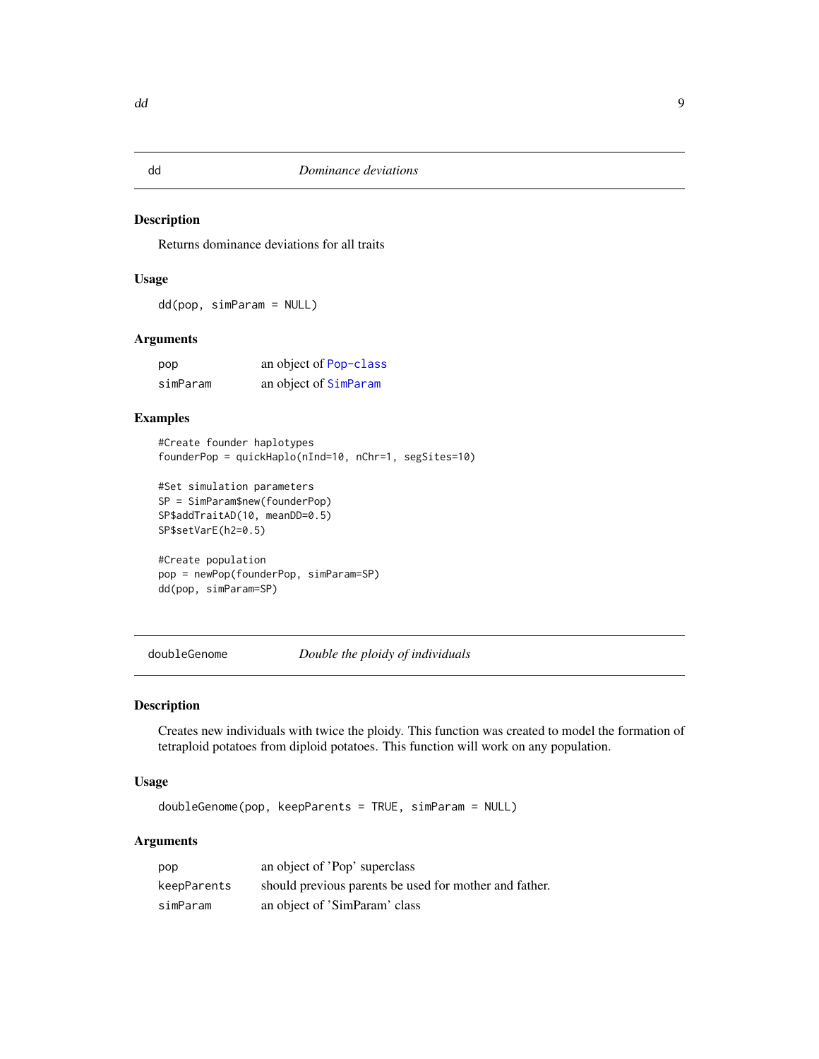## dd *Dominance deviations*

### Description

Returns dominance deviations for all traits

### Usage

```
dd(pop, simParam = NULL)
```

### Arguments

| | |
|---|---|
| pop | an object of Pop-class |
| simParam | an object of SimParam |

### Examples

```
#Create founder haplotypes
founderPop = quickHaplo(nInd=10, nChr=1, segSites=10)

#Set simulation parameters
SP = SimParam$new(founderPop)
SP$addTraitAD(10, meanDD=0.5)
SP$setVarE(h2=0.5)

#Create population
pop = newPop(founderPop, simParam=SP)
dd(pop, simParam=SP)
```

## doubleGenome *Double the ploidy of individuals*

### Description

Creates new individuals with twice the ploidy. This function was created to model the formation of tetraploid potatoes from diploid potatoes. This function will work on any population.

### Usage

```
doubleGenome(pop, keepParents = TRUE, simParam = NULL)
```

### Arguments

| | |
|---|---|
| pop | an object of 'Pop' superclass |
| keepParents | should previous parents be used for mother and father. |
| simParam | an object of 'SimParam' class |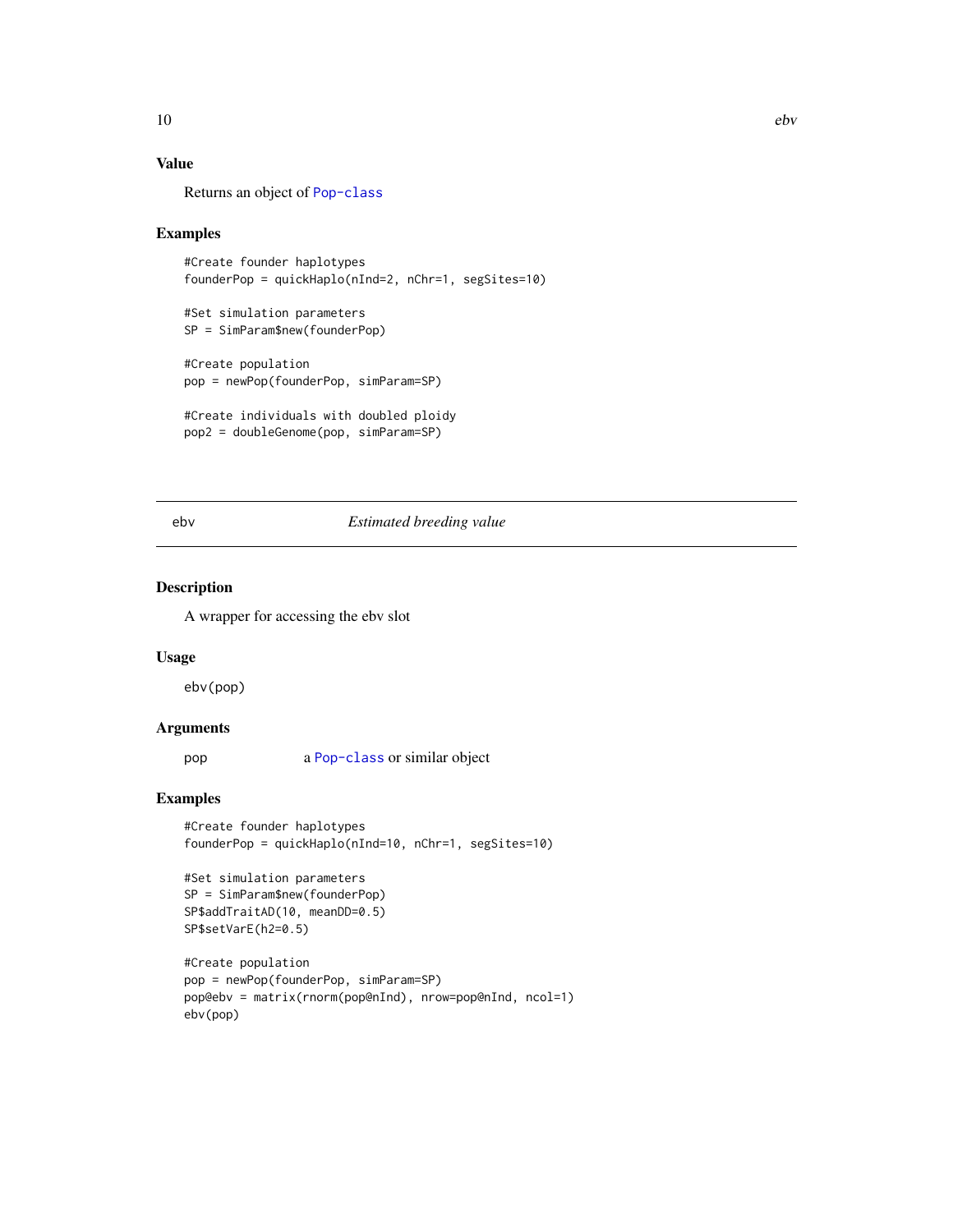## Value

Returns an object of Pop-class

## Examples

```
#Create founder haplotypes
founderPop = quickHaplo(nInd=2, nChr=1, segSites=10)

#Set simulation parameters
SP = SimParam$new(founderPop)

#Create population
pop = newPop(founderPop, simParam=SP)

#Create individuals with doubled ploidy
pop2 = doubleGenome(pop, simParam=SP)
```

---

# ebv *Estimated breeding value*

---

## Description

A wrapper for accessing the ebv slot

## Usage

```
ebv(pop)
```

## Arguments

| | |
|---|---|
| pop | a Pop-class or similar object |

## Examples

```
#Create founder haplotypes
founderPop = quickHaplo(nInd=10, nChr=1, segSites=10)

#Set simulation parameters
SP = SimParam$new(founderPop)
SP$addTraitAD(10, meanDD=0.5)
SP$setVarE(h2=0.5)

#Create population
pop = newPop(founderPop, simParam=SP)
pop@ebv = matrix(rnorm(pop@nInd), nrow=pop@nInd, ncol=1)
ebv(pop)
```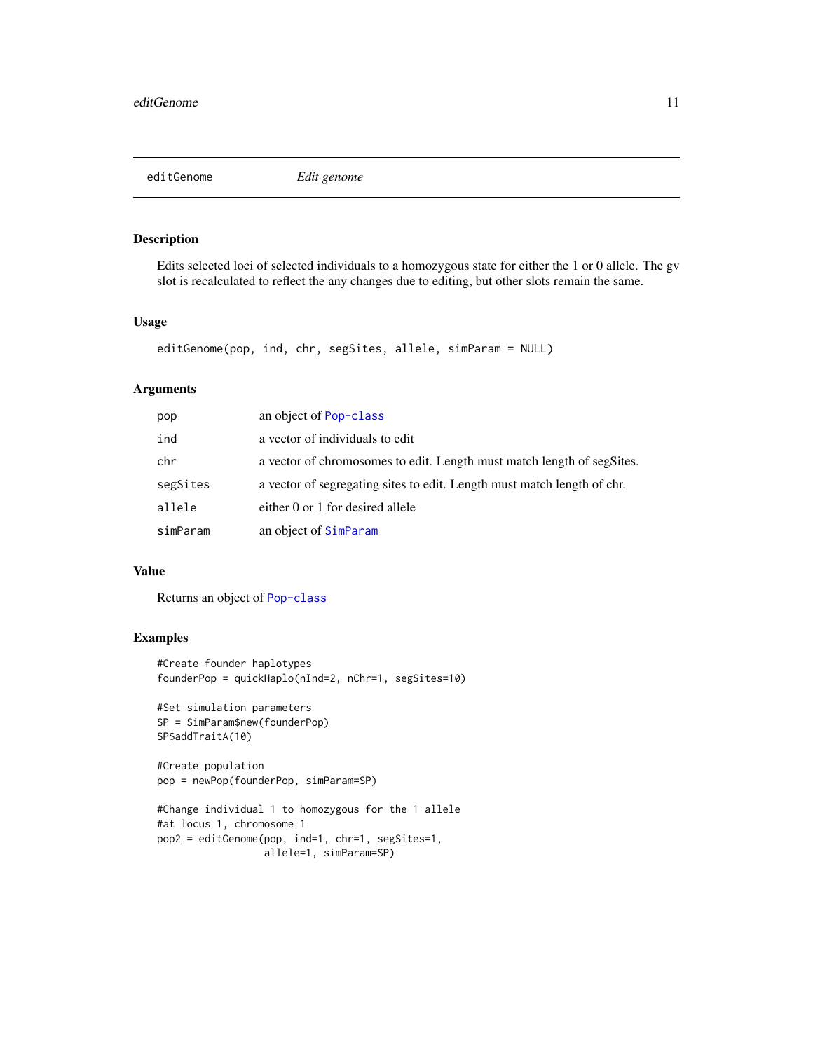## editGenome — *Edit genome*

### Description

Edits selected loci of selected individuals to a homozygous state for either the 1 or 0 allele. The gv slot is recalculated to reflect the any changes due to editing, but other slots remain the same.

### Usage

```
editGenome(pop, ind, chr, segSites, allele, simParam = NULL)
```

### Arguments

| | |
|---|---|
| pop | an object of `Pop-class` |
| ind | a vector of individuals to edit |
| chr | a vector of chromosomes to edit. Length must match length of segSites. |
| segSites | a vector of segregating sites to edit. Length must match length of chr. |
| allele | either 0 or 1 for desired allele |
| simParam | an object of `SimParam` |

### Value

Returns an object of `Pop-class`

### Examples

```
#Create founder haplotypes
founderPop = quickHaplo(nInd=2, nChr=1, segSites=10)

#Set simulation parameters
SP = SimParam$new(founderPop)
SP$addTraitA(10)

#Create population
pop = newPop(founderPop, simParam=SP)

#Change individual 1 to homozygous for the 1 allele
#at locus 1, chromosome 1
pop2 = editGenome(pop, ind=1, chr=1, segSites=1,
                  allele=1, simParam=SP)
```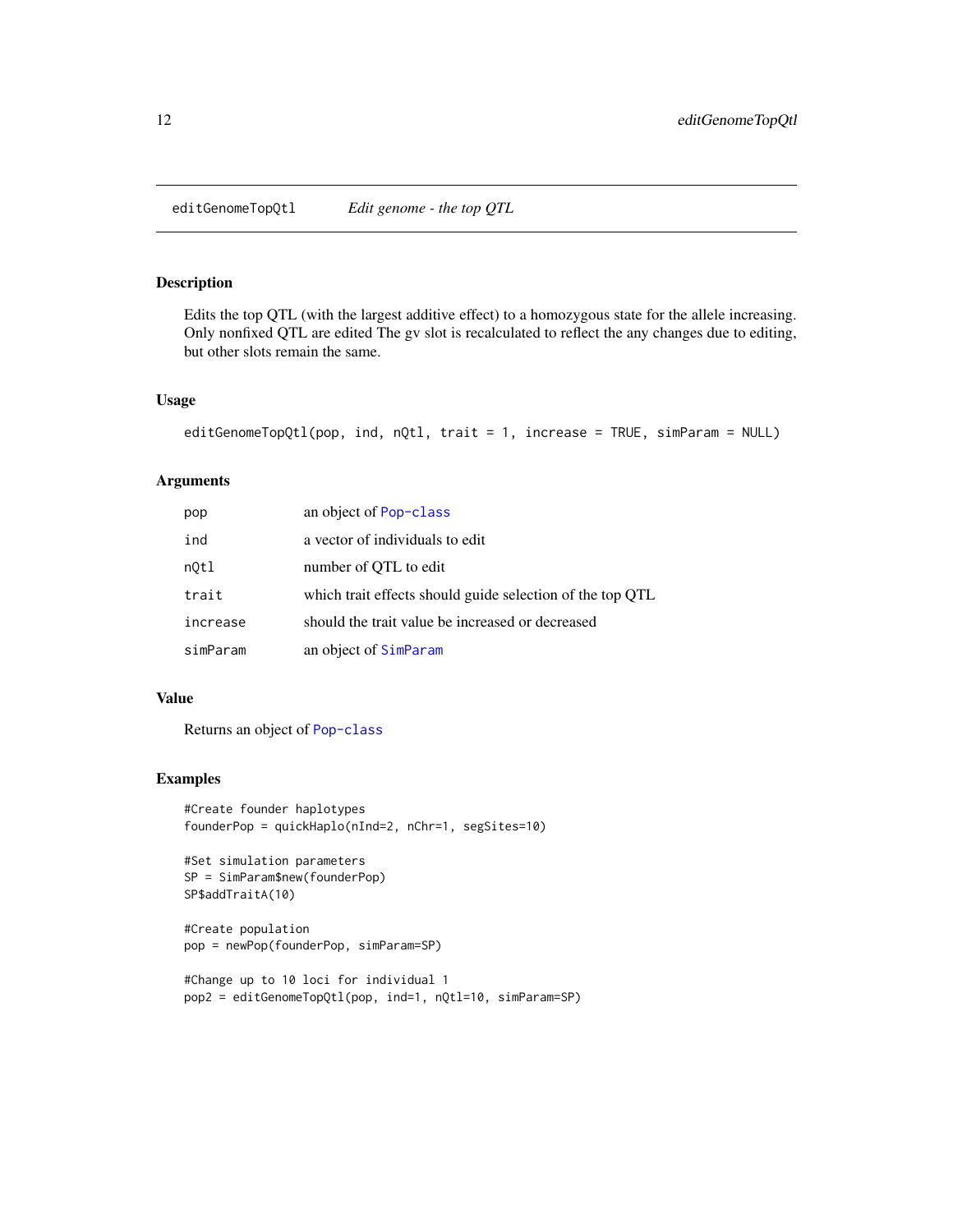## editGenomeTopQtl    *Edit genome - the top QTL*

### Description

Edits the top QTL (with the largest additive effect) to a homozygous state for the allele increasing. Only nonfixed QTL are edited The gv slot is recalculated to reflect the any changes due to editing, but other slots remain the same.

### Usage

```
editGenomeTopQtl(pop, ind, nQtl, trait = 1, increase = TRUE, simParam = NULL)
```

### Arguments

| | |
|---|---|
| `pop` | an object of `Pop-class` |
| `ind` | a vector of individuals to edit |
| `nQtl` | number of QTL to edit |
| `trait` | which trait effects should guide selection of the top QTL |
| `increase` | should the trait value be increased or decreased |
| `simParam` | an object of `SimParam` |

### Value

Returns an object of `Pop-class`

### Examples

```
#Create founder haplotypes
founderPop = quickHaplo(nInd=2, nChr=1, segSites=10)

#Set simulation parameters
SP = SimParam$new(founderPop)
SP$addTraitA(10)

#Create population
pop = newPop(founderPop, simParam=SP)

#Change up to 10 loci for individual 1
pop2 = editGenomeTopQtl(pop, ind=1, nQtl=10, simParam=SP)
```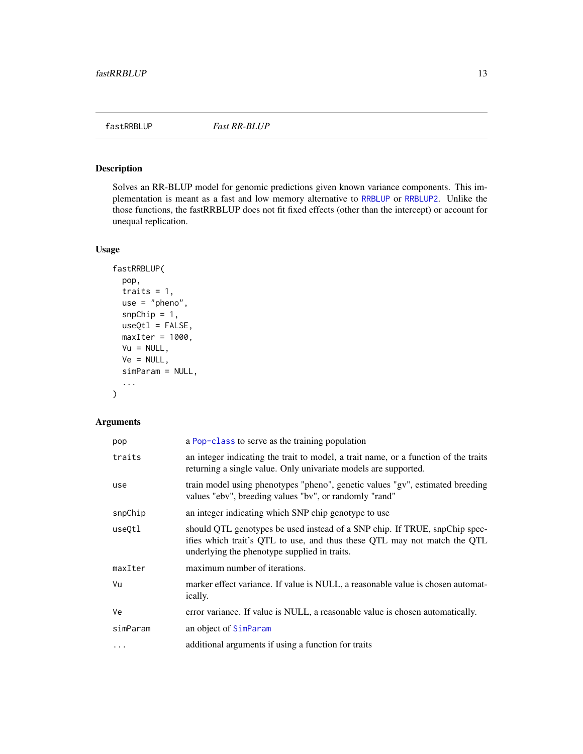## fastRRBLUP — *Fast RR-BLUP*

### Description

Solves an RR-BLUP model for genomic predictions given known variance components. This implementation is meant as a fast and low memory alternative to RRBLUP or RRBLUP2. Unlike the those functions, the fastRRBLUP does not fit fixed effects (other than the intercept) or account for unequal replication.

### Usage

```
fastRRBLUP(
  pop,
  traits = 1,
  use = "pheno",
  snpChip = 1,
  useQtl = FALSE,
  maxIter = 1000,
  Vu = NULL,
  Ve = NULL,
  simParam = NULL,
  ...
)
```

### Arguments

| | |
|---|---|
| pop | a Pop-class to serve as the training population |
| traits | an integer indicating the trait to model, a trait name, or a function of the traits returning a single value. Only univariate models are supported. |
| use | train model using phenotypes "pheno", genetic values "gv", estimated breeding values "ebv", breeding values "bv", or randomly "rand" |
| snpChip | an integer indicating which SNP chip genotype to use |
| useQtl | should QTL genotypes be used instead of a SNP chip. If TRUE, snpChip specifies which trait's QTL to use, and thus these QTL may not match the QTL underlying the phenotype supplied in traits. |
| maxIter | maximum number of iterations. |
| Vu | marker effect variance. If value is NULL, a reasonable value is chosen automatically. |
| Ve | error variance. If value is NULL, a reasonable value is chosen automatically. |
| simParam | an object of SimParam |
| ... | additional arguments if using a function for traits |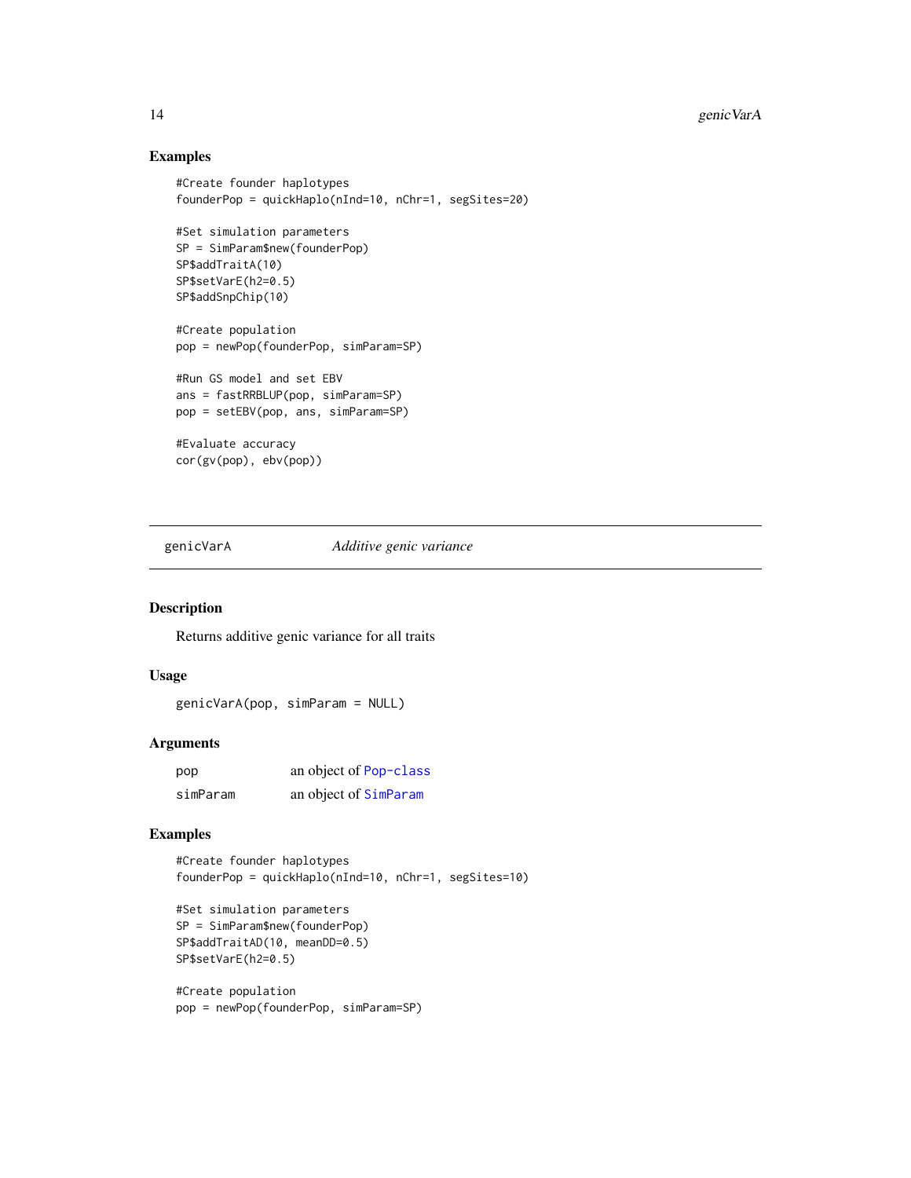## Examples

```
#Create founder haplotypes
founderPop = quickHaplo(nInd=10, nChr=1, segSites=20)

#Set simulation parameters
SP = SimParam$new(founderPop)
SP$addTraitA(10)
SP$setVarE(h2=0.5)
SP$addSnpChip(10)

#Create population
pop = newPop(founderPop, simParam=SP)

#Run GS model and set EBV
ans = fastRRBLUP(pop, simParam=SP)
pop = setEBV(pop, ans, simParam=SP)

#Evaluate accuracy
cor(gv(pop), ebv(pop))
```

---

# genicVarA *Additive genic variance*

## Description

Returns additive genic variance for all traits

## Usage

```
genicVarA(pop, simParam = NULL)
```

## Arguments

| | |
|---|---|
| pop | an object of Pop-class |
| simParam | an object of SimParam |

## Examples

```
#Create founder haplotypes
founderPop = quickHaplo(nInd=10, nChr=1, segSites=10)

#Set simulation parameters
SP = SimParam$new(founderPop)
SP$addTraitAD(10, meanDD=0.5)
SP$setVarE(h2=0.5)

#Create population
pop = newPop(founderPop, simParam=SP)
```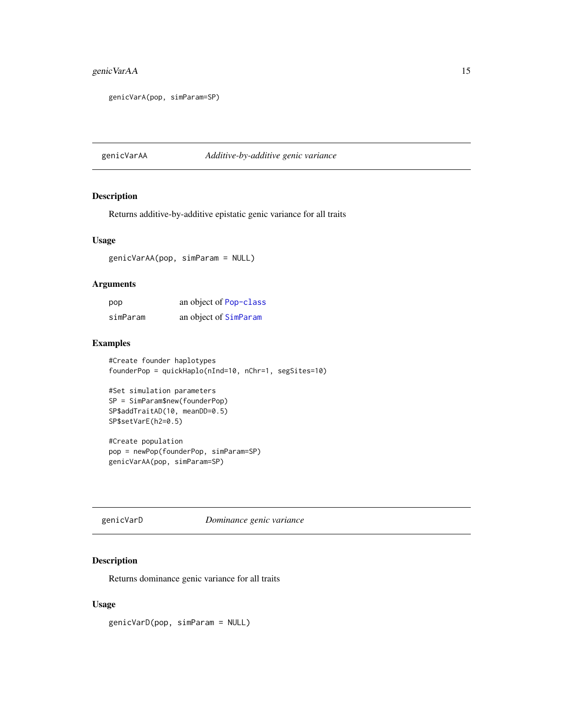```
genicVarA(pop, simParam=SP)
```

## genicVarA A *Additive-by-additive genic variance*

### Description

Returns additive-by-additive epistatic genic variance for all traits

### Usage

```
genicVarAA(pop, simParam = NULL)
```

### Arguments

| | |
|---|---|
| pop | an object of Pop-class |
| simParam | an object of SimParam |

### Examples

```
#Create founder haplotypes
founderPop = quickHaplo(nInd=10, nChr=1, segSites=10)

#Set simulation parameters
SP = SimParam$new(founderPop)
SP$addTraitAD(10, meanDD=0.5)
SP$setVarE(h2=0.5)

#Create population
pop = newPop(founderPop, simParam=SP)
genicVarAA(pop, simParam=SP)
```

## genicVarD *Dominance genic variance*

### Description

Returns dominance genic variance for all traits

### Usage

```
genicVarD(pop, simParam = NULL)
```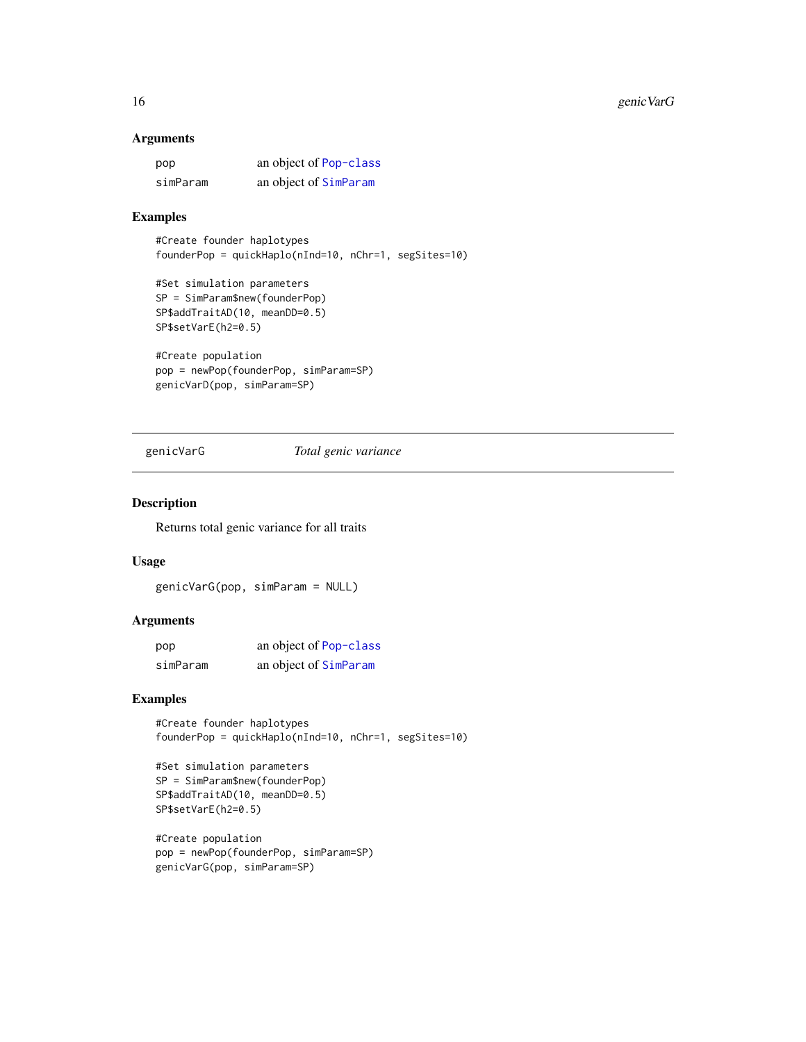### Arguments

| | |
|---|---|
| pop | an object of Pop-class |
| simParam | an object of SimParam |

### Examples

```
#Create founder haplotypes
founderPop = quickHaplo(nInd=10, nChr=1, segSites=10)

#Set simulation parameters
SP = SimParam$new(founderPop)
SP$addTraitAD(10, meanDD=0.5)
SP$setVarE(h2=0.5)

#Create population
pop = newPop(founderPop, simParam=SP)
genicVarD(pop, simParam=SP)
```

---

## genicVarG &nbsp;&nbsp;&nbsp; *Total genic variance*

---

### Description

Returns total genic variance for all traits

### Usage

```
genicVarG(pop, simParam = NULL)
```

### Arguments

| | |
|---|---|
| pop | an object of Pop-class |
| simParam | an object of SimParam |

### Examples

```
#Create founder haplotypes
founderPop = quickHaplo(nInd=10, nChr=1, segSites=10)

#Set simulation parameters
SP = SimParam$new(founderPop)
SP$addTraitAD(10, meanDD=0.5)
SP$setVarE(h2=0.5)

#Create population
pop = newPop(founderPop, simParam=SP)
genicVarG(pop, simParam=SP)
```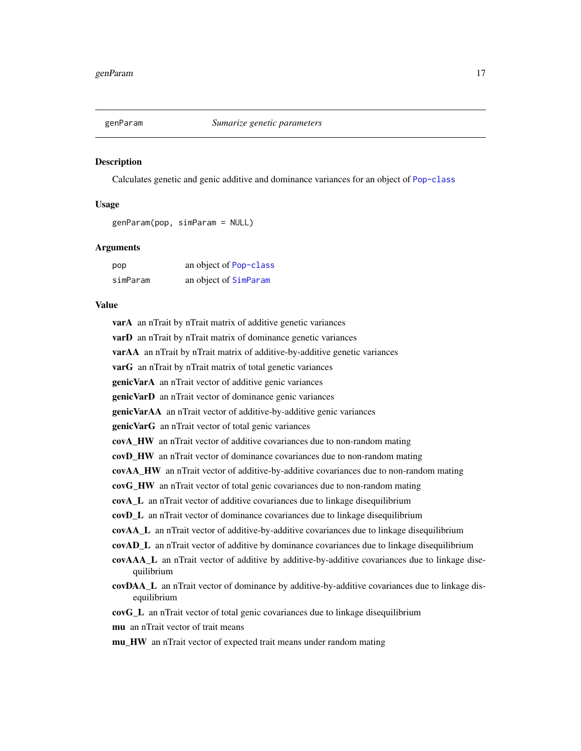## genParam — *Sumarize genetic parameters*

### Description

Calculates genetic and genic additive and dominance variances for an object of Pop-class

### Usage

```
genParam(pop, simParam = NULL)
```

### Arguments

| | |
|---|---|
| pop | an object of Pop-class |
| simParam | an object of SimParam |

### Value

- **varA** an nTrait by nTrait matrix of additive genetic variances
- **varD** an nTrait by nTrait matrix of dominance genetic variances
- **varAA** an nTrait by nTrait matrix of additive-by-additive genetic variances
- **varG** an nTrait by nTrait matrix of total genetic variances
- **genicVarA** an nTrait vector of additive genic variances
- **genicVarD** an nTrait vector of dominance genic variances
- **genicVarAA** an nTrait vector of additive-by-additive genic variances
- **genicVarG** an nTrait vector of total genic variances
- **covA_HW** an nTrait vector of additive covariances due to non-random mating
- **covD_HW** an nTrait vector of dominance covariances due to non-random mating
- **covAA_HW** an nTrait vector of additive-by-additive covariances due to non-random mating
- **covG_HW** an nTrait vector of total genic covariances due to non-random mating
- **covA_L** an nTrait vector of additive covariances due to linkage disequilibrium
- **covD_L** an nTrait vector of dominance covariances due to linkage disequilibrium
- **covAA_L** an nTrait vector of additive-by-additive covariances due to linkage disequilibrium
- **covAD_L** an nTrait vector of additive by dominance covariances due to linkage disequilibrium
- **covAAA_L** an nTrait vector of additive by additive-by-additive covariances due to linkage disequilibrium
- **covDAA_L** an nTrait vector of dominance by additive-by-additive covariances due to linkage disequilibrium
- **covG_L** an nTrait vector of total genic covariances due to linkage disequilibrium
- **mu** an nTrait vector of trait means
- **mu_HW** an nTrait vector of expected trait means under random mating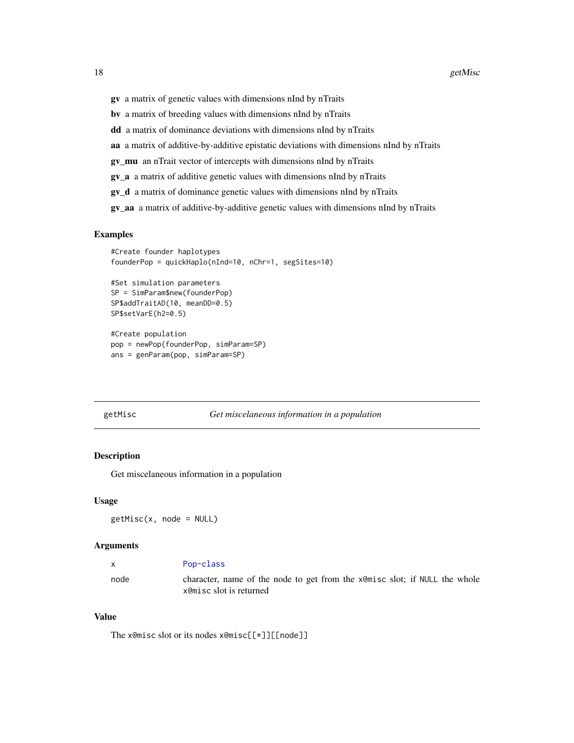**gv** a matrix of genetic values with dimensions nInd by nTraits

**bv** a matrix of breeding values with dimensions nInd by nTraits

**dd** a matrix of dominance deviations with dimensions nInd by nTraits

**aa** a matrix of additive-by-additive epistatic deviations with dimensions nInd by nTraits

**gv_mu** an nTrait vector of intercepts with dimensions nInd by nTraits

**gv_a** a matrix of additive genetic values with dimensions nInd by nTraits

**gv_d** a matrix of dominance genetic values with dimensions nInd by nTraits

**gv_aa** a matrix of additive-by-additive genetic values with dimensions nInd by nTraits

### Examples

```
#Create founder haplotypes
founderPop = quickHaplo(nInd=10, nChr=1, segSites=10)

#Set simulation parameters
SP = SimParam$new(founderPop)
SP$addTraitAD(10, meanDD=0.5)
SP$setVarE(h2=0.5)

#Create population
pop = newPop(founderPop, simParam=SP)
ans = genParam(pop, simParam=SP)
```

---

## getMisc — *Get miscelaneous information in a population*

### Description

Get miscelaneous information in a population

### Usage

```
getMisc(x, node = NULL)
```

### Arguments

| | |
|---|---|
| x | Pop-class |
| node | character, name of the node to get from the `x@misc` slot; if `NULL` the whole `x@misc` slot is returned |

### Value

The `x@misc` slot or its nodes `x@misc[[*]][[node]]`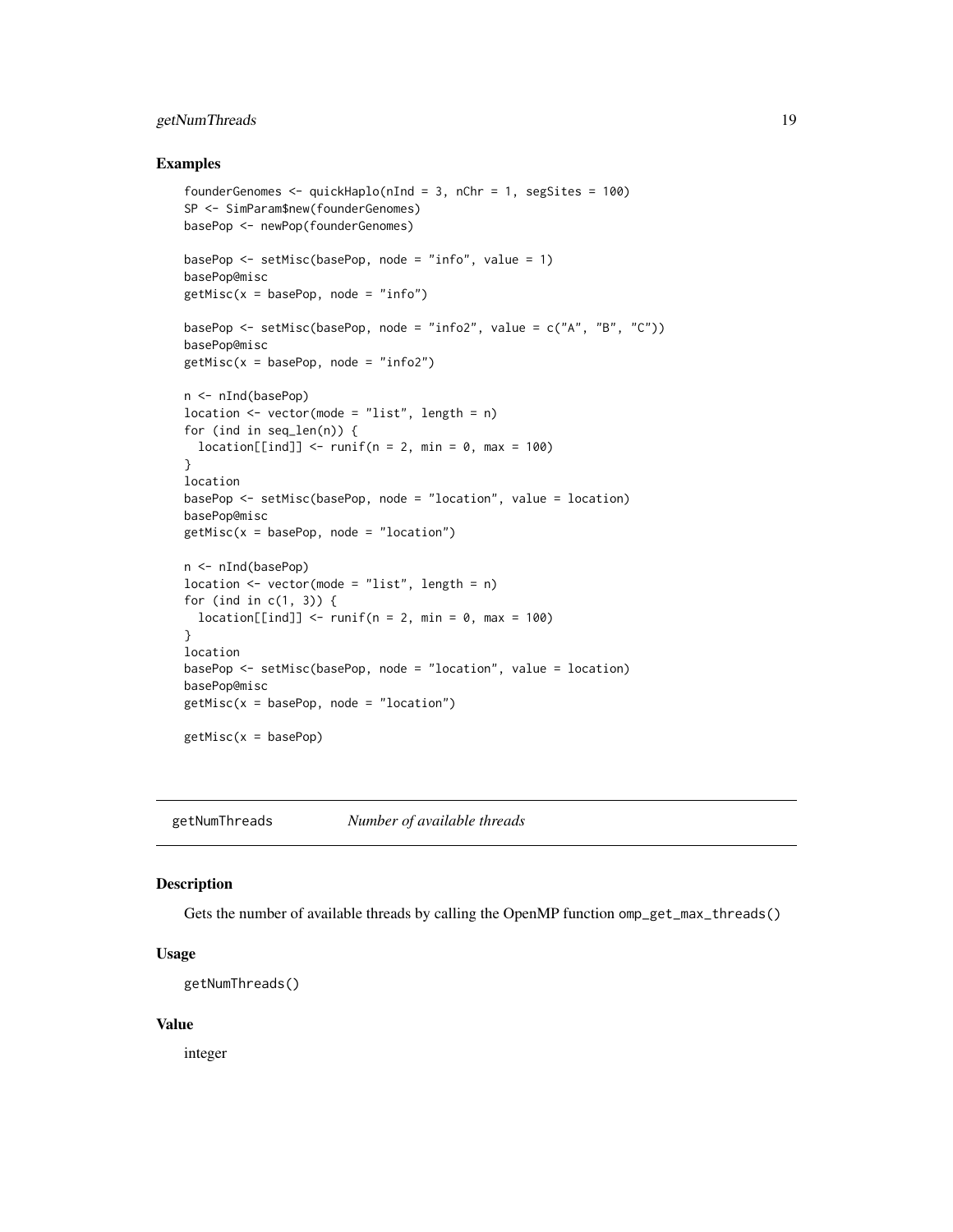### Examples

```
founderGenomes <- quickHaplo(nInd = 3, nChr = 1, segSites = 100)
SP <- SimParam$new(founderGenomes)
basePop <- newPop(founderGenomes)

basePop <- setMisc(basePop, node = "info", value = 1)
basePop@misc
getMisc(x = basePop, node = "info")

basePop <- setMisc(basePop, node = "info2", value = c("A", "B", "C"))
basePop@misc
getMisc(x = basePop, node = "info2")

n <- nInd(basePop)
location <- vector(mode = "list", length = n)
for (ind in seq_len(n)) {
  location[[ind]] <- runif(n = 2, min = 0, max = 100)
}
location
basePop <- setMisc(basePop, node = "location", value = location)
basePop@misc
getMisc(x = basePop, node = "location")

n <- nInd(basePop)
location <- vector(mode = "list", length = n)
for (ind in c(1, 3)) {
  location[[ind]] <- runif(n = 2, min = 0, max = 100)
}
location
basePop <- setMisc(basePop, node = "location", value = location)
basePop@misc
getMisc(x = basePop, node = "location")

getMisc(x = basePop)
```

---

## getNumThreads — *Number of available threads*

### Description

Gets the number of available threads by calling the OpenMP function `omp_get_max_threads()`

### Usage

```
getNumThreads()
```

### Value

integer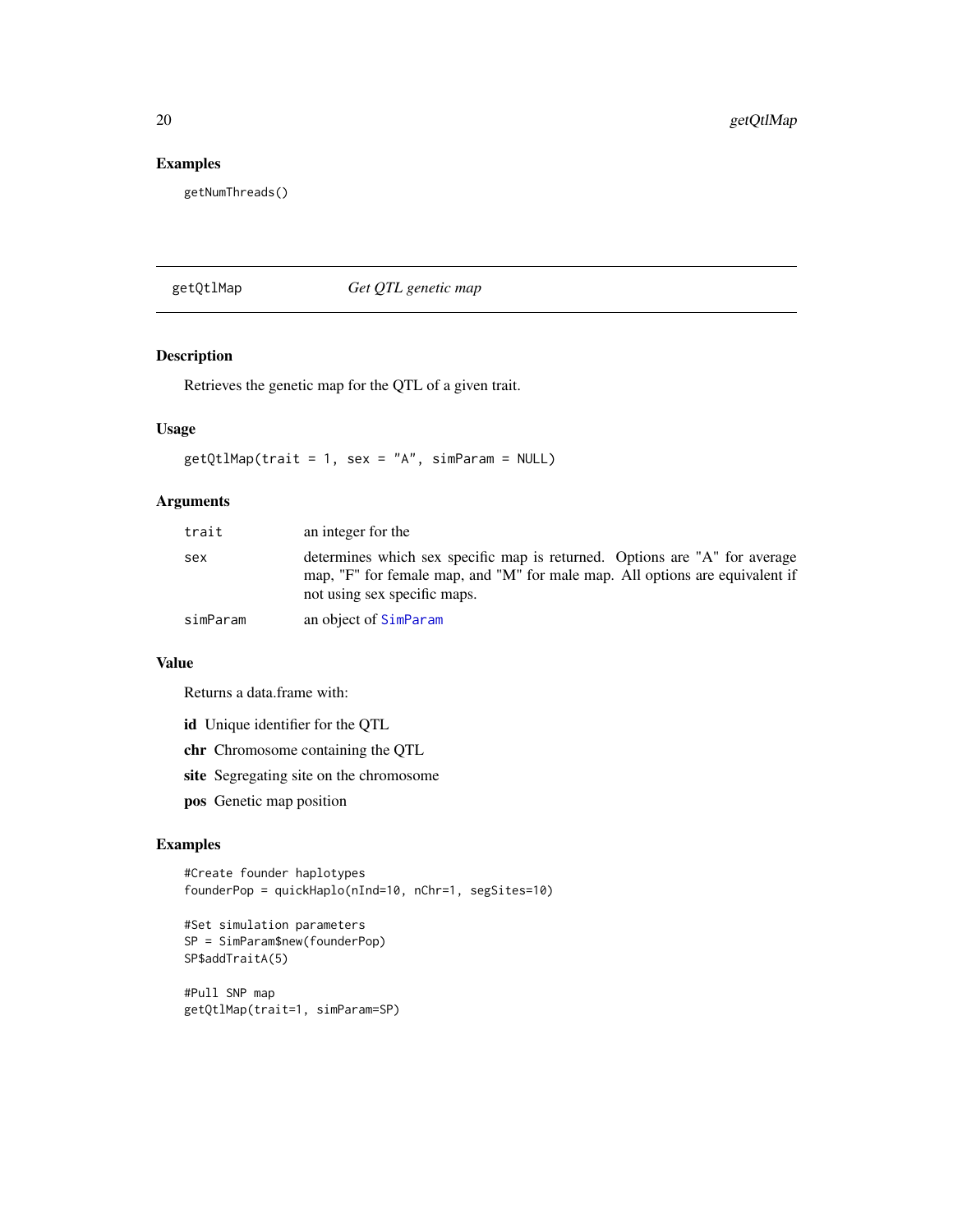## Examples

```
getNumThreads()
```

---

## getQtlMap — *Get QTL genetic map*

### Description

Retrieves the genetic map for the QTL of a given trait.

### Usage

```
getQtlMap(trait = 1, sex = "A", simParam = NULL)
```

### Arguments

| | |
|---|---|
| trait | an integer for the |
| sex | determines which sex specific map is returned. Options are "A" for average map, "F" for female map, and "M" for male map. All options are equivalent if not using sex specific maps. |
| simParam | an object of SimParam |

### Value

Returns a data.frame with:

**id** Unique identifier for the QTL

**chr** Chromosome containing the QTL

**site** Segregating site on the chromosome

**pos** Genetic map position

### Examples

```
#Create founder haplotypes
founderPop = quickHaplo(nInd=10, nChr=1, segSites=10)

#Set simulation parameters
SP = SimParam$new(founderPop)
SP$addTraitA(5)

#Pull SNP map
getQtlMap(trait=1, simParam=SP)
```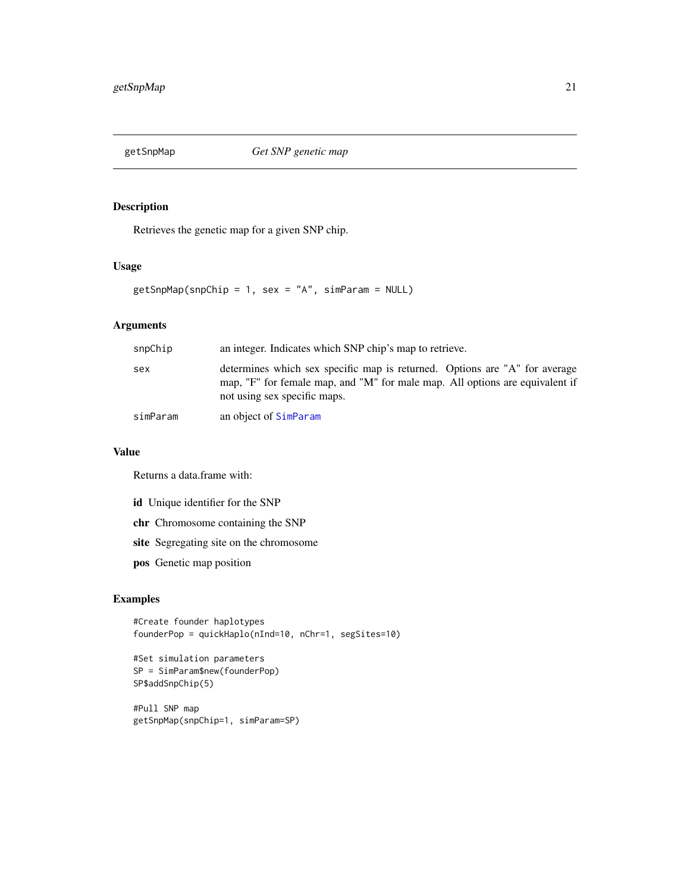## getSnpMap *Get SNP genetic map*

### Description

Retrieves the genetic map for a given SNP chip.

### Usage

```
getSnpMap(snpChip = 1, sex = "A", simParam = NULL)
```

### Arguments

| | |
|---|---|
| snpChip | an integer. Indicates which SNP chip's map to retrieve. |
| sex | determines which sex specific map is returned. Options are "A" for average map, "F" for female map, and "M" for male map. All options are equivalent if not using sex specific maps. |
| simParam | an object of SimParam |

### Value

Returns a data.frame with:

**id** Unique identifier for the SNP

**chr** Chromosome containing the SNP

**site** Segregating site on the chromosome

**pos** Genetic map position

### Examples

```
#Create founder haplotypes
founderPop = quickHaplo(nInd=10, nChr=1, segSites=10)

#Set simulation parameters
SP = SimParam$new(founderPop)
SP$addSnpChip(5)

#Pull SNP map
getSnpMap(snpChip=1, simParam=SP)
```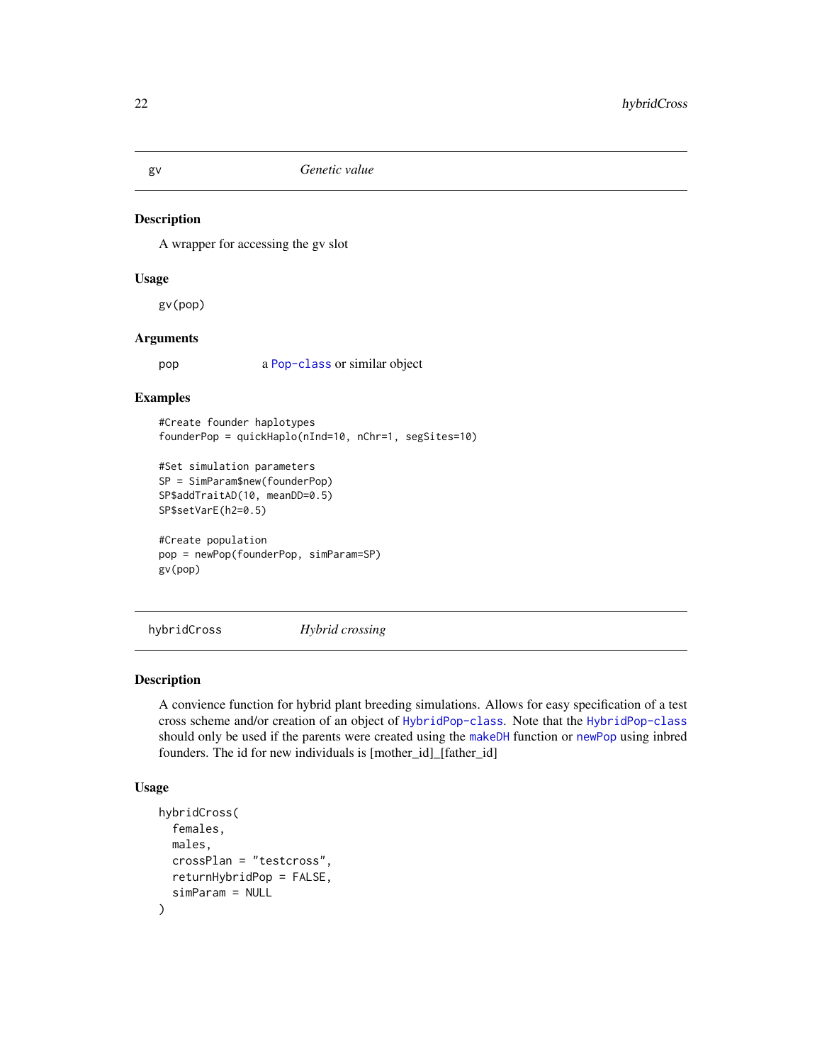## gv — *Genetic value*

### Description

A wrapper for accessing the gv slot

### Usage

```
gv(pop)
```

### Arguments

| | |
|---|---|
| pop | a Pop-class or similar object |

### Examples

```
#Create founder haplotypes
founderPop = quickHaplo(nInd=10, nChr=1, segSites=10)

#Set simulation parameters
SP = SimParam$new(founderPop)
SP$addTraitAD(10, meanDD=0.5)
SP$setVarE(h2=0.5)

#Create population
pop = newPop(founderPop, simParam=SP)
gv(pop)
```

## hybridCross — *Hybrid crossing*

### Description

A convience function for hybrid plant breeding simulations. Allows for easy specification of a test cross scheme and/or creation of an object of HybridPop-class. Note that the HybridPop-class should only be used if the parents were created using the makeDH function or newPop using inbred founders. The id for new individuals is [mother_id]_[father_id]

### Usage

```
hybridCross(
  females,
  males,
  crossPlan = "testcross",
  returnHybridPop = FALSE,
  simParam = NULL
)
```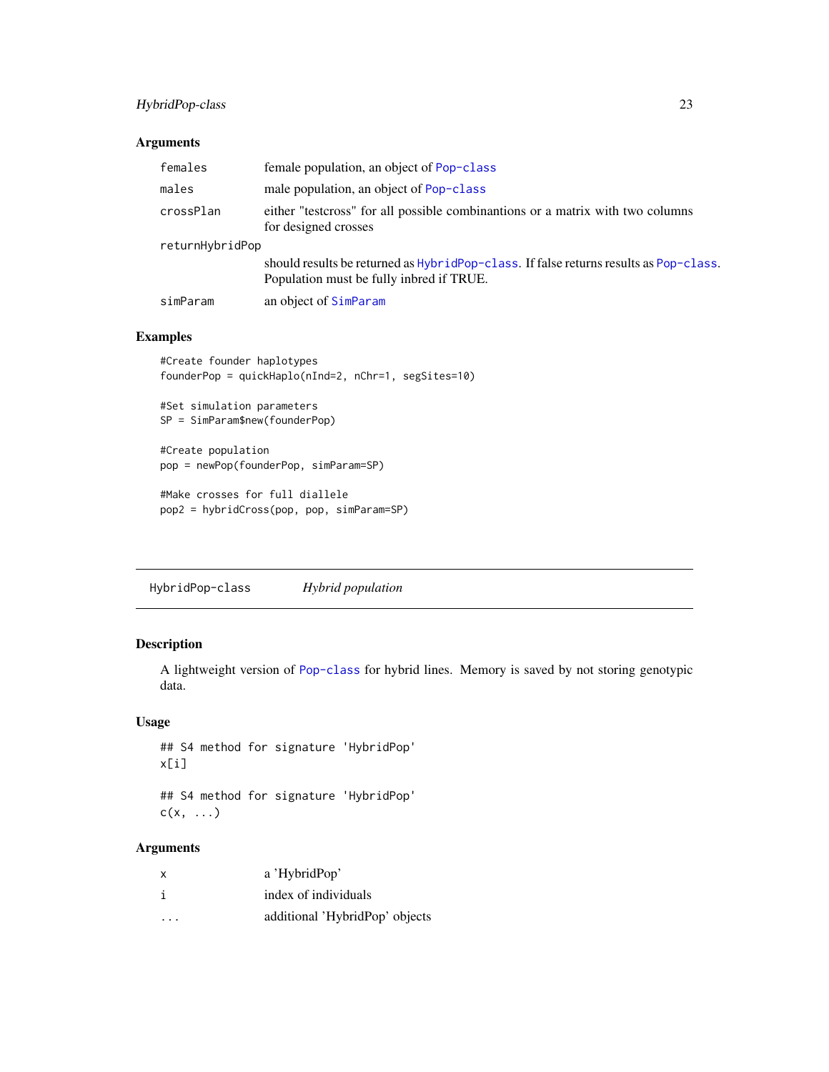### Arguments

| | |
|---|---|
| females | female population, an object of Pop-class |
| males | male population, an object of Pop-class |
| crossPlan | either "testcross" for all possible combinantions or a matrix with two columns for designed crosses |
| returnHybridPop | should results be returned as HybridPop-class. If false returns results as Pop-class. Population must be fully inbred if TRUE. |
| simParam | an object of SimParam |

### Examples

```
#Create founder haplotypes
founderPop = quickHaplo(nInd=2, nChr=1, segSites=10)

#Set simulation parameters
SP = SimParam$new(founderPop)

#Create population
pop = newPop(founderPop, simParam=SP)

#Make crosses for full diallele
pop2 = hybridCross(pop, pop, simParam=SP)
```

---

## HybridPop-class &nbsp;&nbsp;&nbsp;&nbsp; *Hybrid population*

### Description

A lightweight version of Pop-class for hybrid lines. Memory is saved by not storing genotypic data.

### Usage

```
## S4 method for signature 'HybridPop'
x[i]

## S4 method for signature 'HybridPop'
c(x, ...)
```

### Arguments

| | |
|---|---|
| x | a 'HybridPop' |
| i | index of individuals |
| ... | additional 'HybridPop' objects |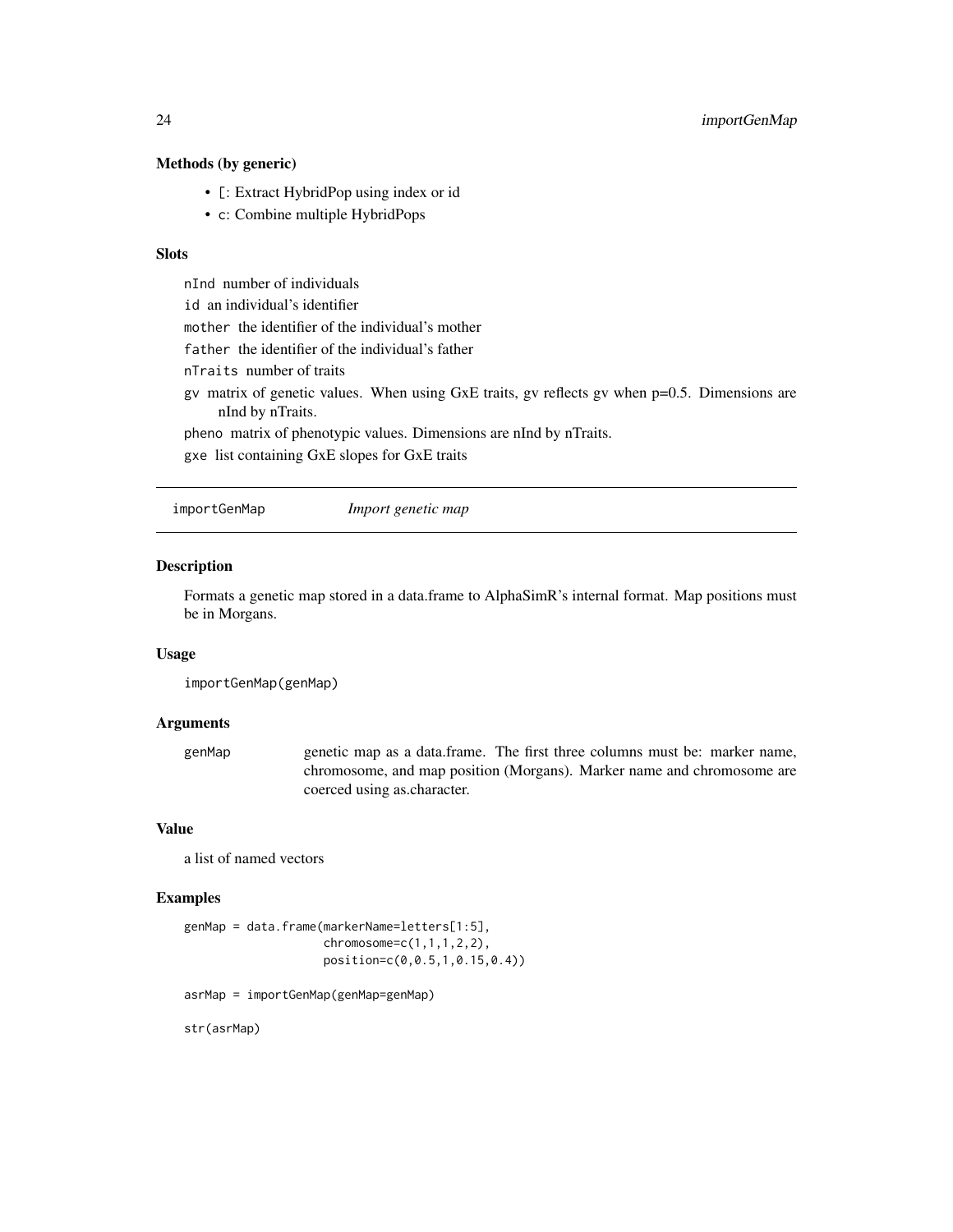### Methods (by generic)

- `[`: Extract HybridPop using index or id
- `c`: Combine multiple HybridPops

### Slots

`nInd` number of individuals

`id` an individual's identifier

`mother` the identifier of the individual's mother

`father` the identifier of the individual's father

`nTraits` number of traits

`gv` matrix of genetic values. When using GxE traits, gv reflects gv when p=0.5. Dimensions are nInd by nTraits.

`pheno` matrix of phenotypic values. Dimensions are nInd by nTraits.

`gxe` list containing GxE slopes for GxE traits

---

## importGenMap — *Import genetic map*

### Description

Formats a genetic map stored in a data.frame to AlphaSimR's internal format. Map positions must be in Morgans.

### Usage

```
importGenMap(genMap)
```

### Arguments

| | |
|---|---|
| genMap | genetic map as a data.frame. The first three columns must be: marker name, chromosome, and map position (Morgans). Marker name and chromosome are coerced using as.character. |

### Value

a list of named vectors

### Examples

```
genMap = data.frame(markerName=letters[1:5],
                    chromosome=c(1,1,1,2,2),
                    position=c(0,0.5,1,0.15,0.4))

asrMap = importGenMap(genMap=genMap)

str(asrMap)
```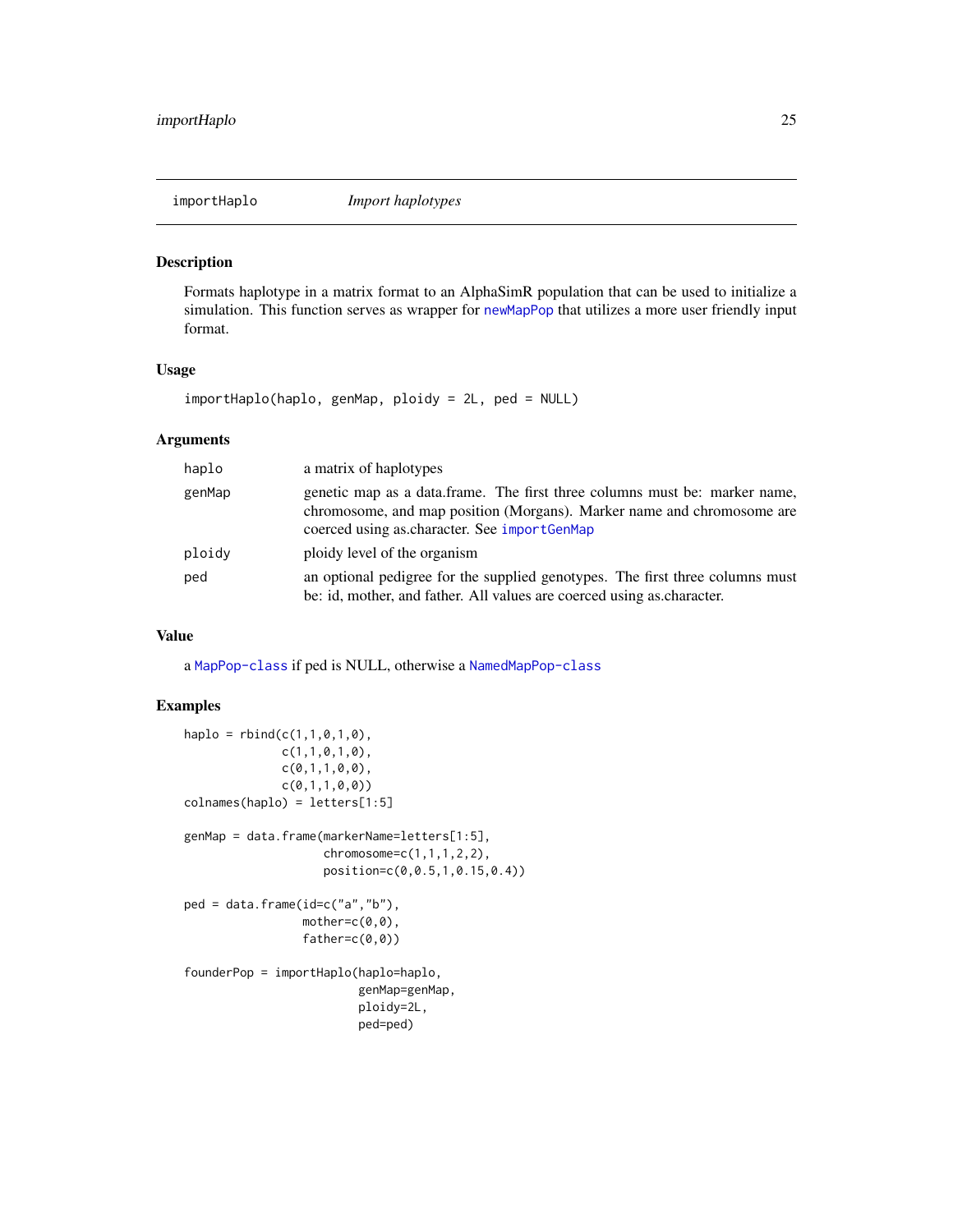## importHaplo *Import haplotypes*

### Description

Formats haplotype in a matrix format to an AlphaSimR population that can be used to initialize a simulation. This function serves as wrapper for newMapPop that utilizes a more user friendly input format.

### Usage

```
importHaplo(haplo, genMap, ploidy = 2L, ped = NULL)
```

### Arguments

| | |
|---|---|
| haplo | a matrix of haplotypes |
| genMap | genetic map as a data.frame. The first three columns must be: marker name, chromosome, and map position (Morgans). Marker name and chromosome are coerced using as.character. See importGenMap |
| ploidy | ploidy level of the organism |
| ped | an optional pedigree for the supplied genotypes. The first three columns must be: id, mother, and father. All values are coerced using as.character. |

### Value

a MapPop-class if ped is NULL, otherwise a NamedMapPop-class

### Examples

```
haplo = rbind(c(1,1,0,1,0),
              c(1,1,0,1,0),
              c(0,1,1,0,0),
              c(0,1,1,0,0))
colnames(haplo) = letters[1:5]

genMap = data.frame(markerName=letters[1:5],
                    chromosome=c(1,1,1,2,2),
                    position=c(0,0.5,1,0.15,0.4))

ped = data.frame(id=c("a","b"),
                 mother=c(0,0),
                 father=c(0,0))

founderPop = importHaplo(haplo=haplo,
                         genMap=genMap,
                         ploidy=2L,
                         ped=ped)
```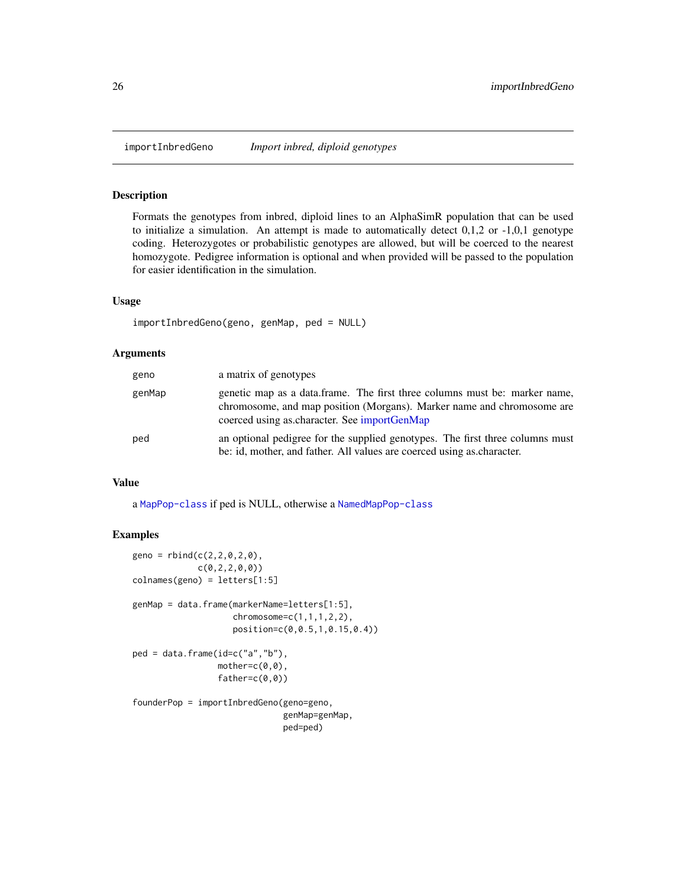## importInbredGeno *Import inbred, diploid genotypes*

### Description

Formats the genotypes from inbred, diploid lines to an AlphaSimR population that can be used to initialize a simulation. An attempt is made to automatically detect 0,1,2 or -1,0,1 genotype coding. Heterozygotes or probabilistic genotypes are allowed, but will be coerced to the nearest homozygote. Pedigree information is optional and when provided will be passed to the population for easier identification in the simulation.

### Usage

```
importInbredGeno(geno, genMap, ped = NULL)
```

### Arguments

| | |
|---|---|
| geno | a matrix of genotypes |
| genMap | genetic map as a data.frame. The first three columns must be: marker name, chromosome, and map position (Morgans). Marker name and chromosome are coerced using as.character. See importGenMap |
| ped | an optional pedigree for the supplied genotypes. The first three columns must be: id, mother, and father. All values are coerced using as.character. |

### Value

a MapPop-class if ped is NULL, otherwise a NamedMapPop-class

### Examples

```
geno = rbind(c(2,2,0,2,0),
             c(0,2,2,0,0))
colnames(geno) = letters[1:5]

genMap = data.frame(markerName=letters[1:5],
                    chromosome=c(1,1,1,2,2),
                    position=c(0,0.5,1,0.15,0.4))

ped = data.frame(id=c("a","b"),
                 mother=c(0,0),
                 father=c(0,0))

founderPop = importInbredGeno(geno=geno,
                              genMap=genMap,
                              ped=ped)
```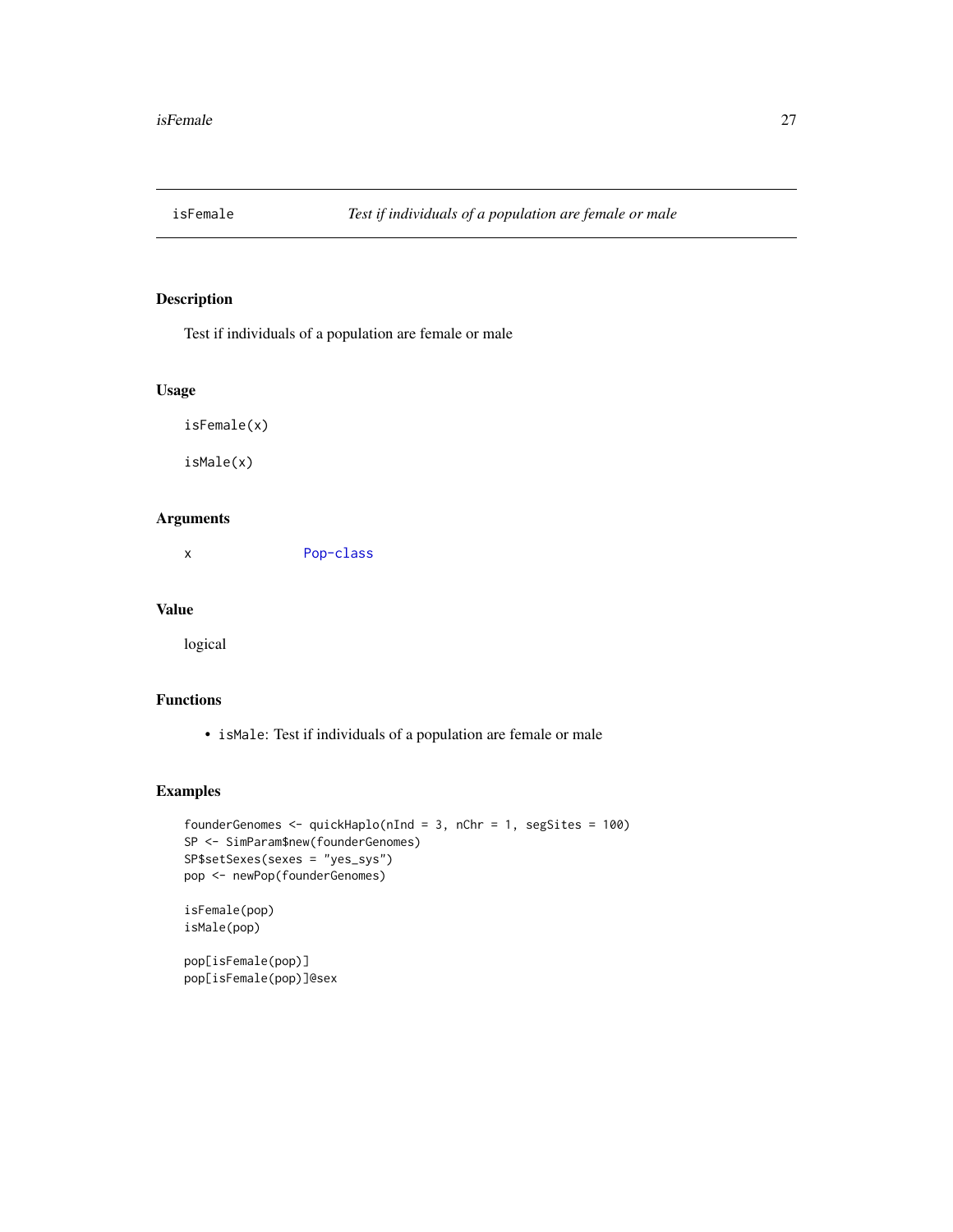## isFemale *Test if individuals of a population are female or male*

### Description

Test if individuals of a population are female or male

### Usage

```
isFemale(x)

isMale(x)
```

### Arguments

| | |
|---|---|
| x | Pop-class |

### Value

logical

### Functions

- `isMale`: Test if individuals of a population are female or male

### Examples

```
founderGenomes <- quickHaplo(nInd = 3, nChr = 1, segSites = 100)
SP <- SimParam$new(founderGenomes)
SP$setSexes(sexes = "yes_sys")
pop <- newPop(founderGenomes)

isFemale(pop)
isMale(pop)

pop[isFemale(pop)]
pop[isFemale(pop)]@sex
```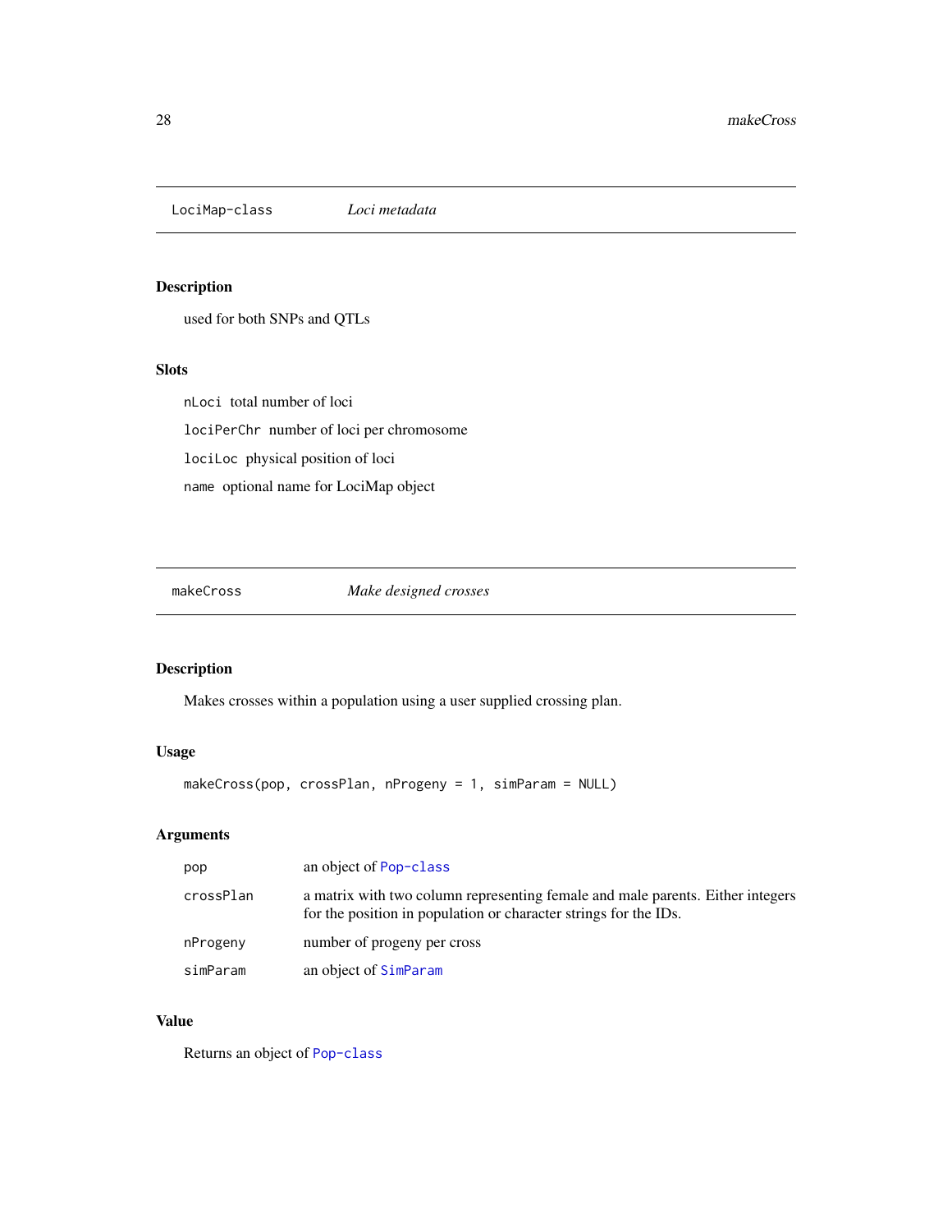## LociMap-class *Loci metadata*

### Description

used for both SNPs and QTLs

### Slots

`nLoci` total number of loci

`lociPerChr` number of loci per chromosome

`lociLoc` physical position of loci

`name` optional name for LociMap object

## makeCross *Make designed crosses*

### Description

Makes crosses within a population using a user supplied crossing plan.

### Usage

```
makeCross(pop, crossPlan, nProgeny = 1, simParam = NULL)
```

### Arguments

| | |
|---|---|
| `pop` | an object of `Pop-class` |
| `crossPlan` | a matrix with two column representing female and male parents. Either integers for the position in population or character strings for the IDs. |
| `nProgeny` | number of progeny per cross |
| `simParam` | an object of `SimParam` |

### Value

Returns an object of `Pop-class`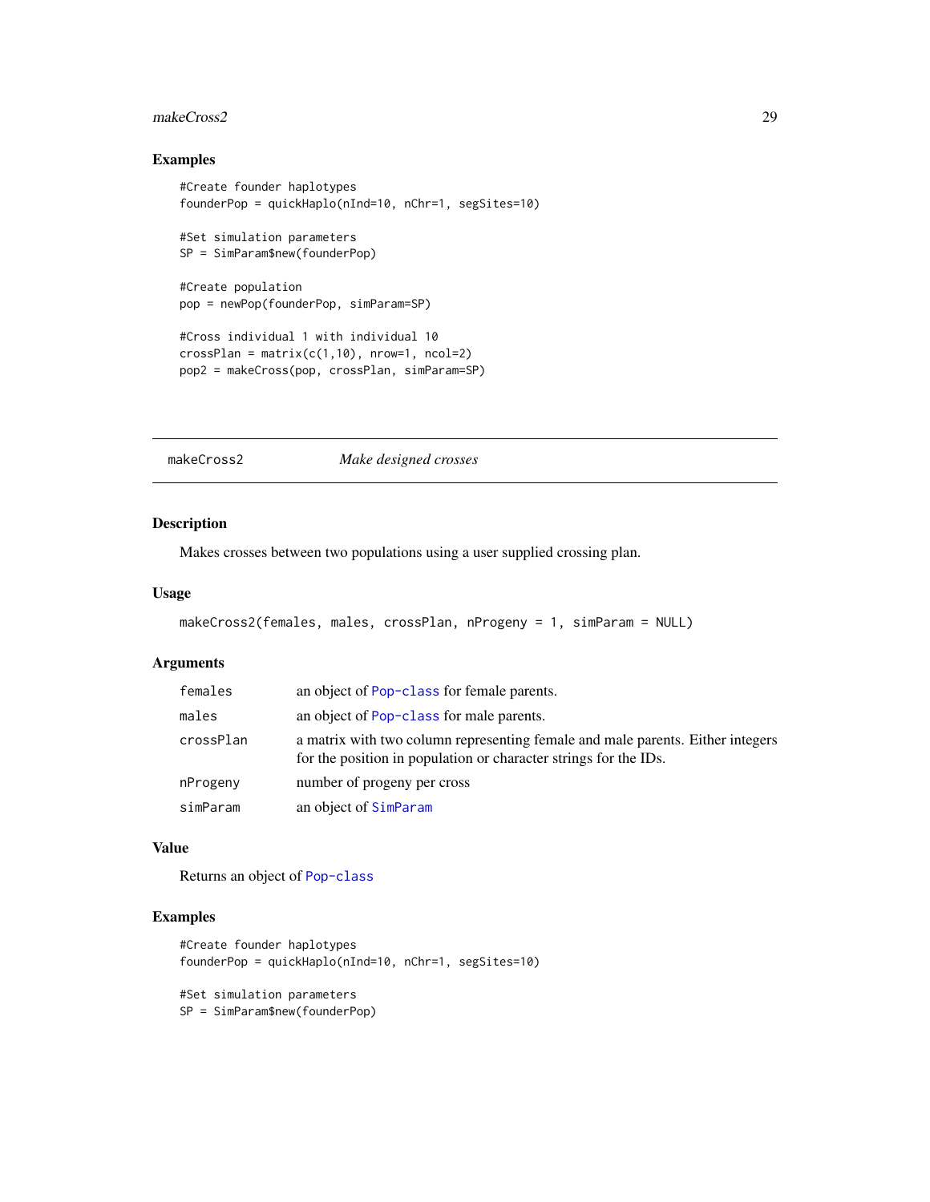## Examples

```
#Create founder haplotypes
founderPop = quickHaplo(nInd=10, nChr=1, segSites=10)

#Set simulation parameters
SP = SimParam$new(founderPop)

#Create population
pop = newPop(founderPop, simParam=SP)

#Cross individual 1 with individual 10
crossPlan = matrix(c(1,10), nrow=1, ncol=2)
pop2 = makeCross(pop, crossPlan, simParam=SP)
```

---

# makeCross2 *Make designed crosses*

---

## Description

Makes crosses between two populations using a user supplied crossing plan.

## Usage

```
makeCross2(females, males, crossPlan, nProgeny = 1, simParam = NULL)
```

## Arguments

| | |
|---|---|
| `females` | an object of `Pop-class` for female parents. |
| `males` | an object of `Pop-class` for male parents. |
| `crossPlan` | a matrix with two column representing female and male parents. Either integers for the position in population or character strings for the IDs. |
| `nProgeny` | number of progeny per cross |
| `simParam` | an object of `SimParam` |

## Value

Returns an object of `Pop-class`

## Examples

```
#Create founder haplotypes
founderPop = quickHaplo(nInd=10, nChr=1, segSites=10)

#Set simulation parameters
SP = SimParam$new(founderPop)
```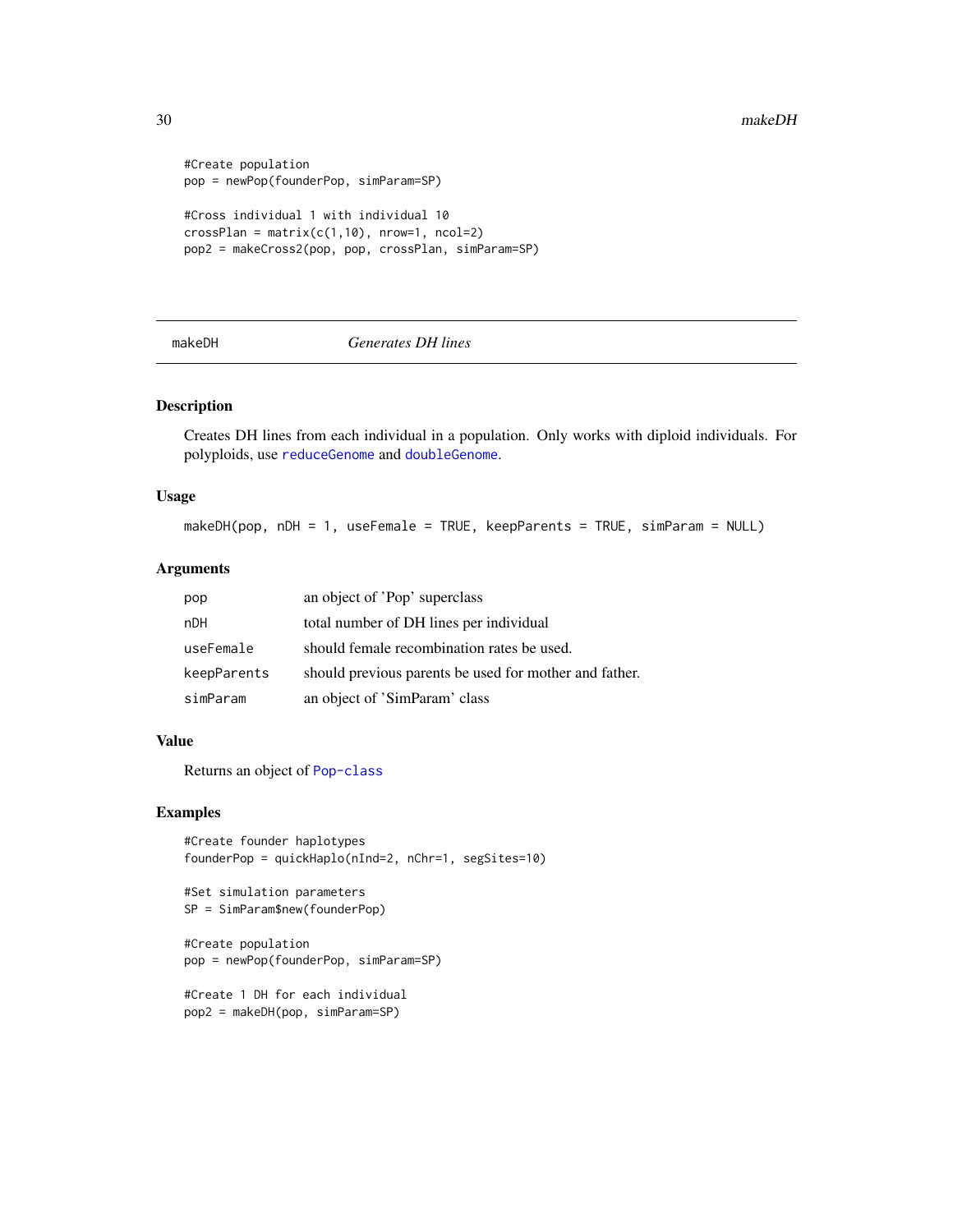```
#Create population
pop = newPop(founderPop, simParam=SP)

#Cross individual 1 with individual 10
crossPlan = matrix(c(1,10), nrow=1, ncol=2)
pop2 = makeCross2(pop, pop, crossPlan, simParam=SP)
```

---

## makeDH *Generates DH lines*

### Description

Creates DH lines from each individual in a population. Only works with diploid individuals. For polyploids, use `reduceGenome` and `doubleGenome`.

### Usage

```
makeDH(pop, nDH = 1, useFemale = TRUE, keepParents = TRUE, simParam = NULL)
```

### Arguments

| | |
|---|---|
| `pop` | an object of 'Pop' superclass |
| `nDH` | total number of DH lines per individual |
| `useFemale` | should female recombination rates be used. |
| `keepParents` | should previous parents be used for mother and father. |
| `simParam` | an object of 'SimParam' class |

### Value

Returns an object of `Pop-class`

### Examples

```
#Create founder haplotypes
founderPop = quickHaplo(nInd=2, nChr=1, segSites=10)

#Set simulation parameters
SP = SimParam$new(founderPop)

#Create population
pop = newPop(founderPop, simParam=SP)

#Create 1 DH for each individual
pop2 = makeDH(pop, simParam=SP)
```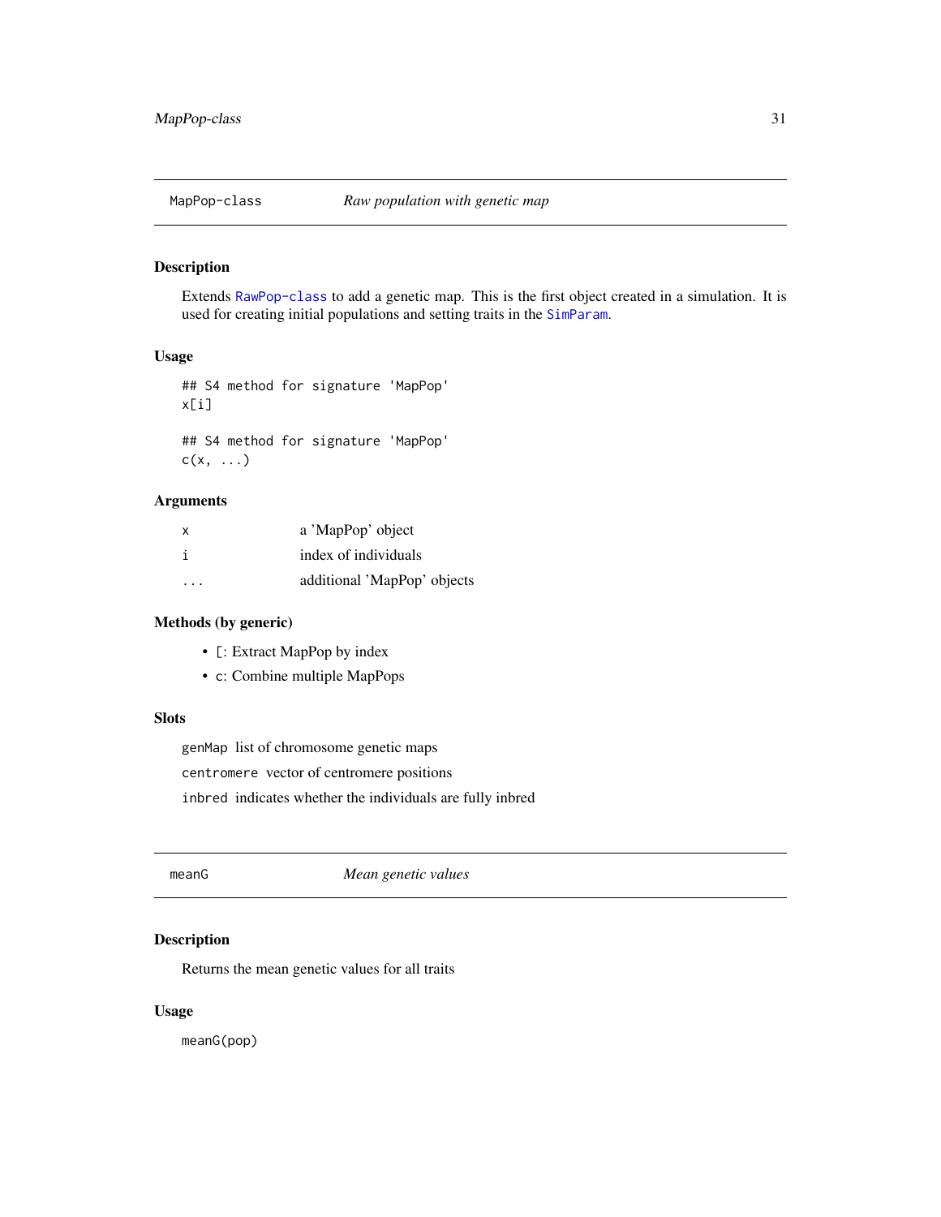## MapPop-class *Raw population with genetic map*

### Description

Extends RawPop-class to add a genetic map. This is the first object created in a simulation. It is used for creating initial populations and setting traits in the SimParam.

### Usage

```
## S4 method for signature 'MapPop'
x[i]

## S4 method for signature 'MapPop'
c(x, ...)
```

### Arguments

| | |
|---|---|
| x | a 'MapPop' object |
| i | index of individuals |
| ... | additional 'MapPop' objects |

### Methods (by generic)

- `[`: Extract MapPop by index
- `c`: Combine multiple MapPops

### Slots

`genMap` list of chromosome genetic maps

`centromere` vector of centromere positions

`inbred` indicates whether the individuals are fully inbred

## meanG *Mean genetic values*

### Description

Returns the mean genetic values for all traits

### Usage

```
meanG(pop)
```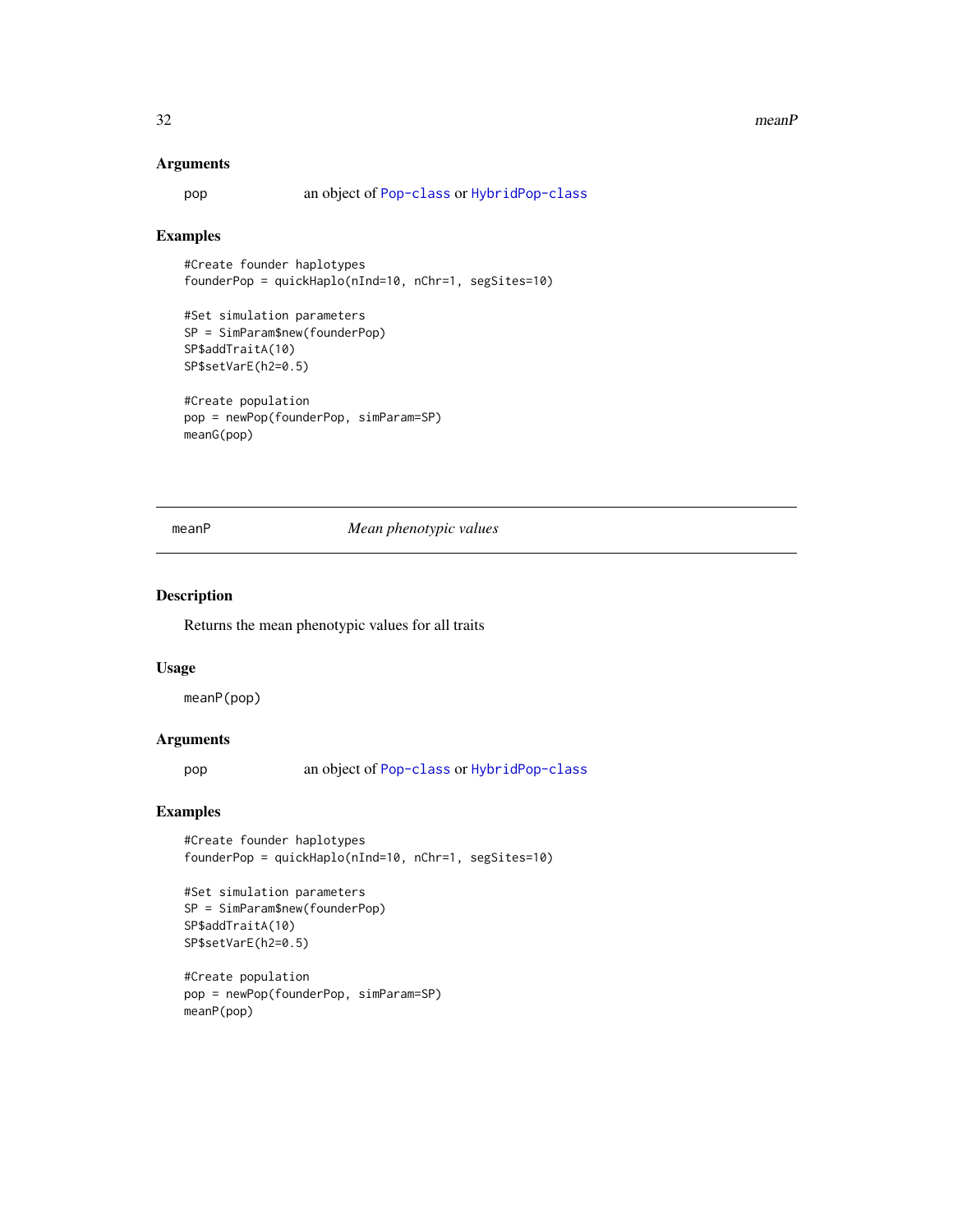### Arguments

pop an object of Pop-class or HybridPop-class

### Examples

```
#Create founder haplotypes
founderPop = quickHaplo(nInd=10, nChr=1, segSites=10)

#Set simulation parameters
SP = SimParam$new(founderPop)
SP$addTraitA(10)
SP$setVarE(h2=0.5)

#Create population
pop = newPop(founderPop, simParam=SP)
meanG(pop)
```

---

## meanP *Mean phenotypic values*

---

### Description

Returns the mean phenotypic values for all traits

### Usage

```
meanP(pop)
```

### Arguments

pop an object of Pop-class or HybridPop-class

### Examples

```
#Create founder haplotypes
founderPop = quickHaplo(nInd=10, nChr=1, segSites=10)

#Set simulation parameters
SP = SimParam$new(founderPop)
SP$addTraitA(10)
SP$setVarE(h2=0.5)

#Create population
pop = newPop(founderPop, simParam=SP)
meanP(pop)
```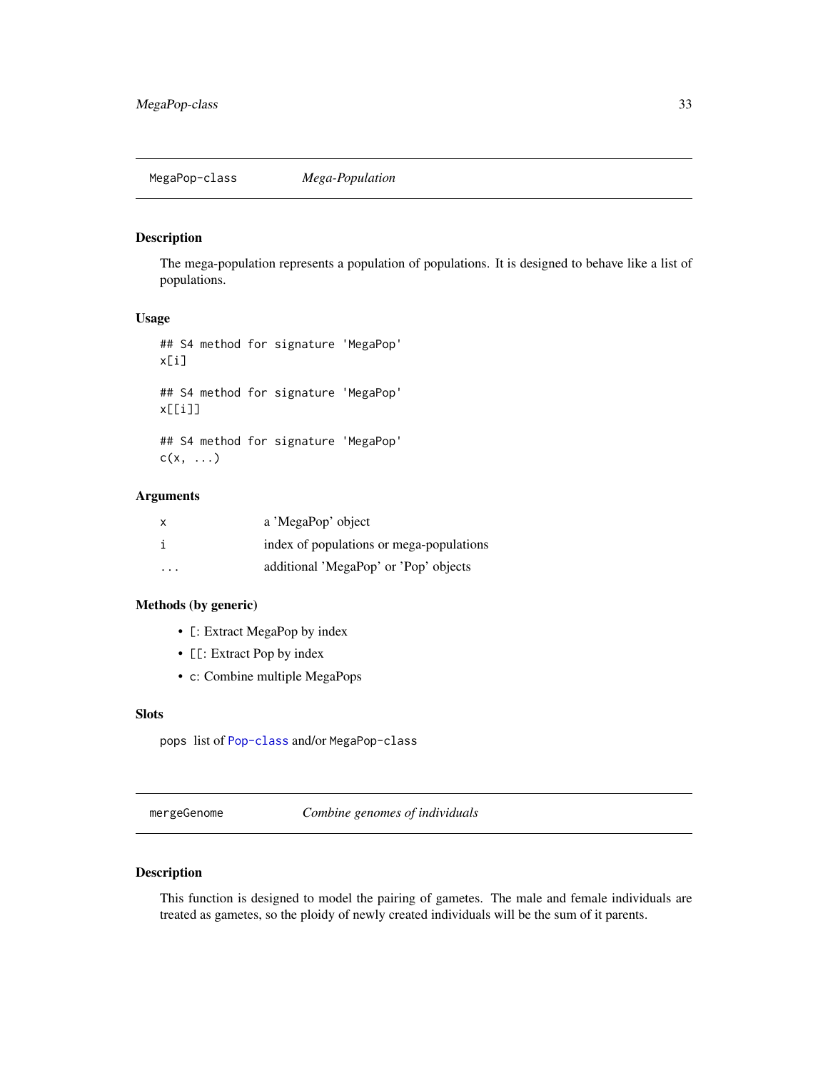## MegaPop-class *Mega-Population*

### Description

The mega-population represents a population of populations. It is designed to behave like a list of populations.

### Usage

```
## S4 method for signature 'MegaPop'
x[i]

## S4 method for signature 'MegaPop'
x[[i]]

## S4 method for signature 'MegaPop'
c(x, ...)
```

### Arguments

| | |
|---|---|
| x | a 'MegaPop' object |
| i | index of populations or mega-populations |
| ... | additional 'MegaPop' or 'Pop' objects |

### Methods (by generic)

- `[`: Extract MegaPop by index
- `[[`: Extract Pop by index
- `c`: Combine multiple MegaPops

### Slots

`pops` list of `Pop-class` and/or `MegaPop-class`

## mergeGenome *Combine genomes of individuals*

### Description

This function is designed to model the pairing of gametes. The male and female individuals are treated as gametes, so the ploidy of newly created individuals will be the sum of it parents.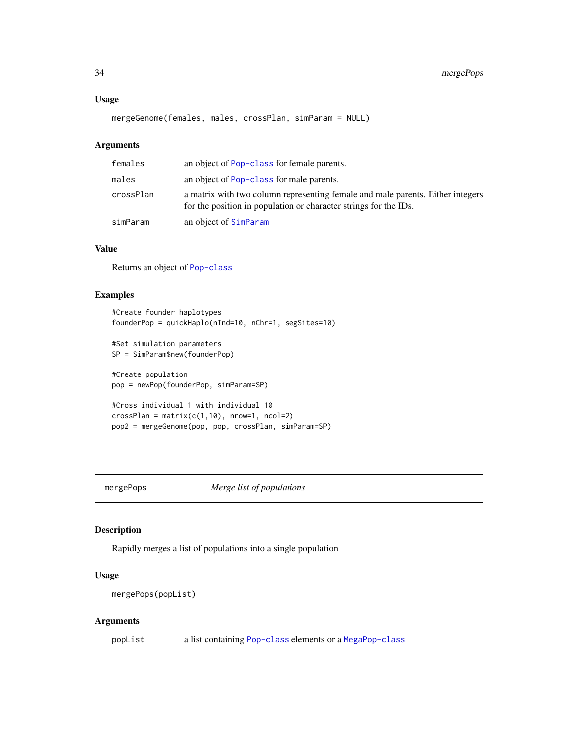### Usage

```
mergeGenome(females, males, crossPlan, simParam = NULL)
```

### Arguments

| | |
|---|---|
| females | an object of Pop-class for female parents. |
| males | an object of Pop-class for male parents. |
| crossPlan | a matrix with two column representing female and male parents. Either integers for the position in population or character strings for the IDs. |
| simParam | an object of SimParam |

### Value

Returns an object of Pop-class

### Examples

```
#Create founder haplotypes
founderPop = quickHaplo(nInd=10, nChr=1, segSites=10)

#Set simulation parameters
SP = SimParam$new(founderPop)

#Create population
pop = newPop(founderPop, simParam=SP)

#Cross individual 1 with individual 10
crossPlan = matrix(c(1,10), nrow=1, ncol=2)
pop2 = mergeGenome(pop, pop, crossPlan, simParam=SP)
```

---

## mergePops *Merge list of populations*

---

### Description

Rapidly merges a list of populations into a single population

### Usage

```
mergePops(popList)
```

### Arguments

| | |
|---|---|
| popList | a list containing Pop-class elements or a MegaPop-class |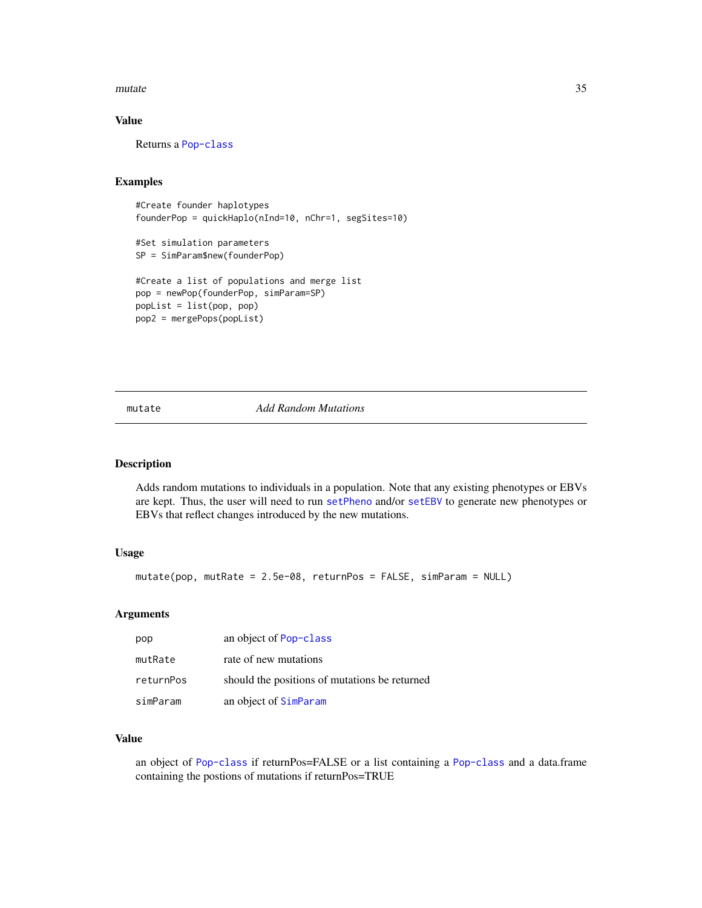### Value

Returns a Pop-class

### Examples

```
#Create founder haplotypes
founderPop = quickHaplo(nInd=10, nChr=1, segSites=10)

#Set simulation parameters
SP = SimParam$new(founderPop)

#Create a list of populations and merge list
pop = newPop(founderPop, simParam=SP)
popList = list(pop, pop)
pop2 = mergePops(popList)
```

---

## mutate — *Add Random Mutations*

---

### Description

Adds random mutations to individuals in a population. Note that any existing phenotypes or EBVs are kept. Thus, the user will need to run setPheno and/or setEBV to generate new phenotypes or EBVs that reflect changes introduced by the new mutations.

### Usage

```
mutate(pop, mutRate = 2.5e-08, returnPos = FALSE, simParam = NULL)
```

### Arguments

| | |
|---|---|
| pop | an object of Pop-class |
| mutRate | rate of new mutations |
| returnPos | should the positions of mutations be returned |
| simParam | an object of SimParam |

### Value

an object of Pop-class if returnPos=FALSE or a list containing a Pop-class and a data.frame containing the postions of mutations if returnPos=TRUE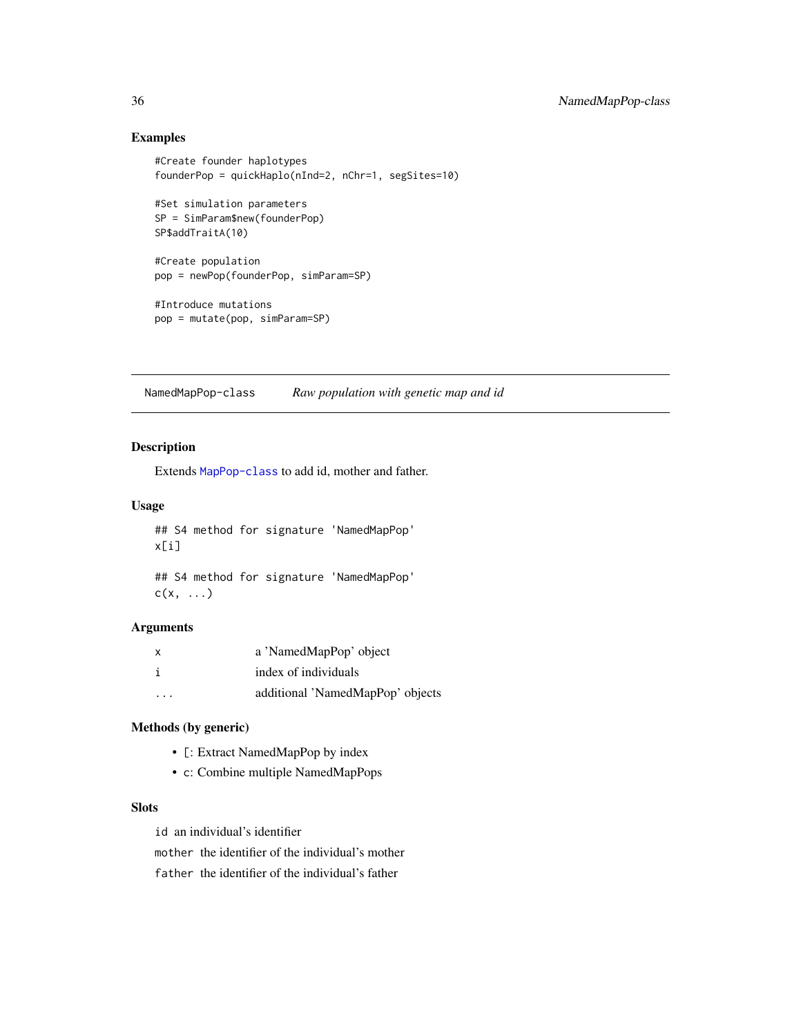## Examples

```
#Create founder haplotypes
founderPop = quickHaplo(nInd=2, nChr=1, segSites=10)

#Set simulation parameters
SP = SimParam$new(founderPop)
SP$addTraitA(10)

#Create population
pop = newPop(founderPop, simParam=SP)

#Introduce mutations
pop = mutate(pop, simParam=SP)
```

---

# NamedMapPop-class *Raw population with genetic map and id*

## Description

Extends MapPop-class to add id, mother and father.

## Usage

```
## S4 method for signature 'NamedMapPop'
x[i]

## S4 method for signature 'NamedMapPop'
c(x, ...)
```

## Arguments

| | |
|---|---|
| x | a 'NamedMapPop' object |
| i | index of individuals |
| ... | additional 'NamedMapPop' objects |

## Methods (by generic)

- `[`: Extract NamedMapPop by index
- `c`: Combine multiple NamedMapPops

## Slots

`id` an individual's identifier

`mother` the identifier of the individual's mother

`father` the identifier of the individual's father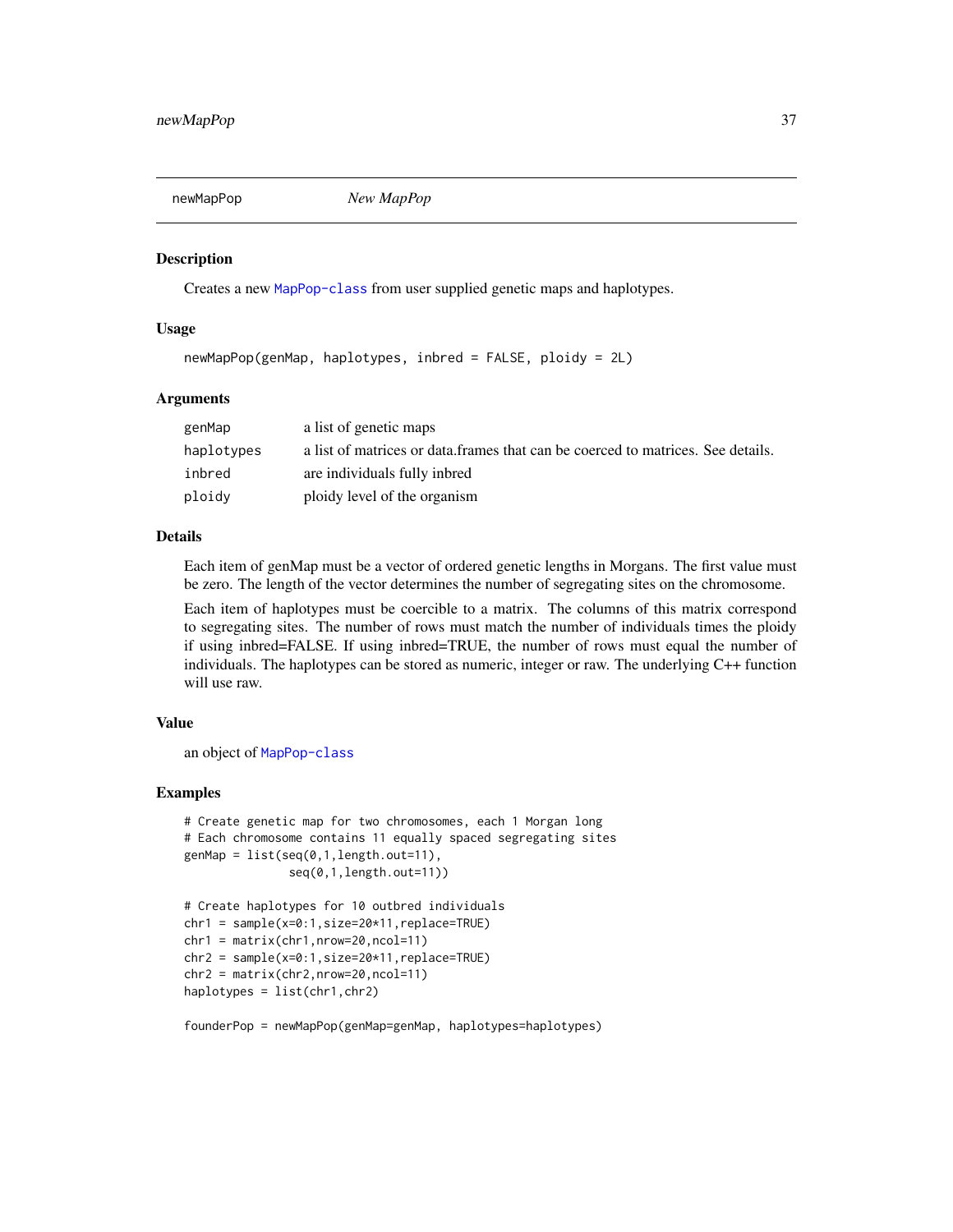## newMapPop *New MapPop*

### Description

Creates a new MapPop-class from user supplied genetic maps and haplotypes.

### Usage

```
newMapPop(genMap, haplotypes, inbred = FALSE, ploidy = 2L)
```

### Arguments

| | |
|---|---|
| genMap | a list of genetic maps |
| haplotypes | a list of matrices or data.frames that can be coerced to matrices. See details. |
| inbred | are individuals fully inbred |
| ploidy | ploidy level of the organism |

### Details

Each item of genMap must be a vector of ordered genetic lengths in Morgans. The first value must be zero. The length of the vector determines the number of segregating sites on the chromosome.

Each item of haplotypes must be coercible to a matrix. The columns of this matrix correspond to segregating sites. The number of rows must match the number of individuals times the ploidy if using inbred=FALSE. If using inbred=TRUE, the number of rows must equal the number of individuals. The haplotypes can be stored as numeric, integer or raw. The underlying C++ function will use raw.

### Value

an object of MapPop-class

### Examples

```
# Create genetic map for two chromosomes, each 1 Morgan long
# Each chromosome contains 11 equally spaced segregating sites
genMap = list(seq(0,1,length.out=11),
              seq(0,1,length.out=11))

# Create haplotypes for 10 outbred individuals
chr1 = sample(x=0:1,size=20*11,replace=TRUE)
chr1 = matrix(chr1,nrow=20,ncol=11)
chr2 = sample(x=0:1,size=20*11,replace=TRUE)
chr2 = matrix(chr2,nrow=20,ncol=11)
haplotypes = list(chr1,chr2)

founderPop = newMapPop(genMap=genMap, haplotypes=haplotypes)
```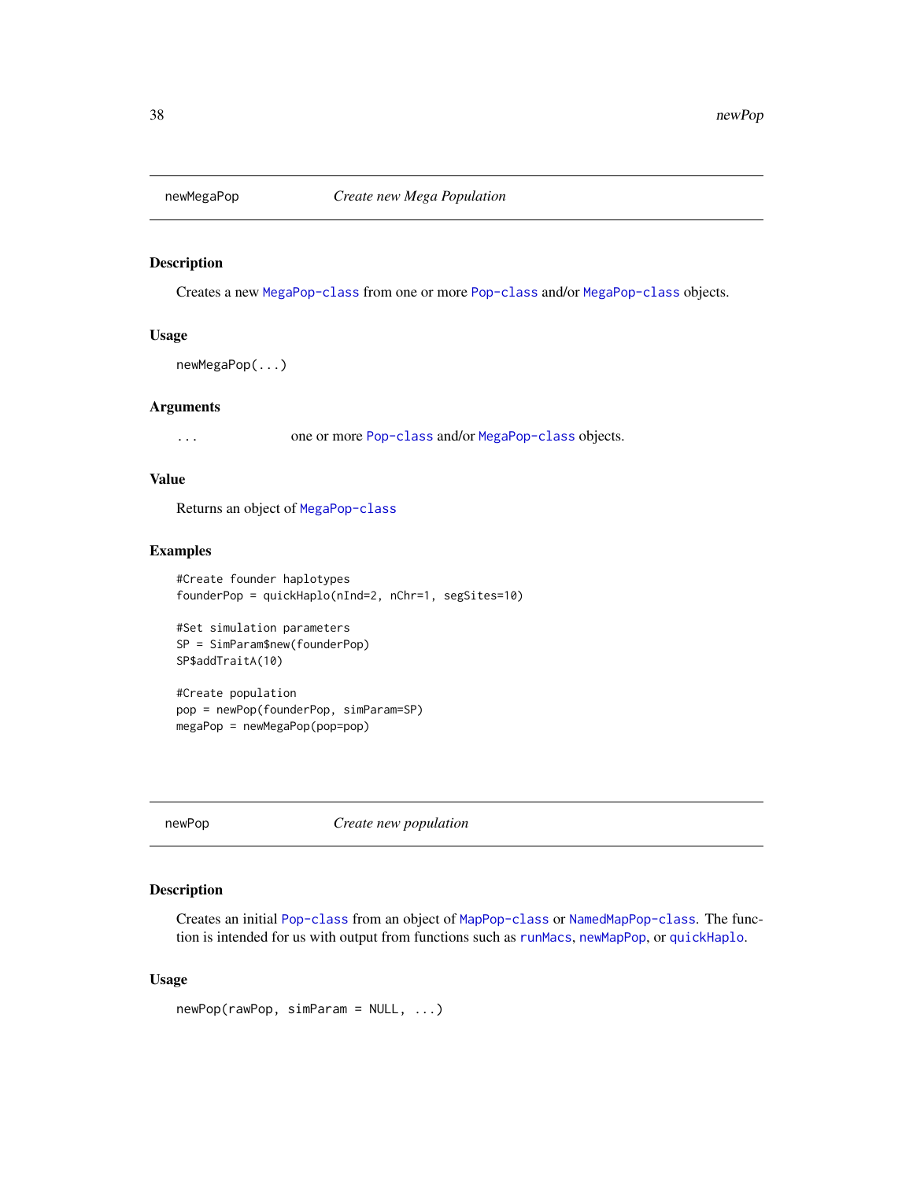## newMegaPop *Create new Mega Population*

### Description

Creates a new MegaPop-class from one or more Pop-class and/or MegaPop-class objects.

### Usage

```
newMegaPop(...)
```

### Arguments

| | |
|---|---|
| ... | one or more Pop-class and/or MegaPop-class objects. |

### Value

Returns an object of MegaPop-class

### Examples

```
#Create founder haplotypes
founderPop = quickHaplo(nInd=2, nChr=1, segSites=10)

#Set simulation parameters
SP = SimParam$new(founderPop)
SP$addTraitA(10)

#Create population
pop = newPop(founderPop, simParam=SP)
megaPop = newMegaPop(pop=pop)
```

## newPop *Create new population*

### Description

Creates an initial Pop-class from an object of MapPop-class or NamedMapPop-class. The function is intended for us with output from functions such as runMacs, newMapPop, or quickHaplo.

### Usage

```
newPop(rawPop, simParam = NULL, ...)
```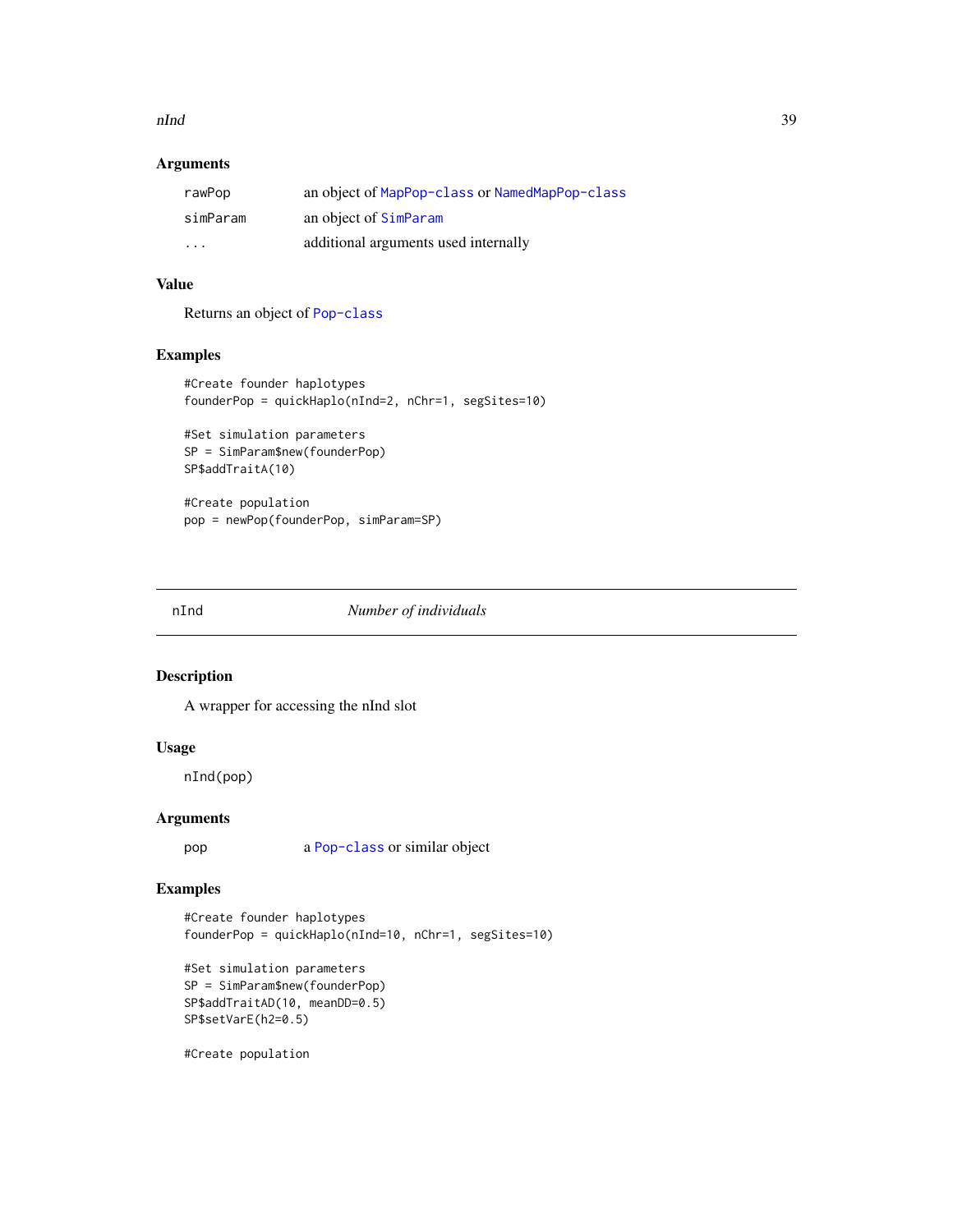### Arguments

| | |
|---|---|
| rawPop | an object of MapPop-class or NamedMapPop-class |
| simParam | an object of SimParam |
| ... | additional arguments used internally |

### Value

Returns an object of Pop-class

### Examples

```
#Create founder haplotypes
founderPop = quickHaplo(nInd=2, nChr=1, segSites=10)

#Set simulation parameters
SP = SimParam$new(founderPop)
SP$addTraitA(10)

#Create population
pop = newPop(founderPop, simParam=SP)
```

---

## nInd *Number of individuals*

---

### Description

A wrapper for accessing the nInd slot

### Usage

```
nInd(pop)
```

### Arguments

| | |
|---|---|
| pop | a Pop-class or similar object |

### Examples

```
#Create founder haplotypes
founderPop = quickHaplo(nInd=10, nChr=1, segSites=10)

#Set simulation parameters
SP = SimParam$new(founderPop)
SP$addTraitAD(10, meanDD=0.5)
SP$setVarE(h2=0.5)

#Create population
```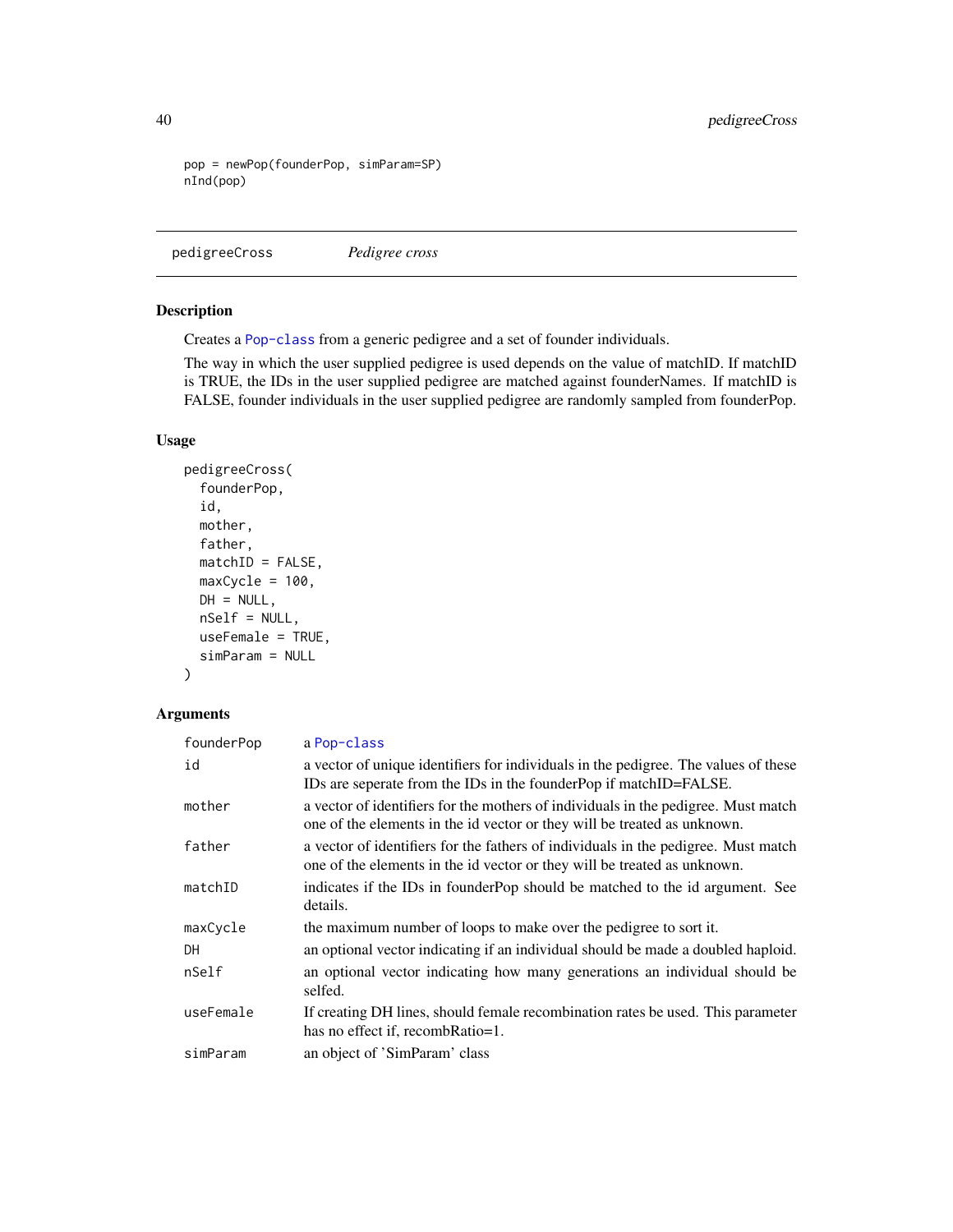```
pop = newPop(founderPop, simParam=SP)
nInd(pop)
```

## pedigreeCross *Pedigree cross*

### Description

Creates a Pop-class from a generic pedigree and a set of founder individuals.

The way in which the user supplied pedigree is used depends on the value of matchID. If matchID is TRUE, the IDs in the user supplied pedigree are matched against founderNames. If matchID is FALSE, founder individuals in the user supplied pedigree are randomly sampled from founderPop.

### Usage

```
pedigreeCross(
  founderPop,
  id,
  mother,
  father,
  matchID = FALSE,
  maxCycle = 100,
  DH = NULL,
  nSelf = NULL,
  useFemale = TRUE,
  simParam = NULL
)
```

### Arguments

| | |
|---|---|
| founderPop | a Pop-class |
| id | a vector of unique identifiers for individuals in the pedigree. The values of these IDs are seperate from the IDs in the founderPop if matchID=FALSE. |
| mother | a vector of identifiers for the mothers of individuals in the pedigree. Must match one of the elements in the id vector or they will be treated as unknown. |
| father | a vector of identifiers for the fathers of individuals in the pedigree. Must match one of the elements in the id vector or they will be treated as unknown. |
| matchID | indicates if the IDs in founderPop should be matched to the id argument. See details. |
| maxCycle | the maximum number of loops to make over the pedigree to sort it. |
| DH | an optional vector indicating if an individual should be made a doubled haploid. |
| nSelf | an optional vector indicating how many generations an individual should be selfed. |
| useFemale | If creating DH lines, should female recombination rates be used. This parameter has no effect if, recombRatio=1. |
| simParam | an object of 'SimParam' class |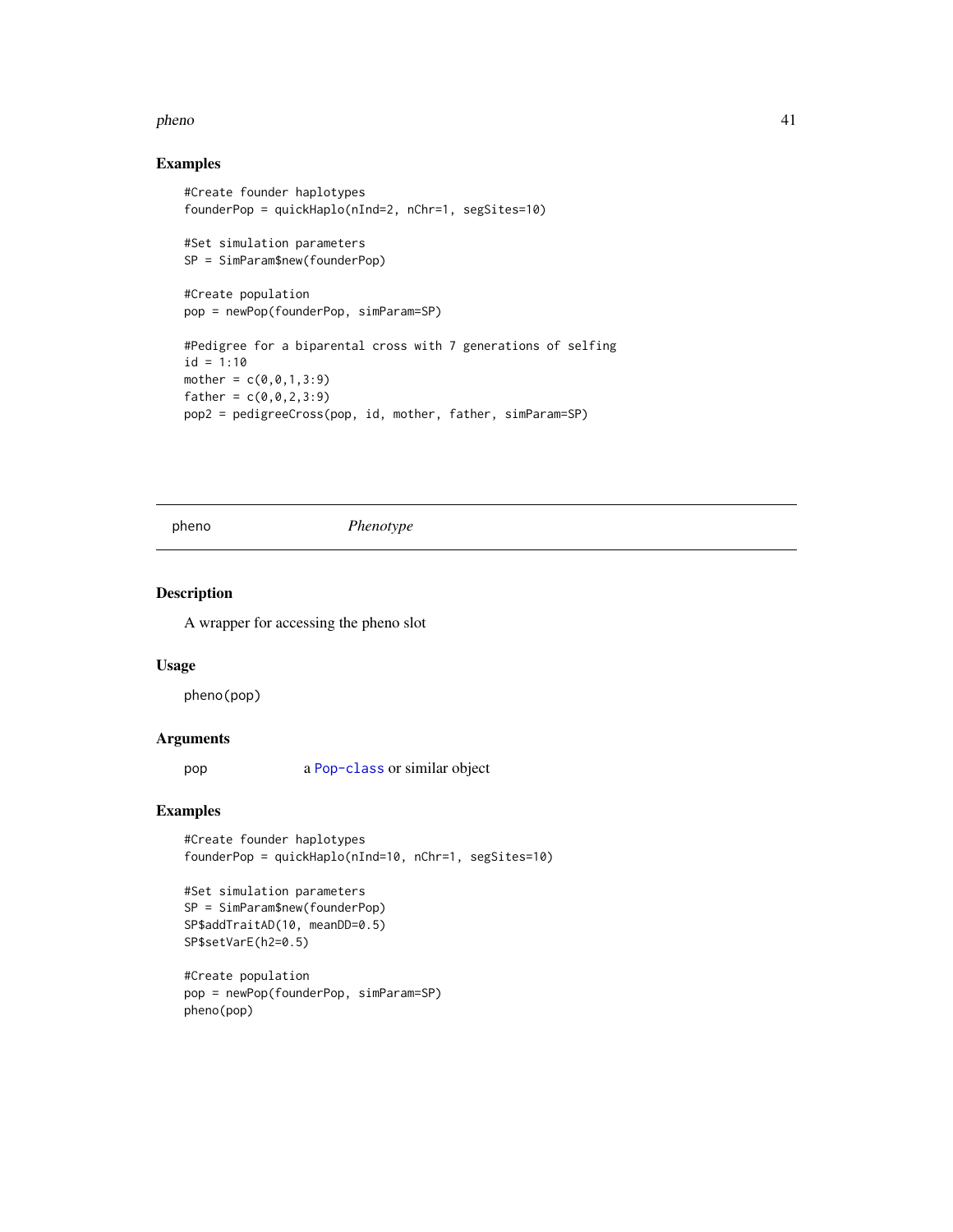## Examples

```
#Create founder haplotypes
founderPop = quickHaplo(nInd=2, nChr=1, segSites=10)

#Set simulation parameters
SP = SimParam$new(founderPop)

#Create population
pop = newPop(founderPop, simParam=SP)

#Pedigree for a biparental cross with 7 generations of selfing
id = 1:10
mother = c(0,0,1,3:9)
father = c(0,0,2,3:9)
pop2 = pedigreeCross(pop, id, mother, father, simParam=SP)
```

---

# pheno *Phenotype*

---

## Description

A wrapper for accessing the pheno slot

## Usage

```
pheno(pop)
```

## Arguments

| | |
|---|---|
| pop | a Pop-class or similar object |

## Examples

```
#Create founder haplotypes
founderPop = quickHaplo(nInd=10, nChr=1, segSites=10)

#Set simulation parameters
SP = SimParam$new(founderPop)
SP$addTraitAD(10, meanDD=0.5)
SP$setVarE(h2=0.5)

#Create population
pop = newPop(founderPop, simParam=SP)
pheno(pop)
```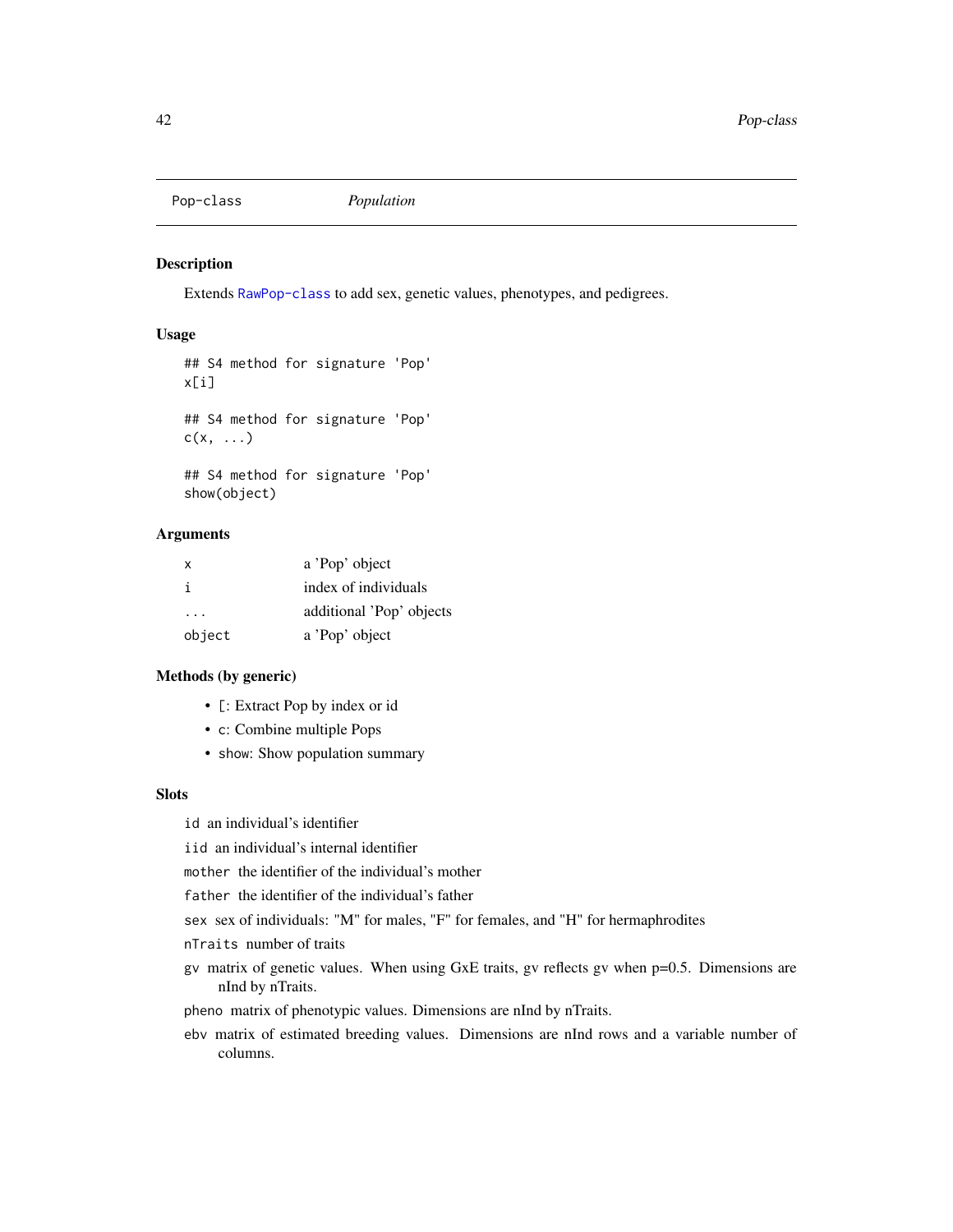Pop-class *Population*

## Description

Extends RawPop-class to add sex, genetic values, phenotypes, and pedigrees.

## Usage

```
## S4 method for signature 'Pop'
x[i]

## S4 method for signature 'Pop'
c(x, ...)

## S4 method for signature 'Pop'
show(object)
```

## Arguments

| | |
|---|---|
| x | a 'Pop' object |
| i | index of individuals |
| ... | additional 'Pop' objects |
| object | a 'Pop' object |

## Methods (by generic)

- `[`: Extract Pop by index or id
- `c`: Combine multiple Pops
- `show`: Show population summary

## Slots

`id` an individual's identifier

`iid` an individual's internal identifier

`mother` the identifier of the individual's mother

`father` the identifier of the individual's father

`sex` sex of individuals: "M" for males, "F" for females, and "H" for hermaphrodites

`nTraits` number of traits

`gv` matrix of genetic values. When using GxE traits, gv reflects gv when p=0.5. Dimensions are nInd by nTraits.

`pheno` matrix of phenotypic values. Dimensions are nInd by nTraits.

`ebv` matrix of estimated breeding values. Dimensions are nInd rows and a variable number of columns.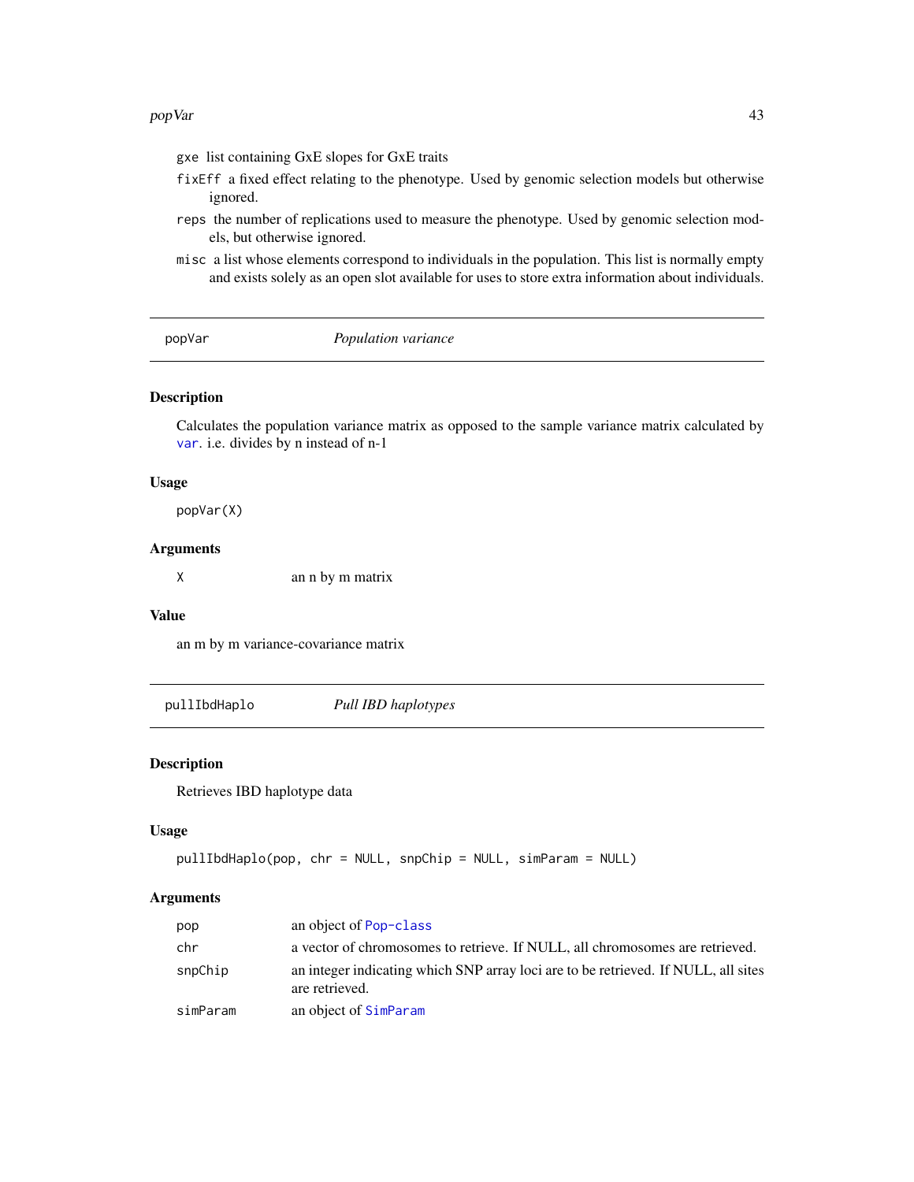gxe list containing GxE slopes for GxE traits

fixEff a fixed effect relating to the phenotype. Used by genomic selection models but otherwise ignored.

reps the number of replications used to measure the phenotype. Used by genomic selection models, but otherwise ignored.

misc a list whose elements correspond to individuals in the population. This list is normally empty and exists solely as an open slot available for uses to store extra information about individuals.

---

## popVar — *Population variance*

### Description

Calculates the population variance matrix as opposed to the sample variance matrix calculated by var. i.e. divides by n instead of n-1

### Usage

```
popVar(X)
```

### Arguments

| | |
|---|---|
| X | an n by m matrix |

### Value

an m by m variance-covariance matrix

---

## pullIbdHaplo — *Pull IBD haplotypes*

### Description

Retrieves IBD haplotype data

### Usage

```
pullIbdHaplo(pop, chr = NULL, snpChip = NULL, simParam = NULL)
```

### Arguments

| | |
|---|---|
| pop | an object of Pop-class |
| chr | a vector of chromosomes to retrieve. If NULL, all chromosomes are retrieved. |
| snpChip | an integer indicating which SNP array loci are to be retrieved. If NULL, all sites are retrieved. |
| simParam | an object of SimParam |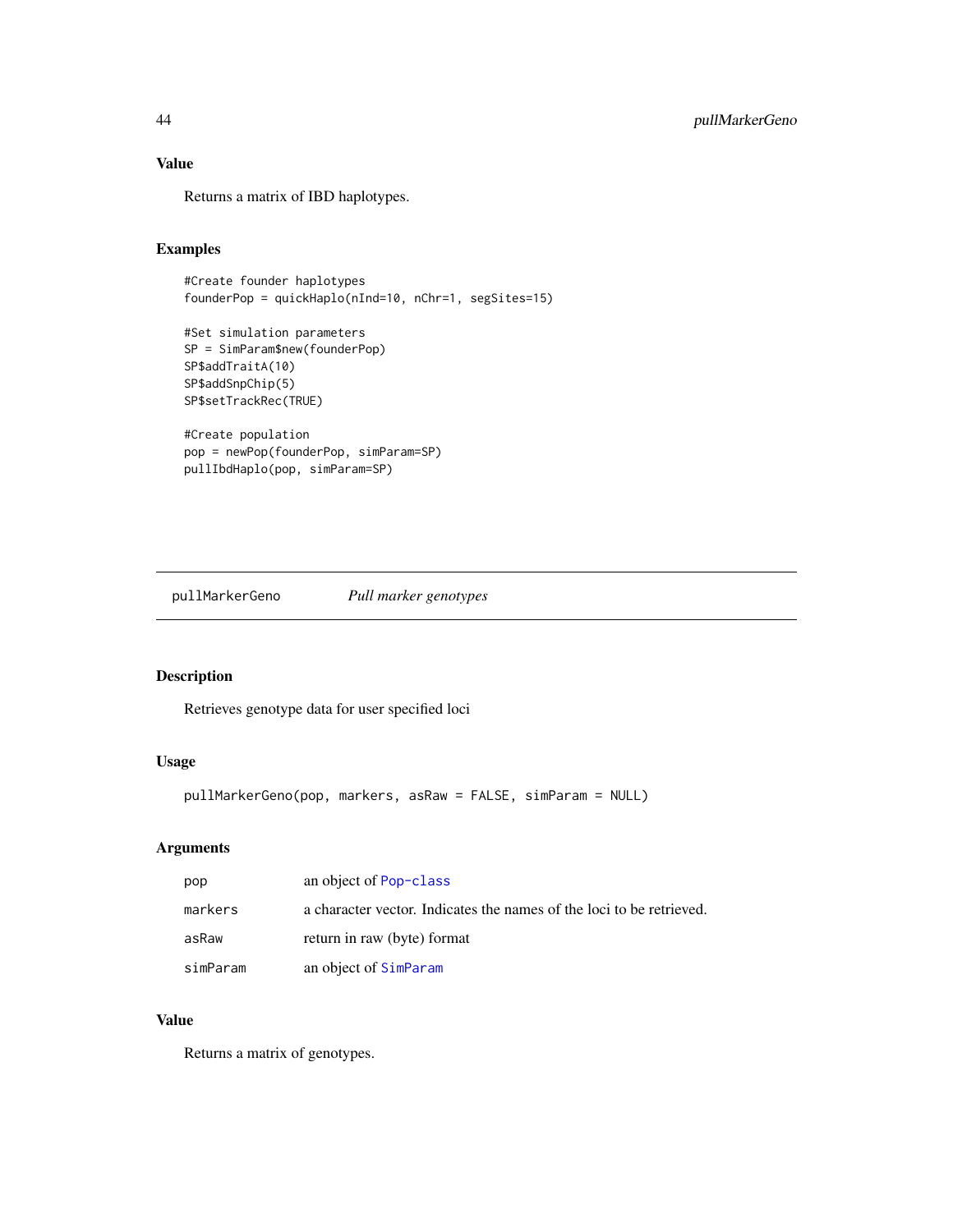## Value

Returns a matrix of IBD haplotypes.

## Examples

```
#Create founder haplotypes
founderPop = quickHaplo(nInd=10, nChr=1, segSites=15)

#Set simulation parameters
SP = SimParam$new(founderPop)
SP$addTraitA(10)
SP$addSnpChip(5)
SP$setTrackRec(TRUE)

#Create population
pop = newPop(founderPop, simParam=SP)
pullIbdHaplo(pop, simParam=SP)
```

---

# pullMarkerGeno *Pull marker genotypes*

## Description

Retrieves genotype data for user specified loci

## Usage

```
pullMarkerGeno(pop, markers, asRaw = FALSE, simParam = NULL)
```

## Arguments

| | |
|---|---|
| pop | an object of Pop-class |
| markers | a character vector. Indicates the names of the loci to be retrieved. |
| asRaw | return in raw (byte) format |
| simParam | an object of SimParam |

## Value

Returns a matrix of genotypes.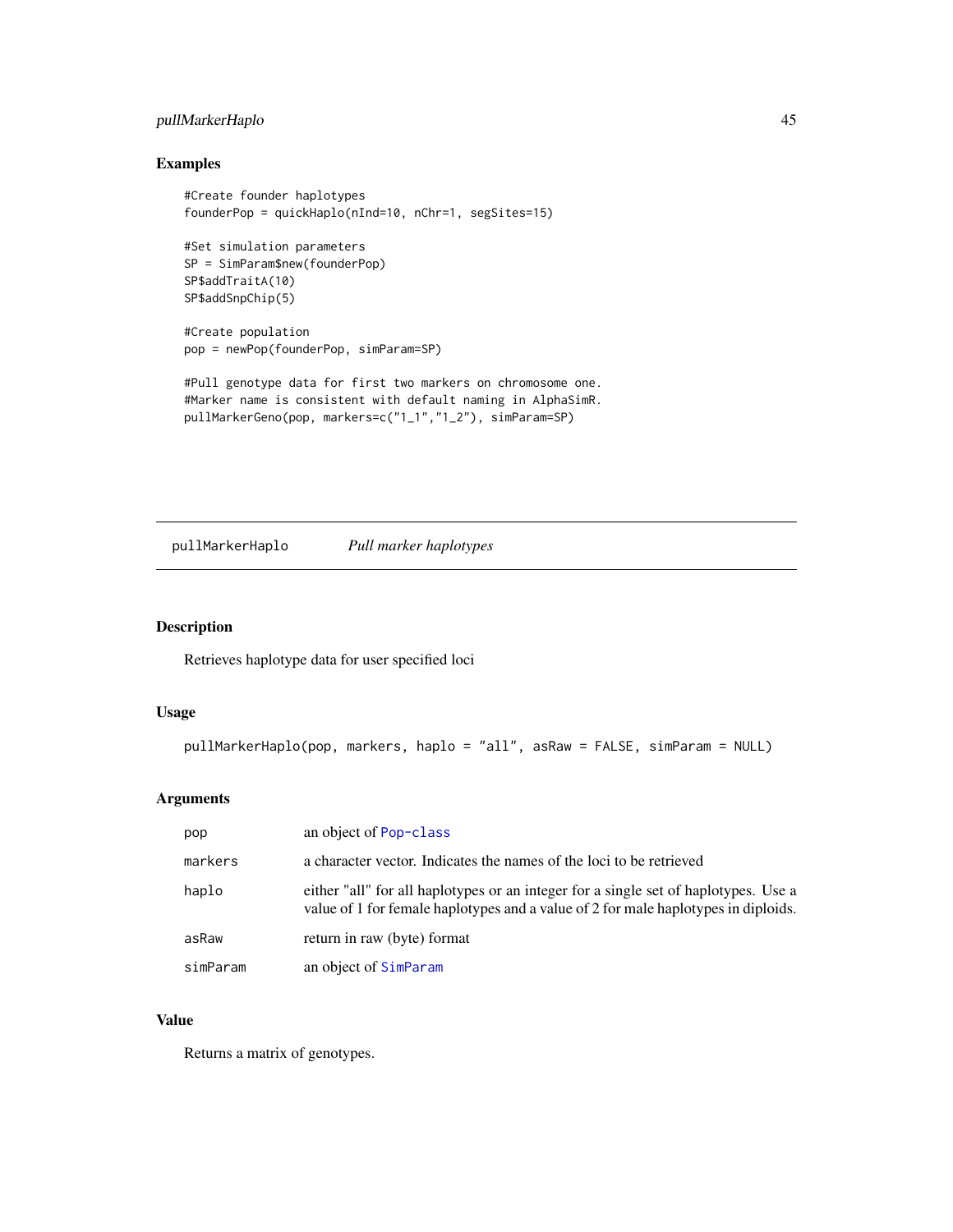## Examples

```
#Create founder haplotypes
founderPop = quickHaplo(nInd=10, nChr=1, segSites=15)

#Set simulation parameters
SP = SimParam$new(founderPop)
SP$addTraitA(10)
SP$addSnpChip(5)

#Create population
pop = newPop(founderPop, simParam=SP)

#Pull genotype data for first two markers on chromosome one.
#Marker name is consistent with default naming in AlphaSimR.
pullMarkerGeno(pop, markers=c("1_1","1_2"), simParam=SP)
```

---

# pullMarkerHaplo    *Pull marker haplotypes*

---

## Description

Retrieves haplotype data for user specified loci

## Usage

```
pullMarkerHaplo(pop, markers, haplo = "all", asRaw = FALSE, simParam = NULL)
```

## Arguments

| | |
|---|---|
| pop | an object of Pop-class |
| markers | a character vector. Indicates the names of the loci to be retrieved |
| haplo | either "all" for all haplotypes or an integer for a single set of haplotypes. Use a value of 1 for female haplotypes and a value of 2 for male haplotypes in diploids. |
| asRaw | return in raw (byte) format |
| simParam | an object of SimParam |

## Value

Returns a matrix of genotypes.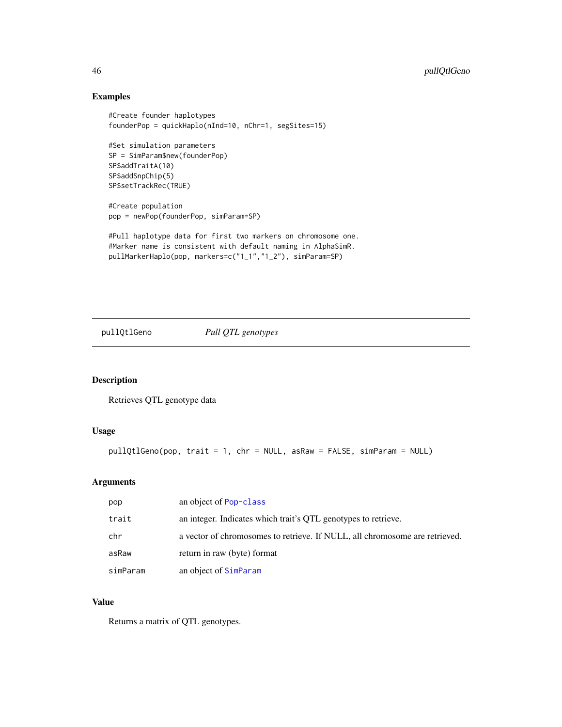## Examples

```
#Create founder haplotypes
founderPop = quickHaplo(nInd=10, nChr=1, segSites=15)

#Set simulation parameters
SP = SimParam$new(founderPop)
SP$addTraitA(10)
SP$addSnpChip(5)
SP$setTrackRec(TRUE)

#Create population
pop = newPop(founderPop, simParam=SP)

#Pull haplotype data for first two markers on chromosome one.
#Marker name is consistent with default naming in AlphaSimR.
pullMarkerHaplo(pop, markers=c("1_1","1_2"), simParam=SP)
```

---

# pullQtlGeno — *Pull QTL genotypes*

## Description

Retrieves QTL genotype data

## Usage

```
pullQtlGeno(pop, trait = 1, chr = NULL, asRaw = FALSE, simParam = NULL)
```

## Arguments

| | |
|---|---|
| `pop` | an object of `Pop-class` |
| `trait` | an integer. Indicates which trait's QTL genotypes to retrieve. |
| `chr` | a vector of chromosomes to retrieve. If NULL, all chromosome are retrieved. |
| `asRaw` | return in raw (byte) format |
| `simParam` | an object of `SimParam` |

## Value

Returns a matrix of QTL genotypes.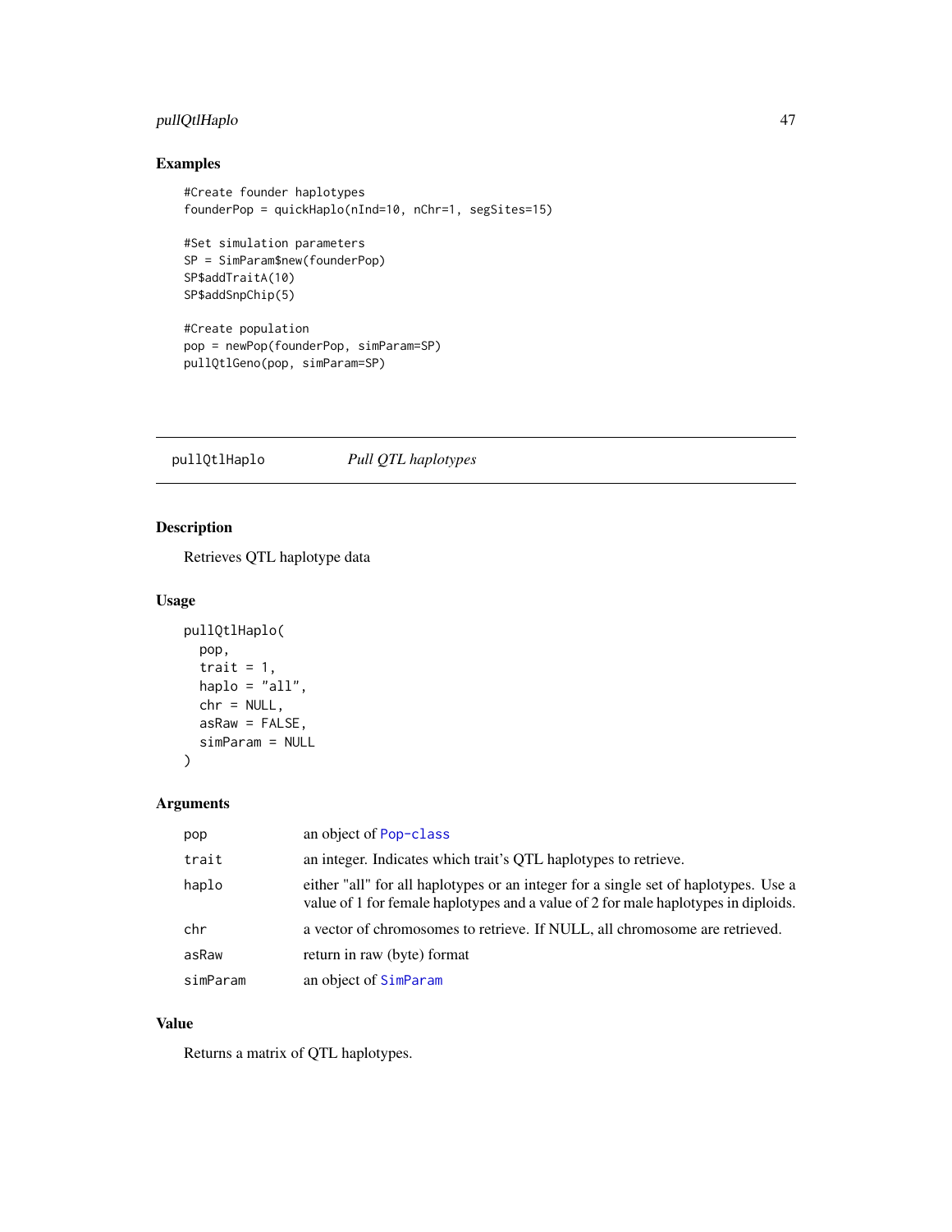## Examples

```
#Create founder haplotypes
founderPop = quickHaplo(nInd=10, nChr=1, segSites=15)

#Set simulation parameters
SP = SimParam$new(founderPop)
SP$addTraitA(10)
SP$addSnpChip(5)

#Create population
pop = newPop(founderPop, simParam=SP)
pullQtlGeno(pop, simParam=SP)
```

---

# pullQtlHaplo *Pull QTL haplotypes*

---

## Description

Retrieves QTL haplotype data

## Usage

```
pullQtlHaplo(
  pop,
  trait = 1,
  haplo = "all",
  chr = NULL,
  asRaw = FALSE,
  simParam = NULL
)
```

## Arguments

| | |
|---|---|
| pop | an object of Pop-class |
| trait | an integer. Indicates which trait's QTL haplotypes to retrieve. |
| haplo | either "all" for all haplotypes or an integer for a single set of haplotypes. Use a value of 1 for female haplotypes and a value of 2 for male haplotypes in diploids. |
| chr | a vector of chromosomes to retrieve. If NULL, all chromosome are retrieved. |
| asRaw | return in raw (byte) format |
| simParam | an object of SimParam |

## Value

Returns a matrix of QTL haplotypes.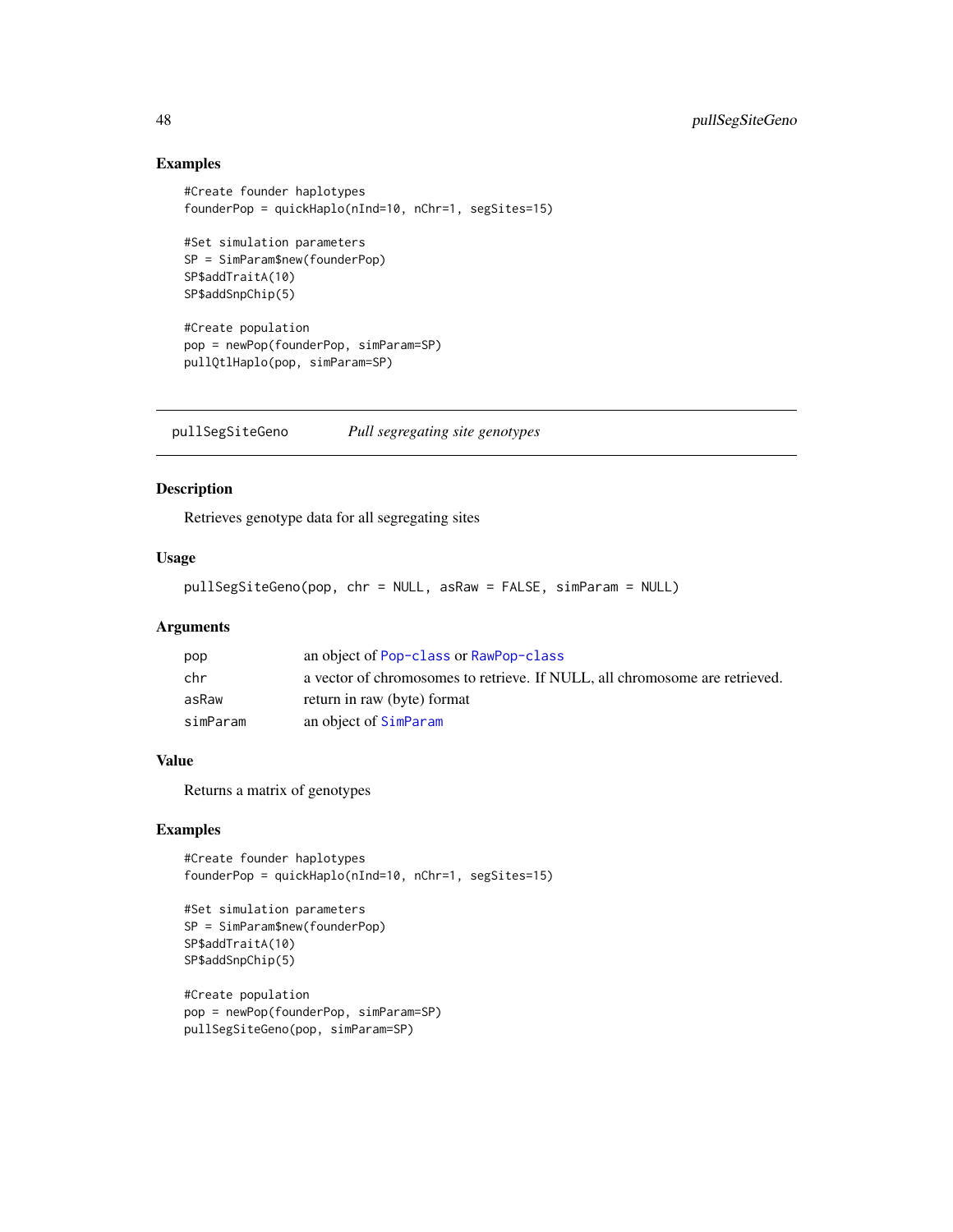## Examples

```
#Create founder haplotypes
founderPop = quickHaplo(nInd=10, nChr=1, segSites=15)

#Set simulation parameters
SP = SimParam$new(founderPop)
SP$addTraitA(10)
SP$addSnpChip(5)

#Create population
pop = newPop(founderPop, simParam=SP)
pullQtlHaplo(pop, simParam=SP)
```

---

# pullSegSiteGeno *Pull segregating site genotypes*

---

## Description

Retrieves genotype data for all segregating sites

## Usage

```
pullSegSiteGeno(pop, chr = NULL, asRaw = FALSE, simParam = NULL)
```

## Arguments

| | |
|---|---|
| pop | an object of Pop-class or RawPop-class |
| chr | a vector of chromosomes to retrieve. If NULL, all chromosome are retrieved. |
| asRaw | return in raw (byte) format |
| simParam | an object of SimParam |

## Value

Returns a matrix of genotypes

## Examples

```
#Create founder haplotypes
founderPop = quickHaplo(nInd=10, nChr=1, segSites=15)

#Set simulation parameters
SP = SimParam$new(founderPop)
SP$addTraitA(10)
SP$addSnpChip(5)

#Create population
pop = newPop(founderPop, simParam=SP)
pullSegSiteGeno(pop, simParam=SP)
```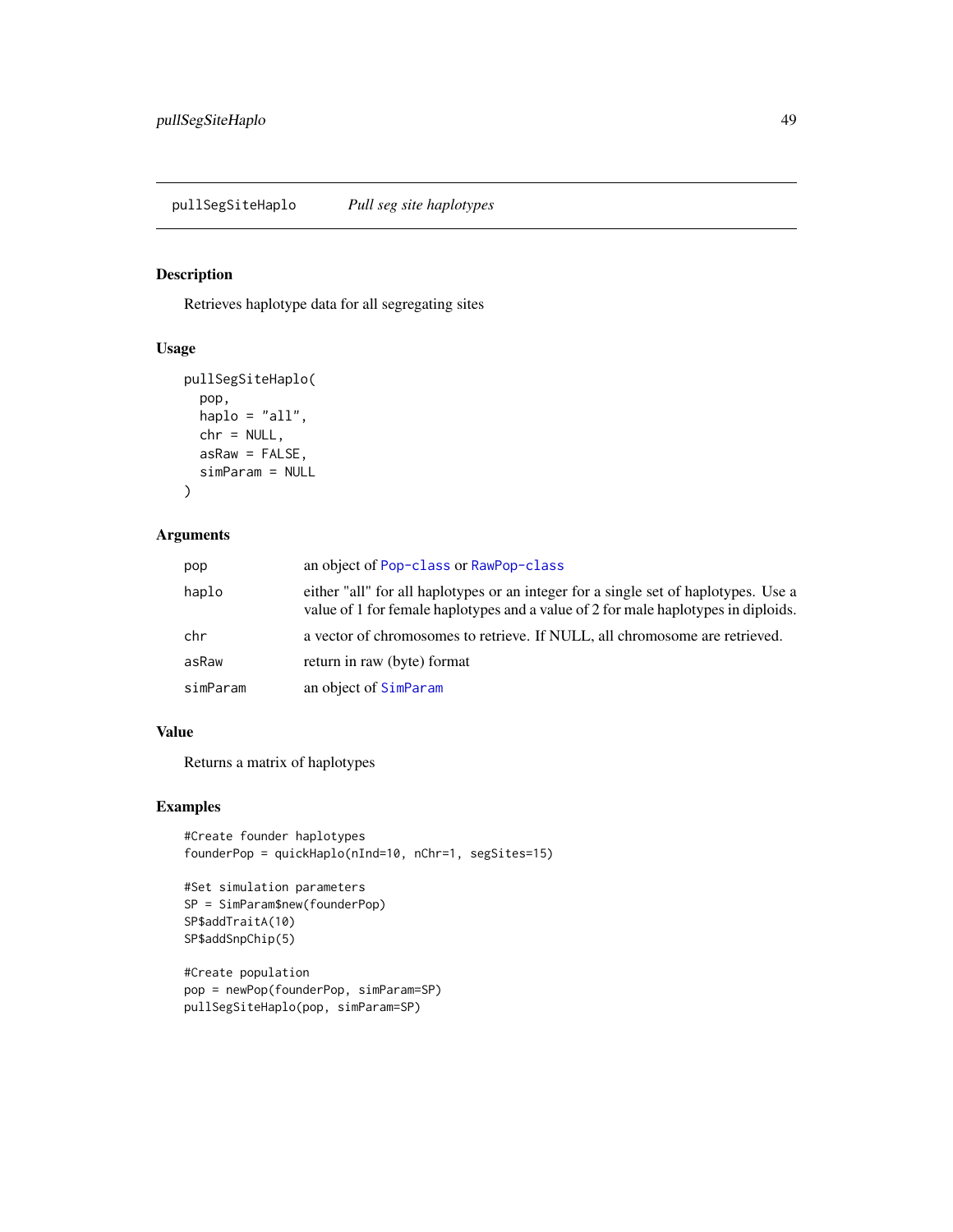`pullSegSiteHaplo` *Pull seg site haplotypes*

## Description

Retrieves haplotype data for all segregating sites

## Usage

```
pullSegSiteHaplo(
  pop,
  haplo = "all",
  chr = NULL,
  asRaw = FALSE,
  simParam = NULL
)
```

## Arguments

| | |
|---|---|
| `pop` | an object of `Pop-class` or `RawPop-class` |
| `haplo` | either "all" for all haplotypes or an integer for a single set of haplotypes. Use a value of 1 for female haplotypes and a value of 2 for male haplotypes in diploids. |
| `chr` | a vector of chromosomes to retrieve. If NULL, all chromosome are retrieved. |
| `asRaw` | return in raw (byte) format |
| `simParam` | an object of `SimParam` |

## Value

Returns a matrix of haplotypes

## Examples

```
#Create founder haplotypes
founderPop = quickHaplo(nInd=10, nChr=1, segSites=15)

#Set simulation parameters
SP = SimParam$new(founderPop)
SP$addTraitA(10)
SP$addSnpChip(5)

#Create population
pop = newPop(founderPop, simParam=SP)
pullSegSiteHaplo(pop, simParam=SP)
```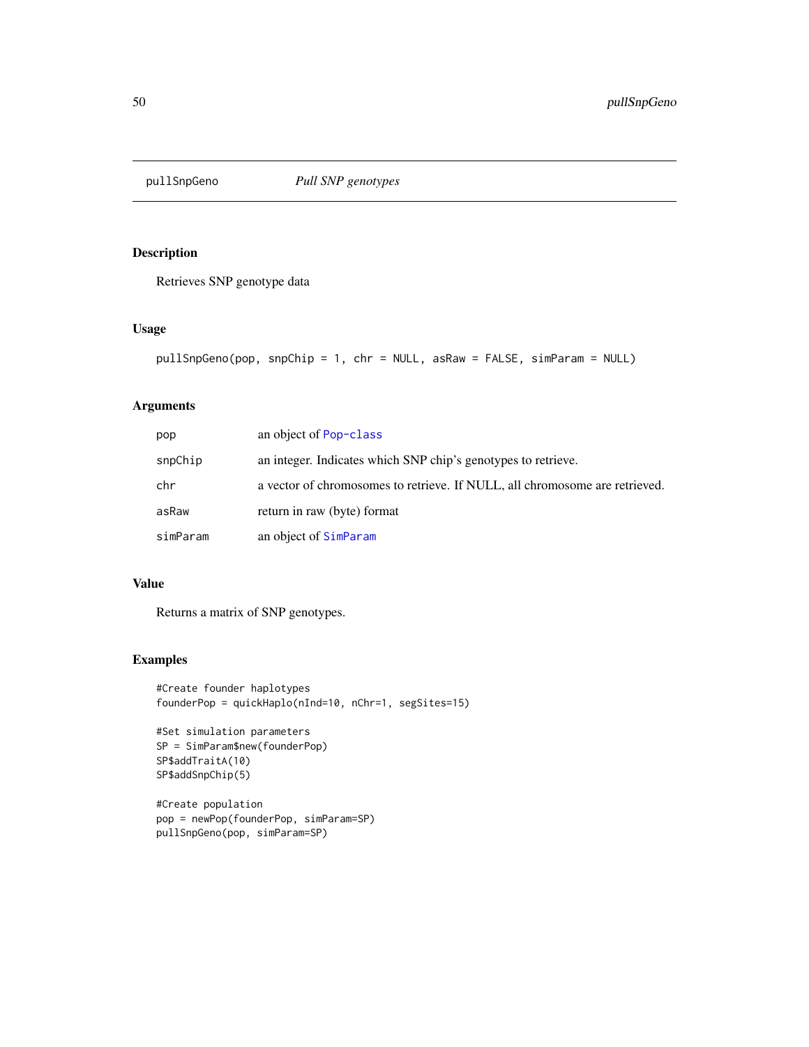# pullSnpGeno *Pull SNP genotypes*

## Description

Retrieves SNP genotype data

## Usage

```
pullSnpGeno(pop, snpChip = 1, chr = NULL, asRaw = FALSE, simParam = NULL)
```

## Arguments

| | |
|---|---|
| pop | an object of Pop-class |
| snpChip | an integer. Indicates which SNP chip's genotypes to retrieve. |
| chr | a vector of chromosomes to retrieve. If NULL, all chromosome are retrieved. |
| asRaw | return in raw (byte) format |
| simParam | an object of SimParam |

## Value

Returns a matrix of SNP genotypes.

## Examples

```
#Create founder haplotypes
founderPop = quickHaplo(nInd=10, nChr=1, segSites=15)

#Set simulation parameters
SP = SimParam$new(founderPop)
SP$addTraitA(10)
SP$addSnpChip(5)

#Create population
pop = newPop(founderPop, simParam=SP)
pullSnpGeno(pop, simParam=SP)
```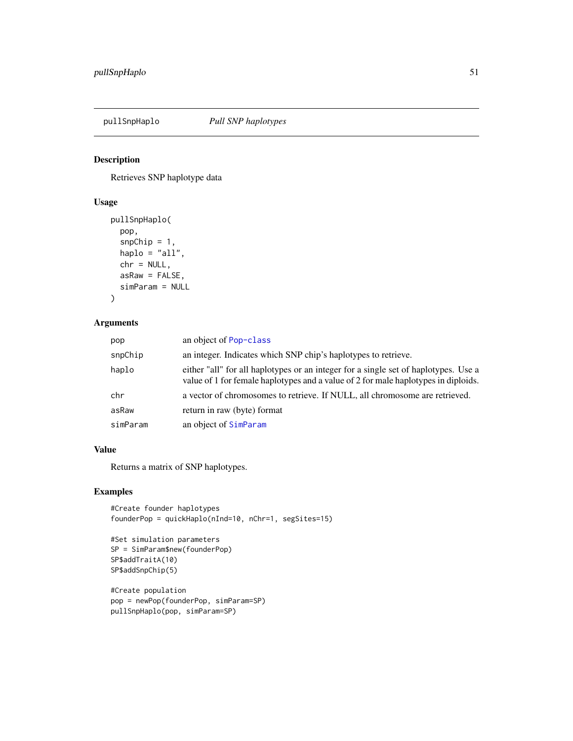## pullSnpHaplo — *Pull SNP haplotypes*

### Description

Retrieves SNP haplotype data

### Usage

```
pullSnpHaplo(
  pop,
  snpChip = 1,
  haplo = "all",
  chr = NULL,
  asRaw = FALSE,
  simParam = NULL
)
```

### Arguments

| | |
|---|---|
| pop | an object of Pop-class |
| snpChip | an integer. Indicates which SNP chip's haplotypes to retrieve. |
| haplo | either "all" for all haplotypes or an integer for a single set of haplotypes. Use a value of 1 for female haplotypes and a value of 2 for male haplotypes in diploids. |
| chr | a vector of chromosomes to retrieve. If NULL, all chromosome are retrieved. |
| asRaw | return in raw (byte) format |
| simParam | an object of SimParam |

### Value

Returns a matrix of SNP haplotypes.

### Examples

```
#Create founder haplotypes
founderPop = quickHaplo(nInd=10, nChr=1, segSites=15)

#Set simulation parameters
SP = SimParam$new(founderPop)
SP$addTraitA(10)
SP$addSnpChip(5)

#Create population
pop = newPop(founderPop, simParam=SP)
pullSnpHaplo(pop, simParam=SP)
```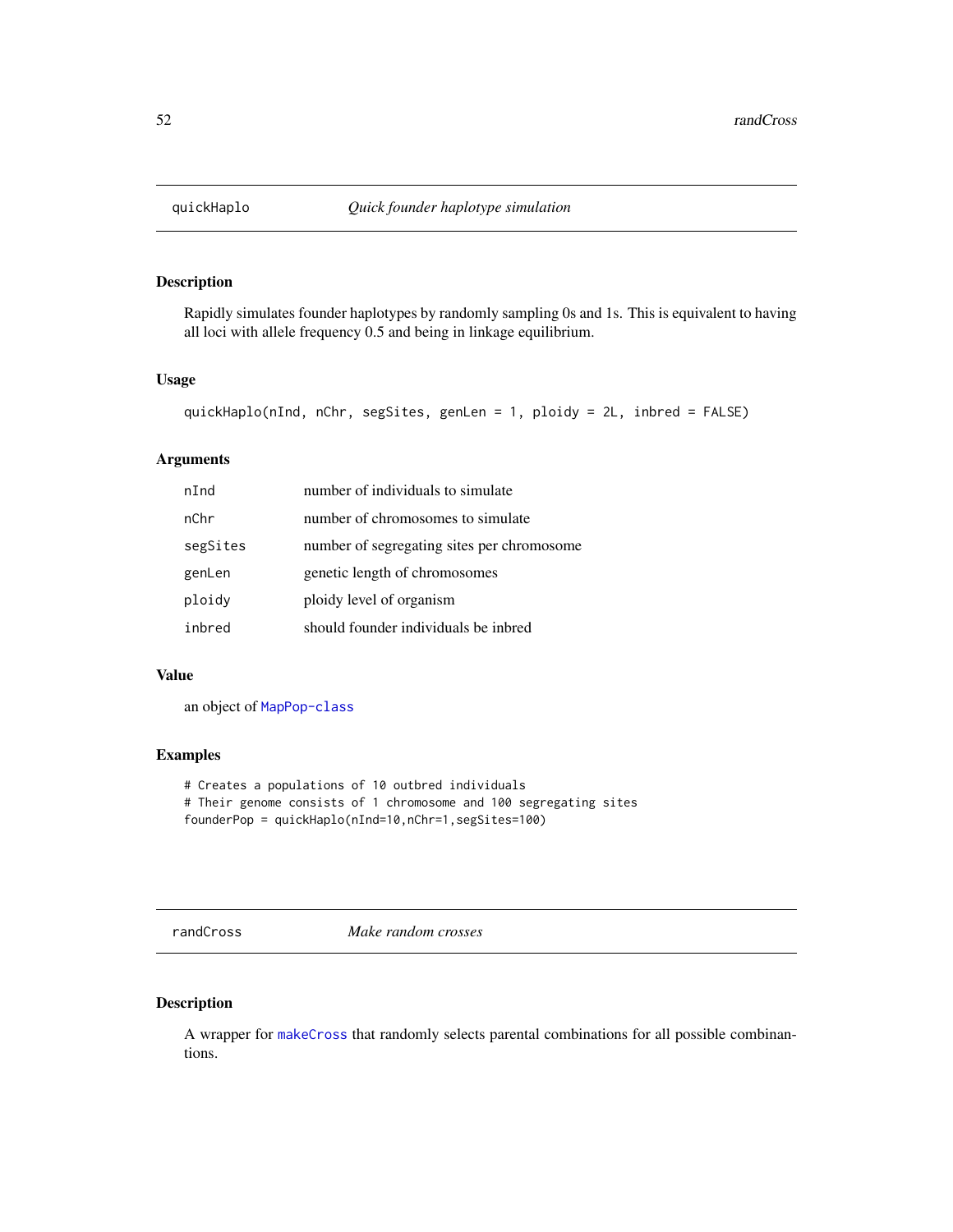## quickHaplo    *Quick founder haplotype simulation*

### Description

Rapidly simulates founder haplotypes by randomly sampling 0s and 1s. This is equivalent to having all loci with allele frequency 0.5 and being in linkage equilibrium.

### Usage

```
quickHaplo(nInd, nChr, segSites, genLen = 1, ploidy = 2L, inbred = FALSE)
```

### Arguments

| | |
|---|---|
| nInd | number of individuals to simulate |
| nChr | number of chromosomes to simulate |
| segSites | number of segregating sites per chromosome |
| genLen | genetic length of chromosomes |
| ploidy | ploidy level of organism |
| inbred | should founder individuals be inbred |

### Value

an object of MapPop-class

### Examples

```
# Creates a populations of 10 outbred individuals
# Their genome consists of 1 chromosome and 100 segregating sites
founderPop = quickHaplo(nInd=10,nChr=1,segSites=100)
```

## randCross    *Make random crosses*

### Description

A wrapper for makeCross that randomly selects parental combinations for all possible combinantions.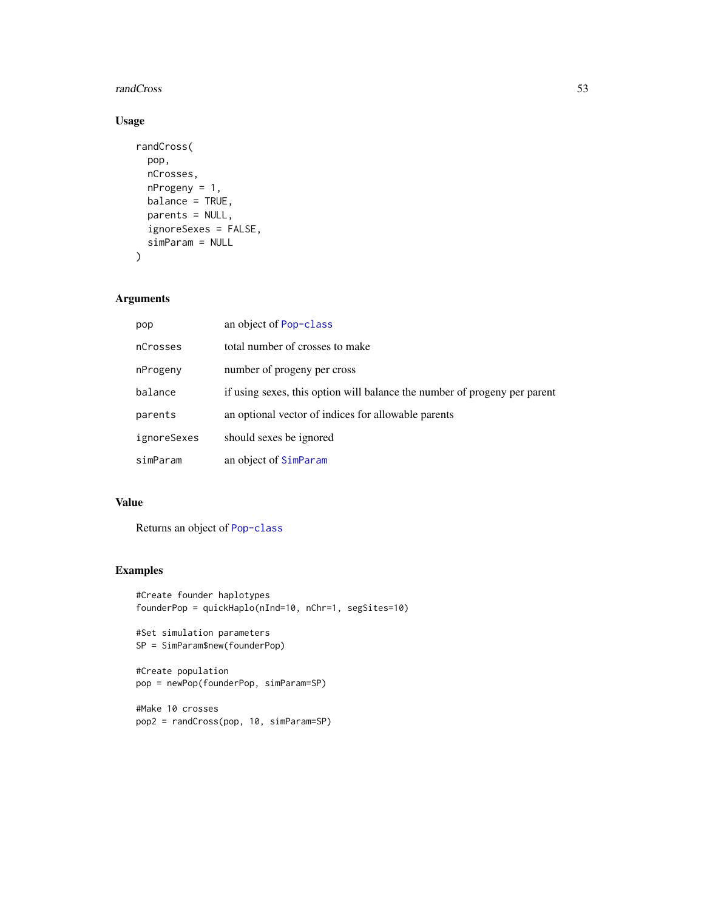### Usage

```
randCross(
  pop,
  nCrosses,
  nProgeny = 1,
  balance = TRUE,
  parents = NULL,
  ignoreSexes = FALSE,
  simParam = NULL
)
```

### Arguments

| | |
|---|---|
| `pop` | an object of `Pop-class` |
| `nCrosses` | total number of crosses to make |
| `nProgeny` | number of progeny per cross |
| `balance` | if using sexes, this option will balance the number of progeny per parent |
| `parents` | an optional vector of indices for allowable parents |
| `ignoreSexes` | should sexes be ignored |
| `simParam` | an object of `SimParam` |

### Value

Returns an object of `Pop-class`

### Examples

```
#Create founder haplotypes
founderPop = quickHaplo(nInd=10, nChr=1, segSites=10)

#Set simulation parameters
SP = SimParam$new(founderPop)

#Create population
pop = newPop(founderPop, simParam=SP)

#Make 10 crosses
pop2 = randCross(pop, 10, simParam=SP)
```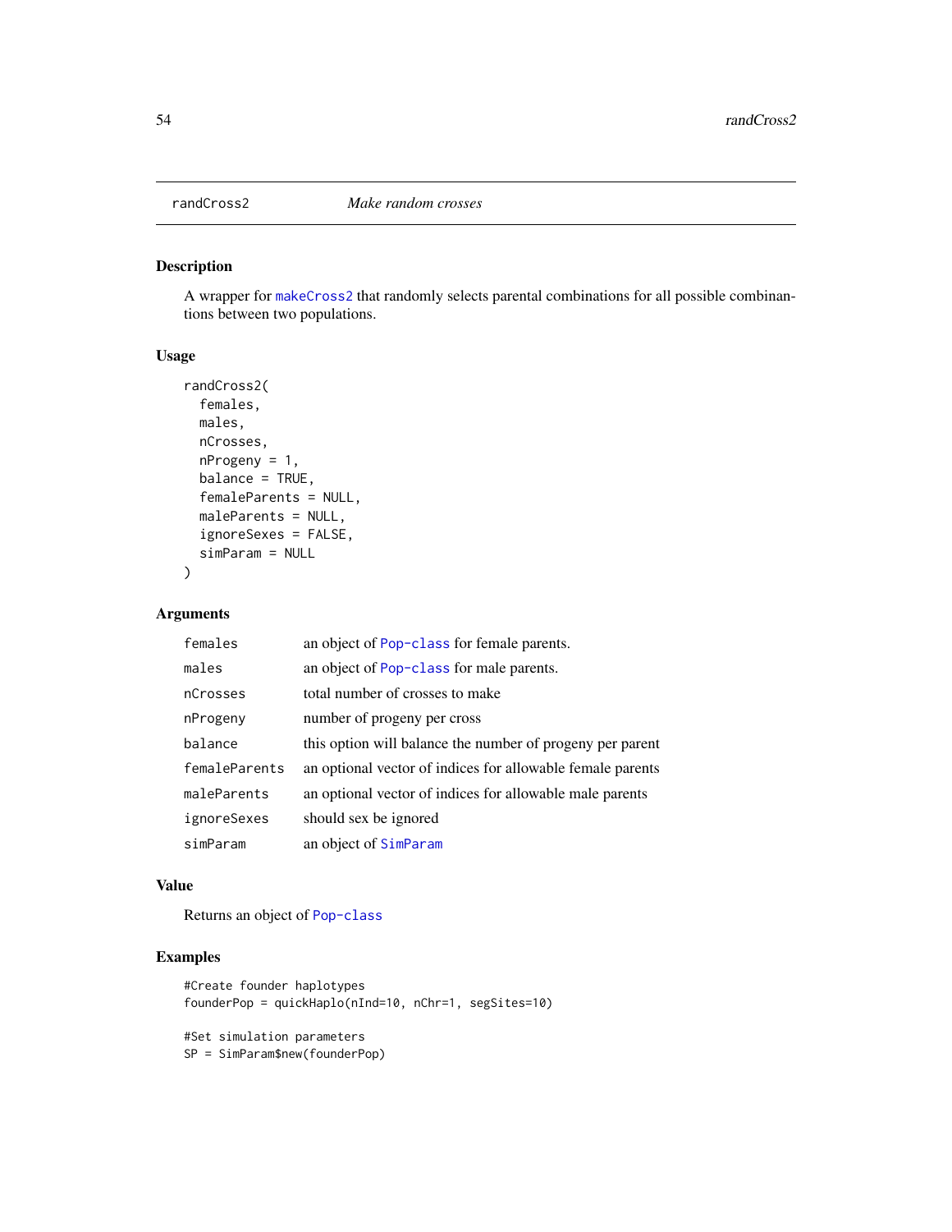randCross2 *Make random crosses*

## Description

A wrapper for makeCross2 that randomly selects parental combinations for all possible combinantions between two populations.

## Usage

```
randCross2(
  females,
  males,
  nCrosses,
  nProgeny = 1,
  balance = TRUE,
  femaleParents = NULL,
  maleParents = NULL,
  ignoreSexes = FALSE,
  simParam = NULL
)
```

## Arguments

| | |
|---|---|
| females | an object of Pop-class for female parents. |
| males | an object of Pop-class for male parents. |
| nCrosses | total number of crosses to make |
| nProgeny | number of progeny per cross |
| balance | this option will balance the number of progeny per parent |
| femaleParents | an optional vector of indices for allowable female parents |
| maleParents | an optional vector of indices for allowable male parents |
| ignoreSexes | should sex be ignored |
| simParam | an object of SimParam |

## Value

Returns an object of Pop-class

## Examples

```
#Create founder haplotypes
founderPop = quickHaplo(nInd=10, nChr=1, segSites=10)

#Set simulation parameters
SP = SimParam$new(founderPop)
```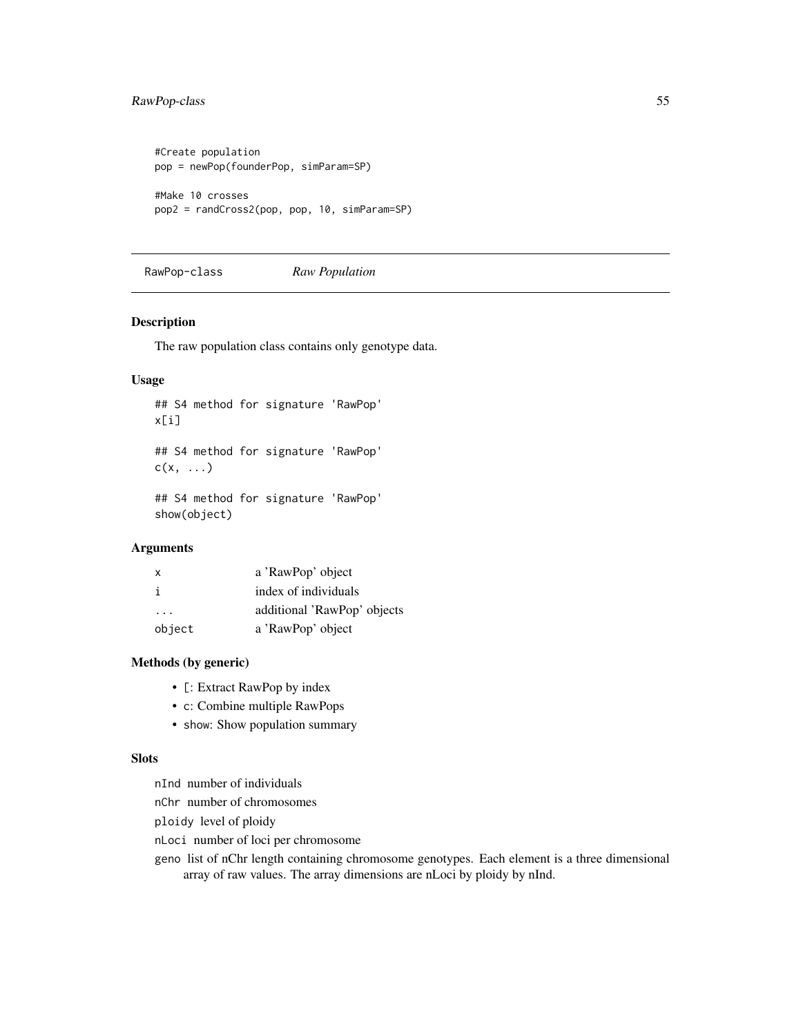```
#Create population
pop = newPop(founderPop, simParam=SP)

#Make 10 crosses
pop2 = randCross2(pop, pop, 10, simParam=SP)
```

## RawPop-class *Raw Population*

### Description

The raw population class contains only genotype data.

### Usage

```
## S4 method for signature 'RawPop'
x[i]

## S4 method for signature 'RawPop'
c(x, ...)

## S4 method for signature 'RawPop'
show(object)
```

### Arguments

| | |
|---|---|
| x | a 'RawPop' object |
| i | index of individuals |
| ... | additional 'RawPop' objects |
| object | a 'RawPop' object |

### Methods (by generic)

- [: Extract RawPop by index
- c: Combine multiple RawPops
- show: Show population summary

### Slots

nInd number of individuals

nChr number of chromosomes

ploidy level of ploidy

nLoci number of loci per chromosome

geno list of nChr length containing chromosome genotypes. Each element is a three dimensional array of raw values. The array dimensions are nLoci by ploidy by nInd.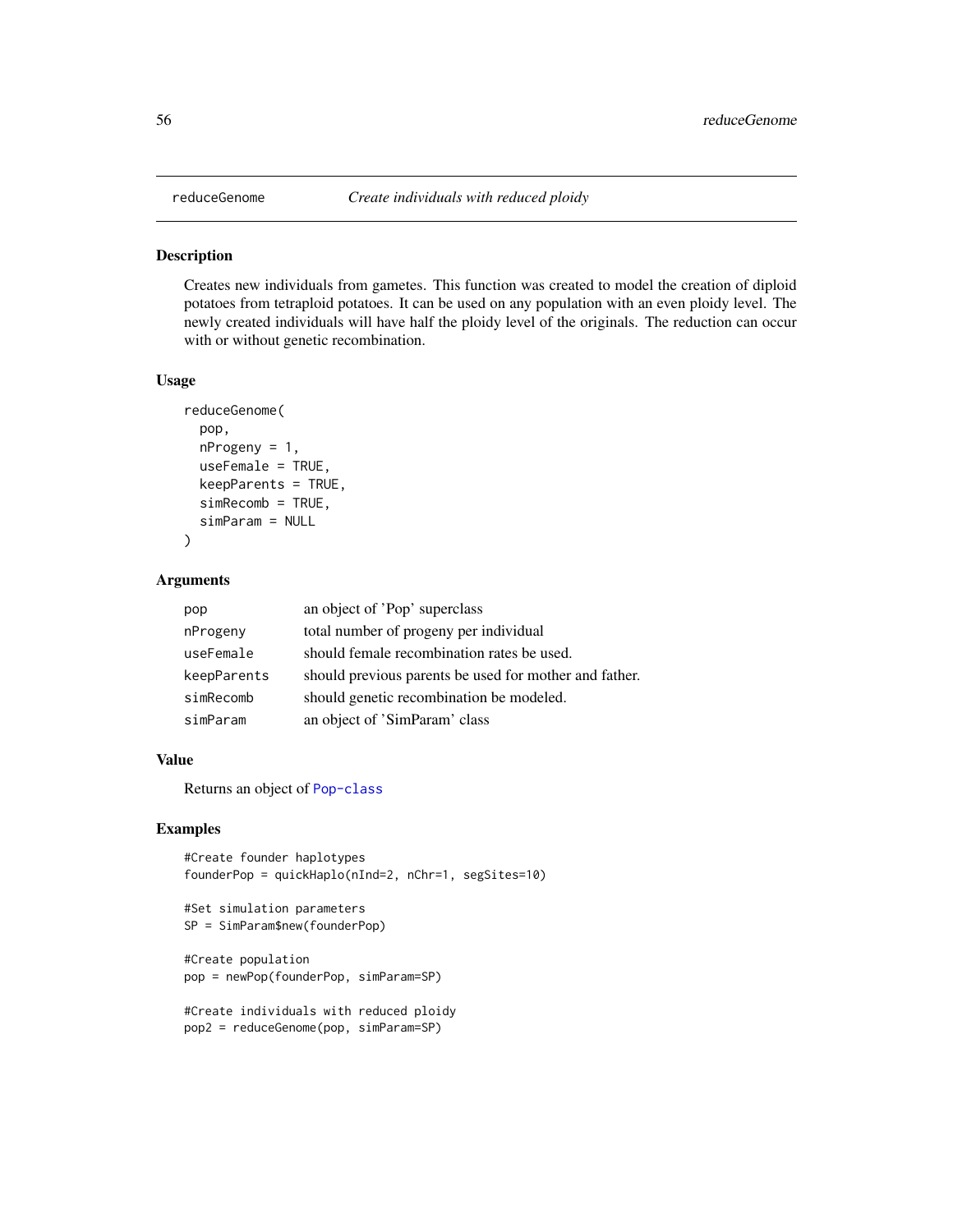## reduceGenome — *Create individuals with reduced ploidy*

### Description

Creates new individuals from gametes. This function was created to model the creation of diploid potatoes from tetraploid potatoes. It can be used on any population with an even ploidy level. The newly created individuals will have half the ploidy level of the originals. The reduction can occur with or without genetic recombination.

### Usage

```
reduceGenome(
  pop,
  nProgeny = 1,
  useFemale = TRUE,
  keepParents = TRUE,
  simRecomb = TRUE,
  simParam = NULL
)
```

### Arguments

| | |
|---|---|
| `pop` | an object of 'Pop' superclass |
| `nProgeny` | total number of progeny per individual |
| `useFemale` | should female recombination rates be used. |
| `keepParents` | should previous parents be used for mother and father. |
| `simRecomb` | should genetic recombination be modeled. |
| `simParam` | an object of 'SimParam' class |

### Value

Returns an object of `Pop-class`

### Examples

```
#Create founder haplotypes
founderPop = quickHaplo(nInd=2, nChr=1, segSites=10)

#Set simulation parameters
SP = SimParam$new(founderPop)

#Create population
pop = newPop(founderPop, simParam=SP)

#Create individuals with reduced ploidy
pop2 = reduceGenome(pop, simParam=SP)
```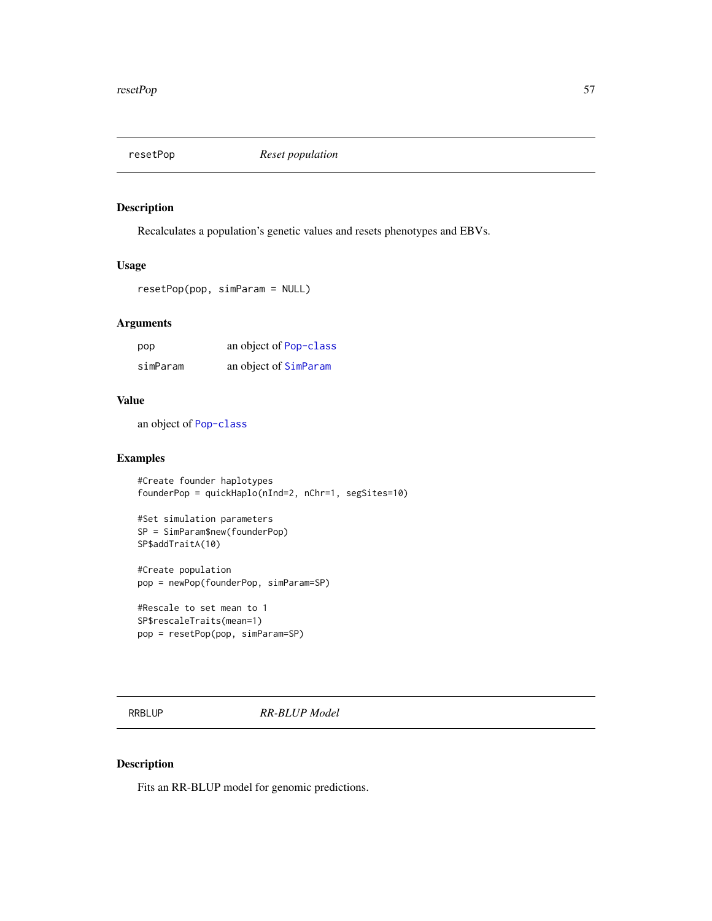## resetPop — *Reset population*

### Description

Recalculates a population's genetic values and resets phenotypes and EBVs.

### Usage

```
resetPop(pop, simParam = NULL)
```

### Arguments

| | |
|---|---|
| pop | an object of Pop-class |
| simParam | an object of SimParam |

### Value

an object of Pop-class

### Examples

```
#Create founder haplotypes
founderPop = quickHaplo(nInd=2, nChr=1, segSites=10)

#Set simulation parameters
SP = SimParam$new(founderPop)
SP$addTraitA(10)

#Create population
pop = newPop(founderPop, simParam=SP)

#Rescale to set mean to 1
SP$rescaleTraits(mean=1)
pop = resetPop(pop, simParam=SP)
```

## RRBLUP — *RR-BLUP Model*

### Description

Fits an RR-BLUP model for genomic predictions.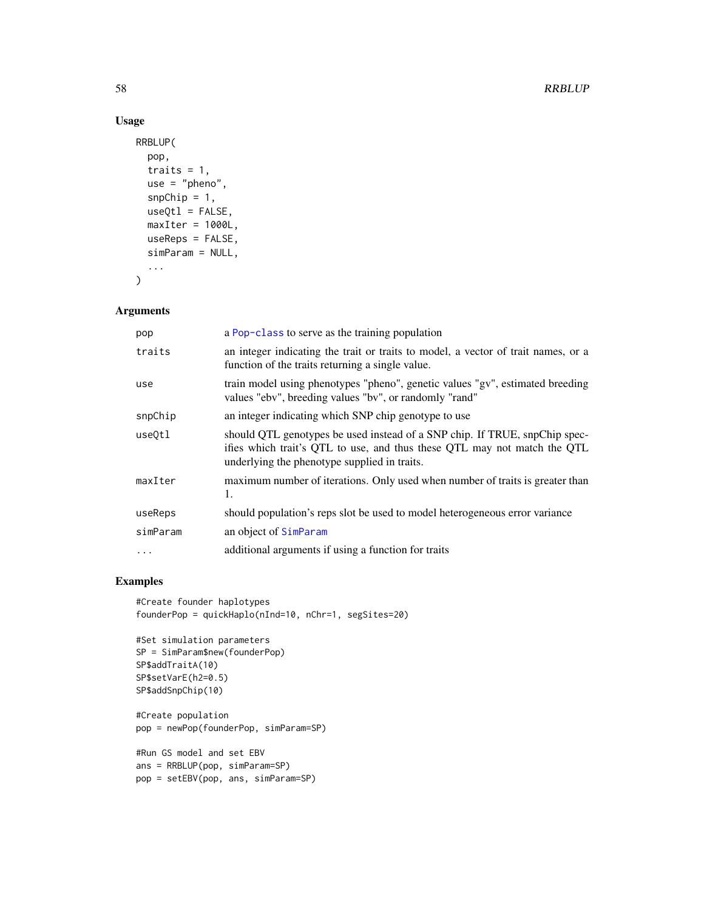## Usage

```
RRBLUP(
  pop,
  traits = 1,
  use = "pheno",
  snpChip = 1,
  useQtl = FALSE,
  maxIter = 1000L,
  useReps = FALSE,
  simParam = NULL,
  ...
)
```

## Arguments

| | |
|---|---|
| pop | a Pop-class to serve as the training population |
| traits | an integer indicating the trait or traits to model, a vector of trait names, or a function of the traits returning a single value. |
| use | train model using phenotypes "pheno", genetic values "gv", estimated breeding values "ebv", breeding values "bv", or randomly "rand" |
| snpChip | an integer indicating which SNP chip genotype to use |
| useQtl | should QTL genotypes be used instead of a SNP chip. If TRUE, snpChip specifies which trait's QTL to use, and thus these QTL may not match the QTL underlying the phenotype supplied in traits. |
| maxIter | maximum number of iterations. Only used when number of traits is greater than 1. |
| useReps | should population's reps slot be used to model heterogeneous error variance |
| simParam | an object of SimParam |
| ... | additional arguments if using a function for traits |

## Examples

```
#Create founder haplotypes
founderPop = quickHaplo(nInd=10, nChr=1, segSites=20)

#Set simulation parameters
SP = SimParam$new(founderPop)
SP$addTraitA(10)
SP$setVarE(h2=0.5)
SP$addSnpChip(10)

#Create population
pop = newPop(founderPop, simParam=SP)

#Run GS model and set EBV
ans = RRBLUP(pop, simParam=SP)
pop = setEBV(pop, ans, simParam=SP)
```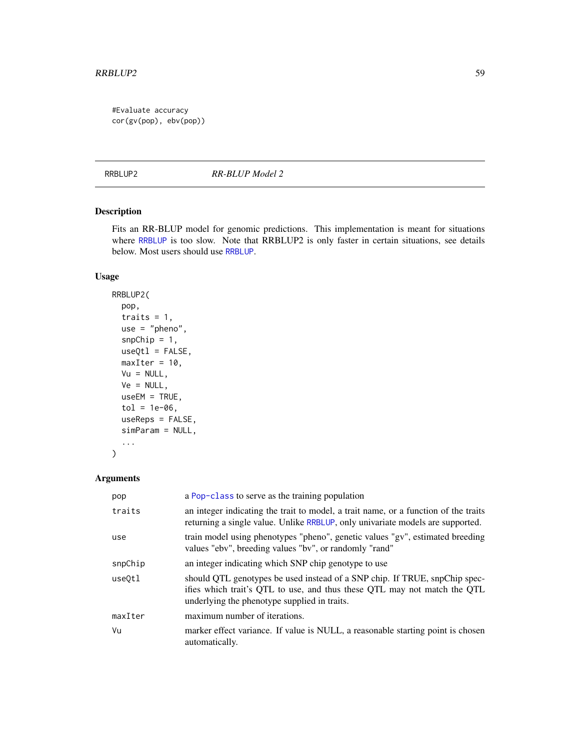```
#Evaluate accuracy
cor(gv(pop), ebv(pop))
```

---

RRBLUP2 — *RR-BLUP Model 2*

---

## Description

Fits an RR-BLUP model for genomic predictions. This implementation is meant for situations where RRBLUP is too slow. Note that RRBLUP2 is only faster in certain situations, see details below. Most users should use RRBLUP.

## Usage

```
RRBLUP2(
  pop,
  traits = 1,
  use = "pheno",
  snpChip = 1,
  useQtl = FALSE,
  maxIter = 10,
  Vu = NULL,
  Ve = NULL,
  useEM = TRUE,
  tol = 1e-06,
  useReps = FALSE,
  simParam = NULL,
  ...
)
```

## Arguments

| | |
|---|---|
| pop | a Pop-class to serve as the training population |
| traits | an integer indicating the trait to model, a trait name, or a function of the traits returning a single value. Unlike RRBLUP, only univariate models are supported. |
| use | train model using phenotypes "pheno", genetic values "gv", estimated breeding values "ebv", breeding values "bv", or randomly "rand" |
| snpChip | an integer indicating which SNP chip genotype to use |
| useQtl | should QTL genotypes be used instead of a SNP chip. If TRUE, snpChip specifies which trait's QTL to use, and thus these QTL may not match the QTL underlying the phenotype supplied in traits. |
| maxIter | maximum number of iterations. |
| Vu | marker effect variance. If value is NULL, a reasonable starting point is chosen automatically. |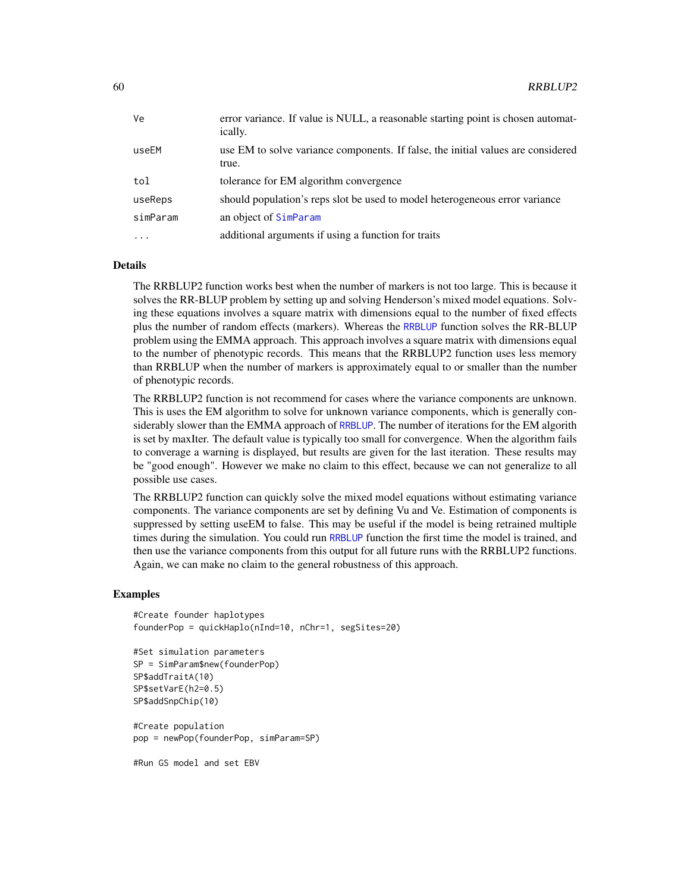| | |
|---|---|
| Ve | error variance. If value is NULL, a reasonable starting point is chosen automatically. |
| useEM | use EM to solve variance components. If false, the initial values are considered true. |
| tol | tolerance for EM algorithm convergence |
| useReps | should population's reps slot be used to model heterogeneous error variance |
| simParam | an object of SimParam |
| ... | additional arguments if using a function for traits |

## Details

The RRBLUP2 function works best when the number of markers is not too large. This is because it solves the RR-BLUP problem by setting up and solving Henderson's mixed model equations. Solving these equations involves a square matrix with dimensions equal to the number of fixed effects plus the number of random effects (markers). Whereas the RRBLUP function solves the RR-BLUP problem using the EMMA approach. This approach involves a square matrix with dimensions equal to the number of phenotypic records. This means that the RRBLUP2 function uses less memory than RRBLUP when the number of markers is approximately equal to or smaller than the number of phenotypic records.

The RRBLUP2 function is not recommend for cases where the variance components are unknown. This is uses the EM algorithm to solve for unknown variance components, which is generally considerably slower than the EMMA approach of RRBLUP. The number of iterations for the EM algorith is set by maxIter. The default value is typically too small for convergence. When the algorithm fails to converage a warning is displayed, but results are given for the last iteration. These results may be "good enough". However we make no claim to this effect, because we can not generalize to all possible use cases.

The RRBLUP2 function can quickly solve the mixed model equations without estimating variance components. The variance components are set by defining Vu and Ve. Estimation of components is suppressed by setting useEM to false. This may be useful if the model is being retrained multiple times during the simulation. You could run RRBLUP function the first time the model is trained, and then use the variance components from this output for all future runs with the RRBLUP2 functions. Again, we can make no claim to the general robustness of this approach.

## Examples

```
#Create founder haplotypes
founderPop = quickHaplo(nInd=10, nChr=1, segSites=20)

#Set simulation parameters
SP = SimParam$new(founderPop)
SP$addTraitA(10)
SP$setVarE(h2=0.5)
SP$addSnpChip(10)

#Create population
pop = newPop(founderPop, simParam=SP)

#Run GS model and set EBV
```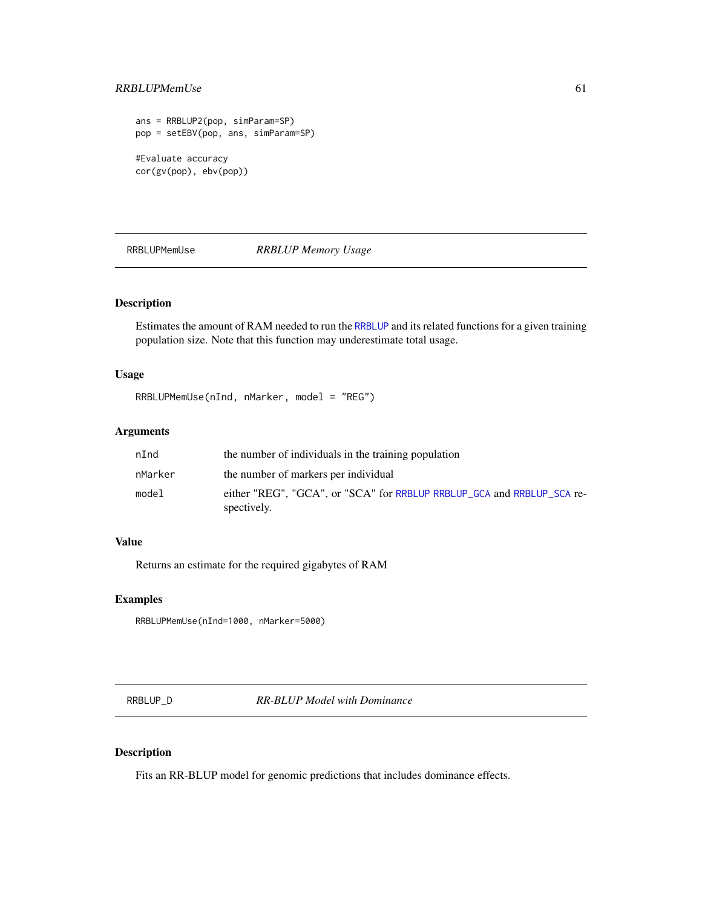```
ans = RRBLUP2(pop, simParam=SP)
pop = setEBV(pop, ans, simParam=SP)

#Evaluate accuracy
cor(gv(pop), ebv(pop))
```

## RRBLUPMemUse — *RRBLUP Memory Usage*

### Description

Estimates the amount of RAM needed to run the RRBLUP and its related functions for a given training population size. Note that this function may underestimate total usage.

### Usage

```
RRBLUPMemUse(nInd, nMarker, model = "REG")
```

### Arguments

| | |
|---|---|
| nInd | the number of individuals in the training population |
| nMarker | the number of markers per individual |
| model | either "REG", "GCA", or "SCA" for RRBLUP RRBLUP_GCA and RRBLUP_SCA respectively. |

### Value

Returns an estimate for the required gigabytes of RAM

### Examples

```
RRBLUPMemUse(nInd=1000, nMarker=5000)
```

## RRBLUP_D — *RR-BLUP Model with Dominance*

### Description

Fits an RR-BLUP model for genomic predictions that includes dominance effects.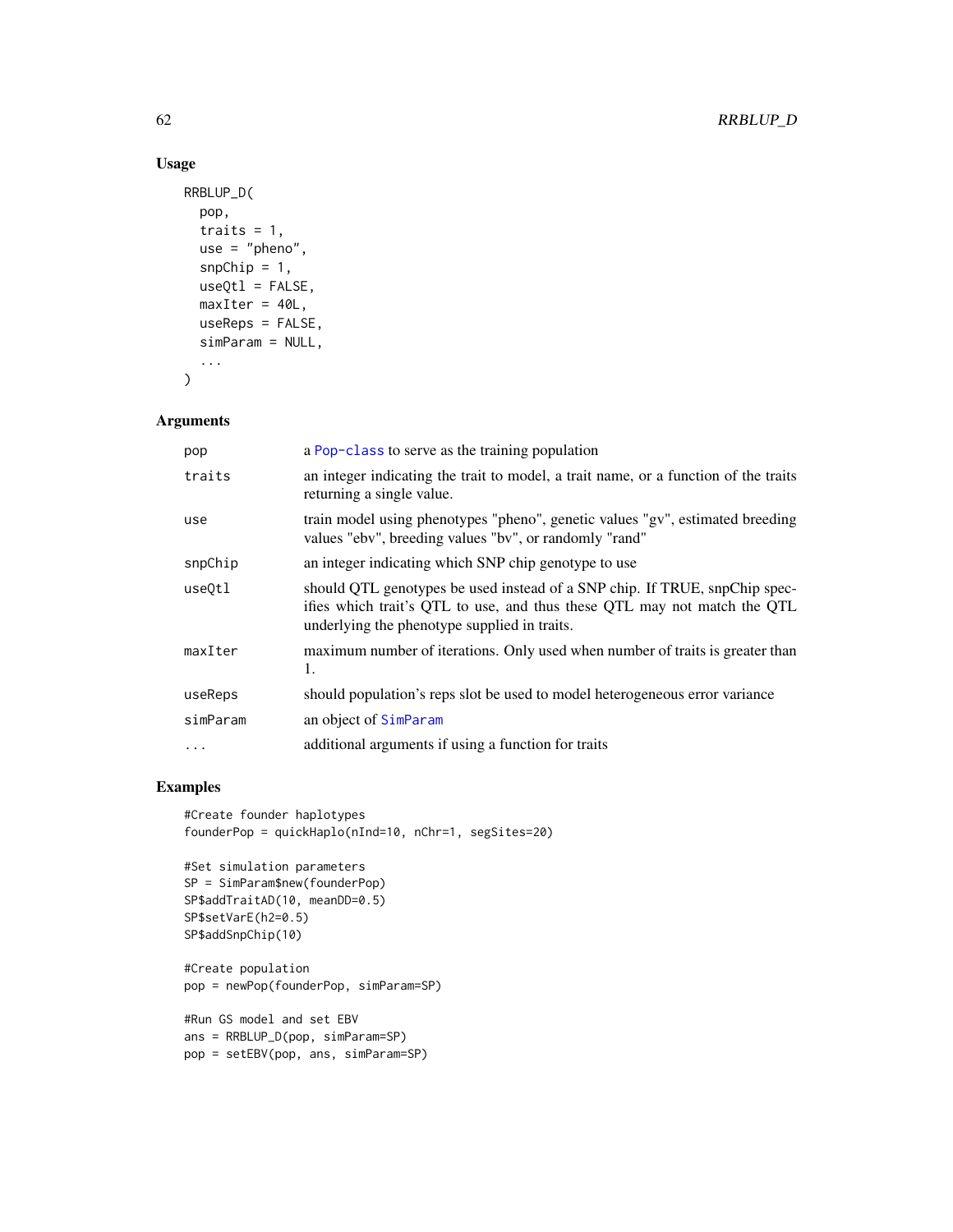## Usage

```
RRBLUP_D(
  pop,
  traits = 1,
  use = "pheno",
  snpChip = 1,
  useQtl = FALSE,
  maxIter = 40L,
  useReps = FALSE,
  simParam = NULL,
  ...
)
```

## Arguments

| | |
|---|---|
| pop | a Pop-class to serve as the training population |
| traits | an integer indicating the trait to model, a trait name, or a function of the traits returning a single value. |
| use | train model using phenotypes "pheno", genetic values "gv", estimated breeding values "ebv", breeding values "bv", or randomly "rand" |
| snpChip | an integer indicating which SNP chip genotype to use |
| useQtl | should QTL genotypes be used instead of a SNP chip. If TRUE, snpChip specifies which trait's QTL to use, and thus these QTL may not match the QTL underlying the phenotype supplied in traits. |
| maxIter | maximum number of iterations. Only used when number of traits is greater than 1. |
| useReps | should population's reps slot be used to model heterogeneous error variance |
| simParam | an object of SimParam |
| ... | additional arguments if using a function for traits |

## Examples

```
#Create founder haplotypes
founderPop = quickHaplo(nInd=10, nChr=1, segSites=20)

#Set simulation parameters
SP = SimParam$new(founderPop)
SP$addTraitAD(10, meanDD=0.5)
SP$setVarE(h2=0.5)
SP$addSnpChip(10)

#Create population
pop = newPop(founderPop, simParam=SP)

#Run GS model and set EBV
ans = RRBLUP_D(pop, simParam=SP)
pop = setEBV(pop, ans, simParam=SP)
```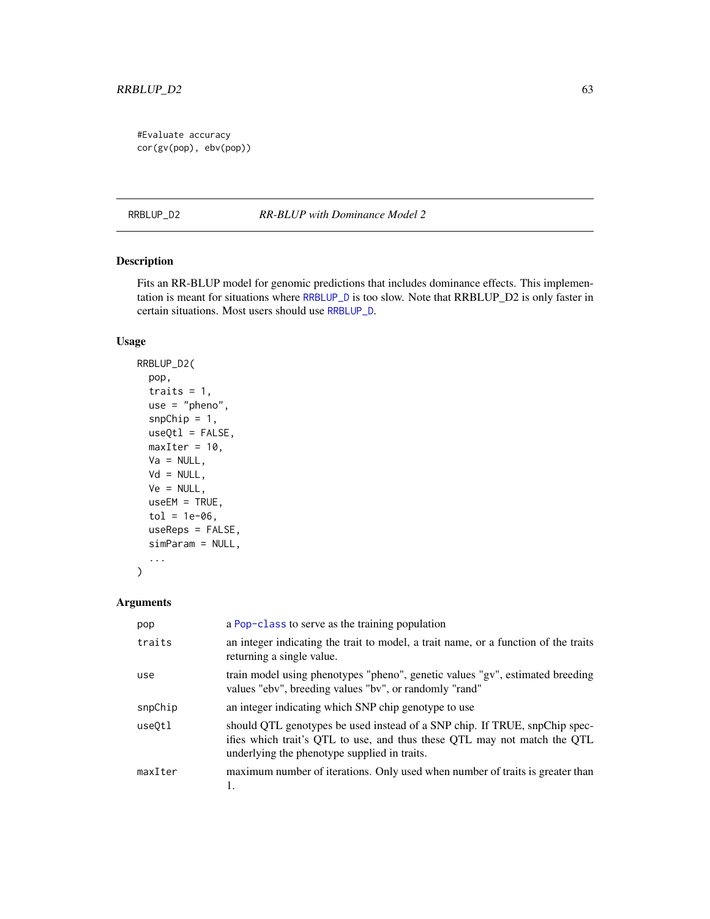```
#Evaluate accuracy
cor(gv(pop), ebv(pop))
```

## RRBLUP_D2 — *RR-BLUP with Dominance Model 2*

### Description

Fits an RR-BLUP model for genomic predictions that includes dominance effects. This implementation is meant for situations where RRBLUP_D is too slow. Note that RRBLUP_D2 is only faster in certain situations. Most users should use RRBLUP_D.

### Usage

```
RRBLUP_D2(
  pop,
  traits = 1,
  use = "pheno",
  snpChip = 1,
  useQtl = FALSE,
  maxIter = 10,
  Va = NULL,
  Vd = NULL,
  Ve = NULL,
  useEM = TRUE,
  tol = 1e-06,
  useReps = FALSE,
  simParam = NULL,
  ...
)
```

### Arguments

| Argument | Description |
|---|---|
| pop | a Pop-class to serve as the training population |
| traits | an integer indicating the trait to model, a trait name, or a function of the traits returning a single value. |
| use | train model using phenotypes "pheno", genetic values "gv", estimated breeding values "ebv", breeding values "bv", or randomly "rand" |
| snpChip | an integer indicating which SNP chip genotype to use |
| useQtl | should QTL genotypes be used instead of a SNP chip. If TRUE, snpChip specifies which trait's QTL to use, and thus these QTL may not match the QTL underlying the phenotype supplied in traits. |
| maxIter | maximum number of iterations. Only used when number of traits is greater than 1. |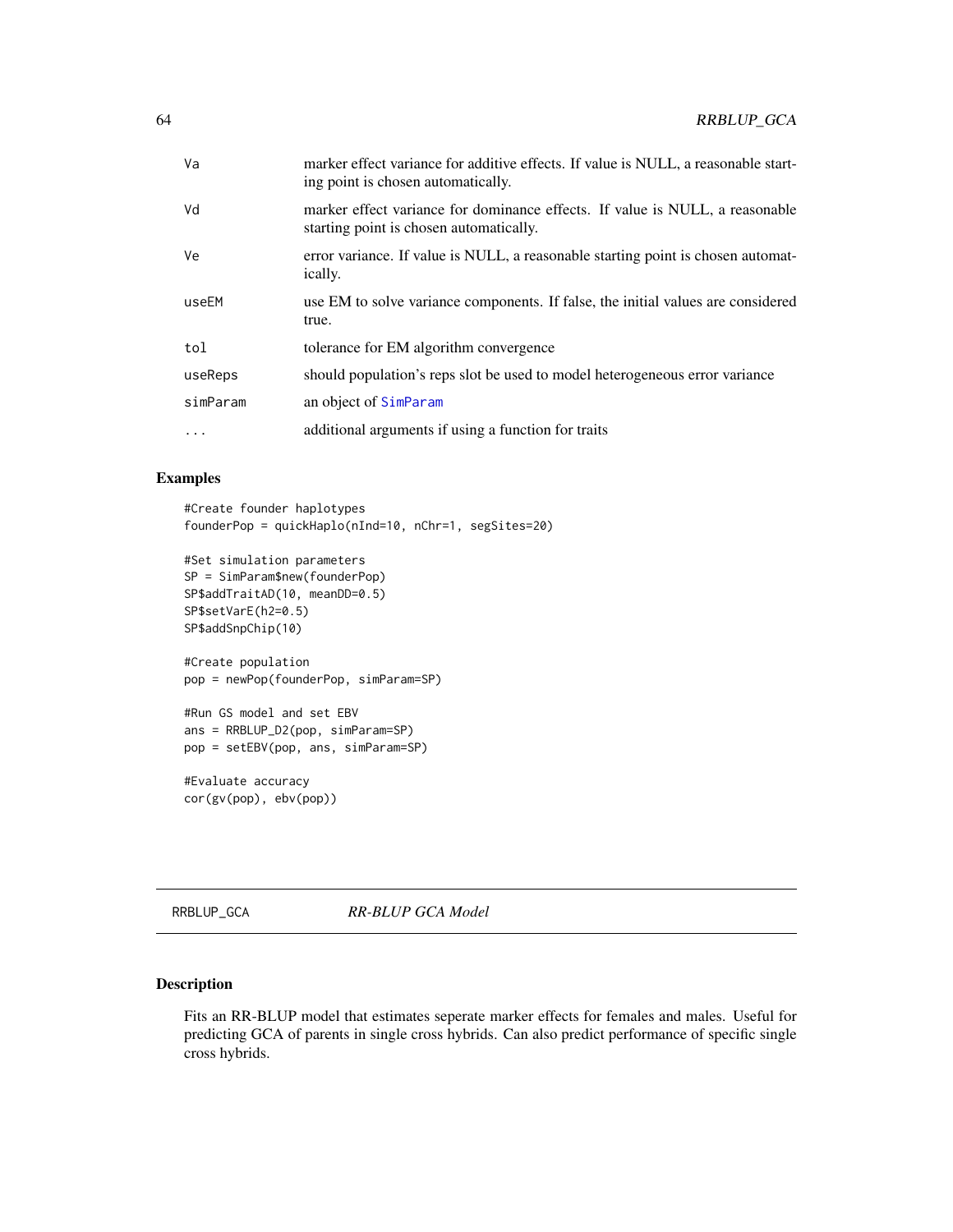| | |
|---|---|
| Va | marker effect variance for additive effects. If value is NULL, a reasonable starting point is chosen automatically. |
| Vd | marker effect variance for dominance effects. If value is NULL, a reasonable starting point is chosen automatically. |
| Ve | error variance. If value is NULL, a reasonable starting point is chosen automatically. |
| useEM | use EM to solve variance components. If false, the initial values are considered true. |
| tol | tolerance for EM algorithm convergence |
| useReps | should population's reps slot be used to model heterogeneous error variance |
| simParam | an object of SimParam |
| ... | additional arguments if using a function for traits |

## Examples

```
#Create founder haplotypes
founderPop = quickHaplo(nInd=10, nChr=1, segSites=20)

#Set simulation parameters
SP = SimParam$new(founderPop)
SP$addTraitAD(10, meanDD=0.5)
SP$setVarE(h2=0.5)
SP$addSnpChip(10)

#Create population
pop = newPop(founderPop, simParam=SP)

#Run GS model and set EBV
ans = RRBLUP_D2(pop, simParam=SP)
pop = setEBV(pop, ans, simParam=SP)

#Evaluate accuracy
cor(gv(pop), ebv(pop))
```

---

# RRBLUP_GCA — *RR-BLUP GCA Model*

## Description

Fits an RR-BLUP model that estimates seperate marker effects for females and males. Useful for predicting GCA of parents in single cross hybrids. Can also predict performance of specific single cross hybrids.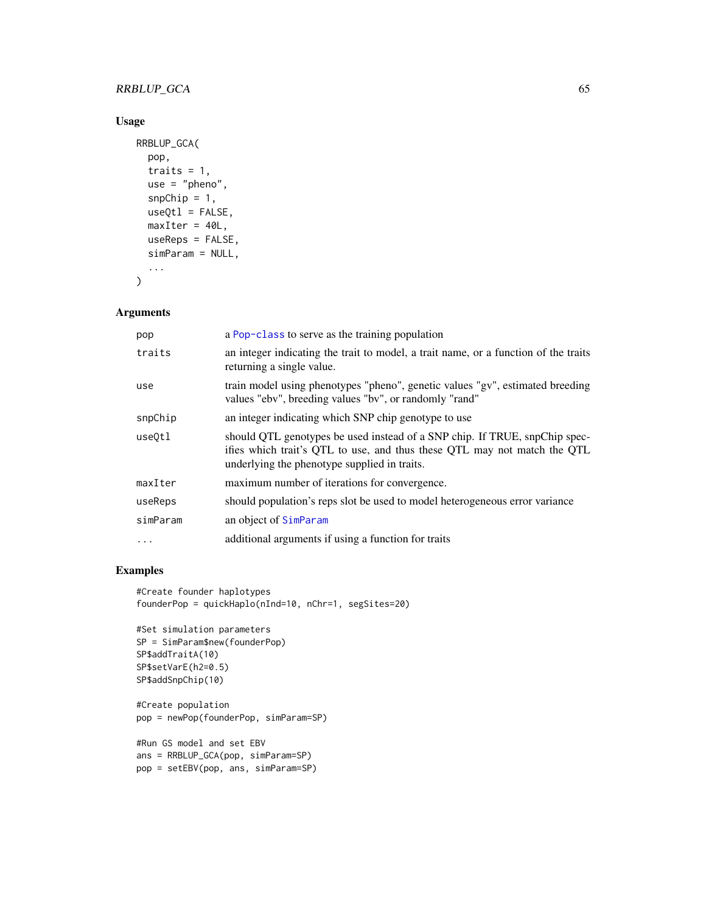## Usage

```
RRBLUP_GCA(
  pop,
  traits = 1,
  use = "pheno",
  snpChip = 1,
  useQtl = FALSE,
  maxIter = 40L,
  useReps = FALSE,
  simParam = NULL,
  ...
)
```

## Arguments

| | |
|---|---|
| pop | a Pop-class to serve as the training population |
| traits | an integer indicating the trait to model, a trait name, or a function of the traits returning a single value. |
| use | train model using phenotypes "pheno", genetic values "gv", estimated breeding values "ebv", breeding values "bv", or randomly "rand" |
| snpChip | an integer indicating which SNP chip genotype to use |
| useQtl | should QTL genotypes be used instead of a SNP chip. If TRUE, snpChip specifies which trait's QTL to use, and thus these QTL may not match the QTL underlying the phenotype supplied in traits. |
| maxIter | maximum number of iterations for convergence. |
| useReps | should population's reps slot be used to model heterogeneous error variance |
| simParam | an object of SimParam |
| ... | additional arguments if using a function for traits |

## Examples

```
#Create founder haplotypes
founderPop = quickHaplo(nInd=10, nChr=1, segSites=20)

#Set simulation parameters
SP = SimParam$new(founderPop)
SP$addTraitA(10)
SP$setVarE(h2=0.5)
SP$addSnpChip(10)

#Create population
pop = newPop(founderPop, simParam=SP)

#Run GS model and set EBV
ans = RRBLUP_GCA(pop, simParam=SP)
pop = setEBV(pop, ans, simParam=SP)
```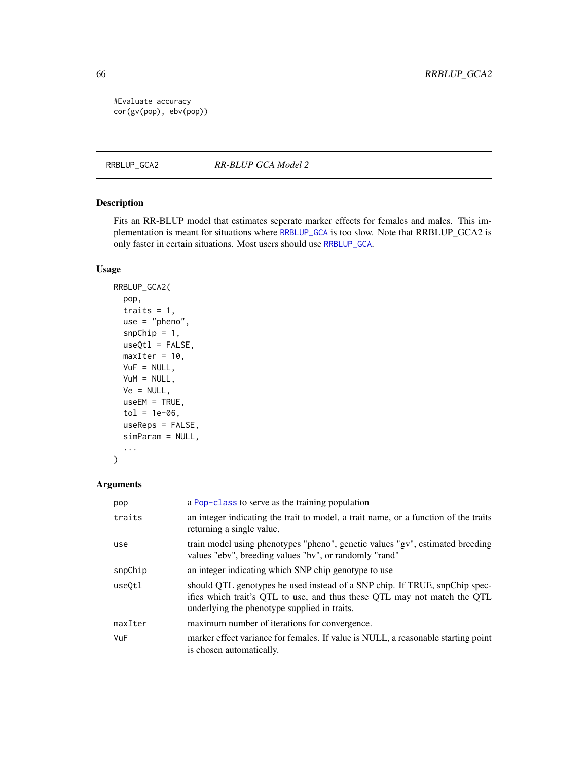```
#Evaluate accuracy
cor(gv(pop), ebv(pop))
```

## RRBLUP_GCA2 — *RR-BLUP GCA Model 2*

### Description

Fits an RR-BLUP model that estimates seperate marker effects for females and males. This implementation is meant for situations where RRBLUP_GCA is too slow. Note that RRBLUP_GCA2 is only faster in certain situations. Most users should use RRBLUP_GCA.

### Usage

```
RRBLUP_GCA2(
  pop,
  traits = 1,
  use = "pheno",
  snpChip = 1,
  useQtl = FALSE,
  maxIter = 10,
  VuF = NULL,
  VuM = NULL,
  Ve = NULL,
  useEM = TRUE,
  tol = 1e-06,
  useReps = FALSE,
  simParam = NULL,
  ...
)
```

### Arguments

| | |
|---|---|
| pop | a Pop-class to serve as the training population |
| traits | an integer indicating the trait to model, a trait name, or a function of the traits returning a single value. |
| use | train model using phenotypes "pheno", genetic values "gv", estimated breeding values "ebv", breeding values "bv", or randomly "rand" |
| snpChip | an integer indicating which SNP chip genotype to use |
| useQtl | should QTL genotypes be used instead of a SNP chip. If TRUE, snpChip specifies which trait's QTL to use, and thus these QTL may not match the QTL underlying the phenotype supplied in traits. |
| maxIter | maximum number of iterations for convergence. |
| VuF | marker effect variance for females. If value is NULL, a reasonable starting point is chosen automatically. |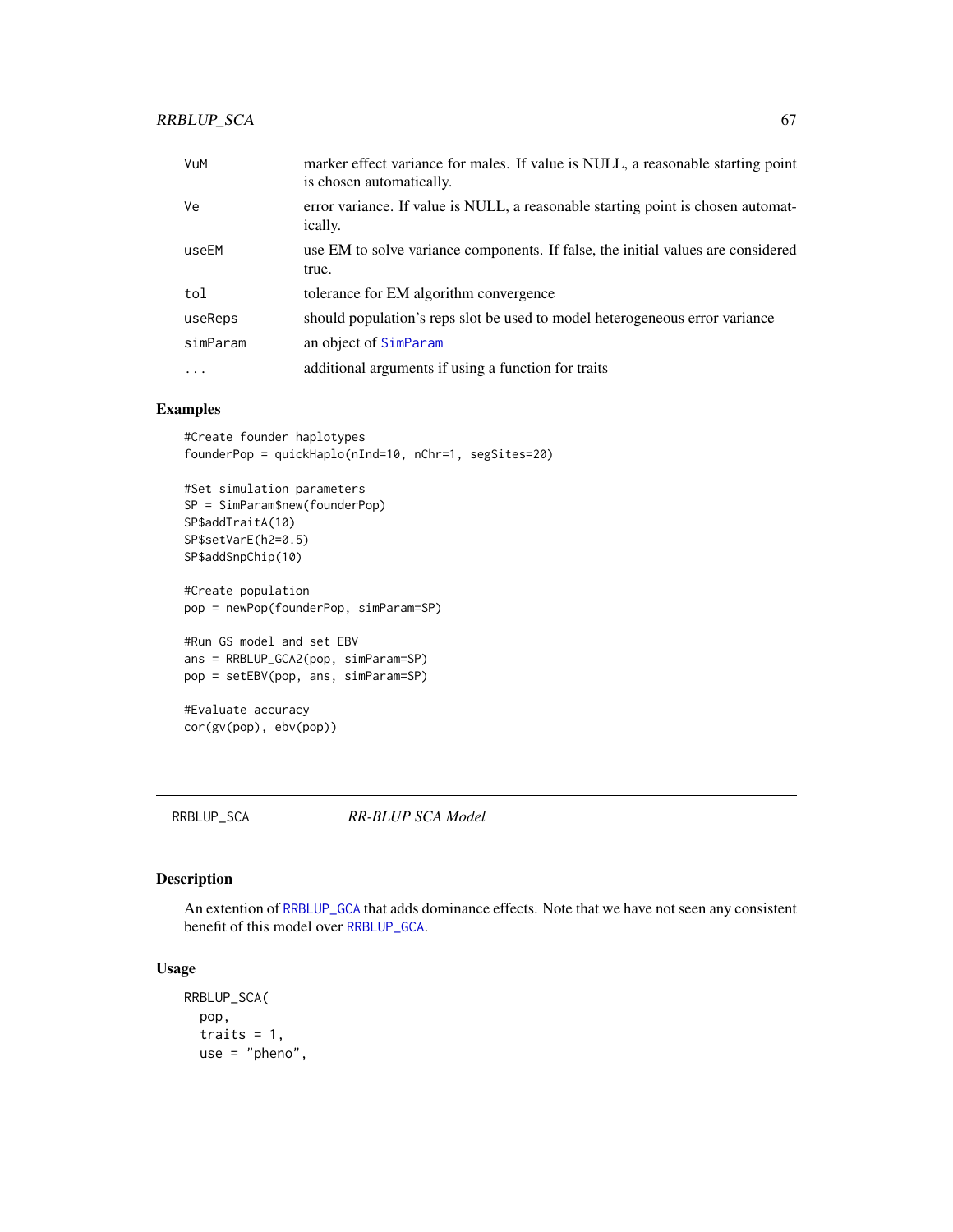| | |
|---|---|
| VuM | marker effect variance for males. If value is NULL, a reasonable starting point is chosen automatically. |
| Ve | error variance. If value is NULL, a reasonable starting point is chosen automatically. |
| useEM | use EM to solve variance components. If false, the initial values are considered true. |
| tol | tolerance for EM algorithm convergence |
| useReps | should population's reps slot be used to model heterogeneous error variance |
| simParam | an object of SimParam |
| ... | additional arguments if using a function for traits |

## Examples

```
#Create founder haplotypes
founderPop = quickHaplo(nInd=10, nChr=1, segSites=20)

#Set simulation parameters
SP = SimParam$new(founderPop)
SP$addTraitA(10)
SP$setVarE(h2=0.5)
SP$addSnpChip(10)

#Create population
pop = newPop(founderPop, simParam=SP)

#Run GS model and set EBV
ans = RRBLUP_GCA2(pop, simParam=SP)
pop = setEBV(pop, ans, simParam=SP)

#Evaluate accuracy
cor(gv(pop), ebv(pop))
```

---

# RRBLUP_SCA *RR-BLUP SCA Model*

## Description

An extention of RRBLUP_GCA that adds dominance effects. Note that we have not seen any consistent benefit of this model over RRBLUP_GCA.

## Usage

```
RRBLUP_SCA(
  pop,
  traits = 1,
  use = "pheno",
```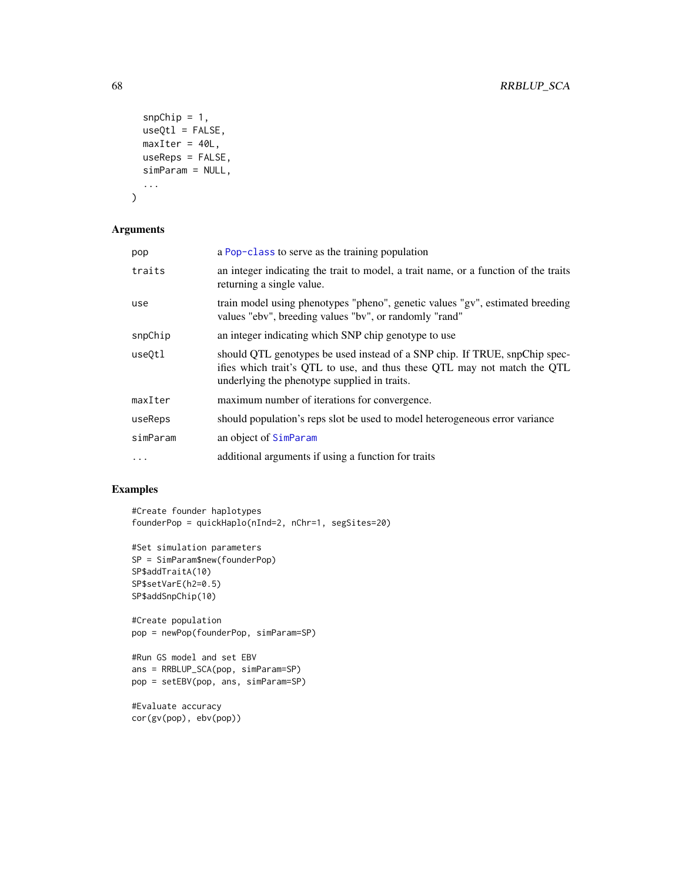```
  snpChip = 1,
  useQtl = FALSE,
  maxIter = 40L,
  useReps = FALSE,
  simParam = NULL,
  ...
)
```

## Arguments

| | |
|---|---|
| pop | a Pop-class to serve as the training population |
| traits | an integer indicating the trait to model, a trait name, or a function of the traits returning a single value. |
| use | train model using phenotypes "pheno", genetic values "gv", estimated breeding values "ebv", breeding values "bv", or randomly "rand" |
| snpChip | an integer indicating which SNP chip genotype to use |
| useQtl | should QTL genotypes be used instead of a SNP chip. If TRUE, snpChip specifies which trait's QTL to use, and thus these QTL may not match the QTL underlying the phenotype supplied in traits. |
| maxIter | maximum number of iterations for convergence. |
| useReps | should population's reps slot be used to model heterogeneous error variance |
| simParam | an object of SimParam |
| ... | additional arguments if using a function for traits |

## Examples

```
#Create founder haplotypes
founderPop = quickHaplo(nInd=2, nChr=1, segSites=20)

#Set simulation parameters
SP = SimParam$new(founderPop)
SP$addTraitA(10)
SP$setVarE(h2=0.5)
SP$addSnpChip(10)

#Create population
pop = newPop(founderPop, simParam=SP)

#Run GS model and set EBV
ans = RRBLUP_SCA(pop, simParam=SP)
pop = setEBV(pop, ans, simParam=SP)

#Evaluate accuracy
cor(gv(pop), ebv(pop))
```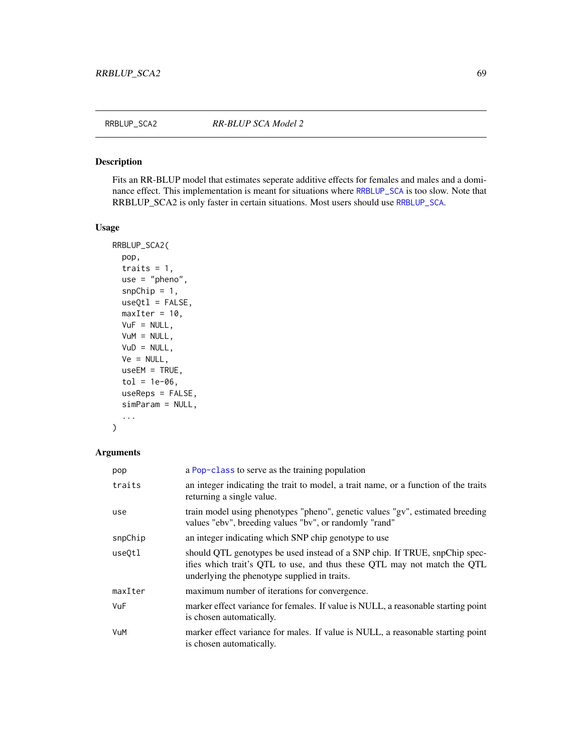RRBLUP_SCA2 *RR-BLUP SCA Model 2*

## Description

Fits an RR-BLUP model that estimates seperate additive effects for females and males and a dominance effect. This implementation is meant for situations where RRBLUP_SCA is too slow. Note that RRBLUP_SCA2 is only faster in certain situations. Most users should use RRBLUP_SCA.

## Usage

```
RRBLUP_SCA2(
  pop,
  traits = 1,
  use = "pheno",
  snpChip = 1,
  useQtl = FALSE,
  maxIter = 10,
  VuF = NULL,
  VuM = NULL,
  VuD = NULL,
  Ve = NULL,
  useEM = TRUE,
  tol = 1e-06,
  useReps = FALSE,
  simParam = NULL,
  ...
)
```

## Arguments

| | |
|---|---|
| pop | a Pop-class to serve as the training population |
| traits | an integer indicating the trait to model, a trait name, or a function of the traits returning a single value. |
| use | train model using phenotypes "pheno", genetic values "gv", estimated breeding values "ebv", breeding values "bv", or randomly "rand" |
| snpChip | an integer indicating which SNP chip genotype to use |
| useQtl | should QTL genotypes be used instead of a SNP chip. If TRUE, snpChip specifies which trait's QTL to use, and thus these QTL may not match the QTL underlying the phenotype supplied in traits. |
| maxIter | maximum number of iterations for convergence. |
| VuF | marker effect variance for females. If value is NULL, a reasonable starting point is chosen automatically. |
| VuM | marker effect variance for males. If value is NULL, a reasonable starting point is chosen automatically. |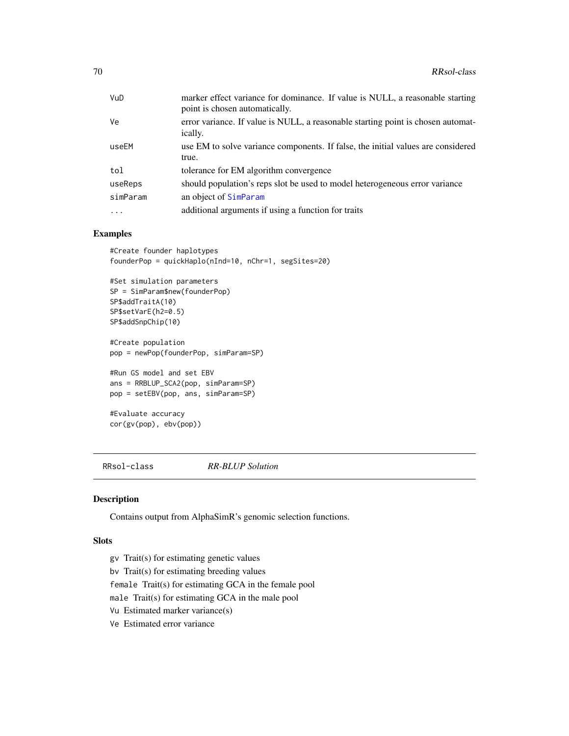| | |
|---|---|
| VuD | marker effect variance for dominance. If value is NULL, a reasonable starting point is chosen automatically. |
| Ve | error variance. If value is NULL, a reasonable starting point is chosen automatically. |
| useEM | use EM to solve variance components. If false, the initial values are considered true. |
| tol | tolerance for EM algorithm convergence |
| useReps | should population's reps slot be used to model heterogeneous error variance |
| simParam | an object of SimParam |
| ... | additional arguments if using a function for traits |

### Examples

```
#Create founder haplotypes
founderPop = quickHaplo(nInd=10, nChr=1, segSites=20)

#Set simulation parameters
SP = SimParam$new(founderPop)
SP$addTraitA(10)
SP$setVarE(h2=0.5)
SP$addSnpChip(10)

#Create population
pop = newPop(founderPop, simParam=SP)

#Run GS model and set EBV
ans = RRBLUP_SCA2(pop, simParam=SP)
pop = setEBV(pop, ans, simParam=SP)

#Evaluate accuracy
cor(gv(pop), ebv(pop))
```

---

## RRsol-class *RR-BLUP Solution*

### Description

Contains output from AlphaSimR's genomic selection functions.

### Slots

- gv Trait(s) for estimating genetic values
- bv Trait(s) for estimating breeding values
- female Trait(s) for estimating GCA in the female pool
- male Trait(s) for estimating GCA in the male pool
- Vu Estimated marker variance(s)
- Ve Estimated error variance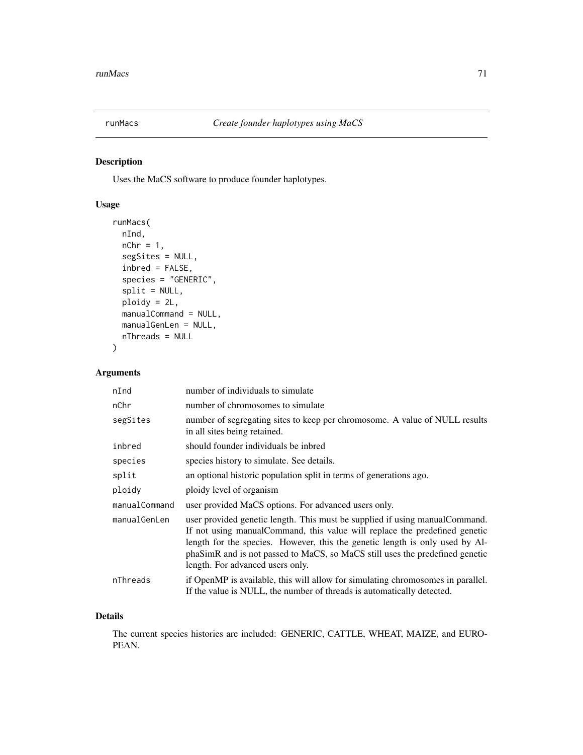# runMacs — *Create founder haplotypes using MaCS*

## Description

Uses the MaCS software to produce founder haplotypes.

## Usage

```
runMacs(
  nInd,
  nChr = 1,
  segSites = NULL,
  inbred = FALSE,
  species = "GENERIC",
  split = NULL,
  ploidy = 2L,
  manualCommand = NULL,
  manualGenLen = NULL,
  nThreads = NULL
)
```

## Arguments

| Argument | Description |
|---|---|
| nInd | number of individuals to simulate |
| nChr | number of chromosomes to simulate |
| segSites | number of segregating sites to keep per chromosome. A value of NULL results in all sites being retained. |
| inbred | should founder individuals be inbred |
| species | species history to simulate. See details. |
| split | an optional historic population split in terms of generations ago. |
| ploidy | ploidy level of organism |
| manualCommand | user provided MaCS options. For advanced users only. |
| manualGenLen | user provided genetic length. This must be supplied if using manualCommand. If not using manualCommand, this value will replace the predefined genetic length for the species. However, this the genetic length is only used by AlphaSimR and is not passed to MaCS, so MaCS still uses the predefined genetic length. For advanced users only. |
| nThreads | if OpenMP is available, this will allow for simulating chromosomes in parallel. If the value is NULL, the number of threads is automatically detected. |

## Details

The current species histories are included: GENERIC, CATTLE, WHEAT, MAIZE, and EUROPEAN.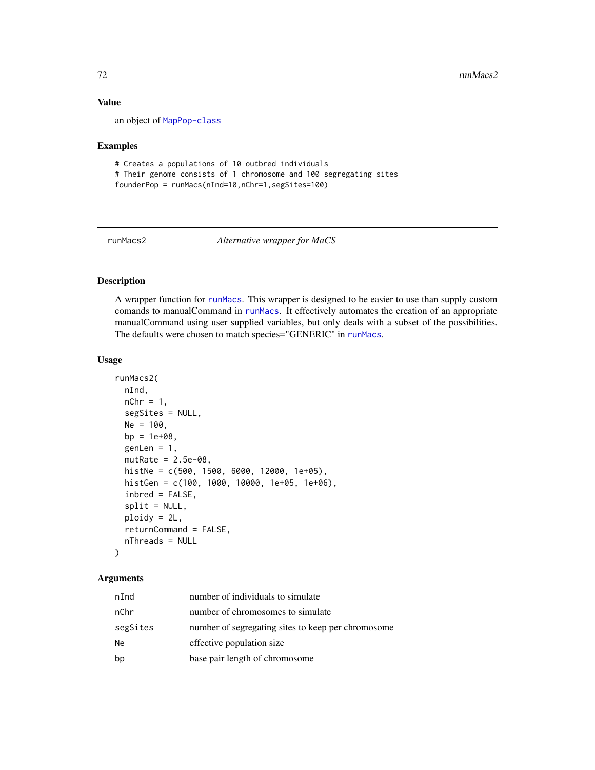## Value

an object of MapPop-class

## Examples

```
# Creates a populations of 10 outbred individuals
# Their genome consists of 1 chromosome and 100 segregating sites
founderPop = runMacs(nInd=10,nChr=1,segSites=100)
```

---

runMacs2 *Alternative wrapper for MaCS*

---

## Description

A wrapper function for runMacs. This wrapper is designed to be easier to use than supply custom comands to manualCommand in runMacs. It effectively automates the creation of an appropriate manualCommand using user supplied variables, but only deals with a subset of the possibilities. The defaults were chosen to match species="GENERIC" in runMacs.

## Usage

```
runMacs2(
  nInd,
  nChr = 1,
  segSites = NULL,
  Ne = 100,
  bp = 1e+08,
  genLen = 1,
  mutRate = 2.5e-08,
  histNe = c(500, 1500, 6000, 12000, 1e+05),
  histGen = c(100, 1000, 10000, 1e+05, 1e+06),
  inbred = FALSE,
  split = NULL,
  ploidy = 2L,
  returnCommand = FALSE,
  nThreads = NULL
)
```

## Arguments

| | |
|---|---|
| nInd | number of individuals to simulate |
| nChr | number of chromosomes to simulate |
| segSites | number of segregating sites to keep per chromosome |
| Ne | effective population size |
| bp | base pair length of chromosome |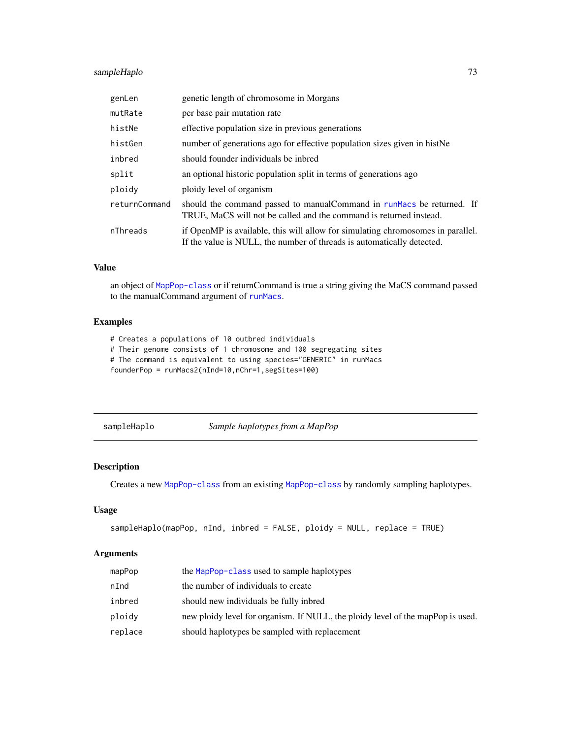| | |
|---|---|
| genLen | genetic length of chromosome in Morgans |
| mutRate | per base pair mutation rate |
| histNe | effective population size in previous generations |
| histGen | number of generations ago for effective population sizes given in histNe |
| inbred | should founder individuals be inbred |
| split | an optional historic population split in terms of generations ago |
| ploidy | ploidy level of organism |
| returnCommand | should the command passed to manualCommand in runMacs be returned. If TRUE, MaCS will not be called and the command is returned instead. |
| nThreads | if OpenMP is available, this will allow for simulating chromosomes in parallel. If the value is NULL, the number of threads is automatically detected. |

### Value

an object of MapPop-class or if returnCommand is true a string giving the MaCS command passed to the manualCommand argument of runMacs.

### Examples

```
# Creates a populations of 10 outbred individuals
# Their genome consists of 1 chromosome and 100 segregating sites
# The command is equivalent to using species="GENERIC" in runMacs
founderPop = runMacs2(nInd=10,nChr=1,segSites=100)
```

---

## sampleHaplo — *Sample haplotypes from a MapPop*

### Description

Creates a new MapPop-class from an existing MapPop-class by randomly sampling haplotypes.

### Usage

```
sampleHaplo(mapPop, nInd, inbred = FALSE, ploidy = NULL, replace = TRUE)
```

### Arguments

| | |
|---|---|
| mapPop | the MapPop-class used to sample haplotypes |
| nInd | the number of individuals to create |
| inbred | should new individuals be fully inbred |
| ploidy | new ploidy level for organism. If NULL, the ploidy level of the mapPop is used. |
| replace | should haplotypes be sampled with replacement |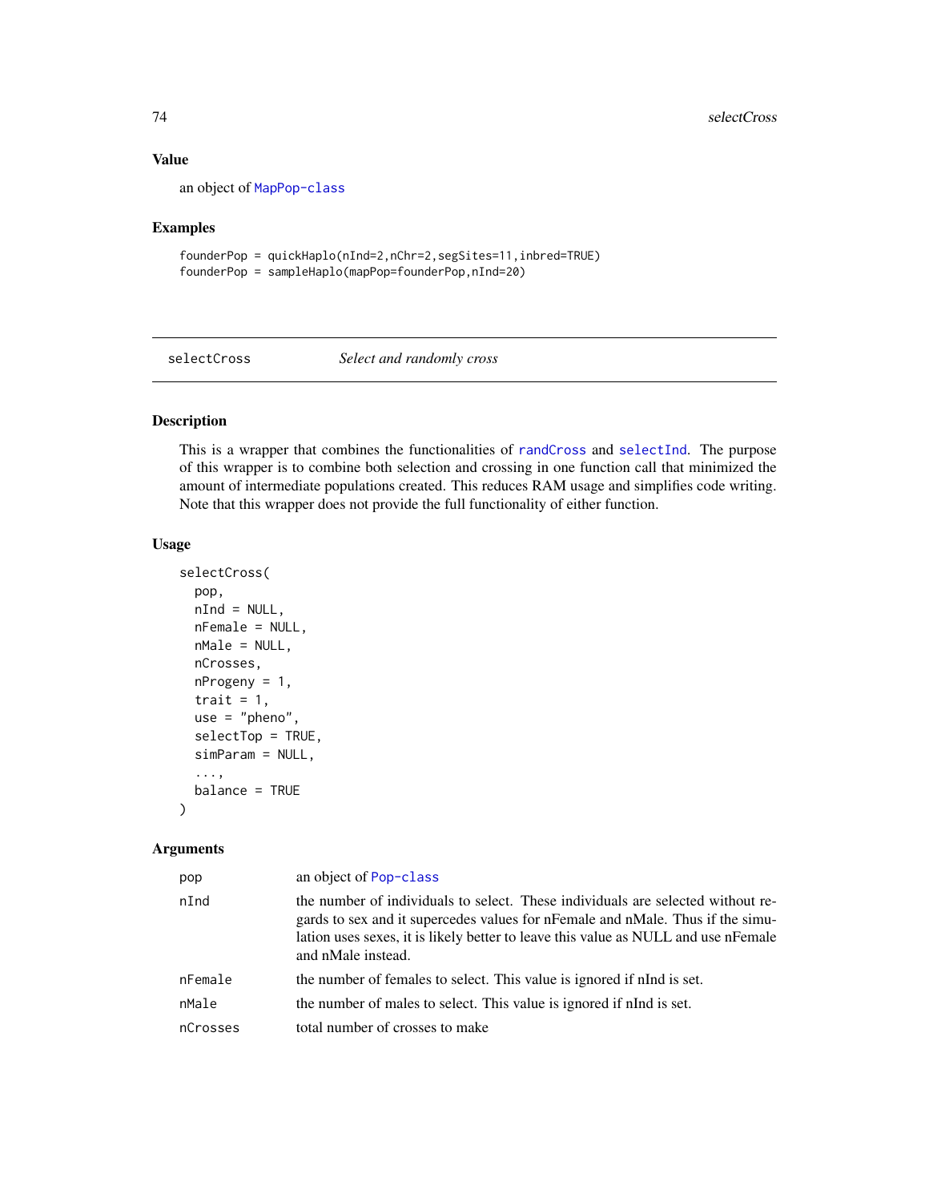## Value

an object of MapPop-class

## Examples

```
founderPop = quickHaplo(nInd=2,nChr=2,segSites=11,inbred=TRUE)
founderPop = sampleHaplo(mapPop=founderPop,nInd=20)
```

---

# selectCross *Select and randomly cross*

## Description

This is a wrapper that combines the functionalities of randCross and selectInd. The purpose of this wrapper is to combine both selection and crossing in one function call that minimized the amount of intermediate populations created. This reduces RAM usage and simplifies code writing. Note that this wrapper does not provide the full functionality of either function.

## Usage

```
selectCross(
  pop,
  nInd = NULL,
  nFemale = NULL,
  nMale = NULL,
  nCrosses,
  nProgeny = 1,
  trait = 1,
  use = "pheno",
  selectTop = TRUE,
  simParam = NULL,
  ...,
  balance = TRUE
)
```

## Arguments

| | |
|---|---|
| pop | an object of Pop-class |
| nInd | the number of individuals to select. These individuals are selected without regards to sex and it supercedes values for nFemale and nMale. Thus if the simulation uses sexes, it is likely better to leave this value as NULL and use nFemale and nMale instead. |
| nFemale | the number of females to select. This value is ignored if nInd is set. |
| nMale | the number of males to select. This value is ignored if nInd is set. |
| nCrosses | total number of crosses to make |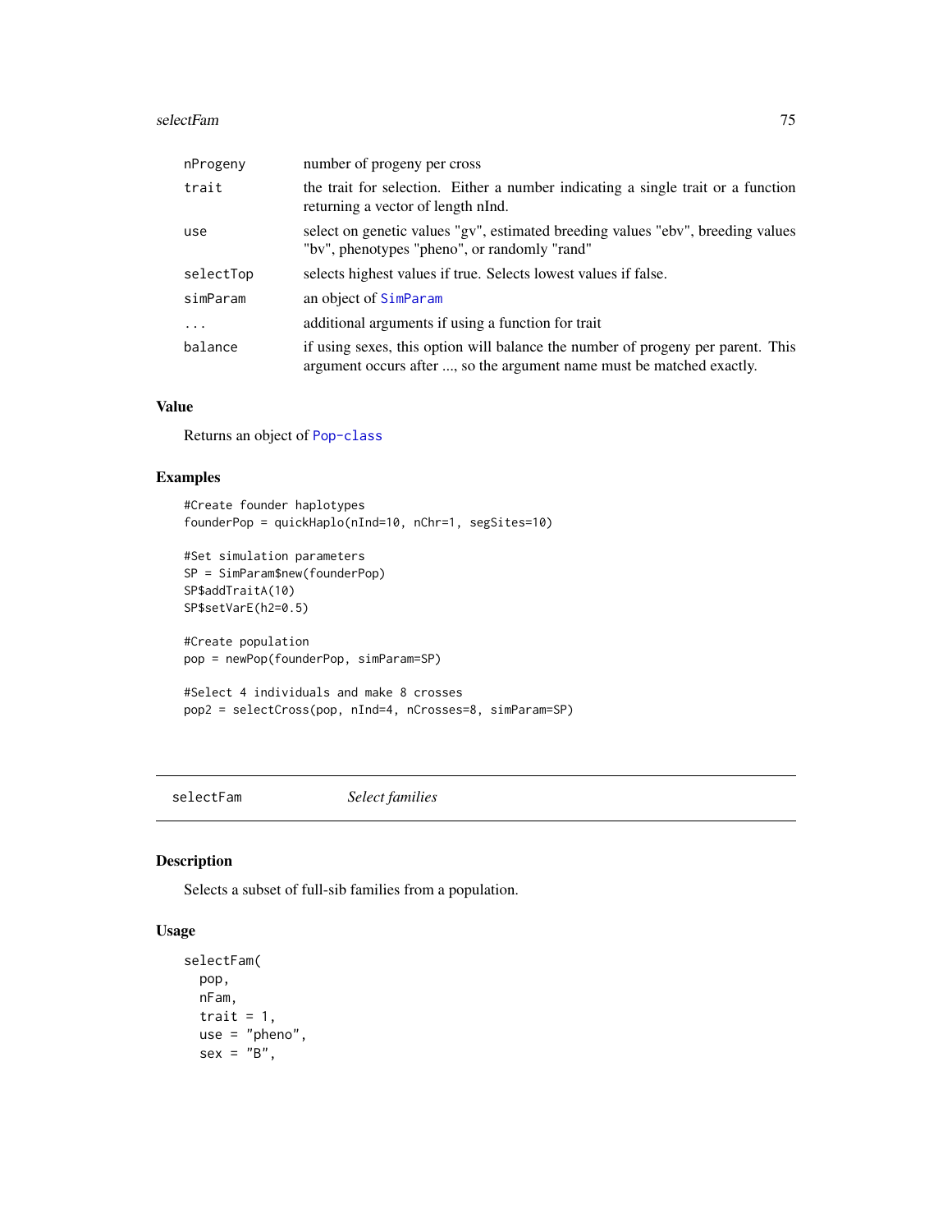| | |
|---|---|
| nProgeny | number of progeny per cross |
| trait | the trait for selection. Either a number indicating a single trait or a function returning a vector of length nInd. |
| use | select on genetic values "gv", estimated breeding values "ebv", breeding values "bv", phenotypes "pheno", or randomly "rand" |
| selectTop | selects highest values if true. Selects lowest values if false. |
| simParam | an object of SimParam |
| ... | additional arguments if using a function for trait |
| balance | if using sexes, this option will balance the number of progeny per parent. This argument occurs after ..., so the argument name must be matched exactly. |

## Value

Returns an object of Pop-class

## Examples

```
#Create founder haplotypes
founderPop = quickHaplo(nInd=10, nChr=1, segSites=10)

#Set simulation parameters
SP = SimParam$new(founderPop)
SP$addTraitA(10)
SP$setVarE(h2=0.5)

#Create population
pop = newPop(founderPop, simParam=SP)

#Select 4 individuals and make 8 crosses
pop2 = selectCross(pop, nInd=4, nCrosses=8, simParam=SP)
```

---

# selectFam *Select families*

## Description

Selects a subset of full-sib families from a population.

## Usage

```
selectFam(
  pop,
  nFam,
  trait = 1,
  use = "pheno",
  sex = "B",
```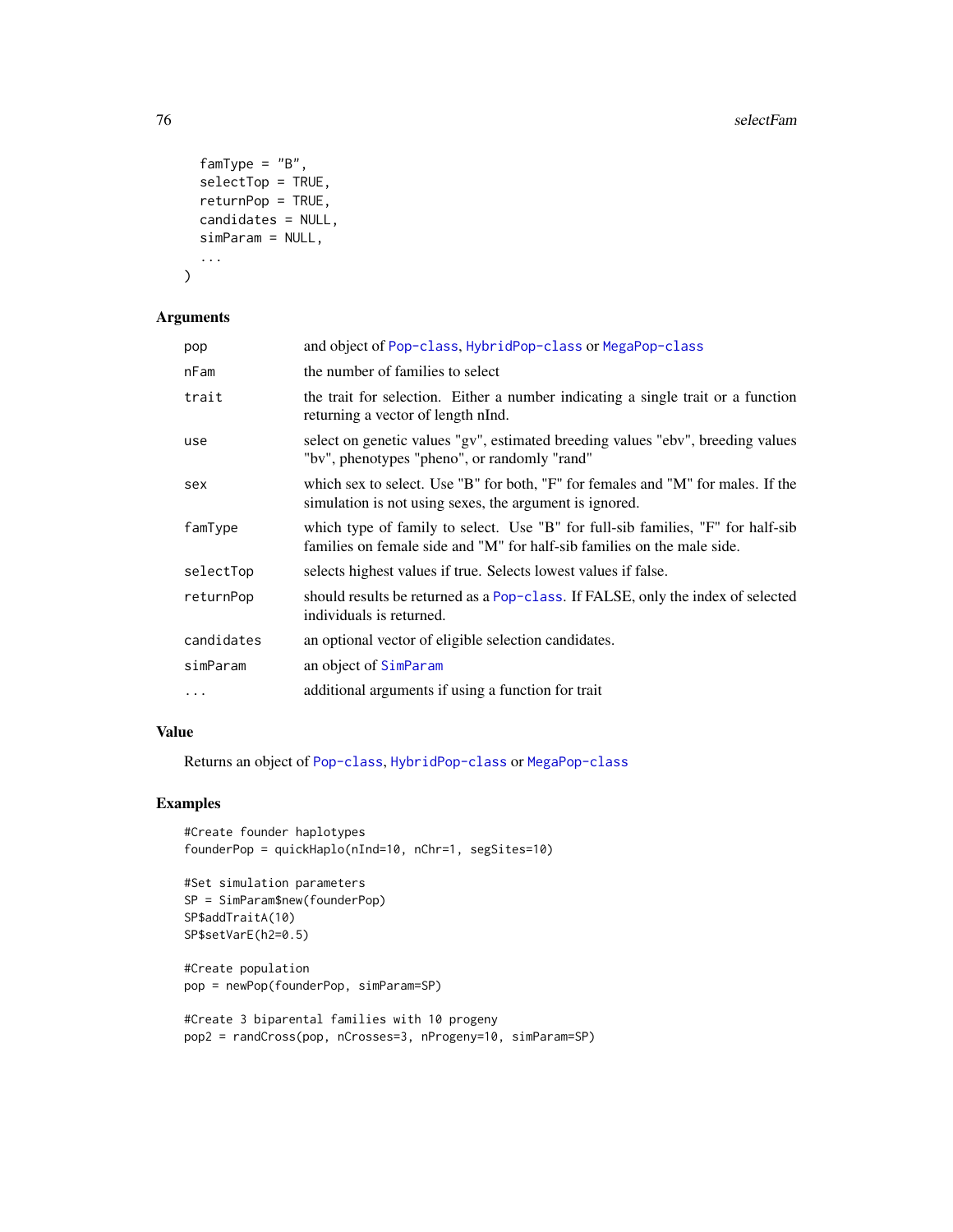```
  famType = "B",
  selectTop = TRUE,
  returnPop = TRUE,
  candidates = NULL,
  simParam = NULL,
  ...
)
```

### Arguments

| | |
|---|---|
| pop | and object of Pop-class, HybridPop-class or MegaPop-class |
| nFam | the number of families to select |
| trait | the trait for selection. Either a number indicating a single trait or a function returning a vector of length nInd. |
| use | select on genetic values "gv", estimated breeding values "ebv", breeding values "bv", phenotypes "pheno", or randomly "rand" |
| sex | which sex to select. Use "B" for both, "F" for females and "M" for males. If the simulation is not using sexes, the argument is ignored. |
| famType | which type of family to select. Use "B" for full-sib families, "F" for half-sib families on female side and "M" for half-sib families on the male side. |
| selectTop | selects highest values if true. Selects lowest values if false. |
| returnPop | should results be returned as a Pop-class. If FALSE, only the index of selected individuals is returned. |
| candidates | an optional vector of eligible selection candidates. |
| simParam | an object of SimParam |
| ... | additional arguments if using a function for trait |

### Value

Returns an object of Pop-class, HybridPop-class or MegaPop-class

### Examples

```
#Create founder haplotypes
founderPop = quickHaplo(nInd=10, nChr=1, segSites=10)

#Set simulation parameters
SP = SimParam$new(founderPop)
SP$addTraitA(10)
SP$setVarE(h2=0.5)

#Create population
pop = newPop(founderPop, simParam=SP)

#Create 3 biparental families with 10 progeny
pop2 = randCross(pop, nCrosses=3, nProgeny=10, simParam=SP)
```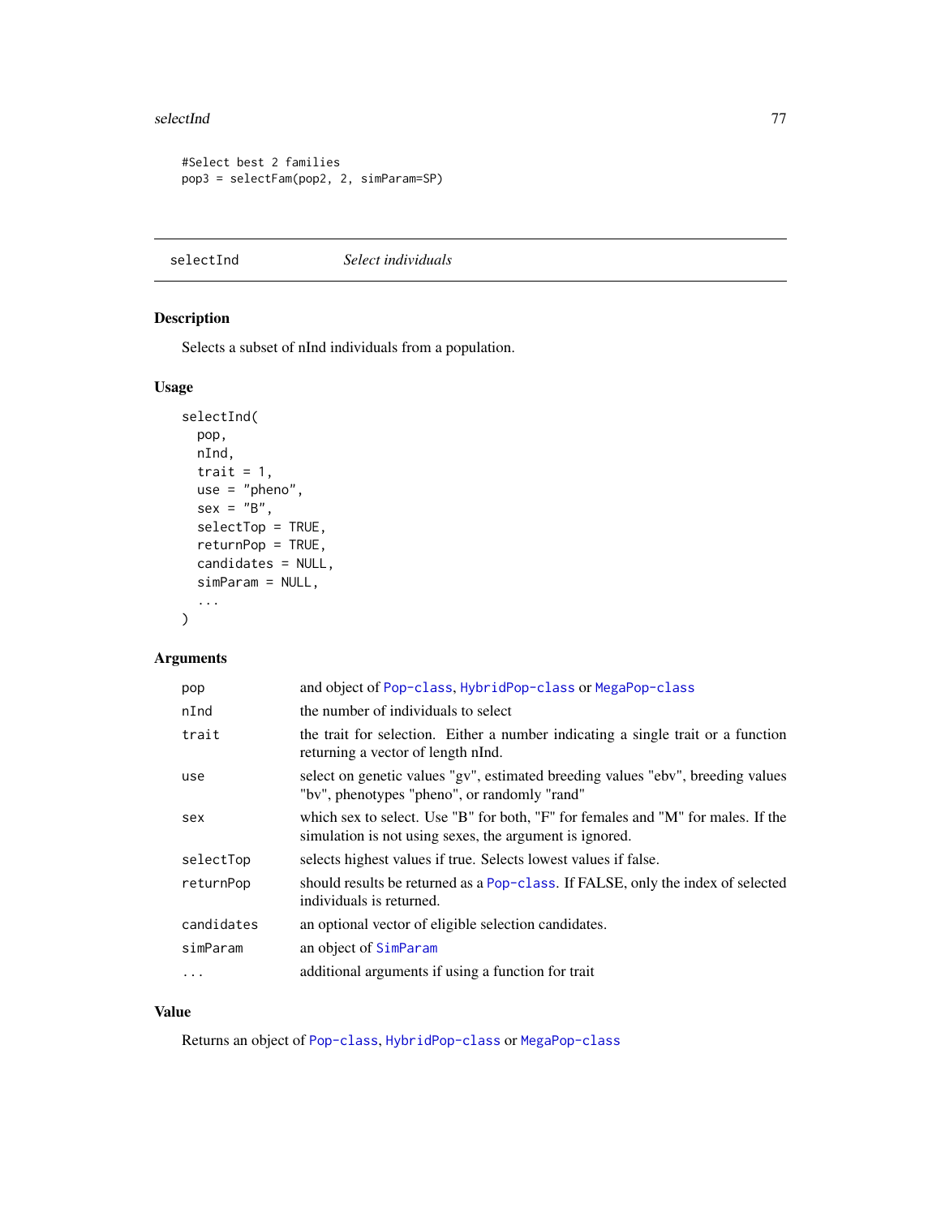```
#Select best 2 families
pop3 = selectFam(pop2, 2, simParam=SP)
```

## selectInd — *Select individuals*

### Description

Selects a subset of nInd individuals from a population.

### Usage

```
selectInd(
  pop,
  nInd,
  trait = 1,
  use = "pheno",
  sex = "B",
  selectTop = TRUE,
  returnPop = TRUE,
  candidates = NULL,
  simParam = NULL,
  ...
)
```

### Arguments

| Argument | Description |
|---|---|
| pop | and object of Pop-class, HybridPop-class or MegaPop-class |
| nInd | the number of individuals to select |
| trait | the trait for selection. Either a number indicating a single trait or a function returning a vector of length nInd. |
| use | select on genetic values "gv", estimated breeding values "ebv", breeding values "bv", phenotypes "pheno", or randomly "rand" |
| sex | which sex to select. Use "B" for both, "F" for females and "M" for males. If the simulation is not using sexes, the argument is ignored. |
| selectTop | selects highest values if true. Selects lowest values if false. |
| returnPop | should results be returned as a Pop-class. If FALSE, only the index of selected individuals is returned. |
| candidates | an optional vector of eligible selection candidates. |
| simParam | an object of SimParam |
| ... | additional arguments if using a function for trait |

### Value

Returns an object of Pop-class, HybridPop-class or MegaPop-class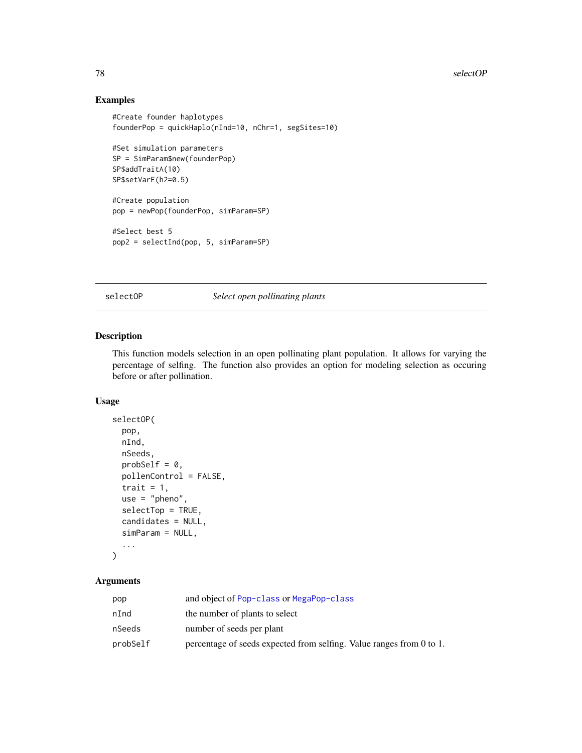## Examples

```
#Create founder haplotypes
founderPop = quickHaplo(nInd=10, nChr=1, segSites=10)

#Set simulation parameters
SP = SimParam$new(founderPop)
SP$addTraitA(10)
SP$setVarE(h2=0.5)

#Create population
pop = newPop(founderPop, simParam=SP)

#Select best 5
pop2 = selectInd(pop, 5, simParam=SP)
```

---

# selectOP — *Select open pollinating plants*

---

## Description

This function models selection in an open pollinating plant population. It allows for varying the percentage of selfing. The function also provides an option for modeling selection as occuring before or after pollination.

## Usage

```
selectOP(
  pop,
  nInd,
  nSeeds,
  probSelf = 0,
  pollenControl = FALSE,
  trait = 1,
  use = "pheno",
  selectTop = TRUE,
  candidates = NULL,
  simParam = NULL,
  ...
)
```

## Arguments

| | |
|---|---|
| pop | and object of Pop-class or MegaPop-class |
| nInd | the number of plants to select |
| nSeeds | number of seeds per plant |
| probSelf | percentage of seeds expected from selfing. Value ranges from 0 to 1. |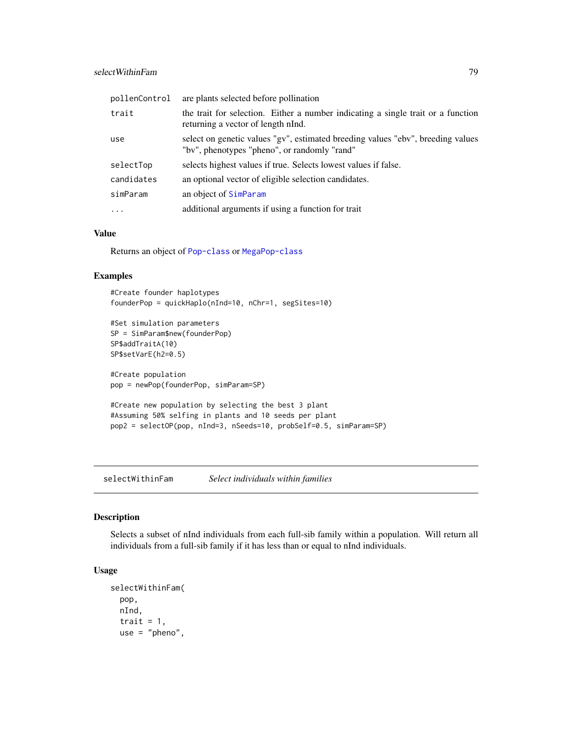| | |
|---|---|
| pollenControl | are plants selected before pollination |
| trait | the trait for selection. Either a number indicating a single trait or a function returning a vector of length nInd. |
| use | select on genetic values "gv", estimated breeding values "ebv", breeding values "bv", phenotypes "pheno", or randomly "rand" |
| selectTop | selects highest values if true. Selects lowest values if false. |
| candidates | an optional vector of eligible selection candidates. |
| simParam | an object of SimParam |
| ... | additional arguments if using a function for trait |

### Value

Returns an object of Pop-class or MegaPop-class

### Examples

```
#Create founder haplotypes
founderPop = quickHaplo(nInd=10, nChr=1, segSites=10)

#Set simulation parameters
SP = SimParam$new(founderPop)
SP$addTraitA(10)
SP$setVarE(h2=0.5)

#Create population
pop = newPop(founderPop, simParam=SP)

#Create new population by selecting the best 3 plant
#Assuming 50% selfing in plants and 10 seeds per plant
pop2 = selectOP(pop, nInd=3, nSeeds=10, probSelf=0.5, simParam=SP)
```

---

## selectWithinFam — *Select individuals within families*

### Description

Selects a subset of nInd individuals from each full-sib family within a population. Will return all individuals from a full-sib family if it has less than or equal to nInd individuals.

### Usage

```
selectWithinFam(
  pop,
  nInd,
  trait = 1,
  use = "pheno",
```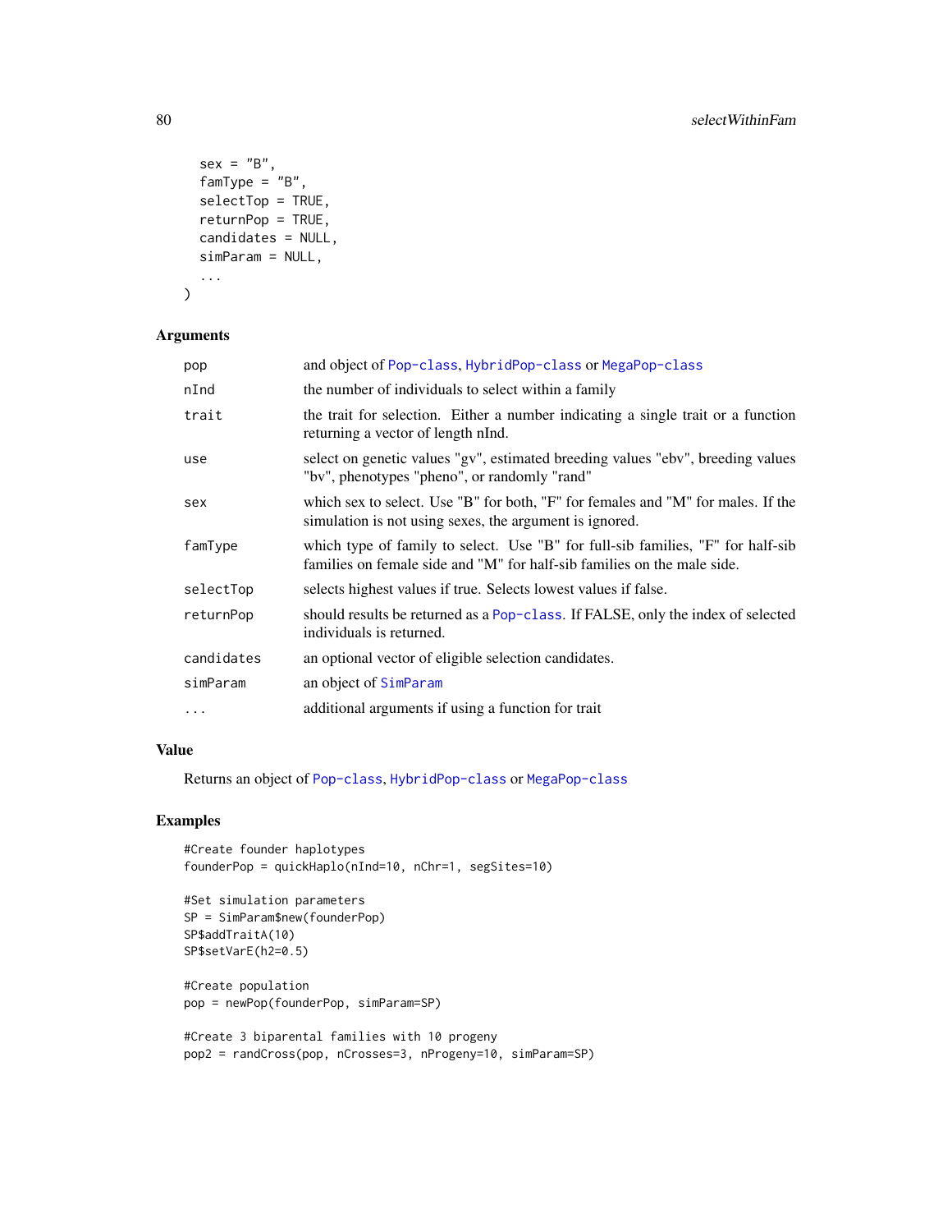```
  sex = "B",
  famType = "B",
  selectTop = TRUE,
  returnPop = TRUE,
  candidates = NULL,
  simParam = NULL,
  ...
)
```

## Arguments

| | |
|---|---|
| pop | and object of Pop-class, HybridPop-class or MegaPop-class |
| nInd | the number of individuals to select within a family |
| trait | the trait for selection. Either a number indicating a single trait or a function returning a vector of length nInd. |
| use | select on genetic values "gv", estimated breeding values "ebv", breeding values "bv", phenotypes "pheno", or randomly "rand" |
| sex | which sex to select. Use "B" for both, "F" for females and "M" for males. If the simulation is not using sexes, the argument is ignored. |
| famType | which type of family to select. Use "B" for full-sib families, "F" for half-sib families on female side and "M" for half-sib families on the male side. |
| selectTop | selects highest values if true. Selects lowest values if false. |
| returnPop | should results be returned as a Pop-class. If FALSE, only the index of selected individuals is returned. |
| candidates | an optional vector of eligible selection candidates. |
| simParam | an object of SimParam |
| ... | additional arguments if using a function for trait |

## Value

Returns an object of Pop-class, HybridPop-class or MegaPop-class

## Examples

```
#Create founder haplotypes
founderPop = quickHaplo(nInd=10, nChr=1, segSites=10)

#Set simulation parameters
SP = SimParam$new(founderPop)
SP$addTraitA(10)
SP$setVarE(h2=0.5)

#Create population
pop = newPop(founderPop, simParam=SP)

#Create 3 biparental families with 10 progeny
pop2 = randCross(pop, nCrosses=3, nProgeny=10, simParam=SP)
```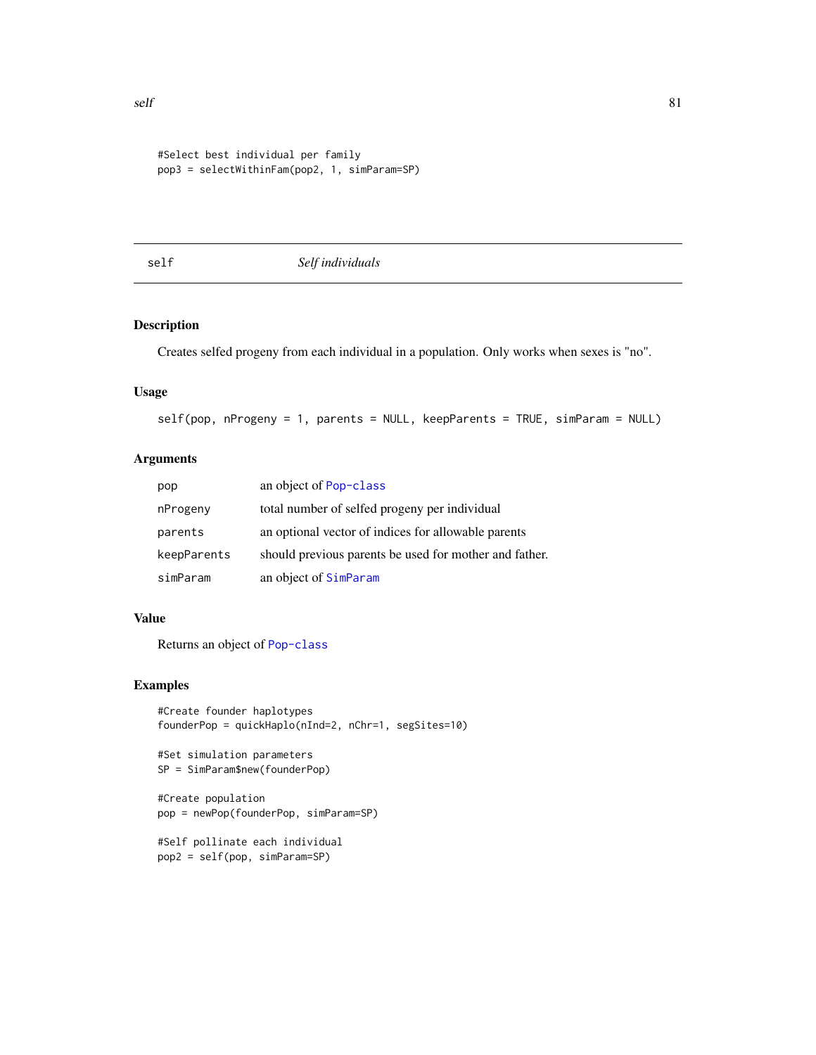```
#Select best individual per family
pop3 = selectWithinFam(pop2, 1, simParam=SP)
```

## self — *Self individuals*

### Description

Creates selfed progeny from each individual in a population. Only works when sexes is "no".

### Usage

```
self(pop, nProgeny = 1, parents = NULL, keepParents = TRUE, simParam = NULL)
```

### Arguments

| | |
|---|---|
| pop | an object of Pop-class |
| nProgeny | total number of selfed progeny per individual |
| parents | an optional vector of indices for allowable parents |
| keepParents | should previous parents be used for mother and father. |
| simParam | an object of SimParam |

### Value

Returns an object of Pop-class

### Examples

```
#Create founder haplotypes
founderPop = quickHaplo(nInd=2, nChr=1, segSites=10)

#Set simulation parameters
SP = SimParam$new(founderPop)

#Create population
pop = newPop(founderPop, simParam=SP)

#Self pollinate each individual
pop2 = self(pop, simParam=SP)
```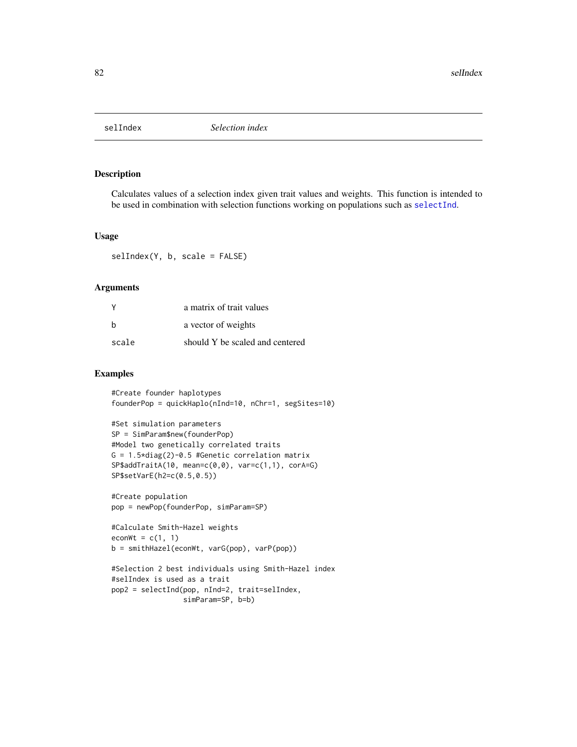# selIndex *Selection index*

## Description

Calculates values of a selection index given trait values and weights. This function is intended to be used in combination with selection functions working on populations such as selectInd.

## Usage

```
selIndex(Y, b, scale = FALSE)
```

## Arguments

| | |
|---|---|
| Y | a matrix of trait values |
| b | a vector of weights |
| scale | should Y be scaled and centered |

## Examples

```
#Create founder haplotypes
founderPop = quickHaplo(nInd=10, nChr=1, segSites=10)

#Set simulation parameters
SP = SimParam$new(founderPop)
#Model two genetically correlated traits
G = 1.5*diag(2)-0.5 #Genetic correlation matrix
SP$addTraitA(10, mean=c(0,0), var=c(1,1), corA=G)
SP$setVarE(h2=c(0.5,0.5))

#Create population
pop = newPop(founderPop, simParam=SP)

#Calculate Smith-Hazel weights
econWt = c(1, 1)
b = smithHazel(econWt, varG(pop), varP(pop))

#Selection 2 best individuals using Smith-Hazel index
#selIndex is used as a trait
pop2 = selectInd(pop, nInd=2, trait=selIndex,
                 simParam=SP, b=b)
```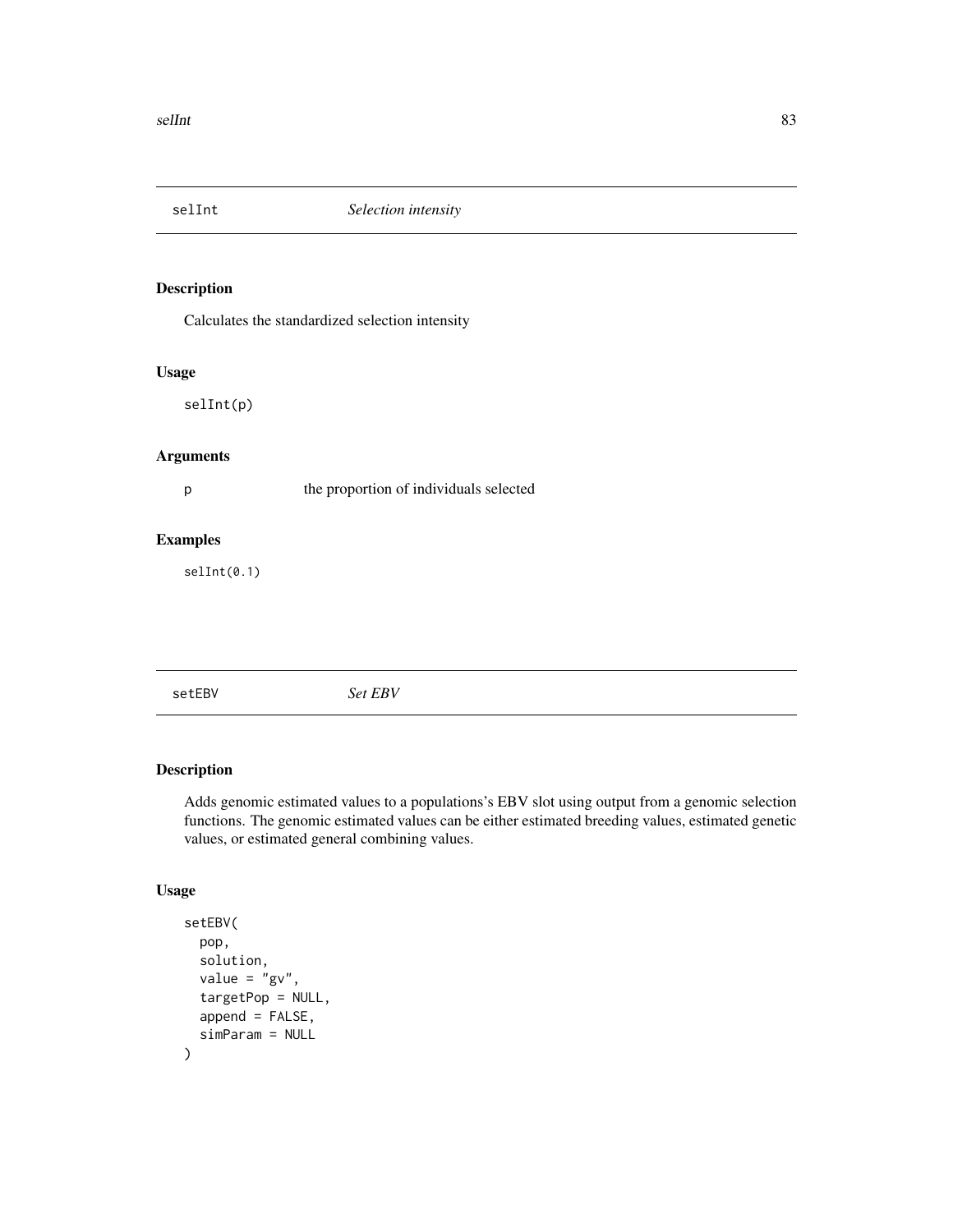## selInt *Selection intensity*

### Description

Calculates the standardized selection intensity

### Usage

```
selInt(p)
```

### Arguments

| | |
|---|---|
| p | the proportion of individuals selected |

### Examples

```
selInt(0.1)
```

## setEBV *Set EBV*

### Description

Adds genomic estimated values to a populations's EBV slot using output from a genomic selection functions. The genomic estimated values can be either estimated breeding values, estimated genetic values, or estimated general combining values.

### Usage

```
setEBV(
  pop,
  solution,
  value = "gv",
  targetPop = NULL,
  append = FALSE,
  simParam = NULL
)
```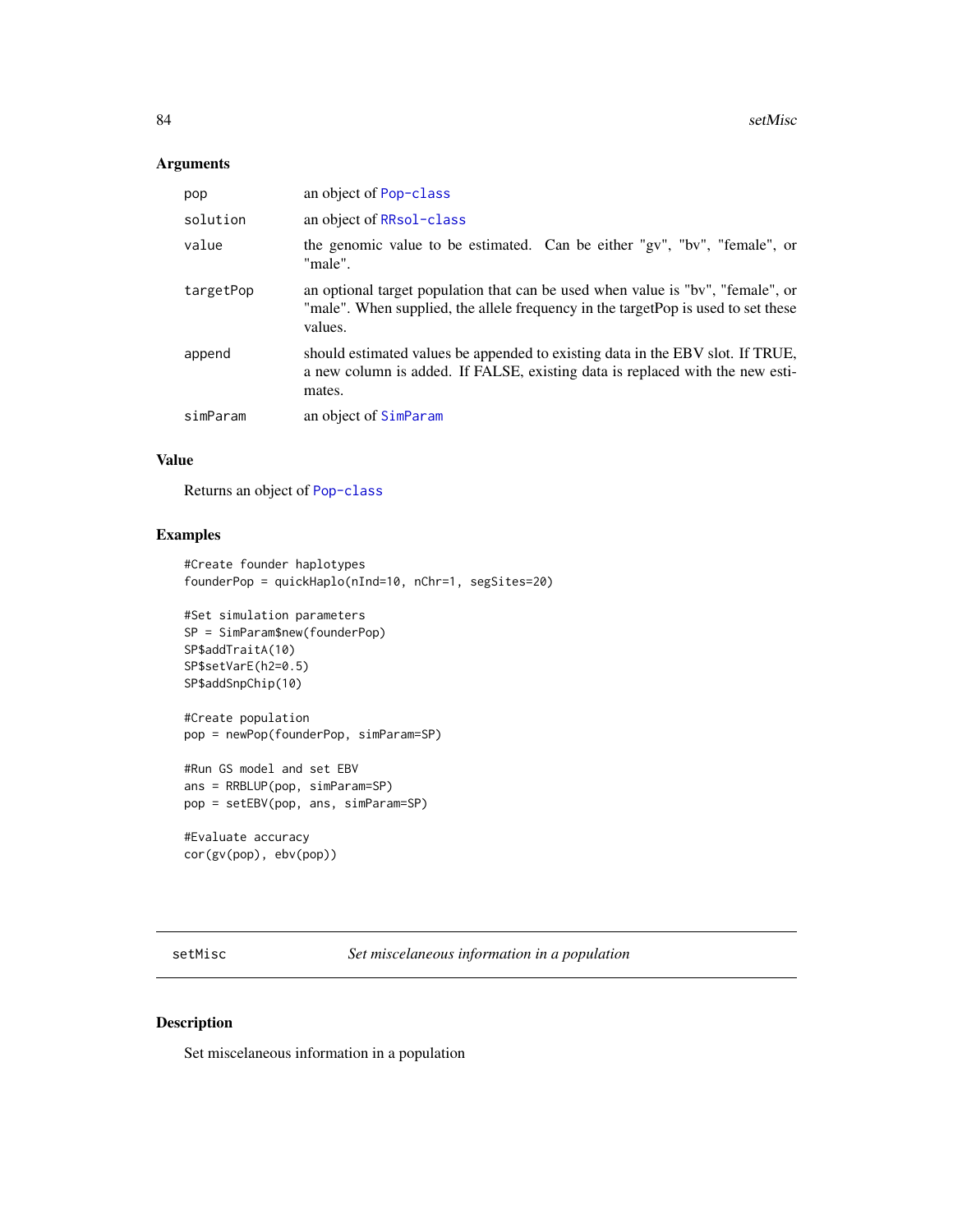## Arguments

| | |
|---|---|
| pop | an object of Pop-class |
| solution | an object of RRsol-class |
| value | the genomic value to be estimated. Can be either "gv", "bv", "female", or "male". |
| targetPop | an optional target population that can be used when value is "bv", "female", or "male". When supplied, the allele frequency in the targetPop is used to set these values. |
| append | should estimated values be appended to existing data in the EBV slot. If TRUE, a new column is added. If FALSE, existing data is replaced with the new estimates. |
| simParam | an object of SimParam |

## Value

Returns an object of Pop-class

## Examples

```
#Create founder haplotypes
founderPop = quickHaplo(nInd=10, nChr=1, segSites=20)

#Set simulation parameters
SP = SimParam$new(founderPop)
SP$addTraitA(10)
SP$setVarE(h2=0.5)
SP$addSnpChip(10)

#Create population
pop = newPop(founderPop, simParam=SP)

#Run GS model and set EBV
ans = RRBLUP(pop, simParam=SP)
pop = setEBV(pop, ans, simParam=SP)

#Evaluate accuracy
cor(gv(pop), ebv(pop))
```

---

# setMisc *Set miscelaneous information in a population*

## Description

Set miscelaneous information in a population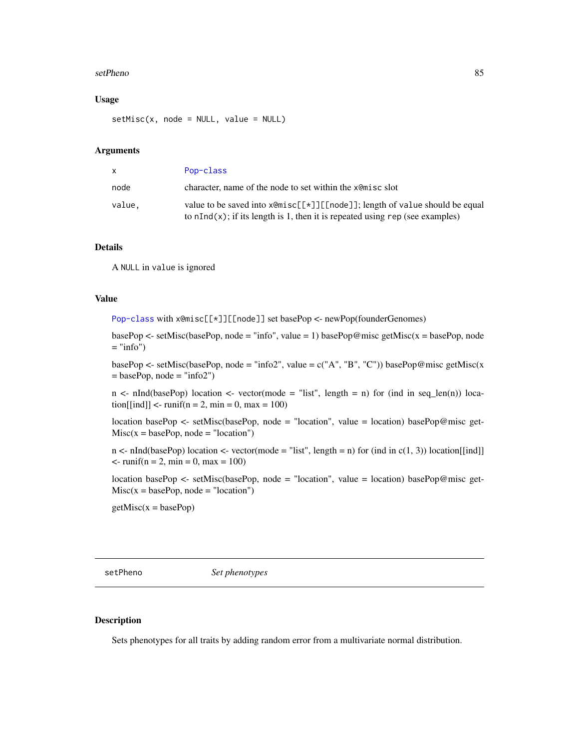### Usage

```
setMisc(x, node = NULL, value = NULL)
```

### Arguments

| | |
|---|---|
| x | Pop-class |
| node | character, name of the node to set within the x@misc slot |
| value, | value to be saved into x@misc[[*]][[node]]; length of value should be equal to nInd(x); if its length is 1, then it is repeated using rep (see examples) |

### Details

A NULL in value is ignored

### Value

Pop-class with x@misc[[*]][[node]] set basePop <- newPop(founderGenomes)

basePop <- setMisc(basePop, node = "info", value = 1) basePop@misc getMisc(x = basePop, node = "info")

basePop <- setMisc(basePop, node = "info2", value = c("A", "B", "C")) basePop@misc getMisc(x = basePop, node = "info2")

n <- nInd(basePop) location <- vector(mode = "list", length = n) for (ind in seq_len(n)) location[[ind]] <- runif(n = 2, min = 0, max = 100)

location basePop <- setMisc(basePop, node = "location", value = location) basePop@misc getMisc(x = basePop, node = "location")

n <- nInd(basePop) location <- vector(mode = "list", length = n) for (ind in c(1, 3)) location[[ind]] <- runif(n = 2, min = 0, max = 100)

location basePop <- setMisc(basePop, node = "location", value = location) basePop@misc getMisc(x = basePop, node = "location")

getMisc(x = basePop)

---

## setPheno &nbsp;&nbsp;&nbsp;&nbsp; *Set phenotypes*

---

### Description

Sets phenotypes for all traits by adding random error from a multivariate normal distribution.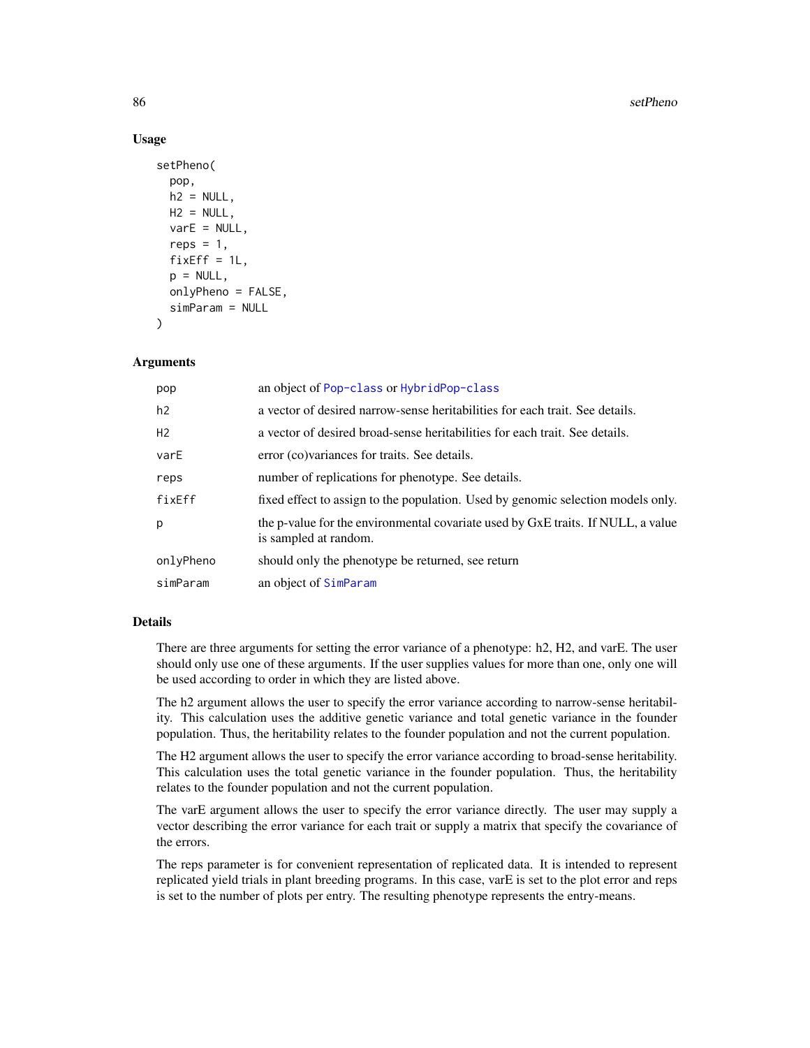## Usage

```
setPheno(
  pop,
  h2 = NULL,
  H2 = NULL,
  varE = NULL,
  reps = 1,
  fixEff = 1L,
  p = NULL,
  onlyPheno = FALSE,
  simParam = NULL
)
```

## Arguments

| | |
|---|---|
| pop | an object of Pop-class or HybridPop-class |
| h2 | a vector of desired narrow-sense heritabilities for each trait. See details. |
| H2 | a vector of desired broad-sense heritabilities for each trait. See details. |
| varE | error (co)variances for traits. See details. |
| reps | number of replications for phenotype. See details. |
| fixEff | fixed effect to assign to the population. Used by genomic selection models only. |
| p | the p-value for the environmental covariate used by GxE traits. If NULL, a value is sampled at random. |
| onlyPheno | should only the phenotype be returned, see return |
| simParam | an object of SimParam |

## Details

There are three arguments for setting the error variance of a phenotype: h2, H2, and varE. The user should only use one of these arguments. If the user supplies values for more than one, only one will be used according to order in which they are listed above.

The h2 argument allows the user to specify the error variance according to narrow-sense heritability. This calculation uses the additive genetic variance and total genetic variance in the founder population. Thus, the heritability relates to the founder population and not the current population.

The H2 argument allows the user to specify the error variance according to broad-sense heritability. This calculation uses the total genetic variance in the founder population. Thus, the heritability relates to the founder population and not the current population.

The varE argument allows the user to specify the error variance directly. The user may supply a vector describing the error variance for each trait or supply a matrix that specify the covariance of the errors.

The reps parameter is for convenient representation of replicated data. It is intended to represent replicated yield trials in plant breeding programs. In this case, varE is set to the plot error and reps is set to the number of plots per entry. The resulting phenotype represents the entry-means.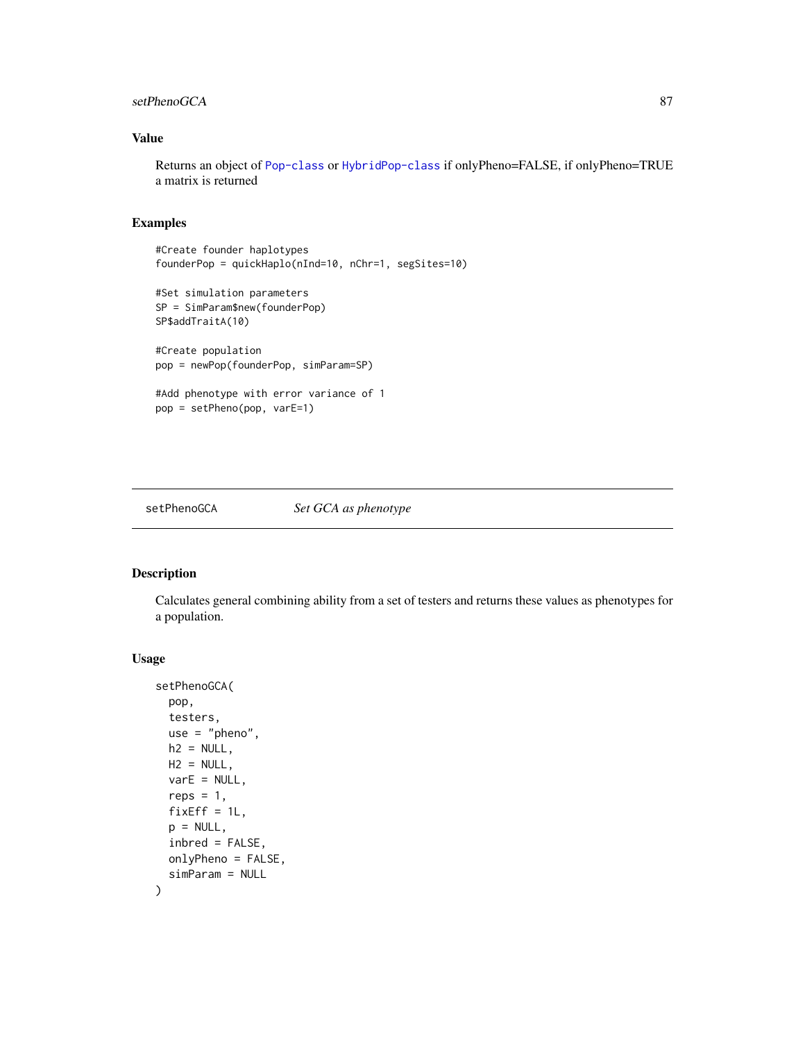## Value

Returns an object of Pop-class or HybridPop-class if onlyPheno=FALSE, if onlyPheno=TRUE a matrix is returned

## Examples

```
#Create founder haplotypes
founderPop = quickHaplo(nInd=10, nChr=1, segSites=10)

#Set simulation parameters
SP = SimParam$new(founderPop)
SP$addTraitA(10)

#Create population
pop = newPop(founderPop, simParam=SP)

#Add phenotype with error variance of 1
pop = setPheno(pop, varE=1)
```

---

# setPhenoGCA *Set GCA as phenotype*

---

## Description

Calculates general combining ability from a set of testers and returns these values as phenotypes for a population.

## Usage

```
setPhenoGCA(
  pop,
  testers,
  use = "pheno",
  h2 = NULL,
  H2 = NULL,
  varE = NULL,
  reps = 1,
  fixEff = 1L,
  p = NULL,
  inbred = FALSE,
  onlyPheno = FALSE,
  simParam = NULL
)
```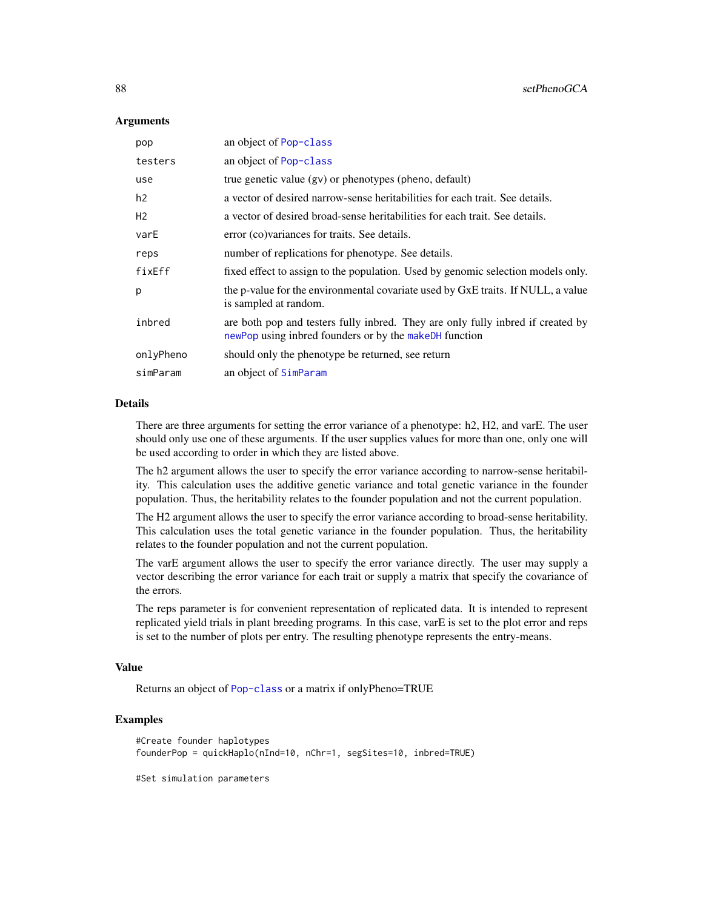### Arguments

| | |
|---|---|
| pop | an object of Pop-class |
| testers | an object of Pop-class |
| use | true genetic value (gv) or phenotypes (pheno, default) |
| h2 | a vector of desired narrow-sense heritabilities for each trait. See details. |
| H2 | a vector of desired broad-sense heritabilities for each trait. See details. |
| varE | error (co)variances for traits. See details. |
| reps | number of replications for phenotype. See details. |
| fixEff | fixed effect to assign to the population. Used by genomic selection models only. |
| p | the p-value for the environmental covariate used by GxE traits. If NULL, a value is sampled at random. |
| inbred | are both pop and testers fully inbred. They are only fully inbred if created by newPop using inbred founders or by the makeDH function |
| onlyPheno | should only the phenotype be returned, see return |
| simParam | an object of SimParam |

### Details

There are three arguments for setting the error variance of a phenotype: h2, H2, and varE. The user should only use one of these arguments. If the user supplies values for more than one, only one will be used according to order in which they are listed above.

The h2 argument allows the user to specify the error variance according to narrow-sense heritability. This calculation uses the additive genetic variance and total genetic variance in the founder population. Thus, the heritability relates to the founder population and not the current population.

The H2 argument allows the user to specify the error variance according to broad-sense heritability. This calculation uses the total genetic variance in the founder population. Thus, the heritability relates to the founder population and not the current population.

The varE argument allows the user to specify the error variance directly. The user may supply a vector describing the error variance for each trait or supply a matrix that specify the covariance of the errors.

The reps parameter is for convenient representation of replicated data. It is intended to represent replicated yield trials in plant breeding programs. In this case, varE is set to the plot error and reps is set to the number of plots per entry. The resulting phenotype represents the entry-means.

### Value

Returns an object of Pop-class or a matrix if onlyPheno=TRUE

### Examples

```
#Create founder haplotypes
founderPop = quickHaplo(nInd=10, nChr=1, segSites=10, inbred=TRUE)

#Set simulation parameters
```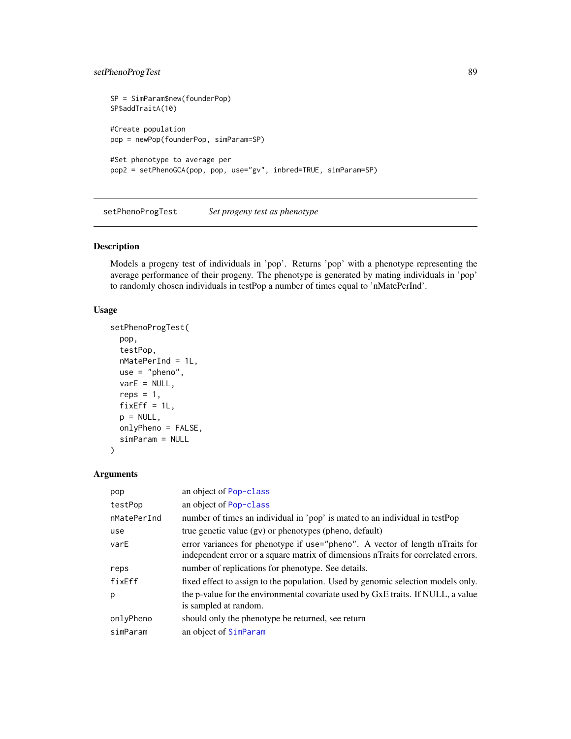```
SP = SimParam$new(founderPop)
SP$addTraitA(10)

#Create population
pop = newPop(founderPop, simParam=SP)

#Set phenotype to average per
pop2 = setPhenoGCA(pop, pop, use="gv", inbred=TRUE, simParam=SP)
```

## setPhenoProgTest    *Set progeny test as phenotype*

### Description

Models a progeny test of individuals in 'pop'. Returns 'pop' with a phenotype representing the average performance of their progeny. The phenotype is generated by mating individuals in 'pop' to randomly chosen individuals in testPop a number of times equal to 'nMatePerInd'.

### Usage

```
setPhenoProgTest(
  pop,
  testPop,
  nMatePerInd = 1L,
  use = "pheno",
  varE = NULL,
  reps = 1,
  fixEff = 1L,
  p = NULL,
  onlyPheno = FALSE,
  simParam = NULL
)
```

### Arguments

| | |
|---|---|
| pop | an object of Pop-class |
| testPop | an object of Pop-class |
| nMatePerInd | number of times an individual in 'pop' is mated to an individual in testPop |
| use | true genetic value (gv) or phenotypes (pheno, default) |
| varE | error variances for phenotype if use="pheno". A vector of length nTraits for independent error or a square matrix of dimensions nTraits for correlated errors. |
| reps | number of replications for phenotype. See details. |
| fixEff | fixed effect to assign to the population. Used by genomic selection models only. |
| p | the p-value for the environmental covariate used by GxE traits. If NULL, a value is sampled at random. |
| onlyPheno | should only the phenotype be returned, see return |
| simParam | an object of SimParam |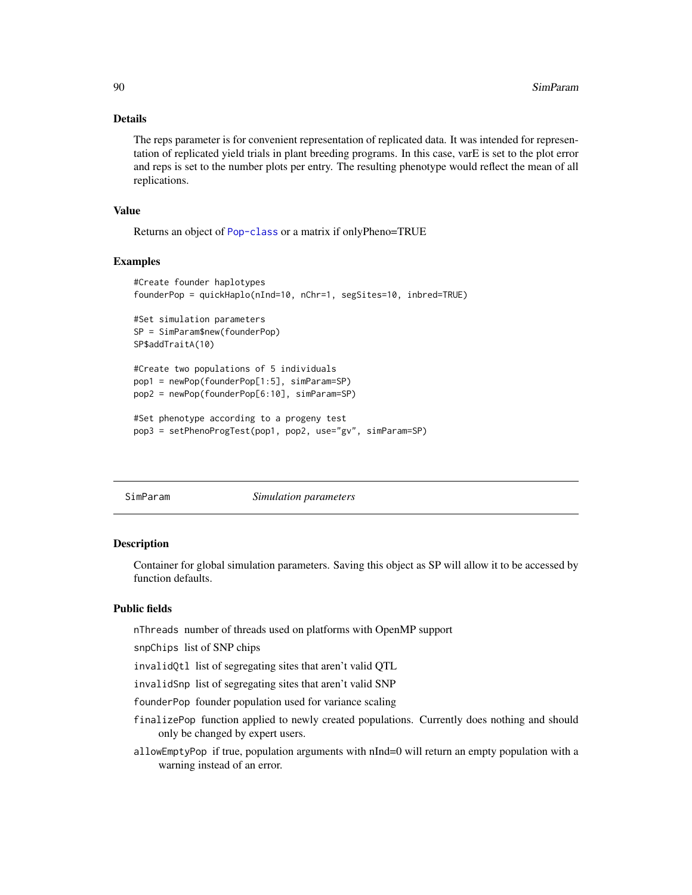### Details

The reps parameter is for convenient representation of replicated data. It was intended for representation of replicated yield trials in plant breeding programs. In this case, varE is set to the plot error and reps is set to the number plots per entry. The resulting phenotype would reflect the mean of all replications.

### Value

Returns an object of Pop-class or a matrix if onlyPheno=TRUE

### Examples

```
#Create founder haplotypes
founderPop = quickHaplo(nInd=10, nChr=1, segSites=10, inbred=TRUE)

#Set simulation parameters
SP = SimParam$new(founderPop)
SP$addTraitA(10)

#Create two populations of 5 individuals
pop1 = newPop(founderPop[1:5], simParam=SP)
pop2 = newPop(founderPop[6:10], simParam=SP)

#Set phenotype according to a progeny test
pop3 = setPhenoProgTest(pop1, pop2, use="gv", simParam=SP)
```

---

## SimParam — *Simulation parameters*

### Description

Container for global simulation parameters. Saving this object as SP will allow it to be accessed by function defaults.

### Public fields

- `nThreads` number of threads used on platforms with OpenMP support
- `snpChips` list of SNP chips
- `invalidQtl` list of segregating sites that aren't valid QTL
- `invalidSnp` list of segregating sites that aren't valid SNP
- `founderPop` founder population used for variance scaling
- `finalizePop` function applied to newly created populations. Currently does nothing and should only be changed by expert users.
- `allowEmptyPop` if true, population arguments with nInd=0 will return an empty population with a warning instead of an error.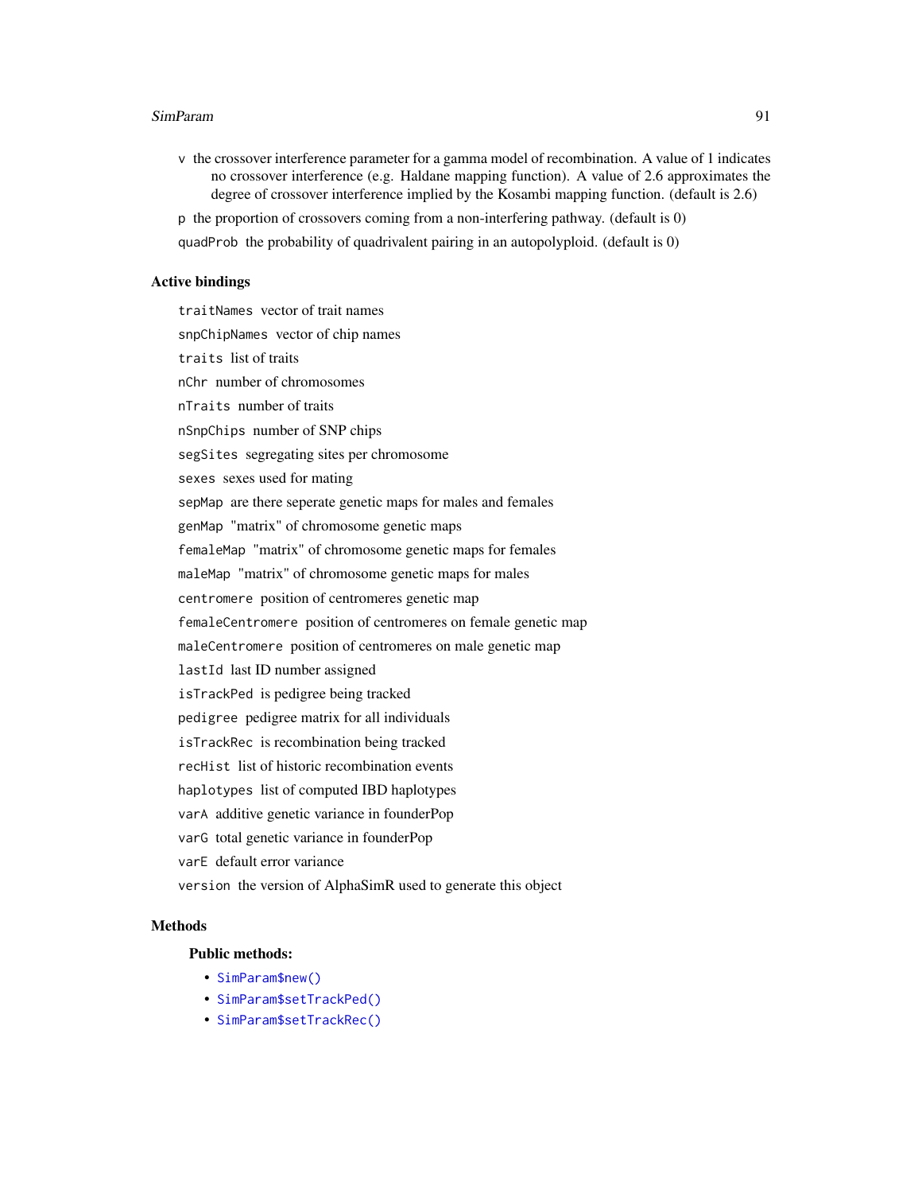v the crossover interference parameter for a gamma model of recombination. A value of 1 indicates no crossover interference (e.g. Haldane mapping function). A value of 2.6 approximates the degree of crossover interference implied by the Kosambi mapping function. (default is 2.6)

p the proportion of crossovers coming from a non-interfering pathway. (default is 0)

quadProb the probability of quadrivalent pairing in an autopolyploid. (default is 0)

### Active bindings

traitNames vector of trait names

snpChipNames vector of chip names

traits list of traits

nChr number of chromosomes

nTraits number of traits

nSnpChips number of SNP chips

segSites segregating sites per chromosome

sexes sexes used for mating

sepMap are there seperate genetic maps for males and females

genMap "matrix" of chromosome genetic maps

femaleMap "matrix" of chromosome genetic maps for females

maleMap "matrix" of chromosome genetic maps for males

centromere position of centromeres genetic map

femaleCentromere position of centromeres on female genetic map

maleCentromere position of centromeres on male genetic map

lastId last ID number assigned

isTrackPed is pedigree being tracked

pedigree pedigree matrix for all individuals

isTrackRec is recombination being tracked

recHist list of historic recombination events

haplotypes list of computed IBD haplotypes

varA additive genetic variance in founderPop

varG total genetic variance in founderPop

varE default error variance

version the version of AlphaSimR used to generate this object

### Methods

#### Public methods:

- SimParam$new()
- SimParam$setTrackPed()
- SimParam$setTrackRec()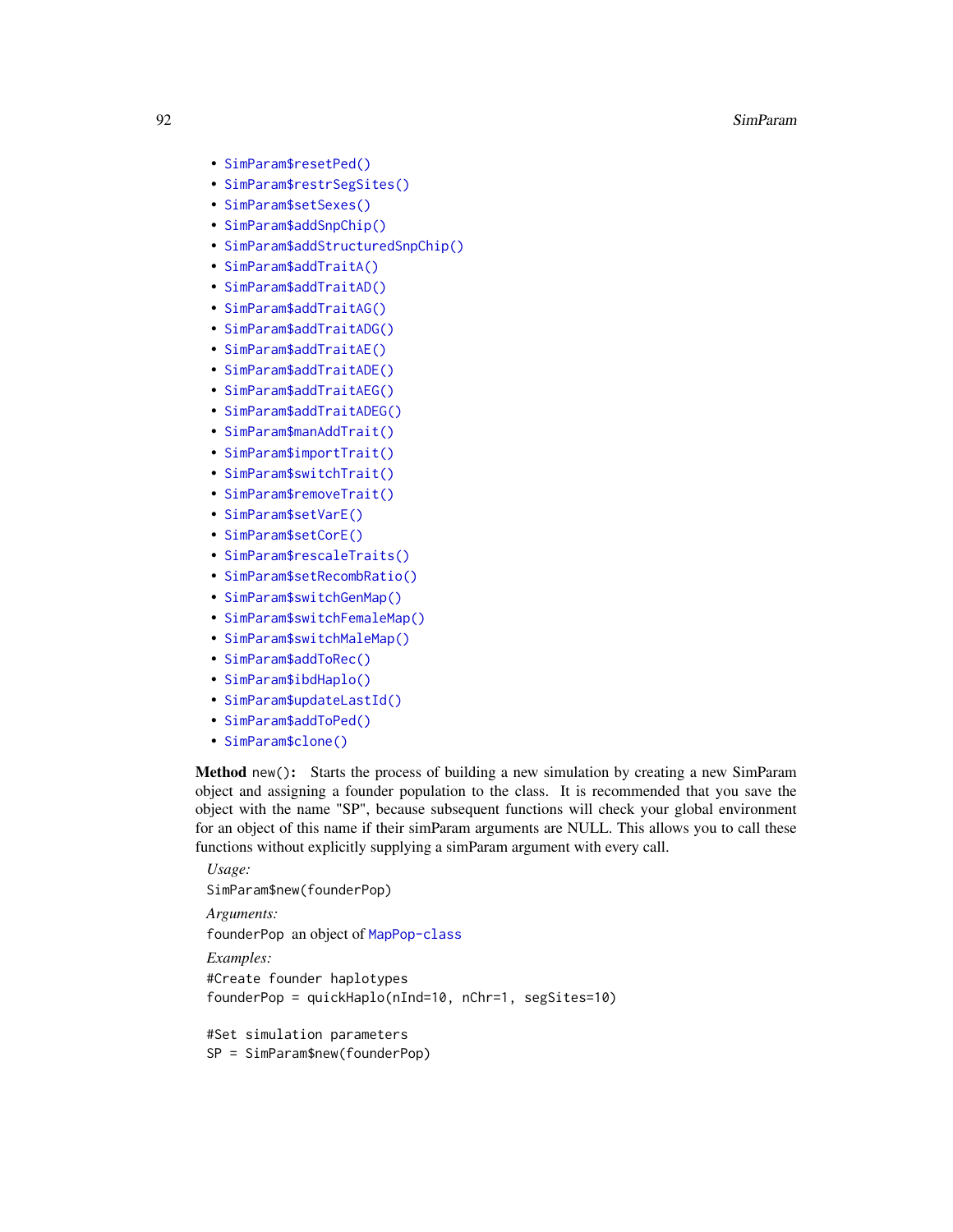- `SimParam$resetPed()`
- `SimParam$restrSegSites()`
- `SimParam$setSexes()`
- `SimParam$addSnpChip()`
- `SimParam$addStructuredSnpChip()`
- `SimParam$addTraitA()`
- `SimParam$addTraitAD()`
- `SimParam$addTraitAG()`
- `SimParam$addTraitADG()`
- `SimParam$addTraitAE()`
- `SimParam$addTraitADE()`
- `SimParam$addTraitAEG()`
- `SimParam$addTraitADEG()`
- `SimParam$manAddTrait()`
- `SimParam$importTrait()`
- `SimParam$switchTrait()`
- `SimParam$removeTrait()`
- `SimParam$setVarE()`
- `SimParam$setCorE()`
- `SimParam$rescaleTraits()`
- `SimParam$setRecombRatio()`
- `SimParam$switchGenMap()`
- `SimParam$switchFemaleMap()`
- `SimParam$switchMaleMap()`
- `SimParam$addToRec()`
- `SimParam$ibdHaplo()`
- `SimParam$updateLastId()`
- `SimParam$addToPed()`
- `SimParam$clone()`

**Method** `new()`**:** Starts the process of building a new simulation by creating a new SimParam object and assigning a founder population to the class. It is recommended that you save the object with the name "SP", because subsequent functions will check your global environment for an object of this name if their simParam arguments are NULL. This allows you to call these functions without explicitly supplying a simParam argument with every call.

*Usage:*

```
SimParam$new(founderPop)
```

*Arguments:*

`founderPop` an object of `MapPop-class`

*Examples:*

```
#Create founder haplotypes
founderPop = quickHaplo(nInd=10, nChr=1, segSites=10)

#Set simulation parameters
SP = SimParam$new(founderPop)
```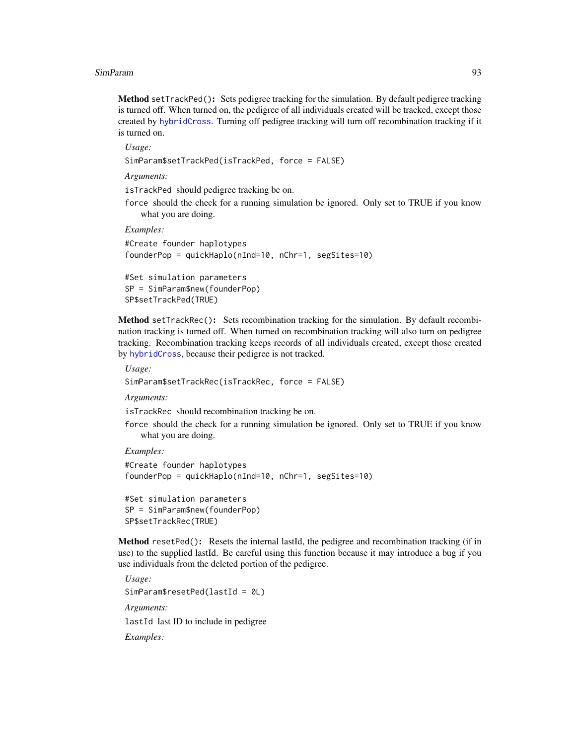**Method** `setTrackPed()`: Sets pedigree tracking for the simulation. By default pedigree tracking is turned off. When turned on, the pedigree of all individuals created will be tracked, except those created by `hybridCross`. Turning off pedigree tracking will turn off recombination tracking if it is turned on.

*Usage:*

```
SimParam$setTrackPed(isTrackPed, force = FALSE)
```

*Arguments:*

`isTrackPed` should pedigree tracking be on.

`force` should the check for a running simulation be ignored. Only set to TRUE if you know what you are doing.

*Examples:*

```
#Create founder haplotypes
founderPop = quickHaplo(nInd=10, nChr=1, segSites=10)

#Set simulation parameters
SP = SimParam$new(founderPop)
SP$setTrackPed(TRUE)
```

**Method** `setTrackRec()`: Sets recombination tracking for the simulation. By default recombination tracking is turned off. When turned on recombination tracking will also turn on pedigree tracking. Recombination tracking keeps records of all individuals created, except those created by `hybridCross`, because their pedigree is not tracked.

*Usage:*

```
SimParam$setTrackRec(isTrackRec, force = FALSE)
```

*Arguments:*

`isTrackRec` should recombination tracking be on.

`force` should the check for a running simulation be ignored. Only set to TRUE if you know what you are doing.

*Examples:*

```
#Create founder haplotypes
founderPop = quickHaplo(nInd=10, nChr=1, segSites=10)

#Set simulation parameters
SP = SimParam$new(founderPop)
SP$setTrackRec(TRUE)
```

**Method** `resetPed()`: Resets the internal lastId, the pedigree and recombination tracking (if in use) to the supplied lastId. Be careful using this function because it may introduce a bug if you use individuals from the deleted portion of the pedigree.

*Usage:*

```
SimParam$resetPed(lastId = 0L)
```

*Arguments:*

`lastId` last ID to include in pedigree

*Examples:*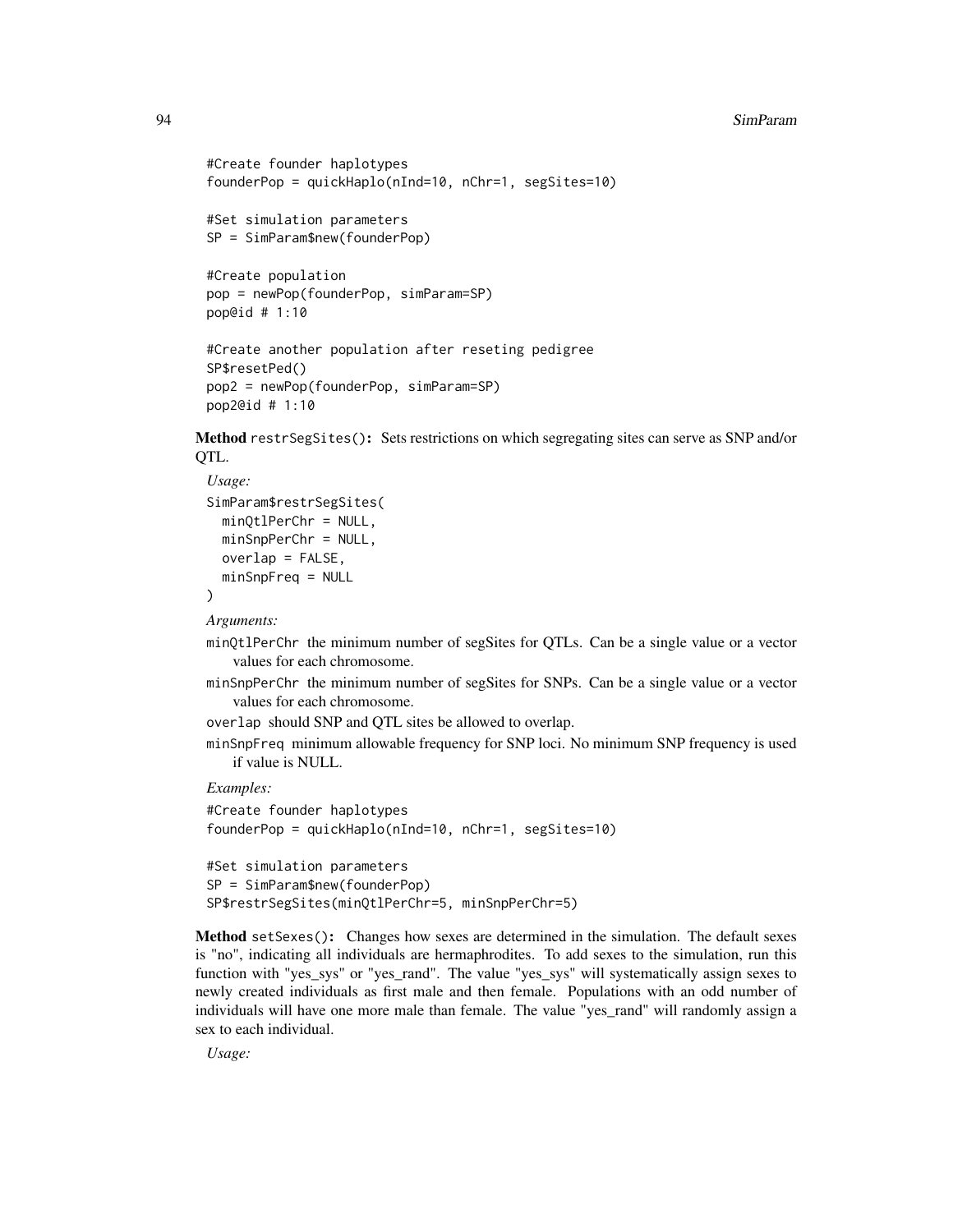```
#Create founder haplotypes
founderPop = quickHaplo(nInd=10, nChr=1, segSites=10)

#Set simulation parameters
SP = SimParam$new(founderPop)

#Create population
pop = newPop(founderPop, simParam=SP)
pop@id # 1:10

#Create another population after reseting pedigree
SP$resetPed()
pop2 = newPop(founderPop, simParam=SP)
pop2@id # 1:10
```

**Method** `restrSegSites()`**:** Sets restrictions on which segregating sites can serve as SNP and/or QTL.

*Usage:*

```
SimParam$restrSegSites(
  minQtlPerChr = NULL,
  minSnpPerChr = NULL,
  overlap = FALSE,
  minSnpFreq = NULL
)
```

*Arguments:*

`minQtlPerChr` the minimum number of segSites for QTLs. Can be a single value or a vector values for each chromosome.

`minSnpPerChr` the minimum number of segSites for SNPs. Can be a single value or a vector values for each chromosome.

`overlap` should SNP and QTL sites be allowed to overlap.

`minSnpFreq` minimum allowable frequency for SNP loci. No minimum SNP frequency is used if value is NULL.

*Examples:*

```
#Create founder haplotypes
founderPop = quickHaplo(nInd=10, nChr=1, segSites=10)

#Set simulation parameters
SP = SimParam$new(founderPop)
SP$restrSegSites(minQtlPerChr=5, minSnpPerChr=5)
```

**Method** `setSexes()`**:** Changes how sexes are determined in the simulation. The default sexes is "no", indicating all individuals are hermaphrodites. To add sexes to the simulation, run this function with "yes_sys" or "yes_rand". The value "yes_sys" will systematically assign sexes to newly created individuals as first male and then female. Populations with an odd number of individuals will have one more male than female. The value "yes_rand" will randomly assign a sex to each individual.

*Usage:*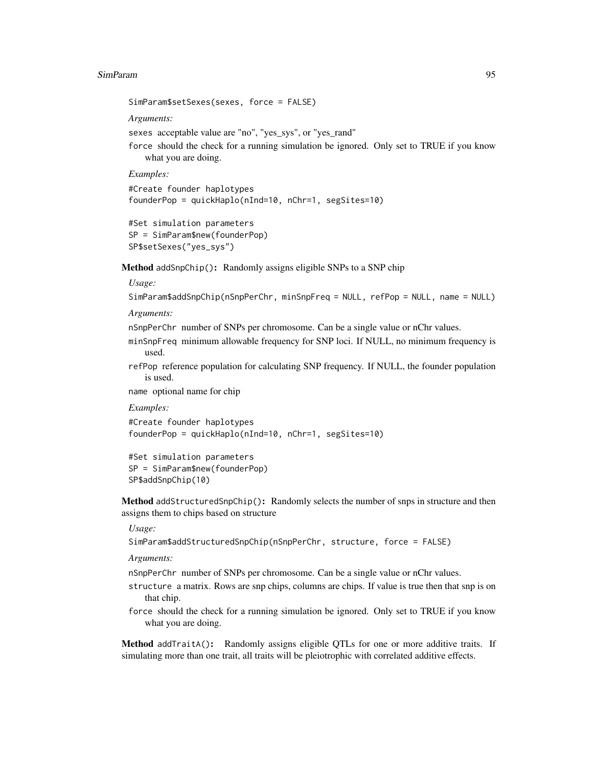```
SimParam$setSexes(sexes, force = FALSE)
```

*Arguments:*

- `sexes` acceptable value are "no", "yes_sys", or "yes_rand"
- `force` should the check for a running simulation be ignored. Only set to TRUE if you know what you are doing.

*Examples:*

```
#Create founder haplotypes
founderPop = quickHaplo(nInd=10, nChr=1, segSites=10)

#Set simulation parameters
SP = SimParam$new(founderPop)
SP$setSexes("yes_sys")
```

**Method** `addSnpChip()`**:** Randomly assigns eligible SNPs to a SNP chip

*Usage:*

```
SimParam$addSnpChip(nSnpPerChr, minSnpFreq = NULL, refPop = NULL, name = NULL)
```

*Arguments:*

- `nSnpPerChr` number of SNPs per chromosome. Can be a single value or nChr values.
- `minSnpFreq` minimum allowable frequency for SNP loci. If NULL, no minimum frequency is used.
- `refPop` reference population for calculating SNP frequency. If NULL, the founder population is used.
- `name` optional name for chip

*Examples:*

```
#Create founder haplotypes
founderPop = quickHaplo(nInd=10, nChr=1, segSites=10)

#Set simulation parameters
SP = SimParam$new(founderPop)
SP$addSnpChip(10)
```

**Method** `addStructuredSnpChip()`**:** Randomly selects the number of snps in structure and then assigns them to chips based on structure

*Usage:*

```
SimParam$addStructuredSnpChip(nSnpPerChr, structure, force = FALSE)
```

*Arguments:*

- `nSnpPerChr` number of SNPs per chromosome. Can be a single value or nChr values.
- `structure` a matrix. Rows are snp chips, columns are chips. If value is true then that snp is on that chip.
- `force` should the check for a running simulation be ignored. Only set to TRUE if you know what you are doing.

**Method** `addTraitA()`**:** Randomly assigns eligible QTLs for one or more additive traits. If simulating more than one trait, all traits will be pleiotrophic with correlated additive effects.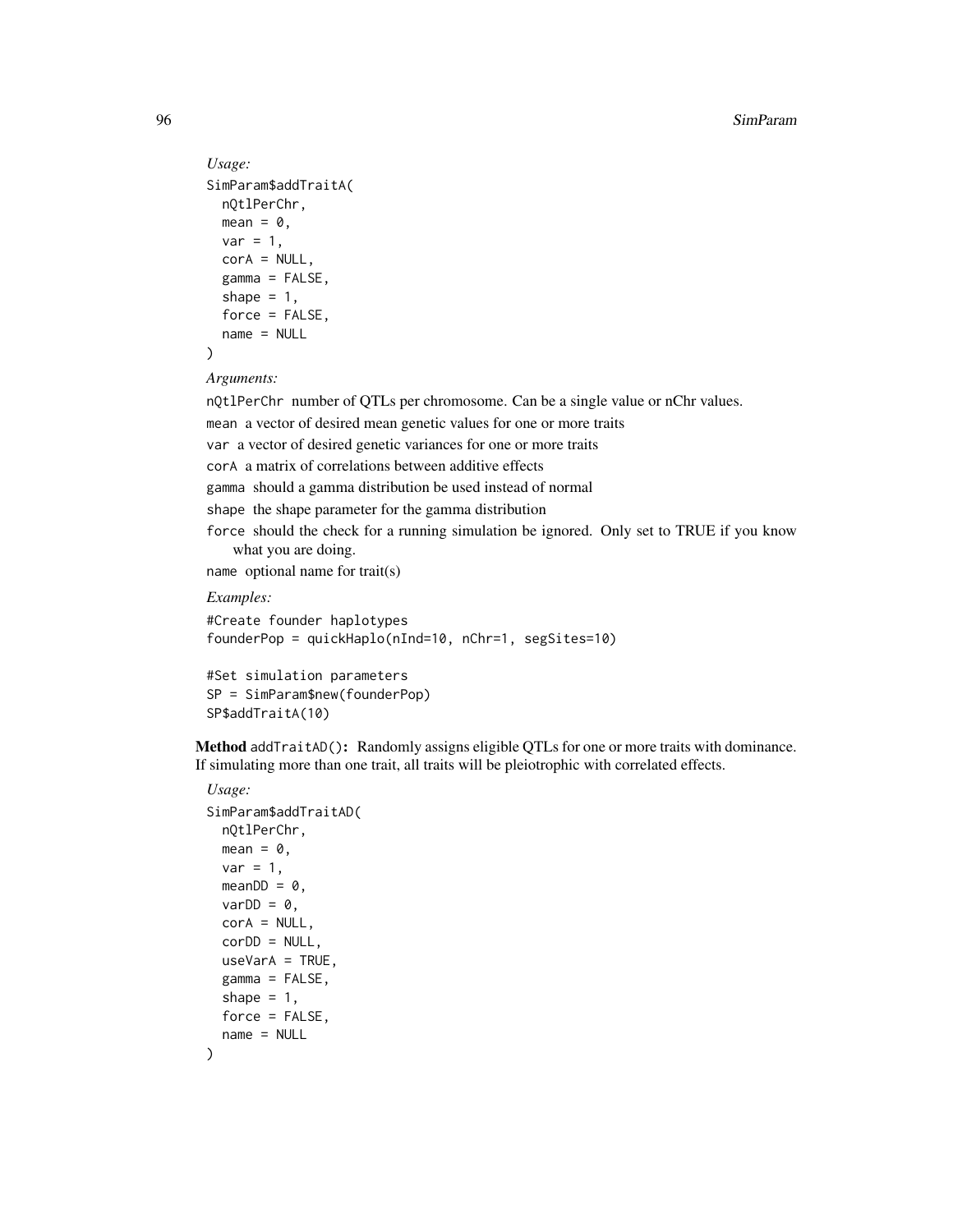*Usage:*

```
SimParam$addTraitA(
  nQtlPerChr,
  mean = 0,
  var = 1,
  corA = NULL,
  gamma = FALSE,
  shape = 1,
  force = FALSE,
  name = NULL
)
```

*Arguments:*

`nQtlPerChr` number of QTLs per chromosome. Can be a single value or nChr values.

`mean` a vector of desired mean genetic values for one or more traits

`var` a vector of desired genetic variances for one or more traits

`corA` a matrix of correlations between additive effects

`gamma` should a gamma distribution be used instead of normal

`shape` the shape parameter for the gamma distribution

`force` should the check for a running simulation be ignored. Only set to TRUE if you know what you are doing.

`name` optional name for trait(s)

*Examples:*

```
#Create founder haplotypes
founderPop = quickHaplo(nInd=10, nChr=1, segSites=10)

#Set simulation parameters
SP = SimParam$new(founderPop)
SP$addTraitA(10)
```

**Method** `addTraitAD()`**:** Randomly assigns eligible QTLs for one or more traits with dominance. If simulating more than one trait, all traits will be pleiotrophic with correlated effects.

*Usage:*

```
SimParam$addTraitAD(
  nQtlPerChr,
  mean = 0,
  var = 1,
  meanDD = 0,
  varDD = 0,
  corA = NULL,
  corDD = NULL,
  useVarA = TRUE,
  gamma = FALSE,
  shape = 1,
  force = FALSE,
  name = NULL
)
```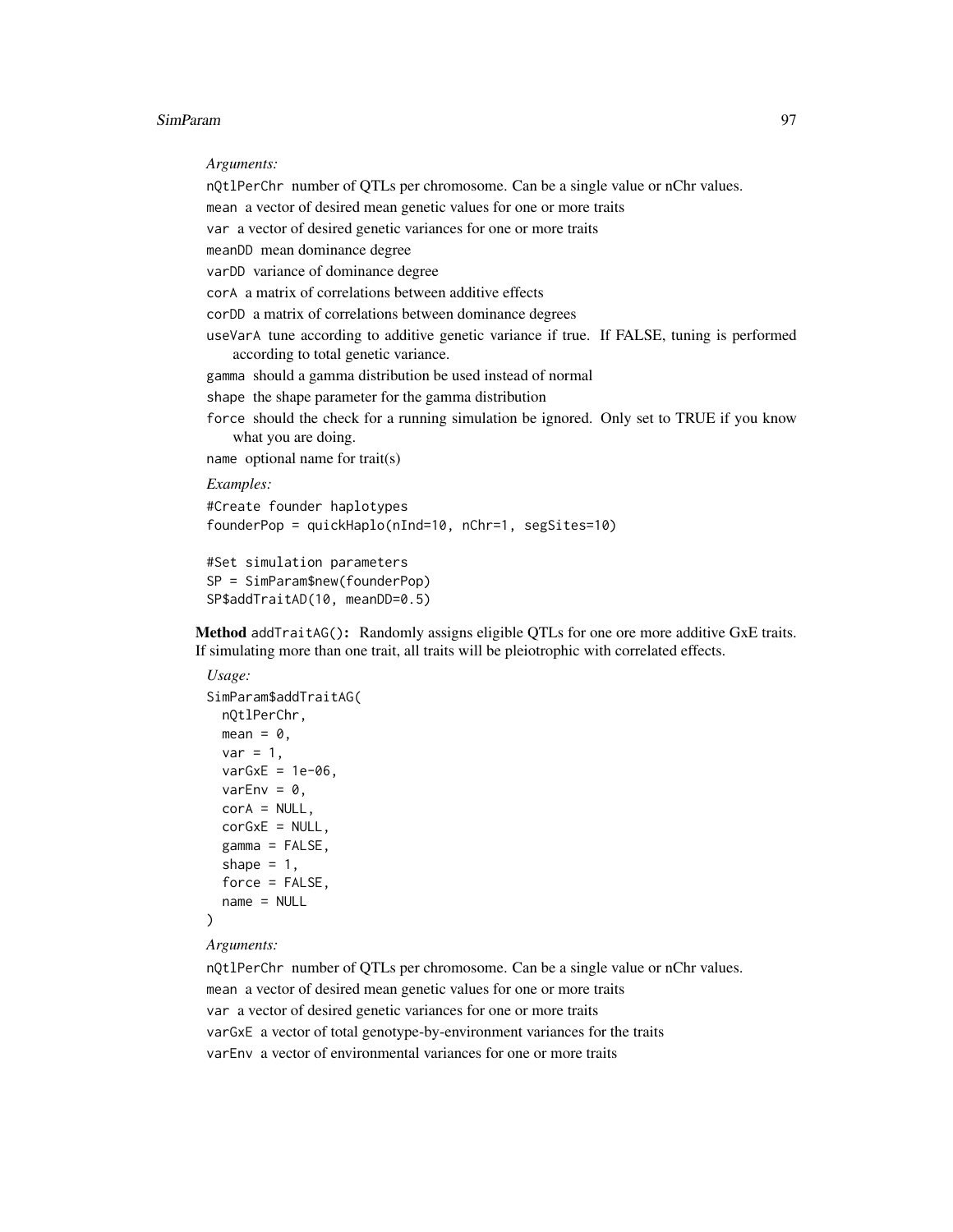*Arguments:*

nQtlPerChr number of QTLs per chromosome. Can be a single value or nChr values.

mean a vector of desired mean genetic values for one or more traits

var a vector of desired genetic variances for one or more traits

meanDD mean dominance degree

varDD variance of dominance degree

corA a matrix of correlations between additive effects

corDD a matrix of correlations between dominance degrees

useVarA tune according to additive genetic variance if true. If FALSE, tuning is performed according to total genetic variance.

gamma should a gamma distribution be used instead of normal

shape the shape parameter for the gamma distribution

force should the check for a running simulation be ignored. Only set to TRUE if you know what you are doing.

name optional name for trait(s)

*Examples:*

```
#Create founder haplotypes
founderPop = quickHaplo(nInd=10, nChr=1, segSites=10)

#Set simulation parameters
SP = SimParam$new(founderPop)
SP$addTraitAD(10, meanDD=0.5)
```

**Method** addTraitAG()**:** Randomly assigns eligible QTLs for one ore more additive GxE traits. If simulating more than one trait, all traits will be pleiotrophic with correlated effects.

*Usage:*

```
SimParam$addTraitAG(
  nQtlPerChr,
  mean = 0,
  var = 1,
  varGxE = 1e-06,
  varEnv = 0,
  corA = NULL,
  corGxE = NULL,
  gamma = FALSE,
  shape = 1,
  force = FALSE,
  name = NULL
)
```

*Arguments:*

nQtlPerChr number of QTLs per chromosome. Can be a single value or nChr values.

mean a vector of desired mean genetic values for one or more traits

var a vector of desired genetic variances for one or more traits

varGxE a vector of total genotype-by-environment variances for the traits

varEnv a vector of environmental variances for one or more traits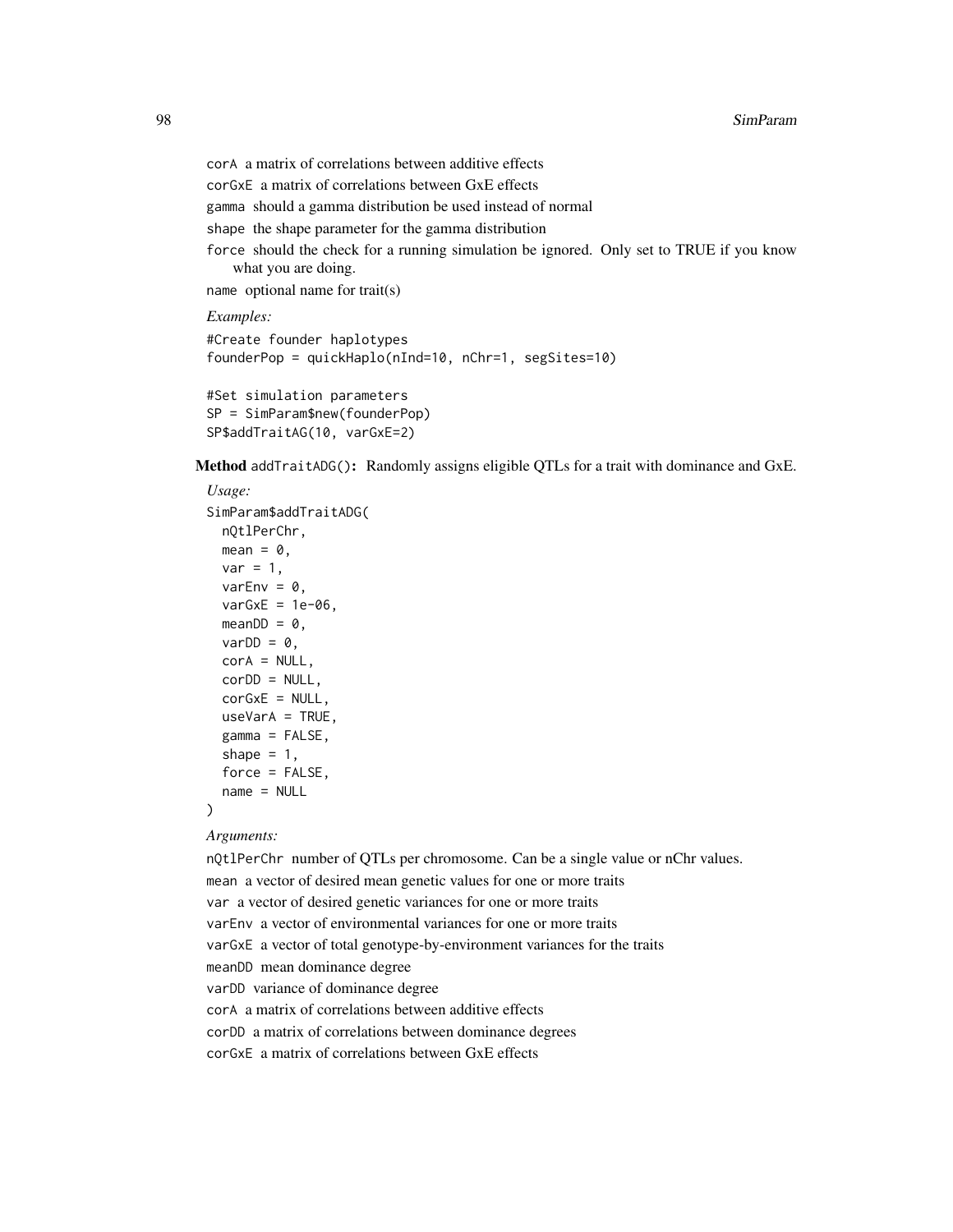`corA` a matrix of correlations between additive effects

`corGxE` a matrix of correlations between GxE effects

`gamma` should a gamma distribution be used instead of normal

`shape` the shape parameter for the gamma distribution

`force` should the check for a running simulation be ignored. Only set to TRUE if you know what you are doing.

`name` optional name for trait(s)

*Examples:*

```
#Create founder haplotypes
founderPop = quickHaplo(nInd=10, nChr=1, segSites=10)

#Set simulation parameters
SP = SimParam$new(founderPop)
SP$addTraitAG(10, varGxE=2)
```

**Method** `addTraitADG()`**:** Randomly assigns eligible QTLs for a trait with dominance and GxE.

*Usage:*

```
SimParam$addTraitADG(
  nQtlPerChr,
  mean = 0,
  var = 1,
  varEnv = 0,
  varGxE = 1e-06,
  meanDD = 0,
  varDD = 0,
  corA = NULL,
  corDD = NULL,
  corGxE = NULL,
  useVarA = TRUE,
  gamma = FALSE,
  shape = 1,
  force = FALSE,
  name = NULL
)
```

*Arguments:*

`nQtlPerChr` number of QTLs per chromosome. Can be a single value or nChr values.

`mean` a vector of desired mean genetic values for one or more traits

`var` a vector of desired genetic variances for one or more traits

`varEnv` a vector of environmental variances for one or more traits

`varGxE` a vector of total genotype-by-environment variances for the traits

`meanDD` mean dominance degree

`varDD` variance of dominance degree

`corA` a matrix of correlations between additive effects

`corDD` a matrix of correlations between dominance degrees

`corGxE` a matrix of correlations between GxE effects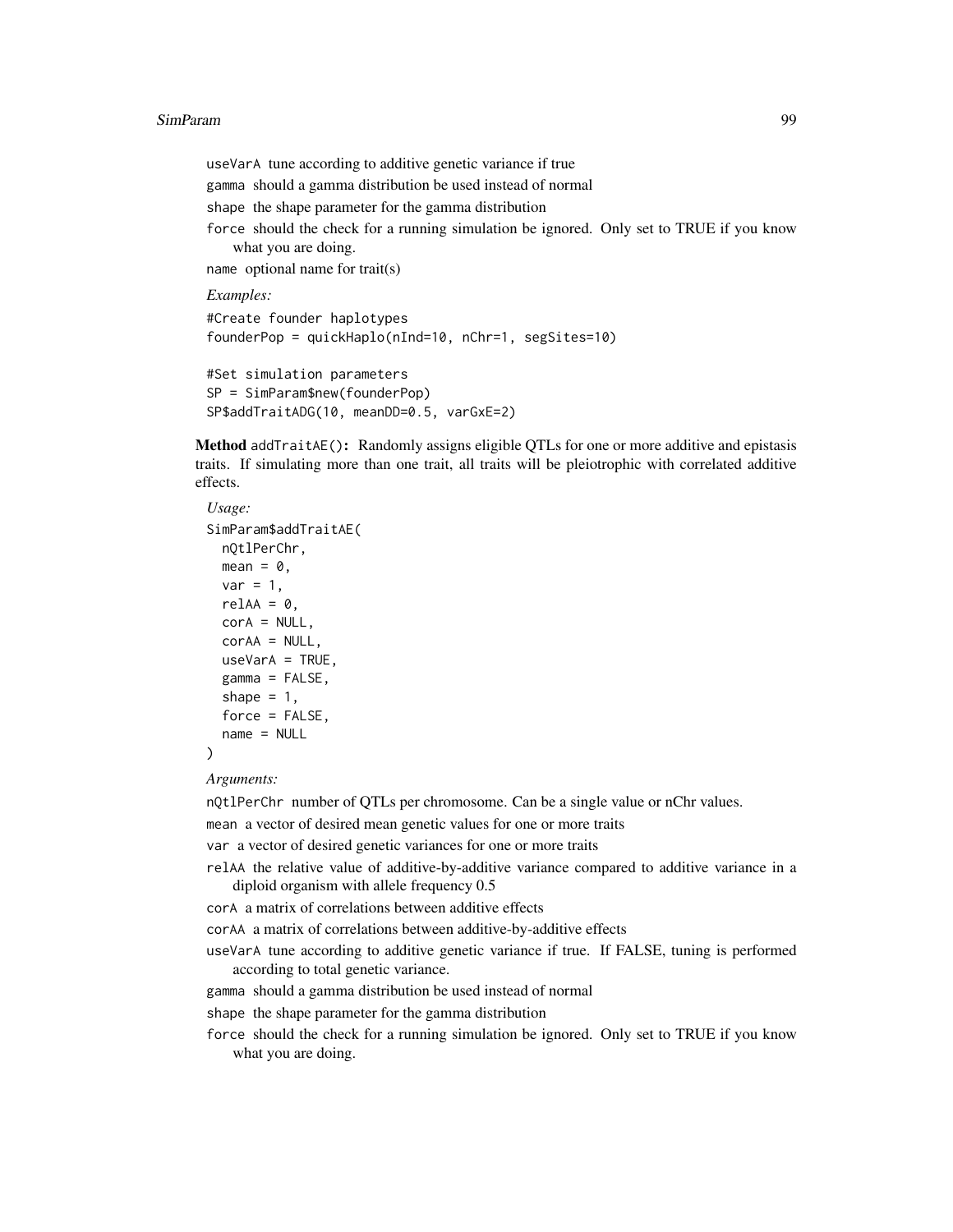`useVarA` tune according to additive genetic variance if true

`gamma` should a gamma distribution be used instead of normal

`shape` the shape parameter for the gamma distribution

`force` should the check for a running simulation be ignored. Only set to TRUE if you know what you are doing.

`name` optional name for trait(s)

*Examples:*

```
#Create founder haplotypes
founderPop = quickHaplo(nInd=10, nChr=1, segSites=10)

#Set simulation parameters
SP = SimParam$new(founderPop)
SP$addTraitADG(10, meanDD=0.5, varGxE=2)
```

**Method** `addTraitAE()`**:** Randomly assigns eligible QTLs for one or more additive and epistasis traits. If simulating more than one trait, all traits will be pleiotrophic with correlated additive effects.

*Usage:*

```
SimParam$addTraitAE(
  nQtlPerChr,
  mean = 0,
  var = 1,
  relAA = 0,
  corA = NULL,
  corAA = NULL,
  useVarA = TRUE,
  gamma = FALSE,
  shape = 1,
  force = FALSE,
  name = NULL
)
```

*Arguments:*

`nQtlPerChr` number of QTLs per chromosome. Can be a single value or nChr values.

`mean` a vector of desired mean genetic values for one or more traits

`var` a vector of desired genetic variances for one or more traits

`relAA` the relative value of additive-by-additive variance compared to additive variance in a diploid organism with allele frequency 0.5

`corA` a matrix of correlations between additive effects

`corAA` a matrix of correlations between additive-by-additive effects

`useVarA` tune according to additive genetic variance if true. If FALSE, tuning is performed according to total genetic variance.

`gamma` should a gamma distribution be used instead of normal

`shape` the shape parameter for the gamma distribution

`force` should the check for a running simulation be ignored. Only set to TRUE if you know what you are doing.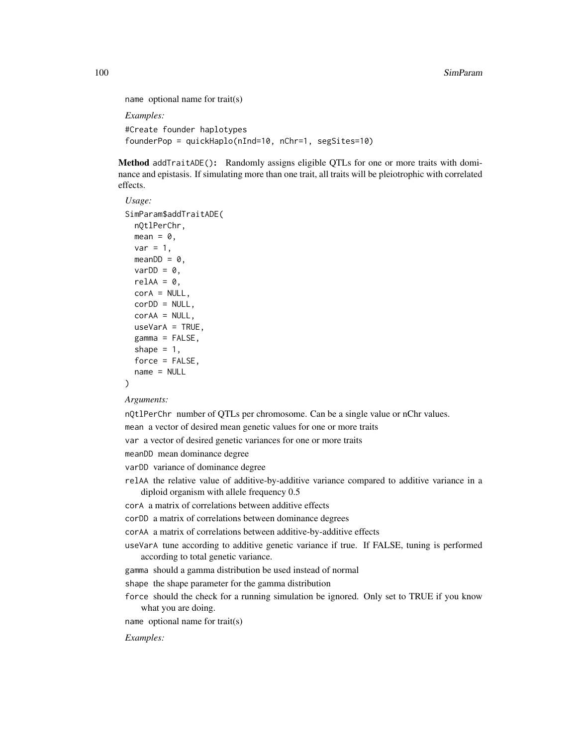name optional name for trait(s)

*Examples:*

```
#Create founder haplotypes
founderPop = quickHaplo(nInd=10, nChr=1, segSites=10)
```

**Method** `addTraitADE()`**:** Randomly assigns eligible QTLs for one or more traits with dominance and epistasis. If simulating more than one trait, all traits will be pleiotrophic with correlated effects.

*Usage:*

```
SimParam$addTraitADE(
  nQtlPerChr,
  mean = 0,
  var = 1,
  meanDD = 0,
  varDD = 0,
  relAA = 0,
  corA = NULL,
  corDD = NULL,
  corAA = NULL,
  useVarA = TRUE,
  gamma = FALSE,
  shape = 1,
  force = FALSE,
  name = NULL
)
```

*Arguments:*

`nQtlPerChr` number of QTLs per chromosome. Can be a single value or nChr values.

`mean` a vector of desired mean genetic values for one or more traits

`var` a vector of desired genetic variances for one or more traits

`meanDD` mean dominance degree

`varDD` variance of dominance degree

`relAA` the relative value of additive-by-additive variance compared to additive variance in a diploid organism with allele frequency 0.5

`corA` a matrix of correlations between additive effects

`corDD` a matrix of correlations between dominance degrees

`corAA` a matrix of correlations between additive-by-additive effects

`useVarA` tune according to additive genetic variance if true. If FALSE, tuning is performed according to total genetic variance.

`gamma` should a gamma distribution be used instead of normal

`shape` the shape parameter for the gamma distribution

`force` should the check for a running simulation be ignored. Only set to TRUE if you know what you are doing.

`name` optional name for trait(s)

*Examples:*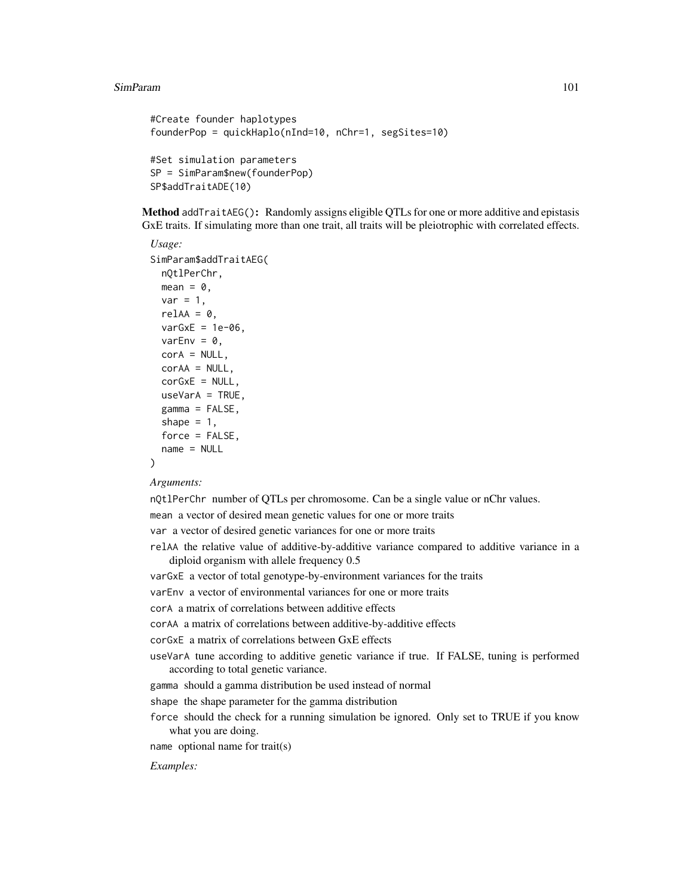```
#Create founder haplotypes
founderPop = quickHaplo(nInd=10, nChr=1, segSites=10)

#Set simulation parameters
SP = SimParam$new(founderPop)
SP$addTraitADE(10)
```

**Method** `addTraitAEG()`**:** Randomly assigns eligible QTLs for one or more additive and epistasis GxE traits. If simulating more than one trait, all traits will be pleiotrophic with correlated effects.

*Usage:*

```
SimParam$addTraitAEG(
  nQtlPerChr,
  mean = 0,
  var = 1,
  relAA = 0,
  varGxE = 1e-06,
  varEnv = 0,
  corA = NULL,
  corAA = NULL,
  corGxE = NULL,
  useVarA = TRUE,
  gamma = FALSE,
  shape = 1,
  force = FALSE,
  name = NULL
)
```

*Arguments:*

`nQtlPerChr` number of QTLs per chromosome. Can be a single value or nChr values.

`mean` a vector of desired mean genetic values for one or more traits

`var` a vector of desired genetic variances for one or more traits

`relAA` the relative value of additive-by-additive variance compared to additive variance in a diploid organism with allele frequency 0.5

`varGxE` a vector of total genotype-by-environment variances for the traits

`varEnv` a vector of environmental variances for one or more traits

`corA` a matrix of correlations between additive effects

`corAA` a matrix of correlations between additive-by-additive effects

`corGxE` a matrix of correlations between GxE effects

`useVarA` tune according to additive genetic variance if true. If FALSE, tuning is performed according to total genetic variance.

`gamma` should a gamma distribution be used instead of normal

`shape` the shape parameter for the gamma distribution

`force` should the check for a running simulation be ignored. Only set to TRUE if you know what you are doing.

`name` optional name for trait(s)

*Examples:*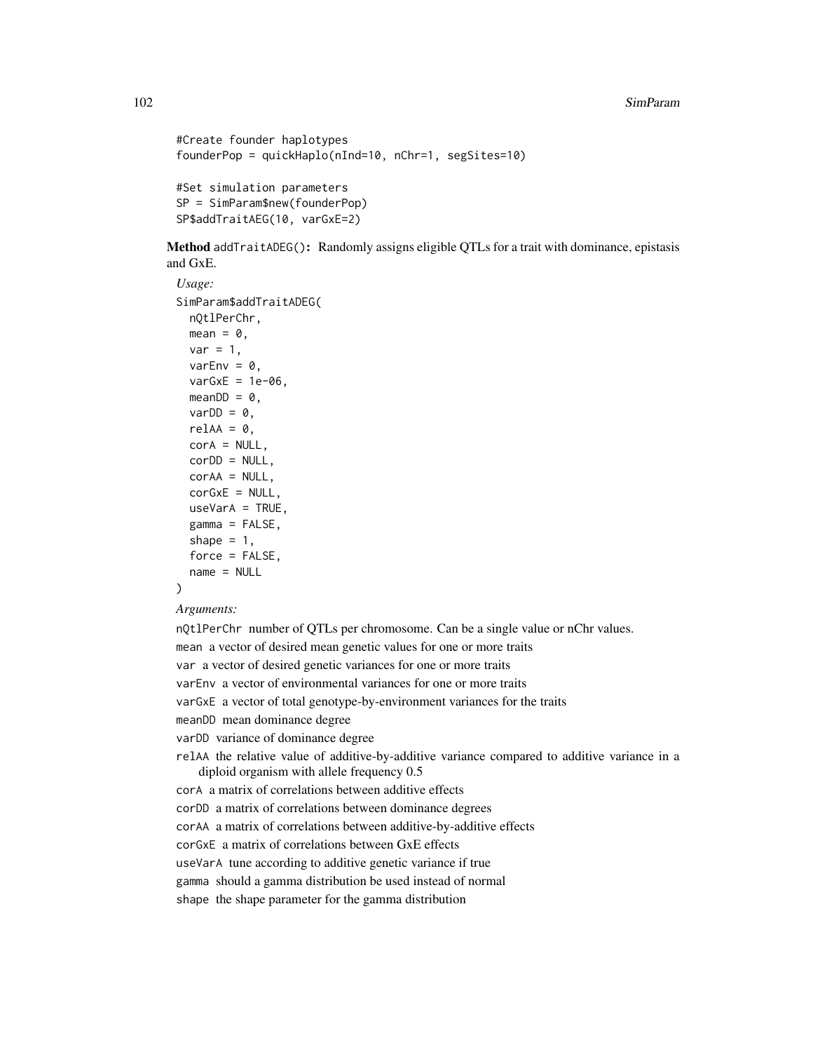```
#Create founder haplotypes
founderPop = quickHaplo(nInd=10, nChr=1, segSites=10)

#Set simulation parameters
SP = SimParam$new(founderPop)
SP$addTraitAEG(10, varGxE=2)
```

**Method** `addTraitADEG()`**:** Randomly assigns eligible QTLs for a trait with dominance, epistasis and GxE.

*Usage:*

```
SimParam$addTraitADEG(
  nQtlPerChr,
  mean = 0,
  var = 1,
  varEnv = 0,
  varGxE = 1e-06,
  meanDD = 0,
  varDD = 0,
  relAA = 0,
  corA = NULL,
  corDD = NULL,
  corAA = NULL,
  corGxE = NULL,
  useVarA = TRUE,
  gamma = FALSE,
  shape = 1,
  force = FALSE,
  name = NULL
)
```

*Arguments:*

`nQtlPerChr` number of QTLs per chromosome. Can be a single value or nChr values.

`mean` a vector of desired mean genetic values for one or more traits

`var` a vector of desired genetic variances for one or more traits

`varEnv` a vector of environmental variances for one or more traits

`varGxE` a vector of total genotype-by-environment variances for the traits

`meanDD` mean dominance degree

`varDD` variance of dominance degree

`relAA` the relative value of additive-by-additive variance compared to additive variance in a diploid organism with allele frequency 0.5

`corA` a matrix of correlations between additive effects

`corDD` a matrix of correlations between dominance degrees

`corAA` a matrix of correlations between additive-by-additive effects

`corGxE` a matrix of correlations between GxE effects

`useVarA` tune according to additive genetic variance if true

`gamma` should a gamma distribution be used instead of normal

`shape` the shape parameter for the gamma distribution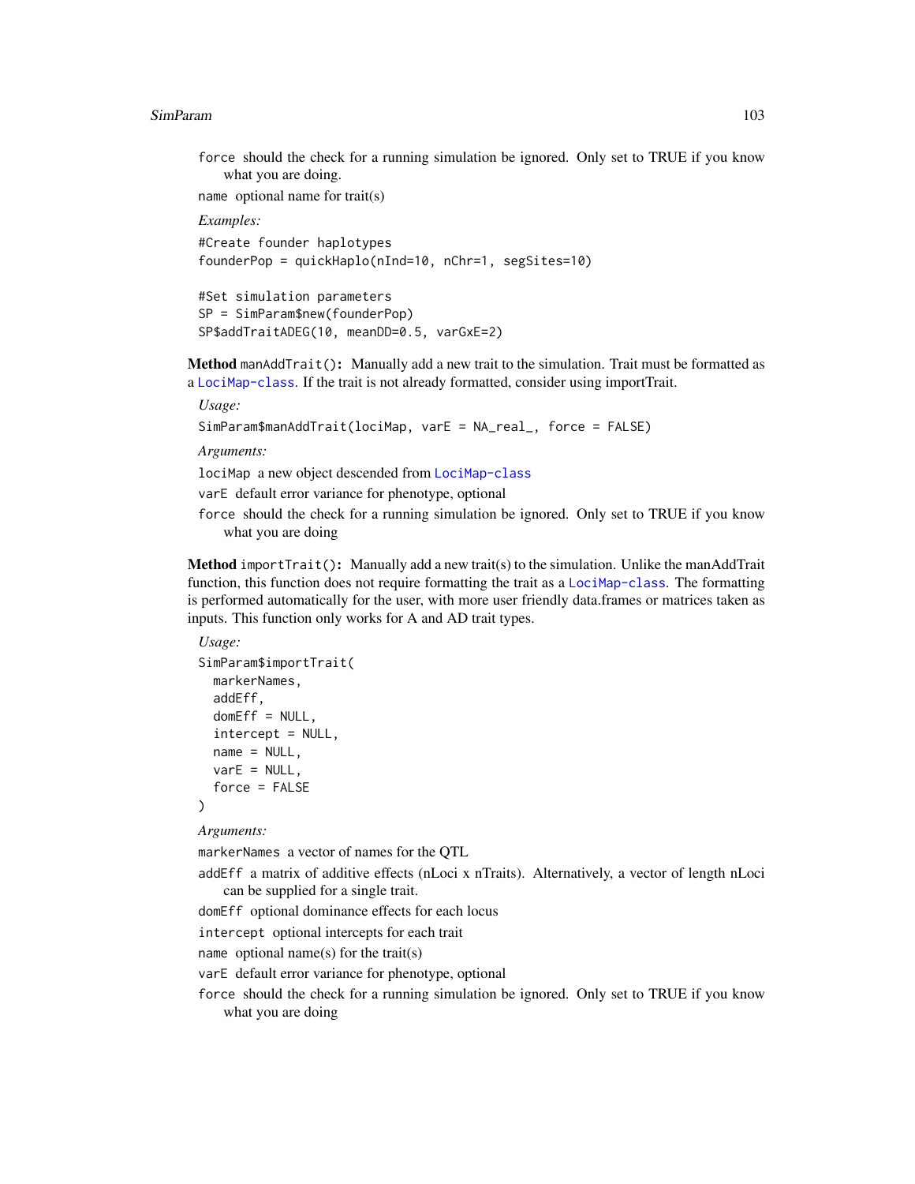`force` should the check for a running simulation be ignored. Only set to TRUE if you know what you are doing.

`name` optional name for trait(s)

*Examples:*

```
#Create founder haplotypes
founderPop = quickHaplo(nInd=10, nChr=1, segSites=10)

#Set simulation parameters
SP = SimParam$new(founderPop)
SP$addTraitADEG(10, meanDD=0.5, varGxE=2)
```

**Method** `manAddTrait()`**:** Manually add a new trait to the simulation. Trait must be formatted as a `LociMap-class`. If the trait is not already formatted, consider using importTrait.

*Usage:*

```
SimParam$manAddTrait(lociMap, varE = NA_real_, force = FALSE)
```

*Arguments:*

`lociMap` a new object descended from `LociMap-class`

`varE` default error variance for phenotype, optional

`force` should the check for a running simulation be ignored. Only set to TRUE if you know what you are doing

**Method** `importTrait()`**:** Manually add a new trait(s) to the simulation. Unlike the manAddTrait function, this function does not require formatting the trait as a `LociMap-class`. The formatting is performed automatically for the user, with more user friendly data.frames or matrices taken as inputs. This function only works for A and AD trait types.

*Usage:*

```
SimParam$importTrait(
  markerNames,
  addEff,
  domEff = NULL,
  intercept = NULL,
  name = NULL,
  varE = NULL,
  force = FALSE
)
```

*Arguments:*

`markerNames` a vector of names for the QTL

`addEff` a matrix of additive effects (nLoci x nTraits). Alternatively, a vector of length nLoci can be supplied for a single trait.

`domEff` optional dominance effects for each locus

`intercept` optional intercepts for each trait

`name` optional name(s) for the trait(s)

`varE` default error variance for phenotype, optional

`force` should the check for a running simulation be ignored. Only set to TRUE if you know what you are doing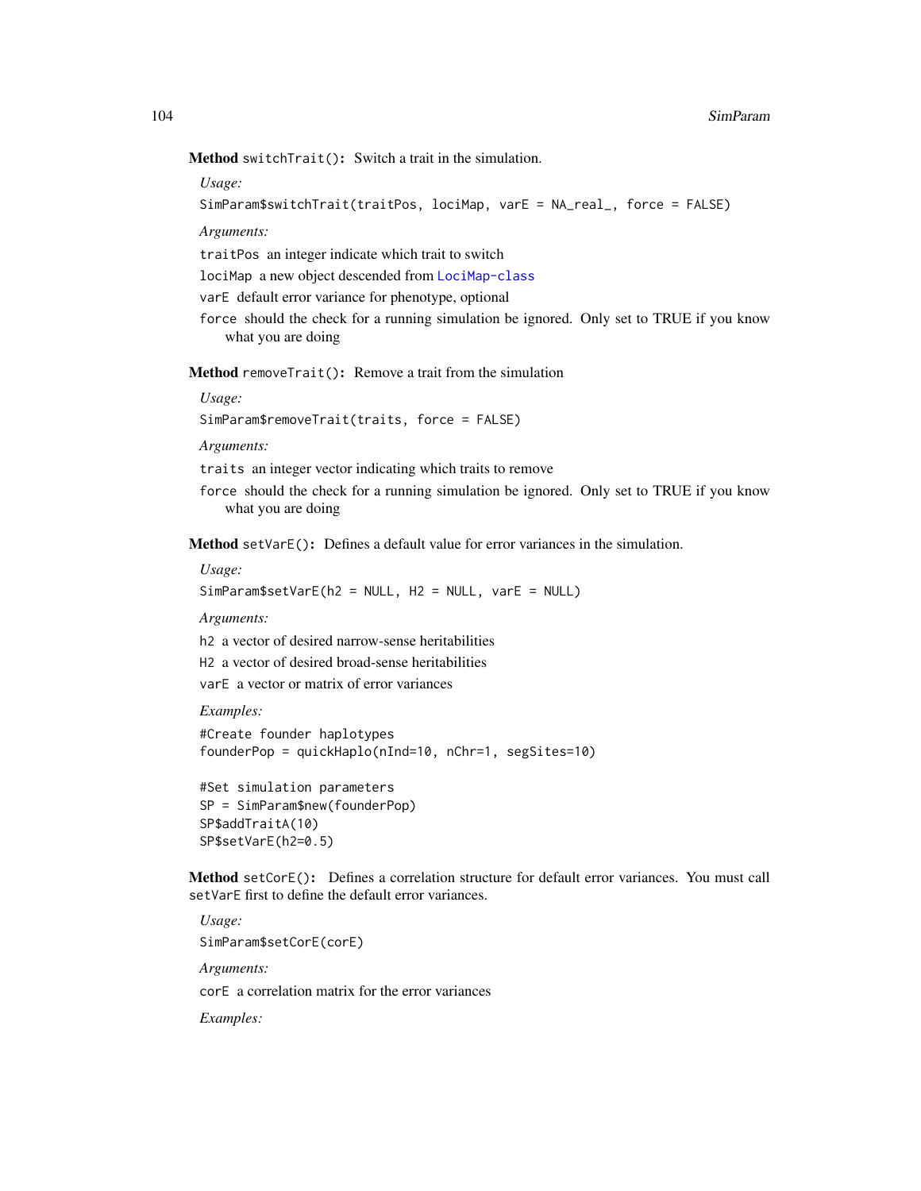**Method** `switchTrait()`**:** Switch a trait in the simulation.

*Usage:*

```
SimParam$switchTrait(traitPos, lociMap, varE = NA_real_, force = FALSE)
```

*Arguments:*

`traitPos` an integer indicate which trait to switch

`lociMap` a new object descended from LociMap-class

`varE` default error variance for phenotype, optional

`force` should the check for a running simulation be ignored. Only set to TRUE if you know what you are doing

**Method** `removeTrait()`**:** Remove a trait from the simulation

*Usage:*

```
SimParam$removeTrait(traits, force = FALSE)
```

*Arguments:*

`traits` an integer vector indicating which traits to remove

`force` should the check for a running simulation be ignored. Only set to TRUE if you know what you are doing

**Method** `setVarE()`**:** Defines a default value for error variances in the simulation.

*Usage:*

```
SimParam$setVarE(h2 = NULL, H2 = NULL, varE = NULL)
```

*Arguments:*

`h2` a vector of desired narrow-sense heritabilities

`H2` a vector of desired broad-sense heritabilities

`varE` a vector or matrix of error variances

*Examples:*

```
#Create founder haplotypes
founderPop = quickHaplo(nInd=10, nChr=1, segSites=10)

#Set simulation parameters
SP = SimParam$new(founderPop)
SP$addTraitA(10)
SP$setVarE(h2=0.5)
```

**Method** `setCorE()`**:** Defines a correlation structure for default error variances. You must call `setVarE` first to define the default error variances.

*Usage:*

```
SimParam$setCorE(corE)
```

*Arguments:*

`corE` a correlation matrix for the error variances

*Examples:*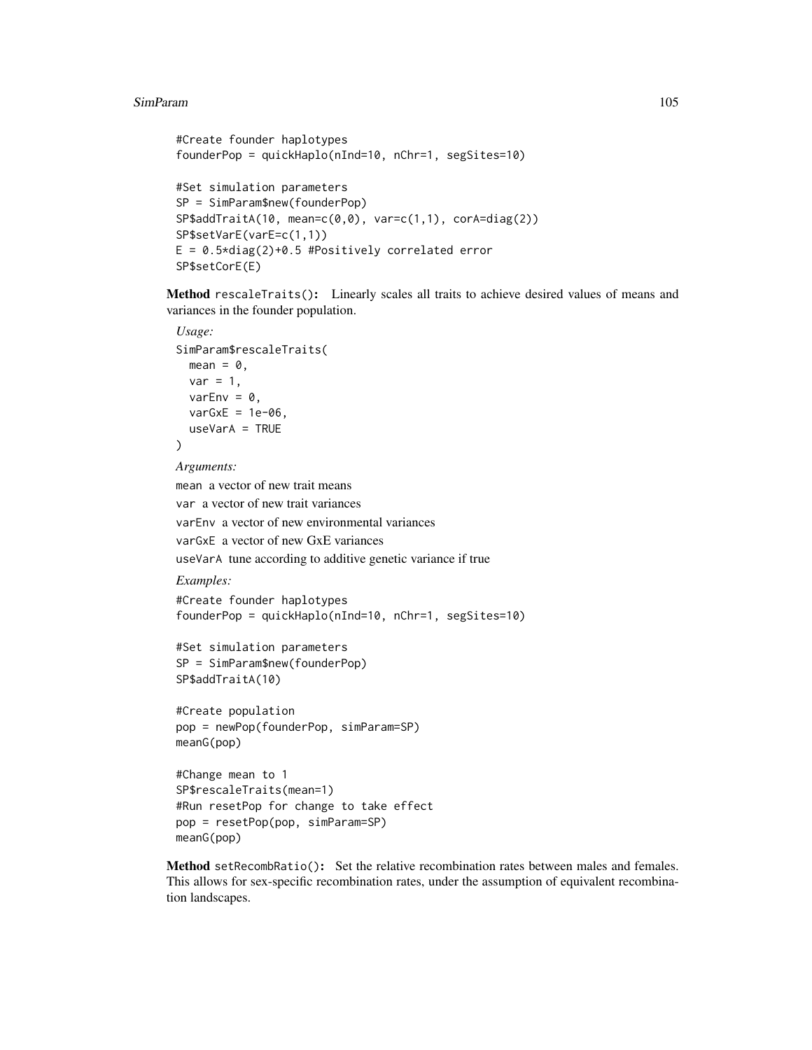```
#Create founder haplotypes
founderPop = quickHaplo(nInd=10, nChr=1, segSites=10)

#Set simulation parameters
SP = SimParam$new(founderPop)
SP$addTraitA(10, mean=c(0,0), var=c(1,1), corA=diag(2))
SP$setVarE(varE=c(1,1))
E = 0.5*diag(2)+0.5 #Positively correlated error
SP$setCorE(E)
```

**Method** `rescaleTraits()`: Linearly scales all traits to achieve desired values of means and variances in the founder population.

*Usage:*

```
SimParam$rescaleTraits(
  mean = 0,
  var = 1,
  varEnv = 0,
  varGxE = 1e-06,
  useVarA = TRUE
)
```

*Arguments:*

`mean` a vector of new trait means

`var` a vector of new trait variances

`varEnv` a vector of new environmental variances

`varGxE` a vector of new GxE variances

`useVarA` tune according to additive genetic variance if true

*Examples:*

```
#Create founder haplotypes
founderPop = quickHaplo(nInd=10, nChr=1, segSites=10)

#Set simulation parameters
SP = SimParam$new(founderPop)
SP$addTraitA(10)

#Create population
pop = newPop(founderPop, simParam=SP)
meanG(pop)

#Change mean to 1
SP$rescaleTraits(mean=1)
#Run resetPop for change to take effect
pop = resetPop(pop, simParam=SP)
meanG(pop)
```

**Method** `setRecombRatio()`: Set the relative recombination rates between males and females. This allows for sex-specific recombination rates, under the assumption of equivalent recombination landscapes.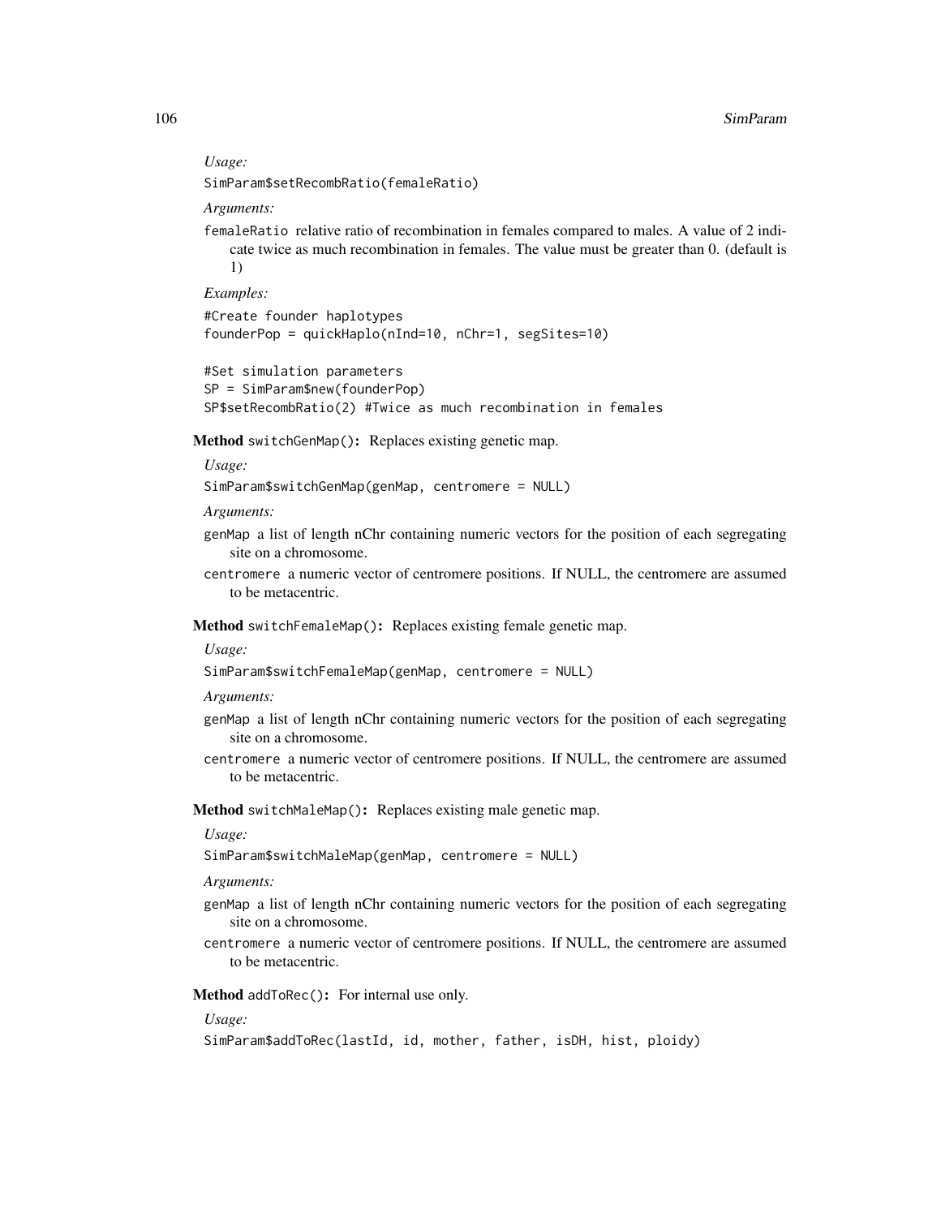*Usage:*

```
SimParam$setRecombRatio(femaleRatio)
```

*Arguments:*

`femaleRatio` relative ratio of recombination in females compared to males. A value of 2 indicate twice as much recombination in females. The value must be greater than 0. (default is 1)

*Examples:*

```
#Create founder haplotypes
founderPop = quickHaplo(nInd=10, nChr=1, segSites=10)

#Set simulation parameters
SP = SimParam$new(founderPop)
SP$setRecombRatio(2) #Twice as much recombination in females
```

**Method** `switchGenMap()`**:** Replaces existing genetic map.

*Usage:*

```
SimParam$switchGenMap(genMap, centromere = NULL)
```

*Arguments:*

`genMap` a list of length nChr containing numeric vectors for the position of each segregating site on a chromosome.

`centromere` a numeric vector of centromere positions. If NULL, the centromere are assumed to be metacentric.

**Method** `switchFemaleMap()`**:** Replaces existing female genetic map.

*Usage:*

```
SimParam$switchFemaleMap(genMap, centromere = NULL)
```

*Arguments:*

`genMap` a list of length nChr containing numeric vectors for the position of each segregating site on a chromosome.

`centromere` a numeric vector of centromere positions. If NULL, the centromere are assumed to be metacentric.

**Method** `switchMaleMap()`**:** Replaces existing male genetic map.

*Usage:*

```
SimParam$switchMaleMap(genMap, centromere = NULL)
```

*Arguments:*

`genMap` a list of length nChr containing numeric vectors for the position of each segregating site on a chromosome.

`centromere` a numeric vector of centromere positions. If NULL, the centromere are assumed to be metacentric.

**Method** `addToRec()`**:** For internal use only.

*Usage:*

```
SimParam$addToRec(lastId, id, mother, father, isDH, hist, ploidy)
```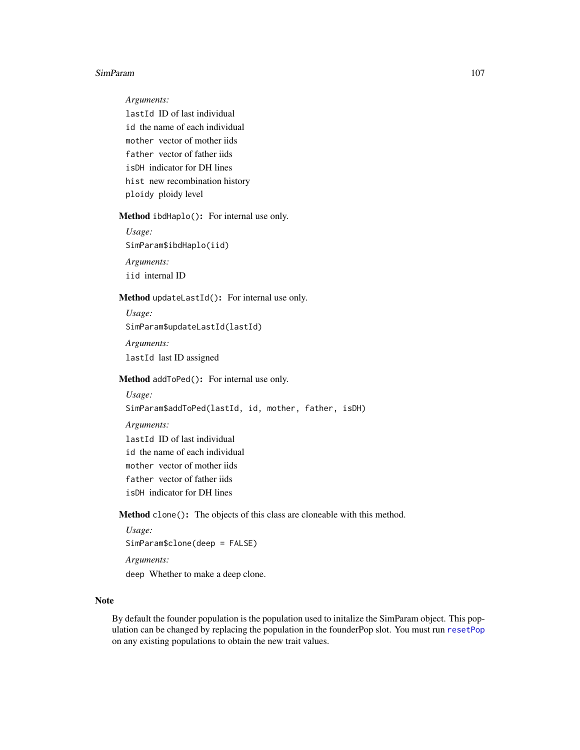*Arguments:*

`lastId` ID of last individual

`id` the name of each individual

`mother` vector of mother iids

`father` vector of father iids

`isDH` indicator for DH lines

`hist` new recombination history

`ploidy` ploidy level

**Method** `ibdHaplo()`**:** For internal use only.

*Usage:*

```
SimParam$ibdHaplo(iid)
```

*Arguments:*

`iid` internal ID

**Method** `updateLastId()`**:** For internal use only.

*Usage:*

```
SimParam$updateLastId(lastId)
```

*Arguments:*

`lastId` last ID assigned

**Method** `addToPed()`**:** For internal use only.

*Usage:*

```
SimParam$addToPed(lastId, id, mother, father, isDH)
```

*Arguments:*

`lastId` ID of last individual

`id` the name of each individual

`mother` vector of mother iids

`father` vector of father iids

`isDH` indicator for DH lines

**Method** `clone()`**:** The objects of this class are cloneable with this method.

*Usage:*

```
SimParam$clone(deep = FALSE)
```

*Arguments:*

`deep` Whether to make a deep clone.

## Note

By default the founder population is the population used to initalize the SimParam object. This population can be changed by replacing the population in the founderPop slot. You must run `resetPop` on any existing populations to obtain the new trait values.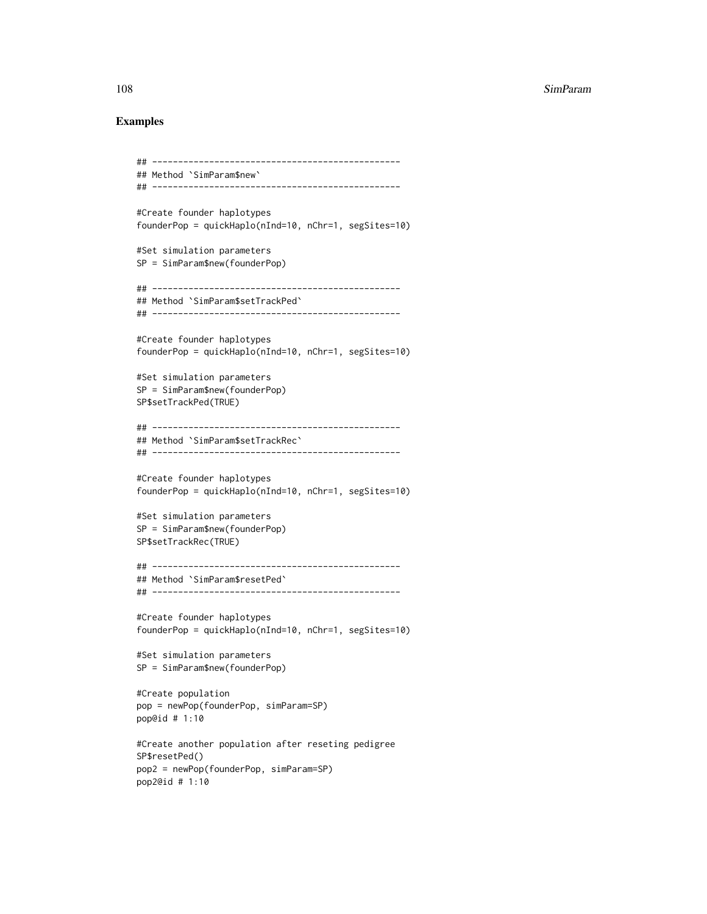## Examples

```
## ------------------------------------------------
## Method `SimParam$new`
## ------------------------------------------------

#Create founder haplotypes
founderPop = quickHaplo(nInd=10, nChr=1, segSites=10)

#Set simulation parameters
SP = SimParam$new(founderPop)

## ------------------------------------------------
## Method `SimParam$setTrackPed`
## ------------------------------------------------

#Create founder haplotypes
founderPop = quickHaplo(nInd=10, nChr=1, segSites=10)

#Set simulation parameters
SP = SimParam$new(founderPop)
SP$setTrackPed(TRUE)

## ------------------------------------------------
## Method `SimParam$setTrackRec`
## ------------------------------------------------

#Create founder haplotypes
founderPop = quickHaplo(nInd=10, nChr=1, segSites=10)

#Set simulation parameters
SP = SimParam$new(founderPop)
SP$setTrackRec(TRUE)

## ------------------------------------------------
## Method `SimParam$resetPed`
## ------------------------------------------------

#Create founder haplotypes
founderPop = quickHaplo(nInd=10, nChr=1, segSites=10)

#Set simulation parameters
SP = SimParam$new(founderPop)

#Create population
pop = newPop(founderPop, simParam=SP)
pop@id # 1:10

#Create another population after reseting pedigree
SP$resetPed()
pop2 = newPop(founderPop, simParam=SP)
pop2@id # 1:10
```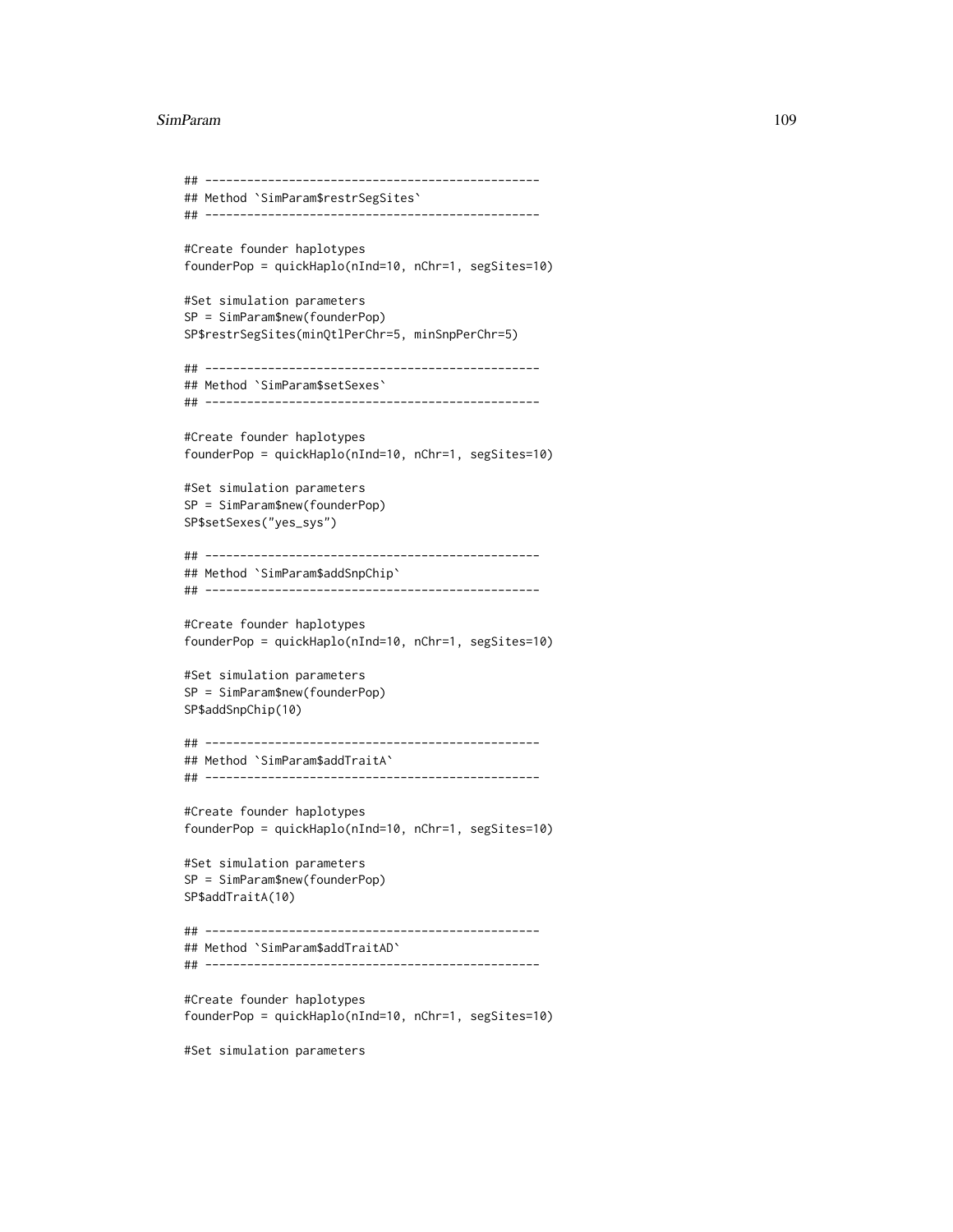```
## ------------------------------------------------
## Method `SimParam$restrSegSites`
## ------------------------------------------------

#Create founder haplotypes
founderPop = quickHaplo(nInd=10, nChr=1, segSites=10)

#Set simulation parameters
SP = SimParam$new(founderPop)
SP$restrSegSites(minQtlPerChr=5, minSnpPerChr=5)

## ------------------------------------------------
## Method `SimParam$setSexes`
## ------------------------------------------------

#Create founder haplotypes
founderPop = quickHaplo(nInd=10, nChr=1, segSites=10)

#Set simulation parameters
SP = SimParam$new(founderPop)
SP$setSexes("yes_sys")

## ------------------------------------------------
## Method `SimParam$addSnpChip`
## ------------------------------------------------

#Create founder haplotypes
founderPop = quickHaplo(nInd=10, nChr=1, segSites=10)

#Set simulation parameters
SP = SimParam$new(founderPop)
SP$addSnpChip(10)

## ------------------------------------------------
## Method `SimParam$addTraitA`
## ------------------------------------------------

#Create founder haplotypes
founderPop = quickHaplo(nInd=10, nChr=1, segSites=10)

#Set simulation parameters
SP = SimParam$new(founderPop)
SP$addTraitA(10)

## ------------------------------------------------
## Method `SimParam$addTraitAD`
## ------------------------------------------------

#Create founder haplotypes
founderPop = quickHaplo(nInd=10, nChr=1, segSites=10)

#Set simulation parameters
```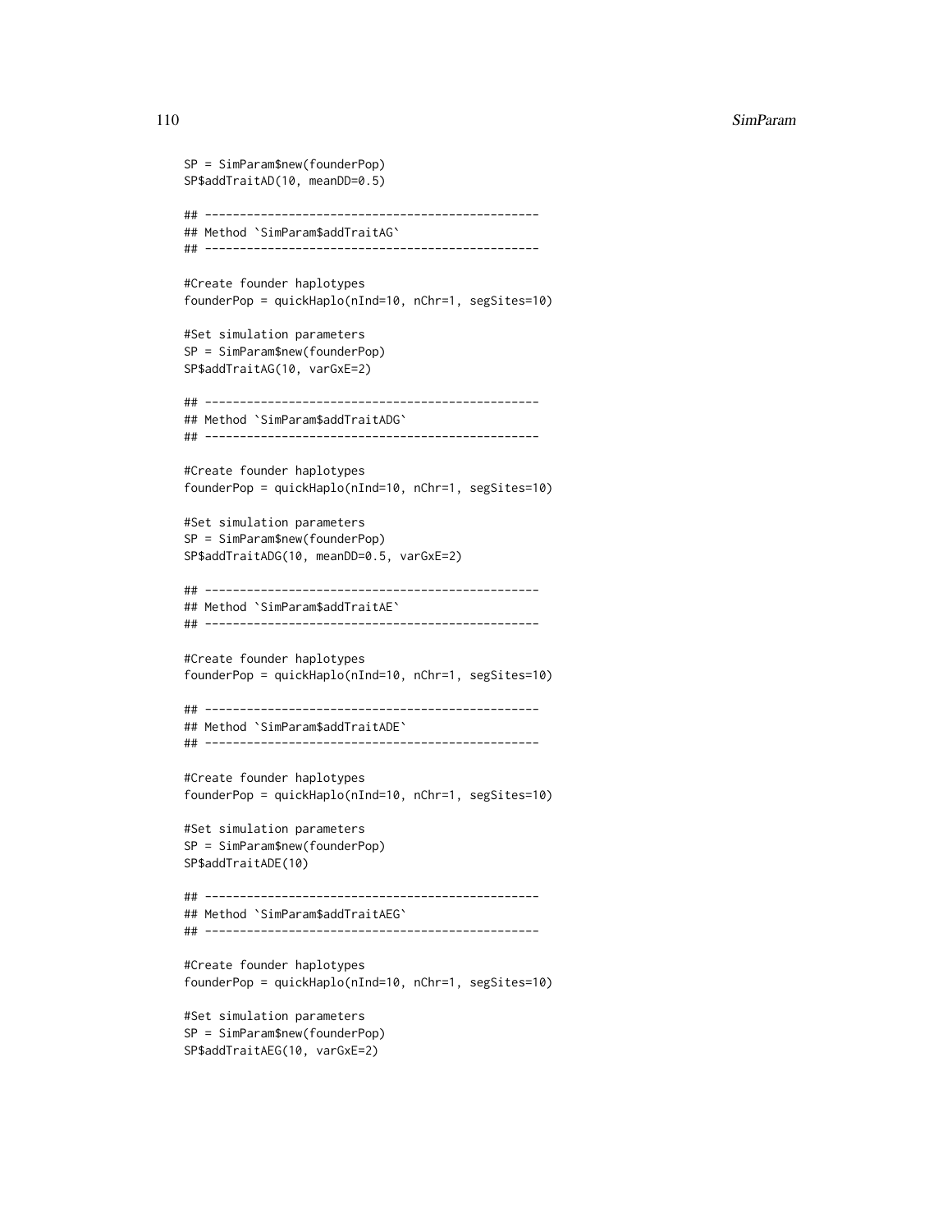```
SP = SimParam$new(founderPop)
SP$addTraitAD(10, meanDD=0.5)

## ------------------------------------------------
## Method `SimParam$addTraitAG`
## ------------------------------------------------

#Create founder haplotypes
founderPop = quickHaplo(nInd=10, nChr=1, segSites=10)

#Set simulation parameters
SP = SimParam$new(founderPop)
SP$addTraitAG(10, varGxE=2)

## ------------------------------------------------
## Method `SimParam$addTraitADG`
## ------------------------------------------------

#Create founder haplotypes
founderPop = quickHaplo(nInd=10, nChr=1, segSites=10)

#Set simulation parameters
SP = SimParam$new(founderPop)
SP$addTraitADG(10, meanDD=0.5, varGxE=2)

## ------------------------------------------------
## Method `SimParam$addTraitAE`
## ------------------------------------------------

#Create founder haplotypes
founderPop = quickHaplo(nInd=10, nChr=1, segSites=10)

## ------------------------------------------------
## Method `SimParam$addTraitADE`
## ------------------------------------------------

#Create founder haplotypes
founderPop = quickHaplo(nInd=10, nChr=1, segSites=10)

#Set simulation parameters
SP = SimParam$new(founderPop)
SP$addTraitADE(10)

## ------------------------------------------------
## Method `SimParam$addTraitAEG`
## ------------------------------------------------

#Create founder haplotypes
founderPop = quickHaplo(nInd=10, nChr=1, segSites=10)

#Set simulation parameters
SP = SimParam$new(founderPop)
SP$addTraitAEG(10, varGxE=2)
```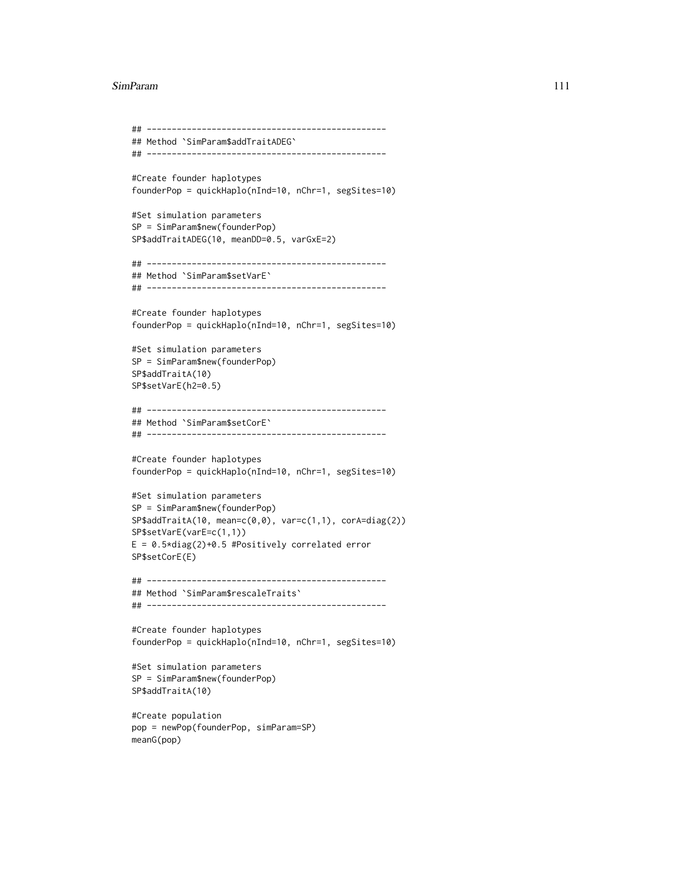```
## ------------------------------------------------
## Method `SimParam$addTraitADEG`
## ------------------------------------------------

#Create founder haplotypes
founderPop = quickHaplo(nInd=10, nChr=1, segSites=10)

#Set simulation parameters
SP = SimParam$new(founderPop)
SP$addTraitADEG(10, meanDD=0.5, varGxE=2)

## ------------------------------------------------
## Method `SimParam$setVarE`
## ------------------------------------------------

#Create founder haplotypes
founderPop = quickHaplo(nInd=10, nChr=1, segSites=10)

#Set simulation parameters
SP = SimParam$new(founderPop)
SP$addTraitA(10)
SP$setVarE(h2=0.5)

## ------------------------------------------------
## Method `SimParam$setCorE`
## ------------------------------------------------

#Create founder haplotypes
founderPop = quickHaplo(nInd=10, nChr=1, segSites=10)

#Set simulation parameters
SP = SimParam$new(founderPop)
SP$addTraitA(10, mean=c(0,0), var=c(1,1), corA=diag(2))
SP$setVarE(varE=c(1,1))
E = 0.5*diag(2)+0.5 #Positively correlated error
SP$setCorE(E)

## ------------------------------------------------
## Method `SimParam$rescaleTraits`
## ------------------------------------------------

#Create founder haplotypes
founderPop = quickHaplo(nInd=10, nChr=1, segSites=10)

#Set simulation parameters
SP = SimParam$new(founderPop)
SP$addTraitA(10)

#Create population
pop = newPop(founderPop, simParam=SP)
meanG(pop)
```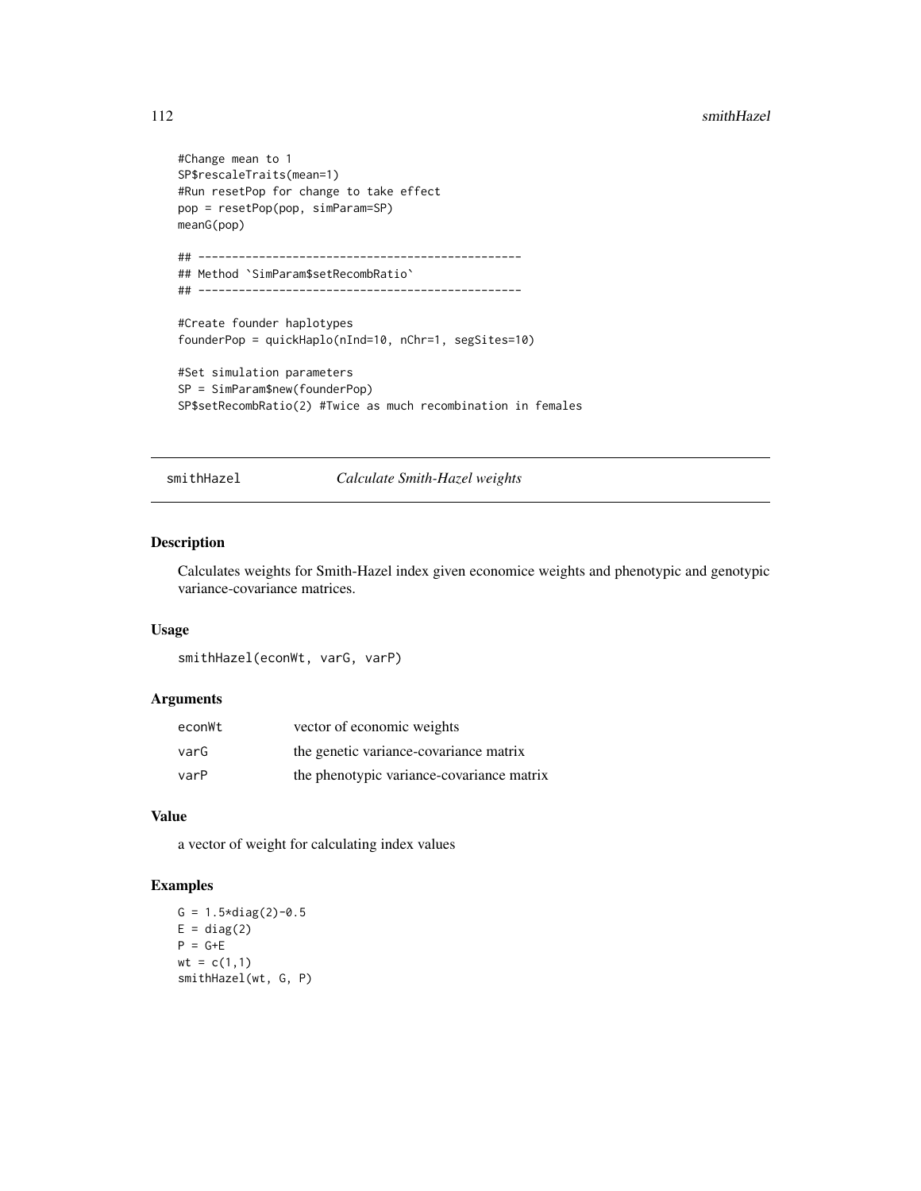```
#Change mean to 1
SP$rescaleTraits(mean=1)
#Run resetPop for change to take effect
pop = resetPop(pop, simParam=SP)
meanG(pop)

## ------------------------------------------------
## Method `SimParam$setRecombRatio`
## ------------------------------------------------

#Create founder haplotypes
founderPop = quickHaplo(nInd=10, nChr=1, segSites=10)

#Set simulation parameters
SP = SimParam$new(founderPop)
SP$setRecombRatio(2) #Twice as much recombination in females
```

---

## smithHazel — *Calculate Smith-Hazel weights*

---

### Description

Calculates weights for Smith-Hazel index given economice weights and phenotypic and genotypic variance-covariance matrices.

### Usage

```
smithHazel(econWt, varG, varP)
```

### Arguments

| | |
|---|---|
| econWt | vector of economic weights |
| varG | the genetic variance-covariance matrix |
| varP | the phenotypic variance-covariance matrix |

### Value

a vector of weight for calculating index values

### Examples

```
G = 1.5*diag(2)-0.5
E = diag(2)
P = G+E
wt = c(1,1)
smithHazel(wt, G, P)
```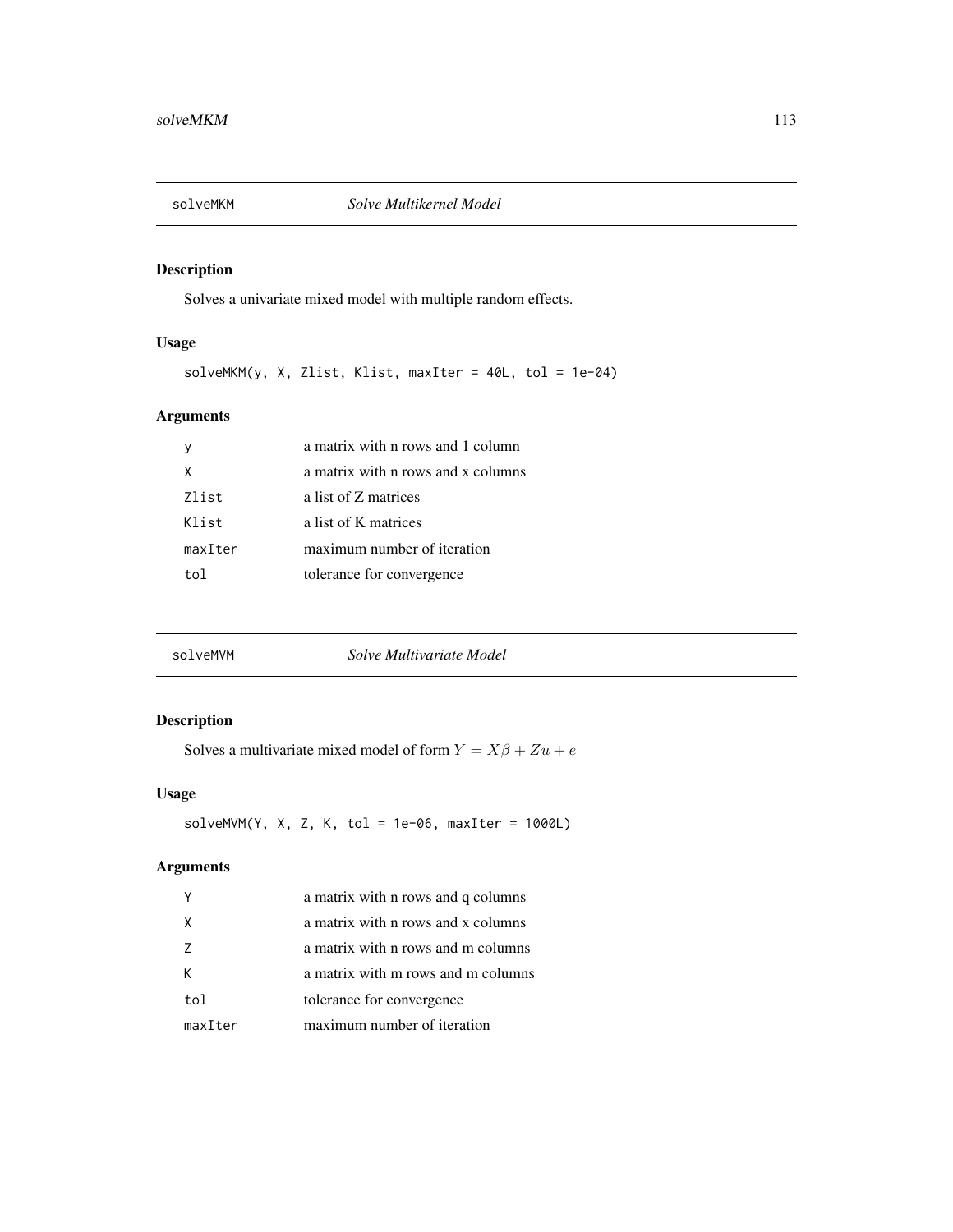## solveMKM — *Solve Multikernel Model*

### Description

Solves a univariate mixed model with multiple random effects.

### Usage

```
solveMKM(y, X, Zlist, Klist, maxIter = 40L, tol = 1e-04)
```

### Arguments

| | |
|---|---|
| `y` | a matrix with n rows and 1 column |
| `X` | a matrix with n rows and x columns |
| `Zlist` | a list of Z matrices |
| `Klist` | a list of K matrices |
| `maxIter` | maximum number of iteration |
| `tol` | tolerance for convergence |

## solveMVM — *Solve Multivariate Model*

### Description

Solves a multivariate mixed model of form $Y = X\beta + Zu + e$

### Usage

```
solveMVM(Y, X, Z, K, tol = 1e-06, maxIter = 1000L)
```

### Arguments

| | |
|---|---|
| `Y` | a matrix with n rows and q columns |
| `X` | a matrix with n rows and x columns |
| `Z` | a matrix with n rows and m columns |
| `K` | a matrix with m rows and m columns |
| `tol` | tolerance for convergence |
| `maxIter` | maximum number of iteration |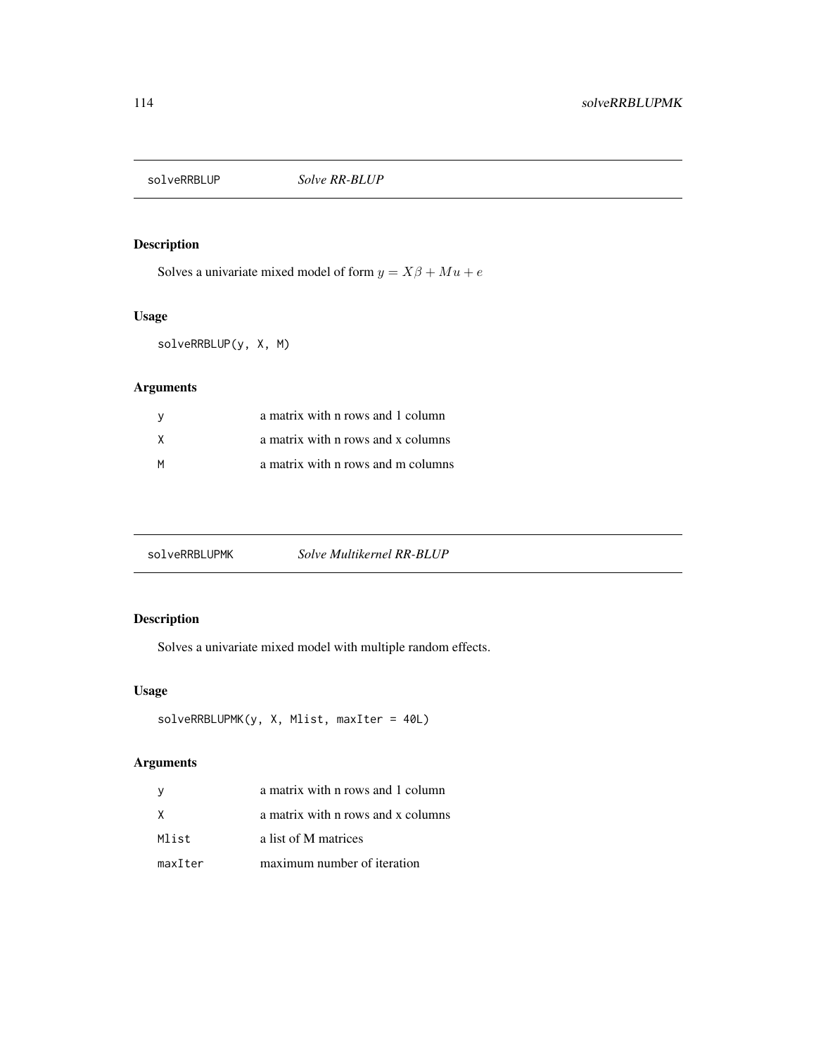## solveRRBLUP *Solve RR-BLUP*

### Description

Solves a univariate mixed model of form $y = X\beta + Mu + e$

### Usage

```
solveRRBLUP(y, X, M)
```

### Arguments

| | |
|---|---|
| y | a matrix with n rows and 1 column |
| X | a matrix with n rows and x columns |
| M | a matrix with n rows and m columns |

## solveRRBLUPMK *Solve Multikernel RR-BLUP*

### Description

Solves a univariate mixed model with multiple random effects.

### Usage

```
solveRRBLUPMK(y, X, Mlist, maxIter = 40L)
```

### Arguments

| | |
|---|---|
| y | a matrix with n rows and 1 column |
| X | a matrix with n rows and x columns |
| Mlist | a list of M matrices |
| maxIter | maximum number of iteration |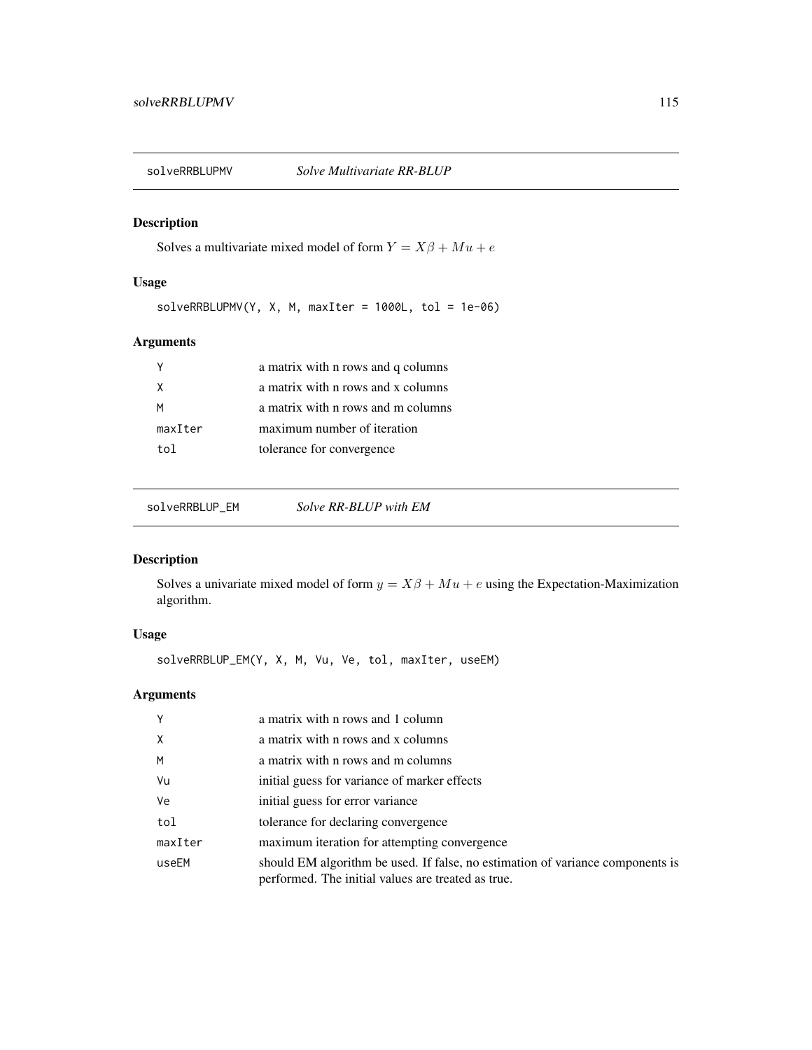## solveRRBLUPMV *Solve Multivariate RR-BLUP*

### Description

Solves a multivariate mixed model of form $Y = X\beta + Mu + e$

### Usage

```
solveRRBLUPMV(Y, X, M, maxIter = 1000L, tol = 1e-06)
```

### Arguments

| | |
|---|---|
| Y | a matrix with n rows and q columns |
| X | a matrix with n rows and x columns |
| M | a matrix with n rows and m columns |
| maxIter | maximum number of iteration |
| tol | tolerance for convergence |

## solveRRBLUP_EM *Solve RR-BLUP with EM*

### Description

Solves a univariate mixed model of form $y = X\beta + Mu + e$ using the Expectation-Maximization algorithm.

### Usage

```
solveRRBLUP_EM(Y, X, M, Vu, Ve, tol, maxIter, useEM)
```

### Arguments

| | |
|---|---|
| Y | a matrix with n rows and 1 column |
| X | a matrix with n rows and x columns |
| M | a matrix with n rows and m columns |
| Vu | initial guess for variance of marker effects |
| Ve | initial guess for error variance |
| tol | tolerance for declaring convergence |
| maxIter | maximum iteration for attempting convergence |
| useEM | should EM algorithm be used. If false, no estimation of variance components is performed. The initial values are treated as true. |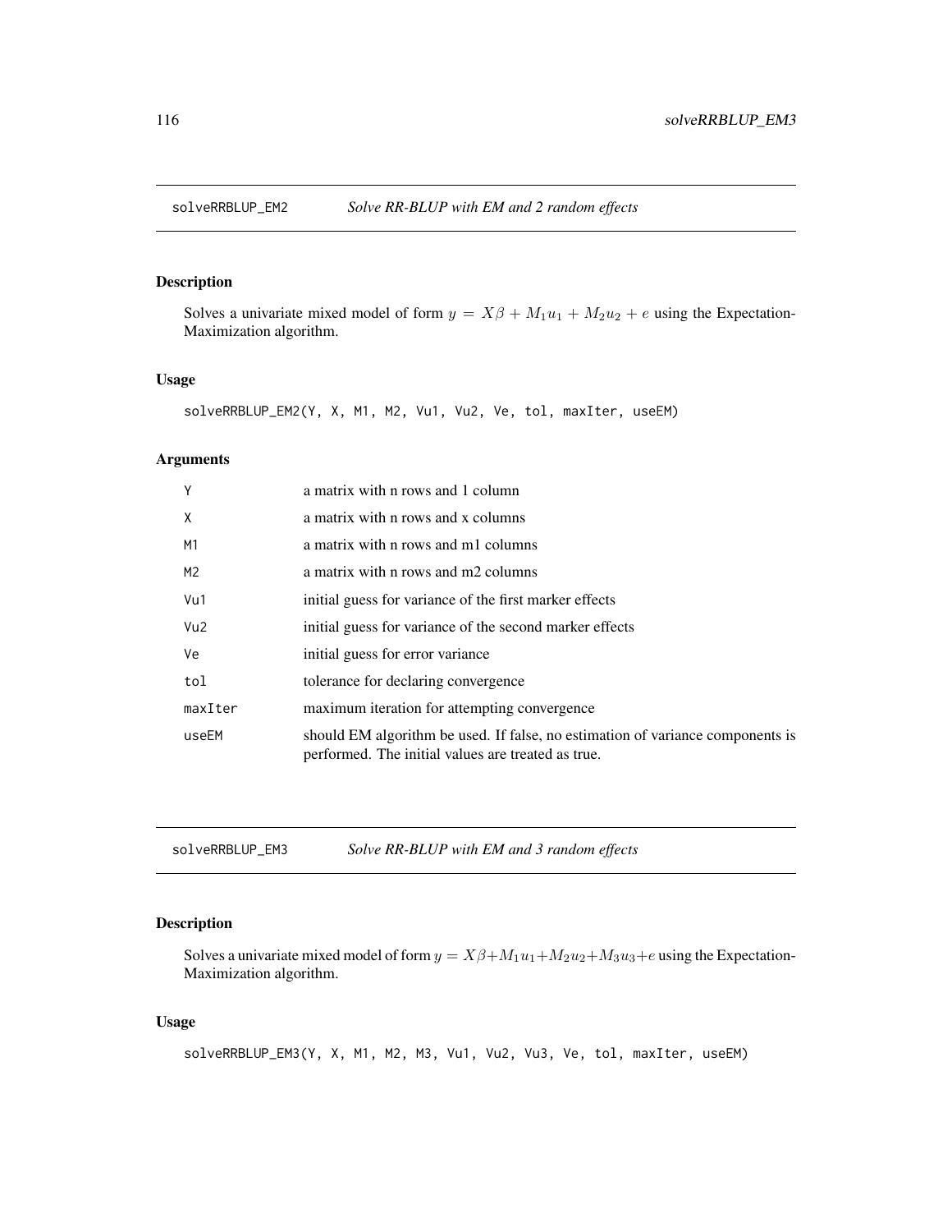## solveRRBLUP_EM2 *Solve RR-BLUP with EM and 2 random effects*

### Description

Solves a univariate mixed model of form $y = X\beta + M_1u_1 + M_2u_2 + e$ using the Expectation-Maximization algorithm.

### Usage

```
solveRRBLUP_EM2(Y, X, M1, M2, Vu1, Vu2, Ve, tol, maxIter, useEM)
```

### Arguments

| | |
|---|---|
| Y | a matrix with n rows and 1 column |
| X | a matrix with n rows and x columns |
| M1 | a matrix with n rows and m1 columns |
| M2 | a matrix with n rows and m2 columns |
| Vu1 | initial guess for variance of the first marker effects |
| Vu2 | initial guess for variance of the second marker effects |
| Ve | initial guess for error variance |
| tol | tolerance for declaring convergence |
| maxIter | maximum iteration for attempting convergence |
| useEM | should EM algorithm be used. If false, no estimation of variance components is performed. The initial values are treated as true. |

## solveRRBLUP_EM3 *Solve RR-BLUP with EM and 3 random effects*

### Description

Solves a univariate mixed model of form $y = X\beta + M_1u_1 + M_2u_2 + M_3u_3 + e$ using the Expectation-Maximization algorithm.

### Usage

```
solveRRBLUP_EM3(Y, X, M1, M2, M3, Vu1, Vu2, Vu3, Ve, tol, maxIter, useEM)
```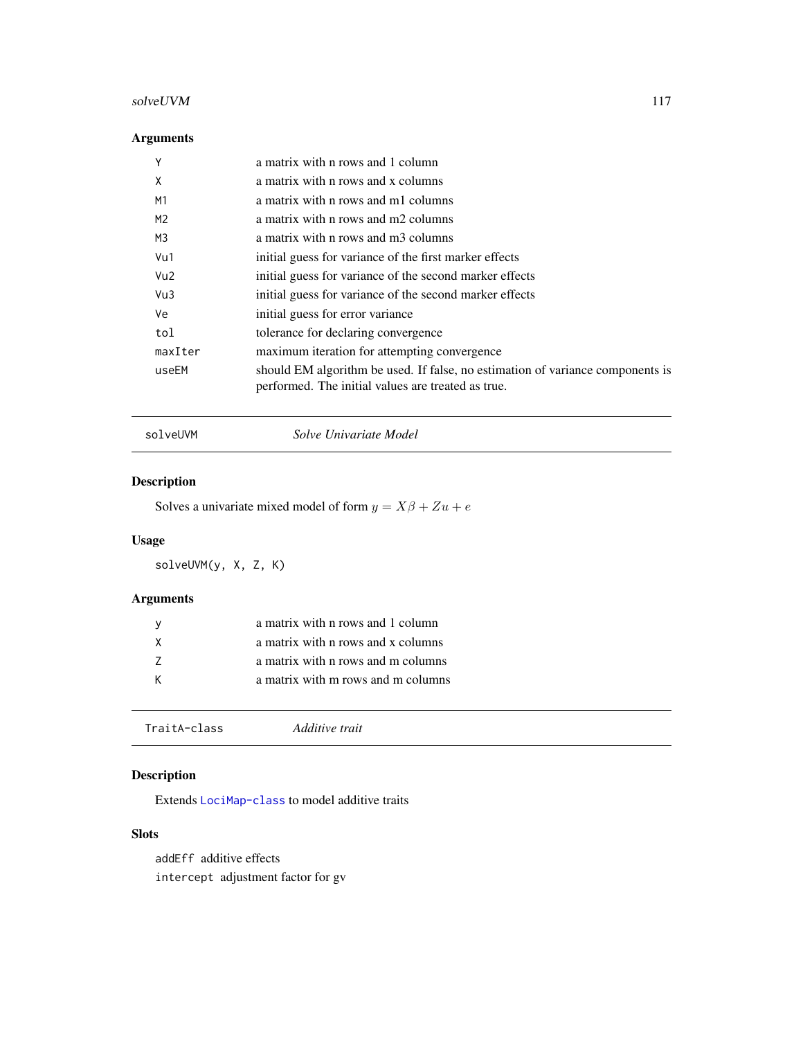## Arguments

| | |
|---|---|
| Y | a matrix with n rows and 1 column |
| X | a matrix with n rows and x columns |
| M1 | a matrix with n rows and m1 columns |
| M2 | a matrix with n rows and m2 columns |
| M3 | a matrix with n rows and m3 columns |
| Vu1 | initial guess for variance of the first marker effects |
| Vu2 | initial guess for variance of the second marker effects |
| Vu3 | initial guess for variance of the second marker effects |
| Ve | initial guess for error variance |
| tol | tolerance for declaring convergence |
| maxIter | maximum iteration for attempting convergence |
| useEM | should EM algorithm be used. If false, no estimation of variance components is performed. The initial values are treated as true. |

---

# solveUVM — *Solve Univariate Model*

## Description

Solves a univariate mixed model of form $y = X\beta + Zu + e$

## Usage

```
solveUVM(y, X, Z, K)
```

## Arguments

| | |
|---|---|
| y | a matrix with n rows and 1 column |
| X | a matrix with n rows and x columns |
| Z | a matrix with n rows and m columns |
| K | a matrix with m rows and m columns |

---

# TraitA-class — *Additive trait*

## Description

Extends LociMap-class to model additive traits

## Slots

`addEff` additive effects

`intercept` adjustment factor for gv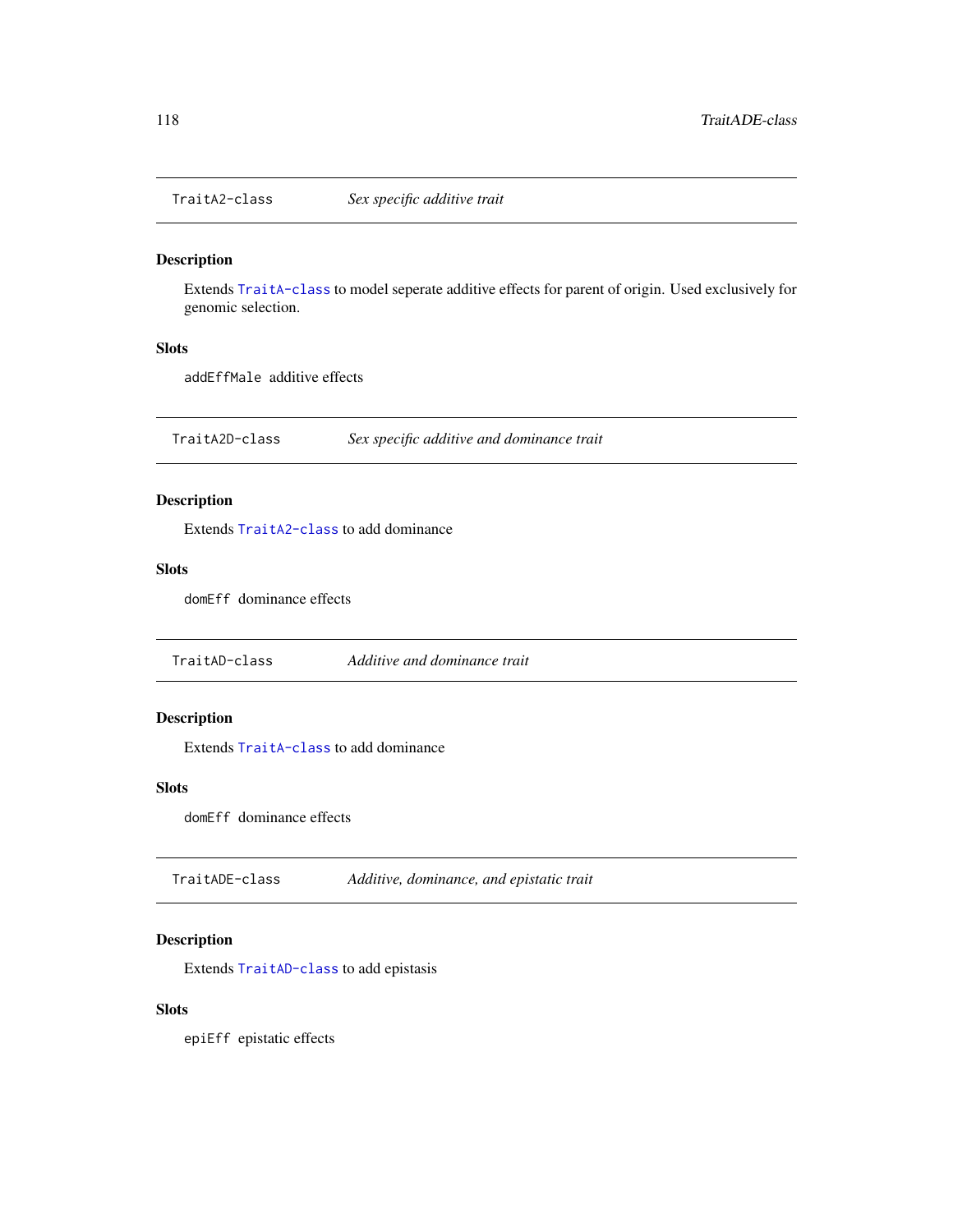## TraitA2-class — *Sex specific additive trait*

### Description

Extends `TraitA-class` to model seperate additive effects for parent of origin. Used exclusively for genomic selection.

### Slots

`addEffMale` additive effects

## TraitA2D-class — *Sex specific additive and dominance trait*

### Description

Extends `TraitA2-class` to add dominance

### Slots

`domEff` dominance effects

## TraitAD-class — *Additive and dominance trait*

### Description

Extends `TraitA-class` to add dominance

### Slots

`domEff` dominance effects

## TraitADE-class — *Additive, dominance, and epistatic trait*

### Description

Extends `TraitAD-class` to add epistasis

### Slots

`epiEff` epistatic effects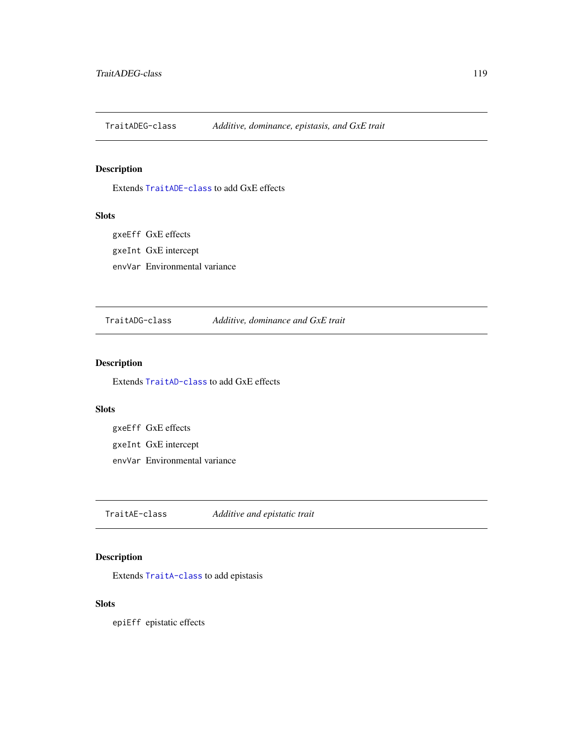## TraitADEG-class *Additive, dominance, epistasis, and GxE trait*

### Description

Extends `TraitADE-class` to add GxE effects

### Slots

`gxeEff` GxE effects

`gxeInt` GxE intercept

`envVar` Environmental variance

## TraitADG-class *Additive, dominance and GxE trait*

### Description

Extends `TraitAD-class` to add GxE effects

### Slots

`gxeEff` GxE effects

`gxeInt` GxE intercept

`envVar` Environmental variance

## TraitAE-class *Additive and epistatic trait*

### Description

Extends `TraitA-class` to add epistasis

### Slots

`epiEff` epistatic effects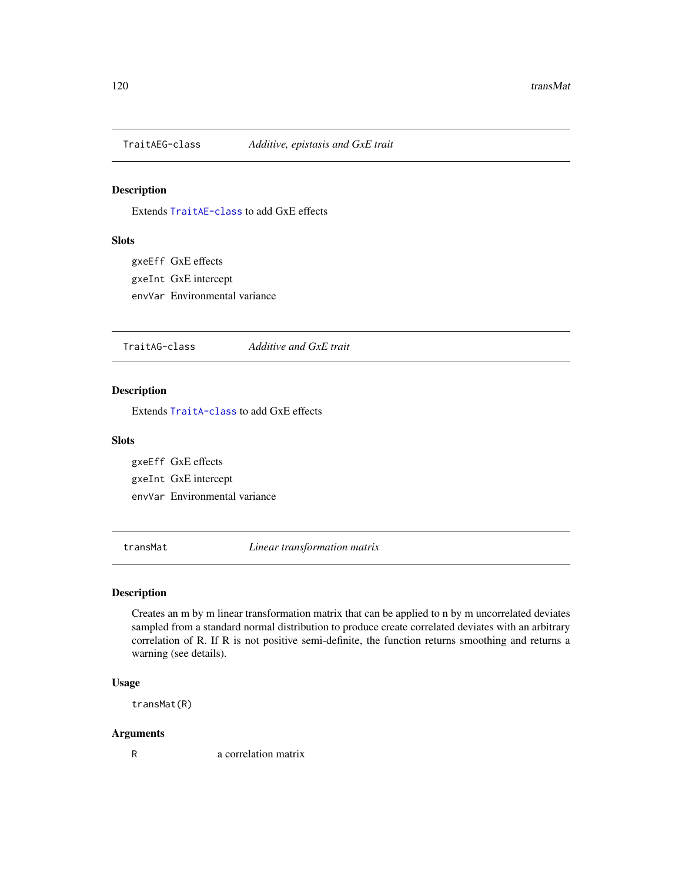## TraitAEG-class *Additive, epistasis and GxE trait*

### Description

Extends TraitAE-class to add GxE effects

### Slots

- `gxeEff` GxE effects
- `gxeInt` GxE intercept
- `envVar` Environmental variance

## TraitAG-class *Additive and GxE trait*

### Description

Extends TraitA-class to add GxE effects

### Slots

- `gxeEff` GxE effects
- `gxeInt` GxE intercept
- `envVar` Environmental variance

## transMat *Linear transformation matrix*

### Description

Creates an m by m linear transformation matrix that can be applied to n by m uncorrelated deviates sampled from a standard normal distribution to produce create correlated deviates with an arbitrary correlation of R. If R is not positive semi-definite, the function returns smoothing and returns a warning (see details).

### Usage

```
transMat(R)
```

### Arguments

| | |
|---|---|
| R | a correlation matrix |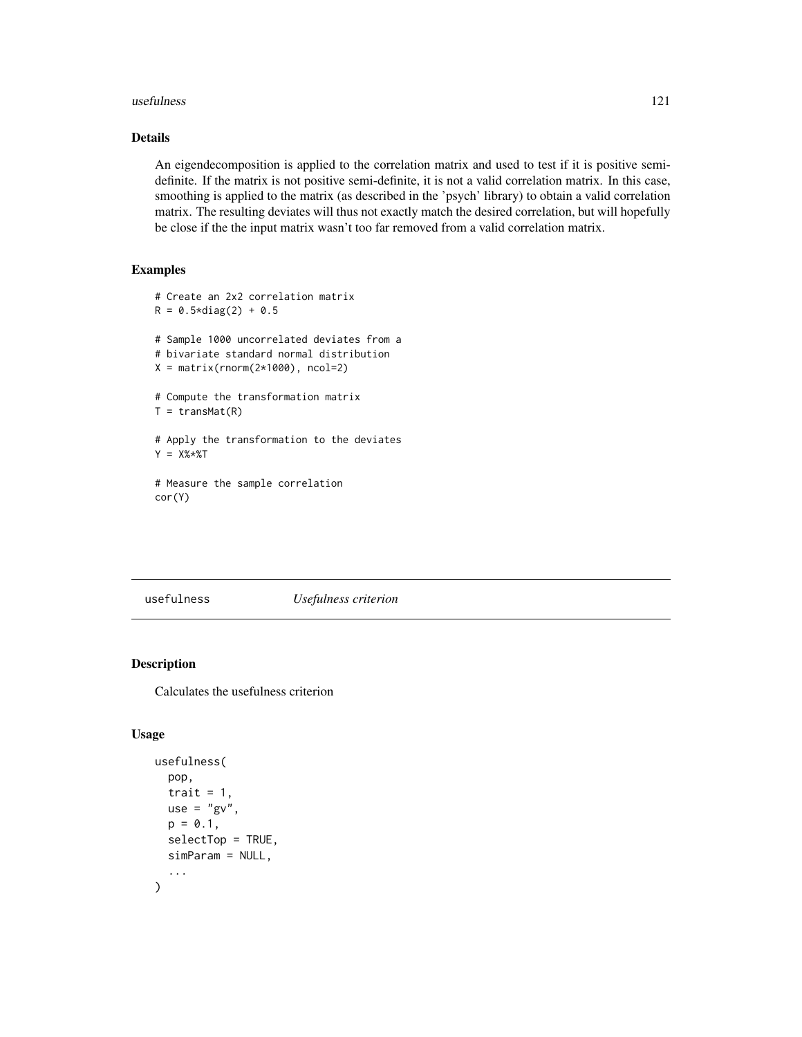### Details

An eigendecomposition is applied to the correlation matrix and used to test if it is positive semi-definite. If the matrix is not positive semi-definite, it is not a valid correlation matrix. In this case, smoothing is applied to the matrix (as described in the 'psych' library) to obtain a valid correlation matrix. The resulting deviates will thus not exactly match the desired correlation, but will hopefully be close if the the input matrix wasn't too far removed from a valid correlation matrix.

### Examples

```
# Create an 2x2 correlation matrix
R = 0.5*diag(2) + 0.5

# Sample 1000 uncorrelated deviates from a
# bivariate standard normal distribution
X = matrix(rnorm(2*1000), ncol=2)

# Compute the transformation matrix
T = transMat(R)

# Apply the transformation to the deviates
Y = X%*%T

# Measure the sample correlation
cor(Y)
```

---

## usefulness &nbsp;&nbsp;&nbsp;&nbsp;&nbsp;&nbsp;&nbsp;&nbsp; *Usefulness criterion*

### Description

Calculates the usefulness criterion

### Usage

```
usefulness(
  pop,
  trait = 1,
  use = "gv",
  p = 0.1,
  selectTop = TRUE,
  simParam = NULL,
  ...
)
```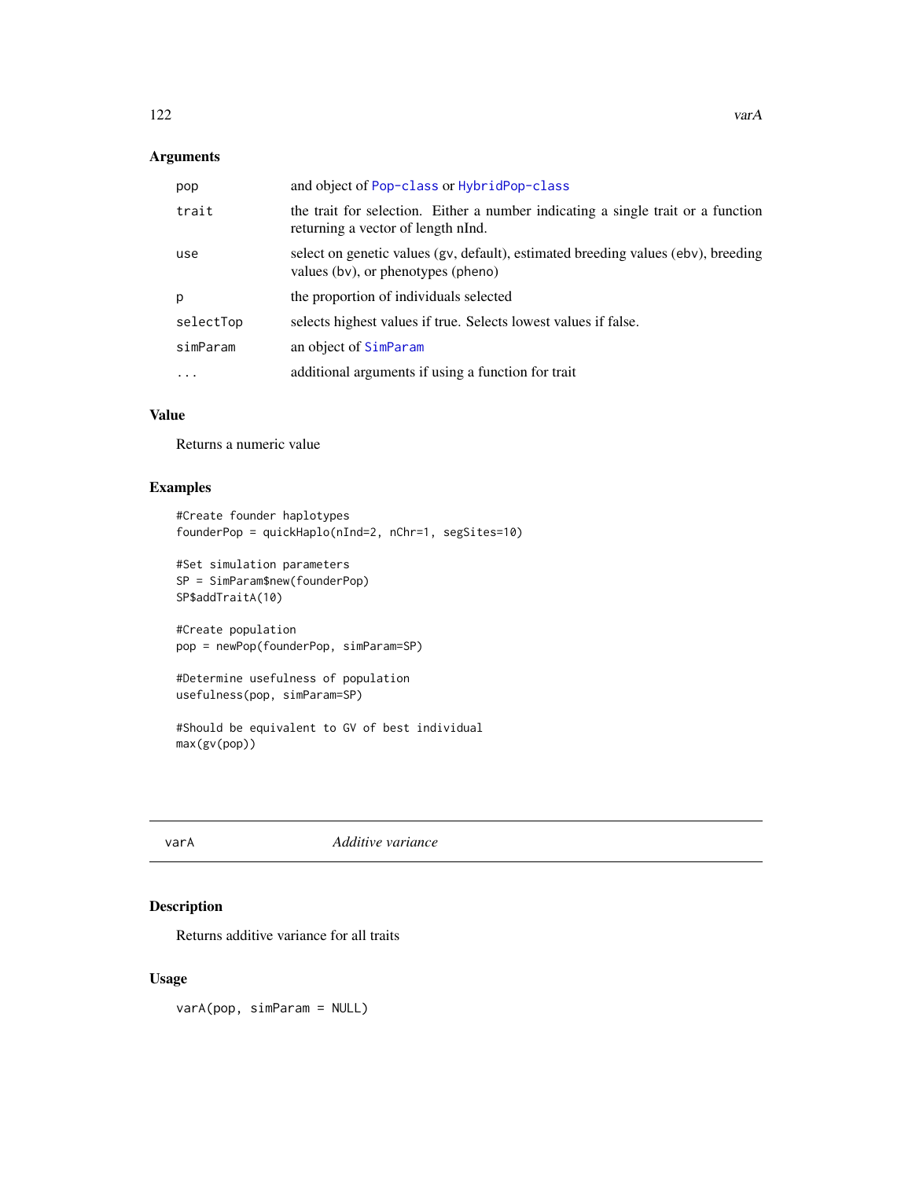### Arguments

| | |
|---|---|
| pop | and object of Pop-class or HybridPop-class |
| trait | the trait for selection. Either a number indicating a single trait or a function returning a vector of length nInd. |
| use | select on genetic values (gv, default), estimated breeding values (ebv), breeding values (bv), or phenotypes (pheno) |
| p | the proportion of individuals selected |
| selectTop | selects highest values if true. Selects lowest values if false. |
| simParam | an object of SimParam |
| ... | additional arguments if using a function for trait |

### Value

Returns a numeric value

### Examples

```
#Create founder haplotypes
founderPop = quickHaplo(nInd=2, nChr=1, segSites=10)

#Set simulation parameters
SP = SimParam$new(founderPop)
SP$addTraitA(10)

#Create population
pop = newPop(founderPop, simParam=SP)

#Determine usefulness of population
usefulness(pop, simParam=SP)

#Should be equivalent to GV of best individual
max(gv(pop))
```

---

## varA *Additive variance*

### Description

Returns additive variance for all traits

### Usage

```
varA(pop, simParam = NULL)
```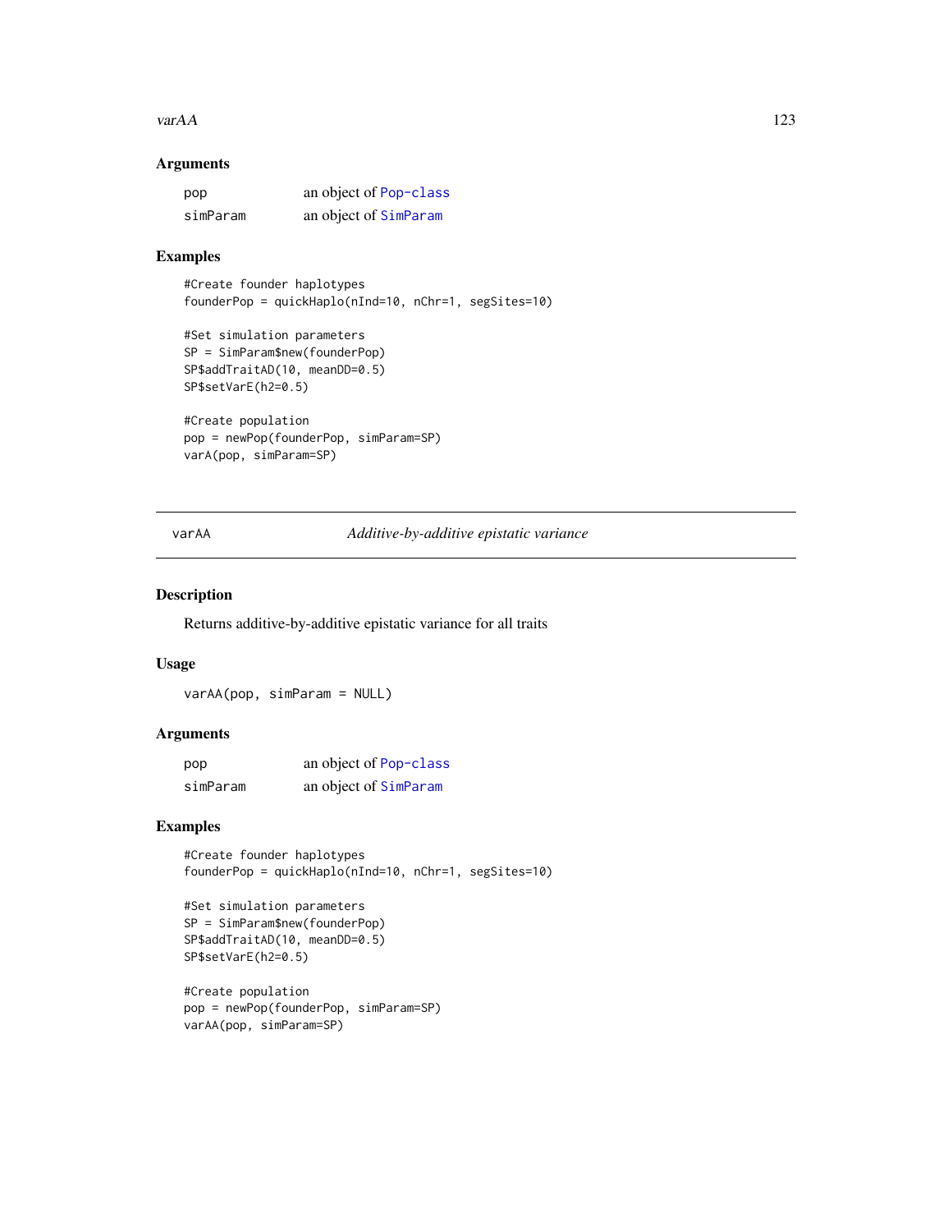## Arguments

| | |
|---|---|
| pop | an object of Pop-class |
| simParam | an object of SimParam |

## Examples

```
#Create founder haplotypes
founderPop = quickHaplo(nInd=10, nChr=1, segSites=10)

#Set simulation parameters
SP = SimParam$new(founderPop)
SP$addTraitAD(10, meanDD=0.5)
SP$setVarE(h2=0.5)

#Create population
pop = newPop(founderPop, simParam=SP)
varA(pop, simParam=SP)
```

---

# varAA *Additive-by-additive epistatic variance*

## Description

Returns additive-by-additive epistatic variance for all traits

## Usage

```
varAA(pop, simParam = NULL)
```

## Arguments

| | |
|---|---|
| pop | an object of Pop-class |
| simParam | an object of SimParam |

## Examples

```
#Create founder haplotypes
founderPop = quickHaplo(nInd=10, nChr=1, segSites=10)

#Set simulation parameters
SP = SimParam$new(founderPop)
SP$addTraitAD(10, meanDD=0.5)
SP$setVarE(h2=0.5)

#Create population
pop = newPop(founderPop, simParam=SP)
varAA(pop, simParam=SP)
```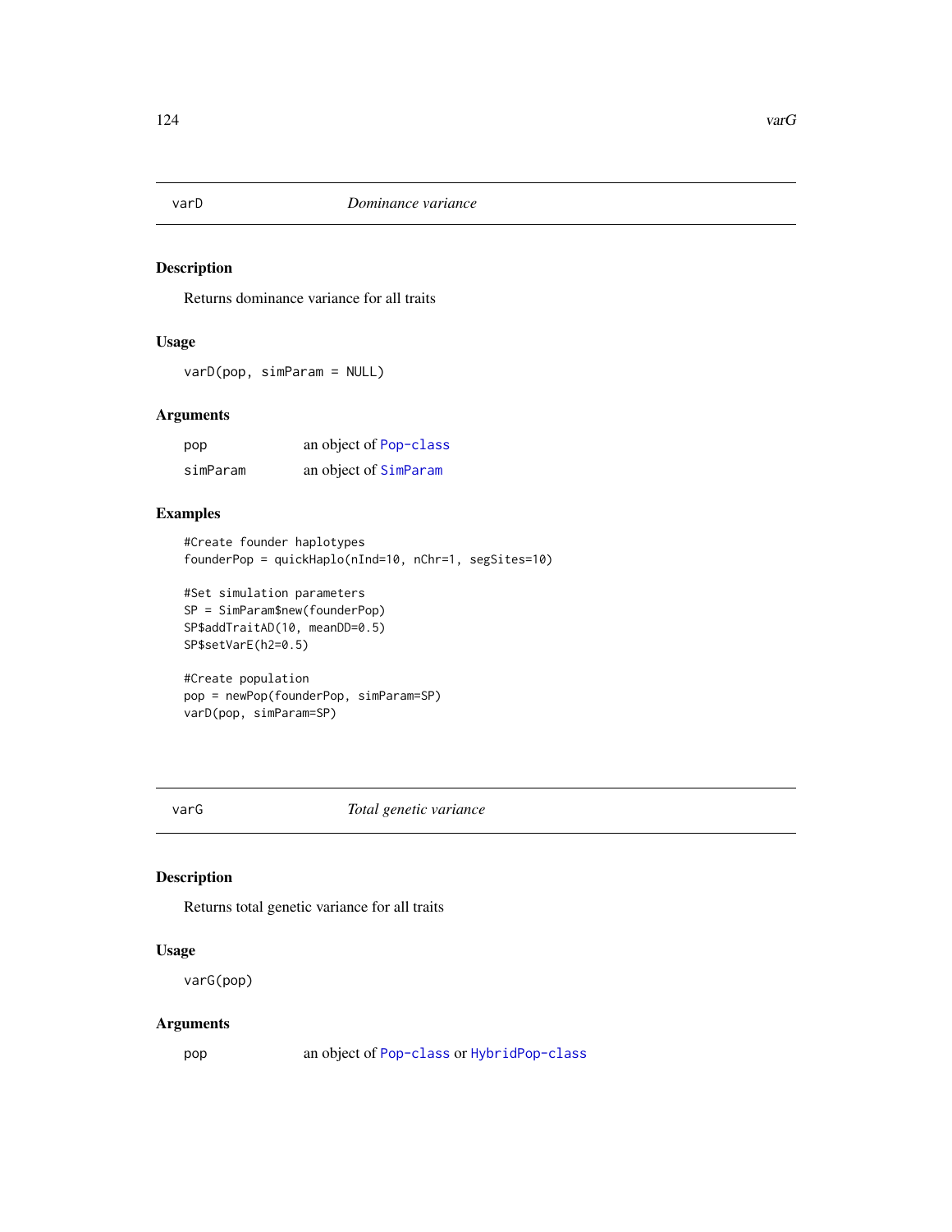## varD — *Dominance variance*

### Description

Returns dominance variance for all traits

### Usage

```
varD(pop, simParam = NULL)
```

### Arguments

| | |
|---|---|
| pop | an object of Pop-class |
| simParam | an object of SimParam |

### Examples

```
#Create founder haplotypes
founderPop = quickHaplo(nInd=10, nChr=1, segSites=10)

#Set simulation parameters
SP = SimParam$new(founderPop)
SP$addTraitAD(10, meanDD=0.5)
SP$setVarE(h2=0.5)

#Create population
pop = newPop(founderPop, simParam=SP)
varD(pop, simParam=SP)
```

## varG — *Total genetic variance*

### Description

Returns total genetic variance for all traits

### Usage

```
varG(pop)
```

### Arguments

| | |
|---|---|
| pop | an object of Pop-class or HybridPop-class |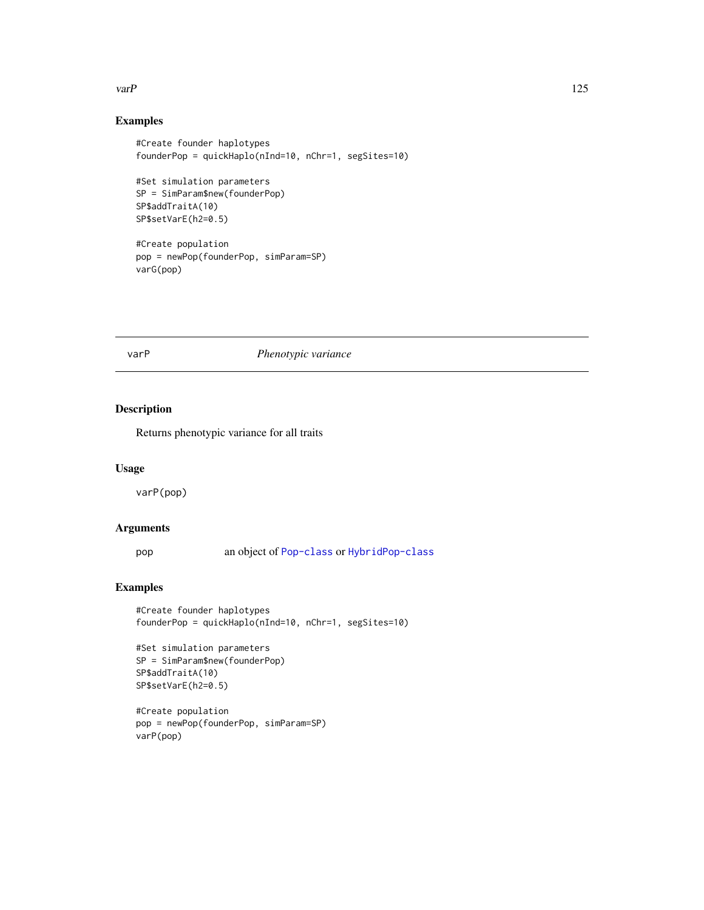## Examples

```
#Create founder haplotypes
founderPop = quickHaplo(nInd=10, nChr=1, segSites=10)

#Set simulation parameters
SP = SimParam$new(founderPop)
SP$addTraitA(10)
SP$setVarE(h2=0.5)

#Create population
pop = newPop(founderPop, simParam=SP)
varG(pop)
```

---

# varP — *Phenotypic variance*

## Description

Returns phenotypic variance for all traits

## Usage

```
varP(pop)
```

## Arguments

| | |
|---|---|
| pop | an object of Pop-class or HybridPop-class |

## Examples

```
#Create founder haplotypes
founderPop = quickHaplo(nInd=10, nChr=1, segSites=10)

#Set simulation parameters
SP = SimParam$new(founderPop)
SP$addTraitA(10)
SP$setVarE(h2=0.5)

#Create population
pop = newPop(founderPop, simParam=SP)
varP(pop)
```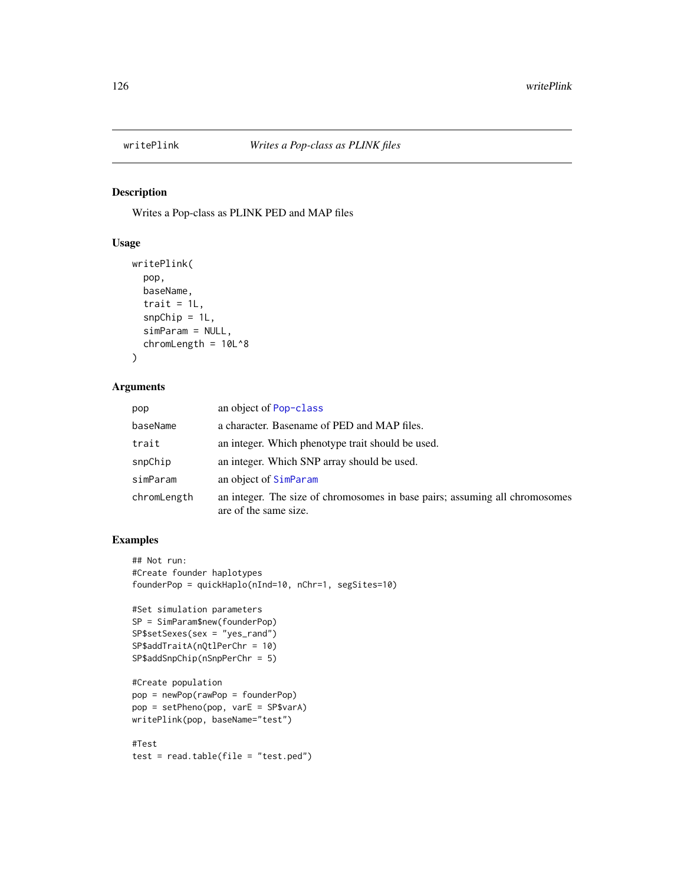# writePlink *Writes a Pop-class as PLINK files*

## Description

Writes a Pop-class as PLINK PED and MAP files

## Usage

```
writePlink(
  pop,
  baseName,
  trait = 1L,
  snpChip = 1L,
  simParam = NULL,
  chromLength = 10L^8
)
```

## Arguments

| | |
|---|---|
| pop | an object of Pop-class |
| baseName | a character. Basename of PED and MAP files. |
| trait | an integer. Which phenotype trait should be used. |
| snpChip | an integer. Which SNP array should be used. |
| simParam | an object of SimParam |
| chromLength | an integer. The size of chromosomes in base pairs; assuming all chromosomes are of the same size. |

## Examples

```
## Not run:
#Create founder haplotypes
founderPop = quickHaplo(nInd=10, nChr=1, segSites=10)

#Set simulation parameters
SP = SimParam$new(founderPop)
SP$setSexes(sex = "yes_rand")
SP$addTraitA(nQtlPerChr = 10)
SP$addSnpChip(nSnpPerChr = 5)

#Create population
pop = newPop(rawPop = founderPop)
pop = setPheno(pop, varE = SP$varA)
writePlink(pop, baseName="test")

#Test
test = read.table(file = "test.ped")
```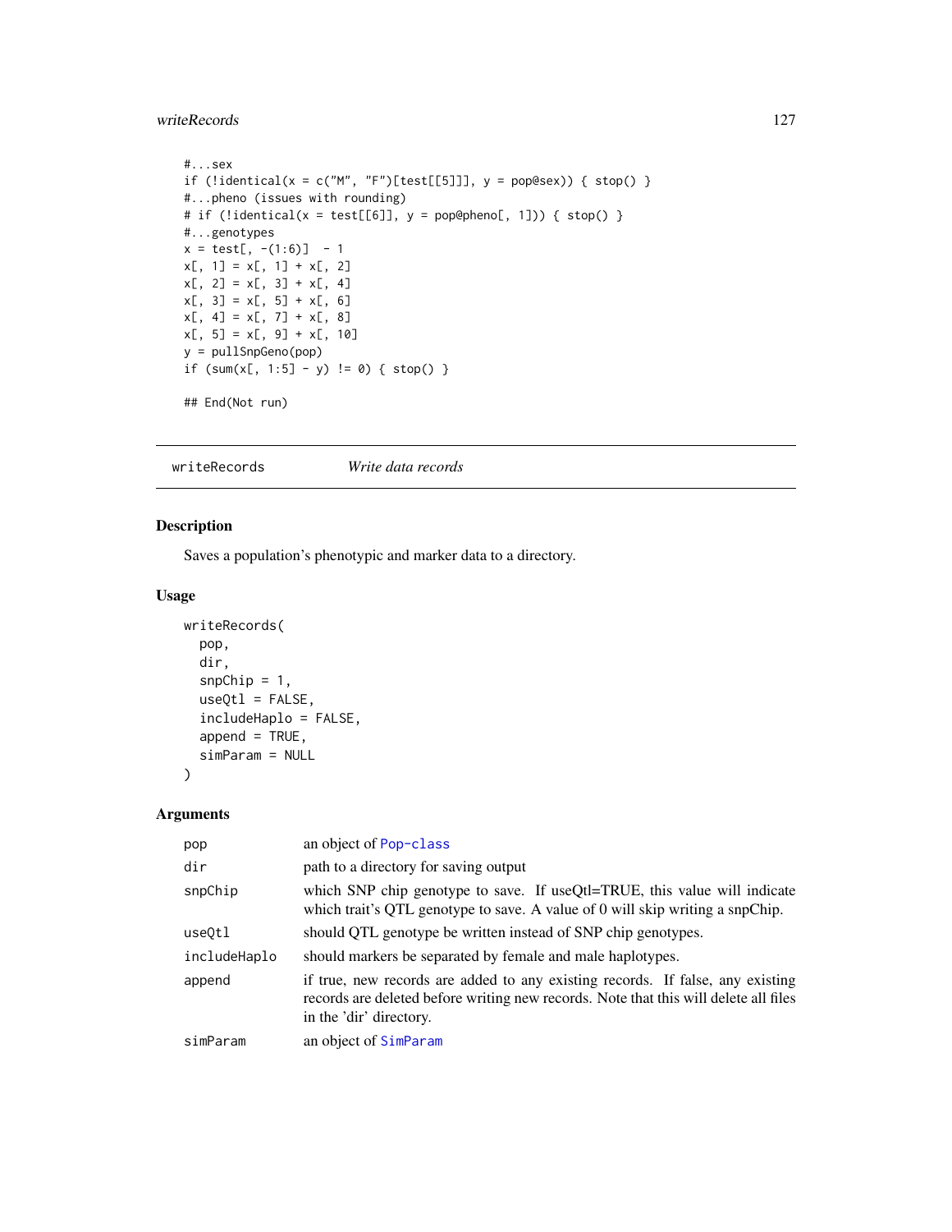```
#...sex
if (!identical(x = c("M", "F")[test[[5]]], y = pop@sex)) { stop() }
#...pheno (issues with rounding)
# if (!identical(x = test[[6]], y = pop@pheno[, 1])) { stop() }
#...genotypes
x = test[, -(1:6)]  - 1
x[, 1] = x[, 1] + x[, 2]
x[, 2] = x[, 3] + x[, 4]
x[, 3] = x[, 5] + x[, 6]
x[, 4] = x[, 7] + x[, 8]
x[, 5] = x[, 9] + x[, 10]
y = pullSnpGeno(pop)
if (sum(x[, 1:5] - y) != 0) { stop() }

## End(Not run)
```

---

## writeRecords — *Write data records*

### Description

Saves a population's phenotypic and marker data to a directory.

### Usage

```
writeRecords(
  pop,
  dir,
  snpChip = 1,
  useQtl = FALSE,
  includeHaplo = FALSE,
  append = TRUE,
  simParam = NULL
)
```

### Arguments

| | |
|---|---|
| `pop` | an object of `Pop-class` |
| `dir` | path to a directory for saving output |
| `snpChip` | which SNP chip genotype to save. If useQtl=TRUE, this value will indicate which trait's QTL genotype to save. A value of 0 will skip writing a snpChip. |
| `useQtl` | should QTL genotype be written instead of SNP chip genotypes. |
| `includeHaplo` | should markers be separated by female and male haplotypes. |
| `append` | if true, new records are added to any existing records. If false, any existing records are deleted before writing new records. Note that this will delete all files in the 'dir' directory. |
| `simParam` | an object of `SimParam` |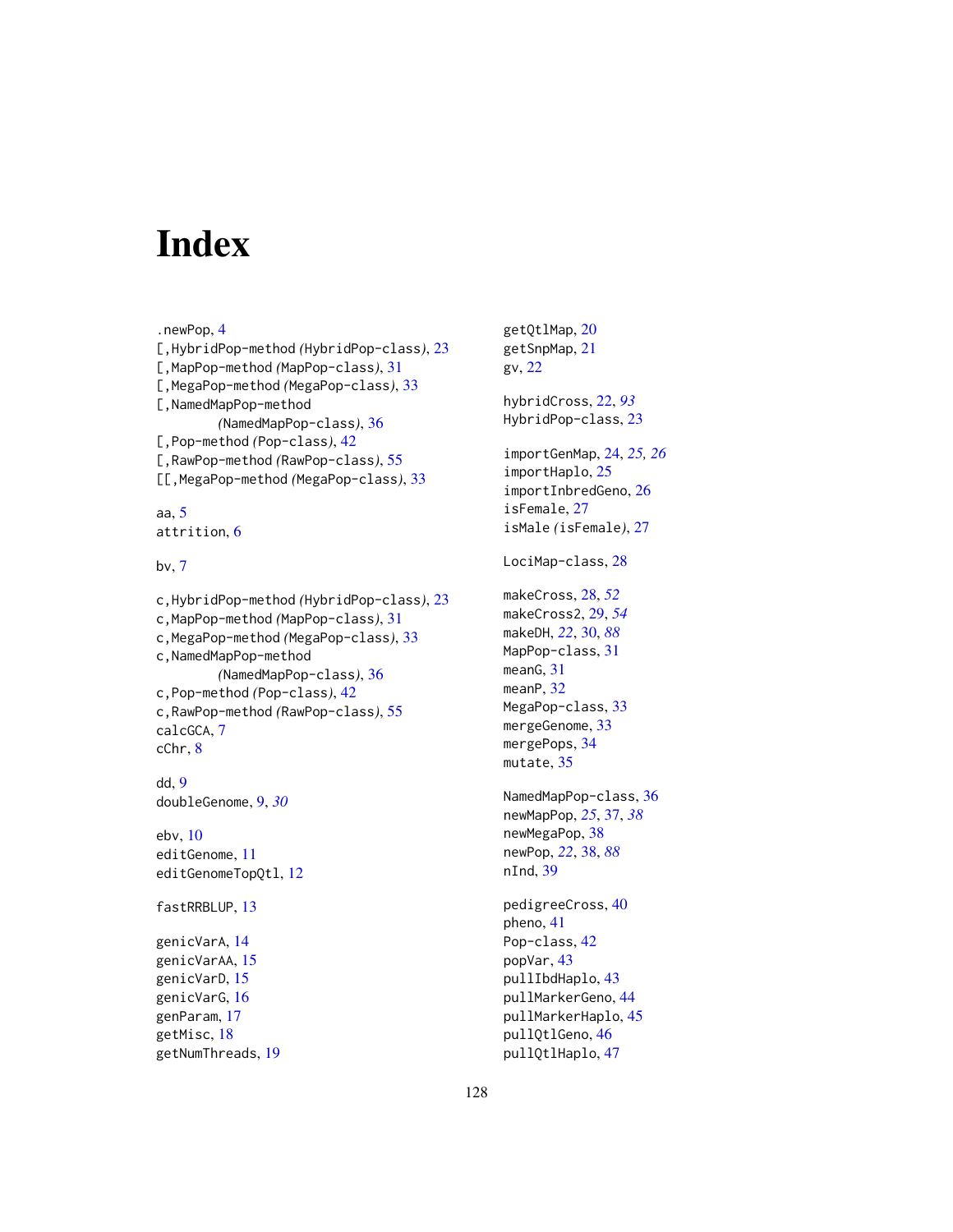# Index

.newPop, 4
[,HybridPop-method *(*HybridPop-class*)*, 23
[,MapPop-method *(*MapPop-class*)*, 31
[,MegaPop-method *(*MegaPop-class*)*, 33
[,NamedMapPop-method *(*NamedMapPop-class*)*, 36
[,Pop-method *(*Pop-class*)*, 42
[,RawPop-method *(*RawPop-class*)*, 55
[[,MegaPop-method *(*MegaPop-class*)*, 33

aa, 5
attrition, 6

bv, 7

c,HybridPop-method *(*HybridPop-class*)*, 23
c,MapPop-method *(*MapPop-class*)*, 31
c,MegaPop-method *(*MegaPop-class*)*, 33
c,NamedMapPop-method *(*NamedMapPop-class*)*, 36
c,Pop-method *(*Pop-class*)*, 42
c,RawPop-method *(*RawPop-class*)*, 55
calcGCA, 7
cChr, 8

dd, 9
doubleGenome, 9, *30*

ebv, 10
editGenome, 11
editGenomeTopQtl, 12

fastRRBLUP, 13

genicVarA, 14
genicVarAA, 15
genicVarD, 15
genicVarG, 16
genParam, 17
getMisc, 18
getNumThreads, 19
getQtlMap, 20
getSnpMap, 21
gv, 22

hybridCross, 22, *93*
HybridPop-class, 23

importGenMap, 24, *25, 26*
importHaplo, 25
importInbredGeno, 26
isFemale, 27
isMale *(*isFemale*)*, 27

LociMap-class, 28

makeCross, 28, *52*
makeCross2, 29, *54*
makeDH, *22*, 30, *88*
MapPop-class, 31
meanG, 31
meanP, 32
MegaPop-class, 33
mergeGenome, 33
mergePops, 34
mutate, 35

NamedMapPop-class, 36
newMapPop, *25*, 37, *38*
newMegaPop, 38
newPop, *22*, 38, *88*
nInd, 39

pedigreeCross, 40
pheno, 41
Pop-class, 42
popVar, 43
pullIbdHaplo, 43
pullMarkerGeno, 44
pullMarkerHaplo, 45
pullQtlGeno, 46
pullQtlHaplo, 47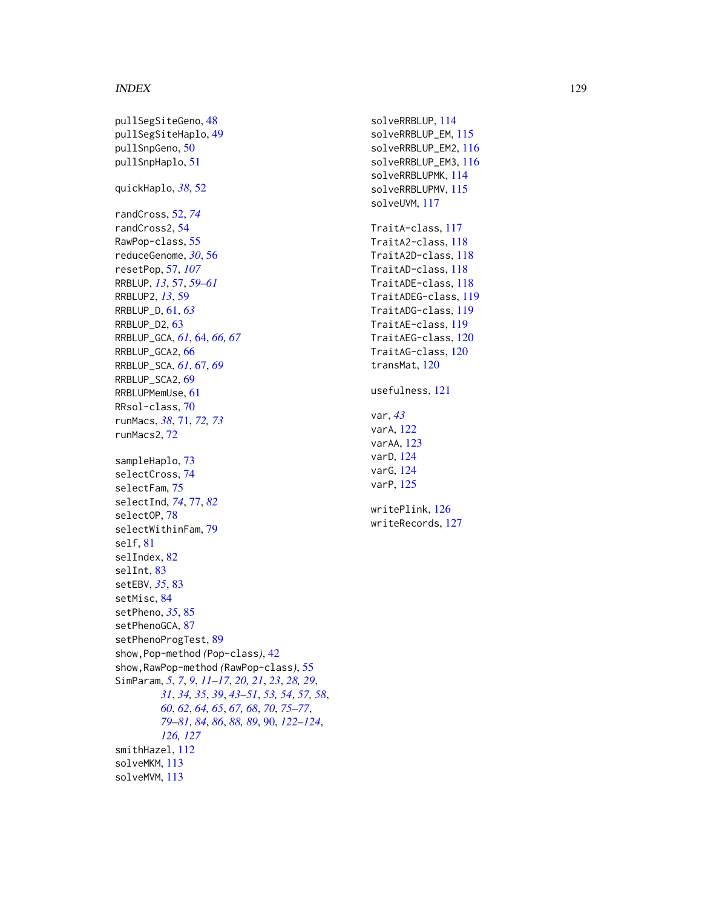pullSegSiteGeno, 48
pullSegSiteHaplo, 49
pullSnpGeno, 50
pullSnpHaplo, 51

quickHaplo, *38*, 52

randCross, 52, *74*
randCross2, 54
RawPop-class, 55
reduceGenome, *30*, 56
resetPop, 57, *107*
RRBLUP, *13*, 57, *59–61*
RRBLUP2, *13*, 59
RRBLUP_D, 61, *63*
RRBLUP_D2, 63
RRBLUP_GCA, *61*, 64, *66, 67*
RRBLUP_GCA2, 66
RRBLUP_SCA, *61*, 67, *69*
RRBLUP_SCA2, 69
RRBLUPMemUse, 61
RRsol-class, 70
runMacs, *38*, 71, *72, 73*
runMacs2, 72

sampleHaplo, 73
selectCross, 74
selectFam, 75
selectInd, *74*, 77, *82*
selectOP, 78
selectWithinFam, 79
self, 81
selIndex, 82
selInt, 83
setEBV, *35*, 83
setMisc, 84
setPheno, *35*, 85
setPhenoGCA, 87
setPhenoProgTest, 89
show,Pop-method *(*Pop-class*)*, 42
show,RawPop-method *(*RawPop-class*)*, 55
SimParam, *5*, *7*, *9*, *11–17*, *20, 21*, *23*, *28, 29*, *31*, *34, 35*, *39*, *43–51*, *53, 54*, *57, 58*, *60*, *62*, *64, 65*, *67, 68*, *70*, *75–77*, *79–81*, *84*, *86*, *88, 89*, 90, *122–124*, *126, 127*
smithHazel, 112
solveMKM, 113
solveMVM, 113
solveRRBLUP, 114
solveRRBLUP_EM, 115
solveRRBLUP_EM2, 116
solveRRBLUP_EM3, 116
solveRRBLUPMK, 114
solveRRBLUPMV, 115
solveUVM, 117

TraitA-class, 117
TraitA2-class, 118
TraitA2D-class, 118
TraitAD-class, 118
TraitADE-class, 118
TraitADEG-class, 119
TraitADG-class, 119
TraitAE-class, 119
TraitAEG-class, 120
TraitAG-class, 120
transMat, 120

usefulness, 121

var, *43*
varA, 122
varAA, 123
varD, 124
varG, 124
varP, 125

writePlink, 126
writeRecords, 127